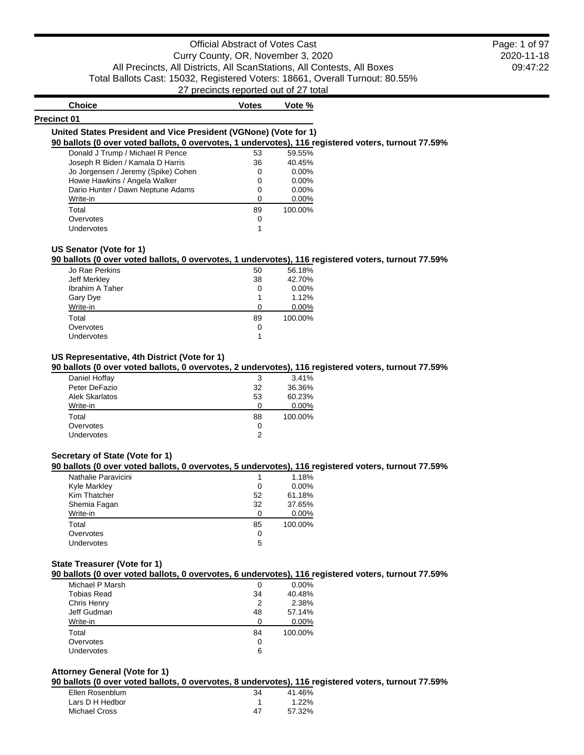# Official Abstract of Votes Cast

Curry County, OR, November 3, 2020

All Precincts, All Districts, All ScanStations, All Contests, All Boxes

Total Ballots Cast: 15032, Registered Voters: 18661, Overall Turnout: 80.55%

27 precincts reported out of 27 total

2020-11-18

09:47:22

| Choice | Votes | Vote % |
|---|---|---|

## Precinct 01

### United States President and Vice President (VGNone) (Vote for 1)

**90 ballots (0 over voted ballots, 0 overvotes, 1 undervotes), 116 registered voters, turnout 77.59%**

| Choice | Votes | Vote % |
|---|---|---|
| Donald J Trump / Michael R Pence | 53 | 59.55% |
| Joseph R Biden / Kamala D Harris | 36 | 40.45% |
| Jo Jorgensen / Jeremy (Spike) Cohen | 0 | 0.00% |
| Howie Hawkins / Angela Walker | 0 | 0.00% |
| Dario Hunter / Dawn Neptune Adams | 0 | 0.00% |
| Write-in | 0 | 0.00% |
| Total | 89 | 100.00% |
| Overvotes | 0 | |
| Undervotes | 1 | |

### US Senator (Vote for 1)

**90 ballots (0 over voted ballots, 0 overvotes, 1 undervotes), 116 registered voters, turnout 77.59%**

| Choice | Votes | Vote % |
|---|---|---|
| Jo Rae Perkins | 50 | 56.18% |
| Jeff Merkley | 38 | 42.70% |
| Ibrahim A Taher | 0 | 0.00% |
| Gary Dye | 1 | 1.12% |
| Write-in | 0 | 0.00% |
| Total | 89 | 100.00% |
| Overvotes | 0 | |
| Undervotes | 1 | |

### US Representative, 4th District (Vote for 1)

**90 ballots (0 over voted ballots, 0 overvotes, 2 undervotes), 116 registered voters, turnout 77.59%**

| Choice | Votes | Vote % |
|---|---|---|
| Daniel Hoffay | 3 | 3.41% |
| Peter DeFazio | 32 | 36.36% |
| Alek Skarlatos | 53 | 60.23% |
| Write-in | 0 | 0.00% |
| Total | 88 | 100.00% |
| Overvotes | 0 | |
| Undervotes | 2 | |

### Secretary of State (Vote for 1)

**90 ballots (0 over voted ballots, 0 overvotes, 5 undervotes), 116 registered voters, turnout 77.59%**

| Choice | Votes | Vote % |
|---|---|---|
| Nathalie Paravicini | 1 | 1.18% |
| Kyle Markley | 0 | 0.00% |
| Kim Thatcher | 52 | 61.18% |
| Shemia Fagan | 32 | 37.65% |
| Write-in | 0 | 0.00% |
| Total | 85 | 100.00% |
| Overvotes | 0 | |
| Undervotes | 5 | |

### State Treasurer (Vote for 1)

**90 ballots (0 over voted ballots, 0 overvotes, 6 undervotes), 116 registered voters, turnout 77.59%**

| Choice | Votes | Vote % |
|---|---|---|
| Michael P Marsh | 0 | 0.00% |
| Tobias Read | 34 | 40.48% |
| Chris Henry | 2 | 2.38% |
| Jeff Gudman | 48 | 57.14% |
| Write-in | 0 | 0.00% |
| Total | 84 | 100.00% |
| Overvotes | 0 | |
| Undervotes | 6 | |

### Attorney General (Vote for 1)

**90 ballots (0 over voted ballots, 0 overvotes, 8 undervotes), 116 registered voters, turnout 77.59%**

| Choice | Votes | Vote % |
|---|---|---|
| Ellen Rosenblum | 34 | 41.46% |
| Lars D H Hedbor | 1 | 1.22% |
| Michael Cross | 47 | 57.32% |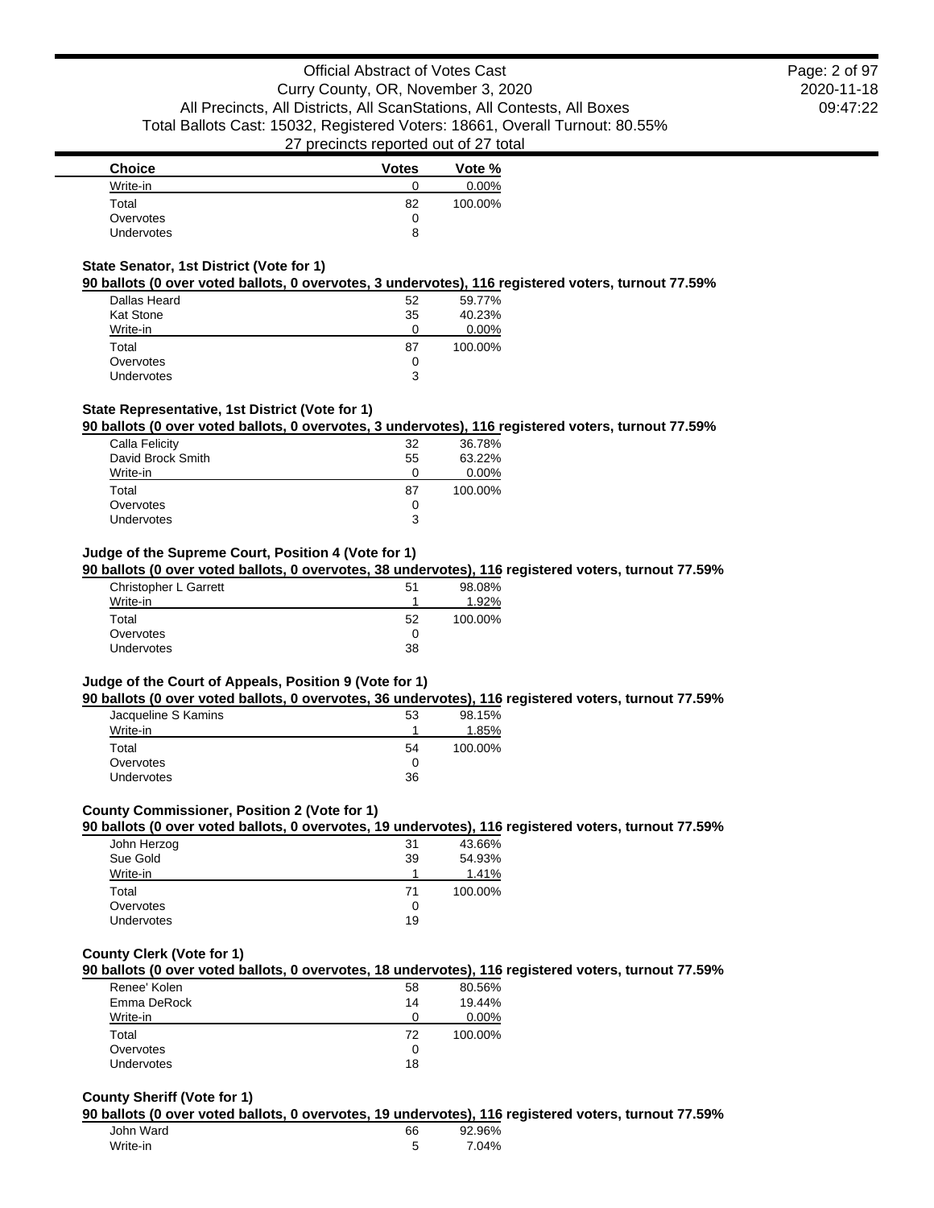| Choice | Votes | Vote % |
| --- | --- | --- |
| Write-in | 0 | 0.00% |
| Total | 82 | 100.00% |
| Overvotes | 0 | |
| Undervotes | 8 | |

### State Senator, 1st District (Vote for 1)

**90 ballots (0 over voted ballots, 0 overvotes, 3 undervotes), 116 registered voters, turnout 77.59%**

| Choice | Votes | Vote % |
| --- | --- | --- |
| Dallas Heard | 52 | 59.77% |
| Kat Stone | 35 | 40.23% |
| Write-in | 0 | 0.00% |
| Total | 87 | 100.00% |
| Overvotes | 0 | |
| Undervotes | 3 | |

### State Representative, 1st District (Vote for 1)

**90 ballots (0 over voted ballots, 0 overvotes, 3 undervotes), 116 registered voters, turnout 77.59%**

| Choice | Votes | Vote % |
| --- | --- | --- |
| Calla Felicity | 32 | 36.78% |
| David Brock Smith | 55 | 63.22% |
| Write-in | 0 | 0.00% |
| Total | 87 | 100.00% |
| Overvotes | 0 | |
| Undervotes | 3 | |

### Judge of the Supreme Court, Position 4 (Vote for 1)

**90 ballots (0 over voted ballots, 0 overvotes, 38 undervotes), 116 registered voters, turnout 77.59%**

| Choice | Votes | Vote % |
| --- | --- | --- |
| Christopher L Garrett | 51 | 98.08% |
| Write-in | 1 | 1.92% |
| Total | 52 | 100.00% |
| Overvotes | 0 | |
| Undervotes | 38 | |

### Judge of the Court of Appeals, Position 9 (Vote for 1)

**90 ballots (0 over voted ballots, 0 overvotes, 36 undervotes), 116 registered voters, turnout 77.59%**

| Choice | Votes | Vote % |
| --- | --- | --- |
| Jacqueline S Kamins | 53 | 98.15% |
| Write-in | 1 | 1.85% |
| Total | 54 | 100.00% |
| Overvotes | 0 | |
| Undervotes | 36 | |

### County Commissioner, Position 2 (Vote for 1)

**90 ballots (0 over voted ballots, 0 overvotes, 19 undervotes), 116 registered voters, turnout 77.59%**

| Choice | Votes | Vote % |
| --- | --- | --- |
| John Herzog | 31 | 43.66% |
| Sue Gold | 39 | 54.93% |
| Write-in | 1 | 1.41% |
| Total | 71 | 100.00% |
| Overvotes | 0 | |
| Undervotes | 19 | |

### County Clerk (Vote for 1)

**90 ballots (0 over voted ballots, 0 overvotes, 18 undervotes), 116 registered voters, turnout 77.59%**

| Choice | Votes | Vote % |
| --- | --- | --- |
| Renee' Kolen | 58 | 80.56% |
| Emma DeRock | 14 | 19.44% |
| Write-in | 0 | 0.00% |
| Total | 72 | 100.00% |
| Overvotes | 0 | |
| Undervotes | 18 | |

### County Sheriff (Vote for 1)

**90 ballots (0 over voted ballots, 0 overvotes, 19 undervotes), 116 registered voters, turnout 77.59%**

| Choice | Votes | Vote % |
| --- | --- | --- |
| John Ward | 66 | 92.96% |
| Write-in | 5 | 7.04% |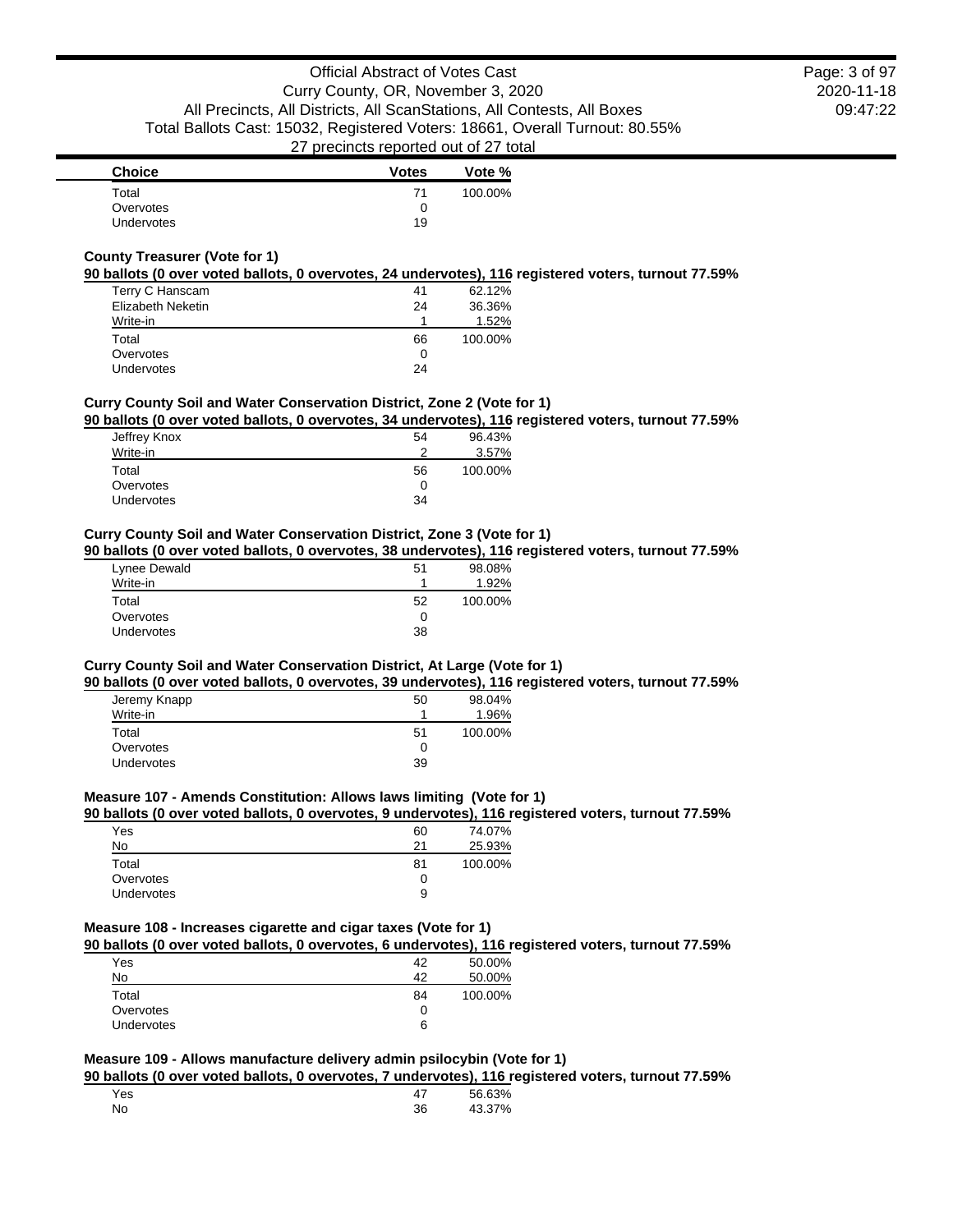| Choice | Votes | Vote % |
| --- | --- | --- |
| Total | 71 | 100.00% |
| Overvotes | 0 | |
| Undervotes | 19 | |

**County Treasurer (Vote for 1)**

**90 ballots (0 over voted ballots, 0 overvotes, 24 undervotes), 116 registered voters, turnout 77.59%**

| Choice | Votes | Vote % |
| --- | --- | --- |
| Terry C Hanscam | 41 | 62.12% |
| Elizabeth Neketin | 24 | 36.36% |
| Write-in | 1 | 1.52% |
| Total | 66 | 100.00% |
| Overvotes | 0 | |
| Undervotes | 24 | |

**Curry County Soil and Water Conservation District, Zone 2 (Vote for 1)**

**90 ballots (0 over voted ballots, 0 overvotes, 34 undervotes), 116 registered voters, turnout 77.59%**

| Choice | Votes | Vote % |
| --- | --- | --- |
| Jeffrey Knox | 54 | 96.43% |
| Write-in | 2 | 3.57% |
| Total | 56 | 100.00% |
| Overvotes | 0 | |
| Undervotes | 34 | |

**Curry County Soil and Water Conservation District, Zone 3 (Vote for 1)**

**90 ballots (0 over voted ballots, 0 overvotes, 38 undervotes), 116 registered voters, turnout 77.59%**

| Choice | Votes | Vote % |
| --- | --- | --- |
| Lynee Dewald | 51 | 98.08% |
| Write-in | 1 | 1.92% |
| Total | 52 | 100.00% |
| Overvotes | 0 | |
| Undervotes | 38 | |

**Curry County Soil and Water Conservation District, At Large (Vote for 1)**

**90 ballots (0 over voted ballots, 0 overvotes, 39 undervotes), 116 registered voters, turnout 77.59%**

| Choice | Votes | Vote % |
| --- | --- | --- |
| Jeremy Knapp | 50 | 98.04% |
| Write-in | 1 | 1.96% |
| Total | 51 | 100.00% |
| Overvotes | 0 | |
| Undervotes | 39 | |

**Measure 107 - Amends Constitution: Allows laws limiting (Vote for 1)**

**90 ballots (0 over voted ballots, 0 overvotes, 9 undervotes), 116 registered voters, turnout 77.59%**

| Choice | Votes | Vote % |
| --- | --- | --- |
| Yes | 60 | 74.07% |
| No | 21 | 25.93% |
| Total | 81 | 100.00% |
| Overvotes | 0 | |
| Undervotes | 9 | |

**Measure 108 - Increases cigarette and cigar taxes (Vote for 1)**

**90 ballots (0 over voted ballots, 0 overvotes, 6 undervotes), 116 registered voters, turnout 77.59%**

| Choice | Votes | Vote % |
| --- | --- | --- |
| Yes | 42 | 50.00% |
| No | 42 | 50.00% |
| Total | 84 | 100.00% |
| Overvotes | 0 | |
| Undervotes | 6 | |

**Measure 109 - Allows manufacture delivery admin psilocybin (Vote for 1)**

**90 ballots (0 over voted ballots, 0 overvotes, 7 undervotes), 116 registered voters, turnout 77.59%**

| Choice | Votes | Vote % |
| --- | --- | --- |
| Yes | 47 | 56.63% |
| No | 36 | 43.37% |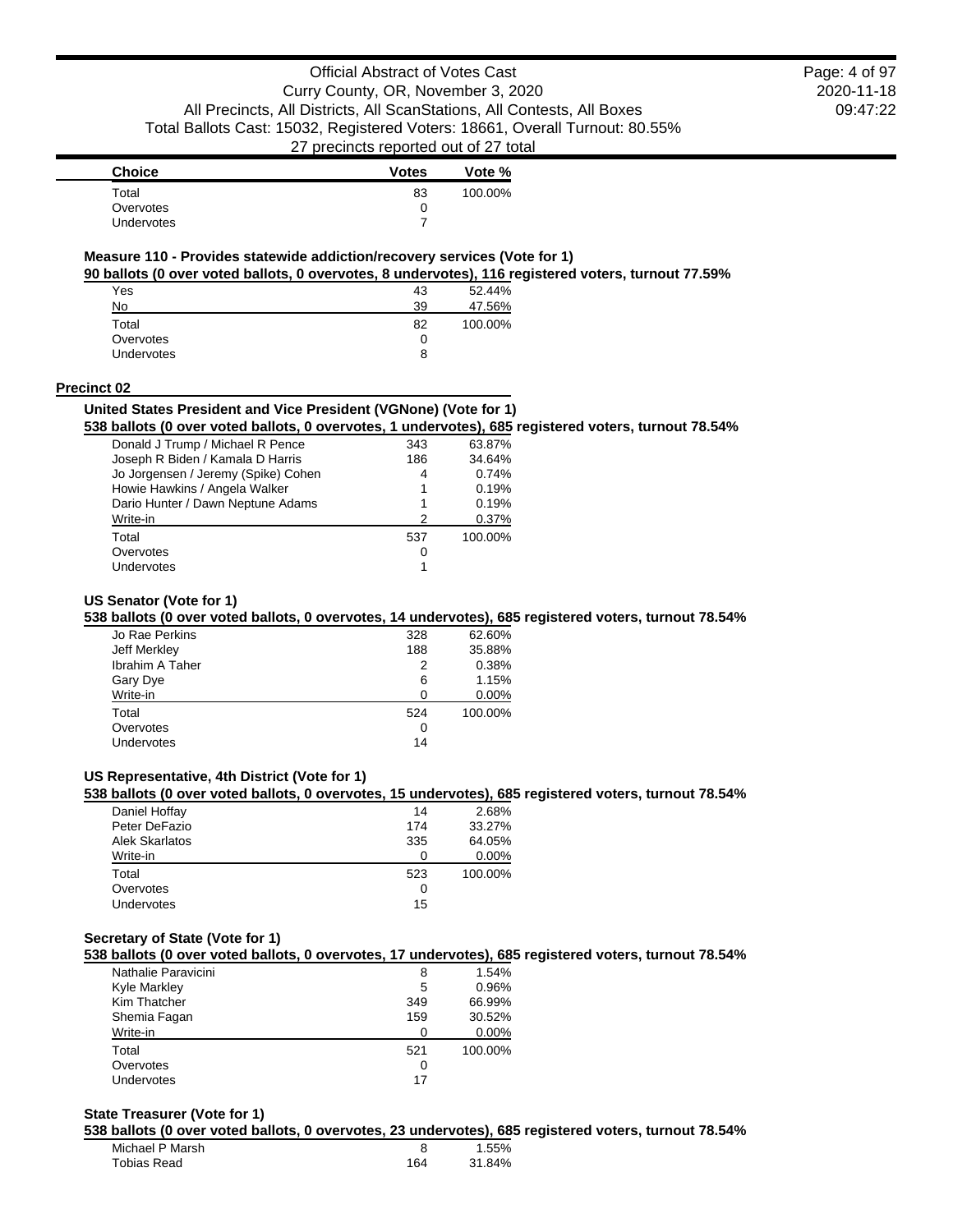| Choice | Votes | Vote % |
|---|---|---|
| Total | 83 | 100.00% |
| Overvotes | 0 | |
| Undervotes | 7 | |

### Measure 110 - Provides statewide addiction/recovery services (Vote for 1)

**90 ballots (0 over voted ballots, 0 overvotes, 8 undervotes), 116 registered voters, turnout 77.59%**

| Choice | Votes | Vote % |
|---|---|---|
| Yes | 43 | 52.44% |
| No | 39 | 47.56% |
| Total | 82 | 100.00% |
| Overvotes | 0 | |
| Undervotes | 8 | |

## Precinct 02

### United States President and Vice President (VGNone) (Vote for 1)

**538 ballots (0 over voted ballots, 0 overvotes, 1 undervotes), 685 registered voters, turnout 78.54%**

| Choice | Votes | Vote % |
|---|---|---|
| Donald J Trump / Michael R Pence | 343 | 63.87% |
| Joseph R Biden / Kamala D Harris | 186 | 34.64% |
| Jo Jorgensen / Jeremy (Spike) Cohen | 4 | 0.74% |
| Howie Hawkins / Angela Walker | 1 | 0.19% |
| Dario Hunter / Dawn Neptune Adams | 1 | 0.19% |
| Write-in | 2 | 0.37% |
| Total | 537 | 100.00% |
| Overvotes | 0 | |
| Undervotes | 1 | |

### US Senator (Vote for 1)

**538 ballots (0 over voted ballots, 0 overvotes, 14 undervotes), 685 registered voters, turnout 78.54%**

| Choice | Votes | Vote % |
|---|---|---|
| Jo Rae Perkins | 328 | 62.60% |
| Jeff Merkley | 188 | 35.88% |
| Ibrahim A Taher | 2 | 0.38% |
| Gary Dye | 6 | 1.15% |
| Write-in | 0 | 0.00% |
| Total | 524 | 100.00% |
| Overvotes | 0 | |
| Undervotes | 14 | |

### US Representative, 4th District (Vote for 1)

**538 ballots (0 over voted ballots, 0 overvotes, 15 undervotes), 685 registered voters, turnout 78.54%**

| Choice | Votes | Vote % |
|---|---|---|
| Daniel Hoffay | 14 | 2.68% |
| Peter DeFazio | 174 | 33.27% |
| Alek Skarlatos | 335 | 64.05% |
| Write-in | 0 | 0.00% |
| Total | 523 | 100.00% |
| Overvotes | 0 | |
| Undervotes | 15 | |

### Secretary of State (Vote for 1)

**538 ballots (0 over voted ballots, 0 overvotes, 17 undervotes), 685 registered voters, turnout 78.54%**

| Choice | Votes | Vote % |
|---|---|---|
| Nathalie Paravicini | 8 | 1.54% |
| Kyle Markley | 5 | 0.96% |
| Kim Thatcher | 349 | 66.99% |
| Shemia Fagan | 159 | 30.52% |
| Write-in | 0 | 0.00% |
| Total | 521 | 100.00% |
| Overvotes | 0 | |
| Undervotes | 17 | |

### State Treasurer (Vote for 1)

**538 ballots (0 over voted ballots, 0 overvotes, 23 undervotes), 685 registered voters, turnout 78.54%**

| Choice | Votes | Vote % |
|---|---|---|
| Michael P Marsh | 8 | 1.55% |
| Tobias Read | 164 | 31.84% |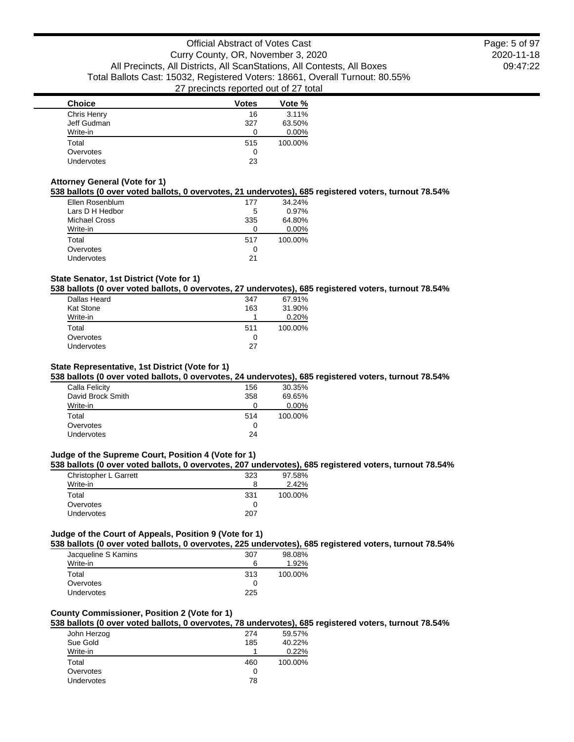| Choice | Votes | Vote % |
|---|---|---|
| Chris Henry | 16 | 3.11% |
| Jeff Gudman | 327 | 63.50% |
| Write-in | 0 | 0.00% |
| Total | 515 | 100.00% |
| Overvotes | 0 | |
| Undervotes | 23 | |

### Attorney General (Vote for 1)

**538 ballots (0 over voted ballots, 0 overvotes, 21 undervotes), 685 registered voters, turnout 78.54%**

| Choice | Votes | Vote % |
|---|---|---|
| Ellen Rosenblum | 177 | 34.24% |
| Lars D H Hedbor | 5 | 0.97% |
| Michael Cross | 335 | 64.80% |
| Write-in | 0 | 0.00% |
| Total | 517 | 100.00% |
| Overvotes | 0 | |
| Undervotes | 21 | |

### State Senator, 1st District (Vote for 1)

**538 ballots (0 over voted ballots, 0 overvotes, 27 undervotes), 685 registered voters, turnout 78.54%**

| Choice | Votes | Vote % |
|---|---|---|
| Dallas Heard | 347 | 67.91% |
| Kat Stone | 163 | 31.90% |
| Write-in | 1 | 0.20% |
| Total | 511 | 100.00% |
| Overvotes | 0 | |
| Undervotes | 27 | |

### State Representative, 1st District (Vote for 1)

**538 ballots (0 over voted ballots, 0 overvotes, 24 undervotes), 685 registered voters, turnout 78.54%**

| Choice | Votes | Vote % |
|---|---|---|
| Calla Felicity | 156 | 30.35% |
| David Brock Smith | 358 | 69.65% |
| Write-in | 0 | 0.00% |
| Total | 514 | 100.00% |
| Overvotes | 0 | |
| Undervotes | 24 | |

### Judge of the Supreme Court, Position 4 (Vote for 1)

**538 ballots (0 over voted ballots, 0 overvotes, 207 undervotes), 685 registered voters, turnout 78.54%**

| Choice | Votes | Vote % |
|---|---|---|
| Christopher L Garrett | 323 | 97.58% |
| Write-in | 8 | 2.42% |
| Total | 331 | 100.00% |
| Overvotes | 0 | |
| Undervotes | 207 | |

### Judge of the Court of Appeals, Position 9 (Vote for 1)

**538 ballots (0 over voted ballots, 0 overvotes, 225 undervotes), 685 registered voters, turnout 78.54%**

| Choice | Votes | Vote % |
|---|---|---|
| Jacqueline S Kamins | 307 | 98.08% |
| Write-in | 6 | 1.92% |
| Total | 313 | 100.00% |
| Overvotes | 0 | |
| Undervotes | 225 | |

### County Commissioner, Position 2 (Vote for 1)

**538 ballots (0 over voted ballots, 0 overvotes, 78 undervotes), 685 registered voters, turnout 78.54%**

| Choice | Votes | Vote % |
|---|---|---|
| John Herzog | 274 | 59.57% |
| Sue Gold | 185 | 40.22% |
| Write-in | 1 | 0.22% |
| Total | 460 | 100.00% |
| Overvotes | 0 | |
| Undervotes | 78 | |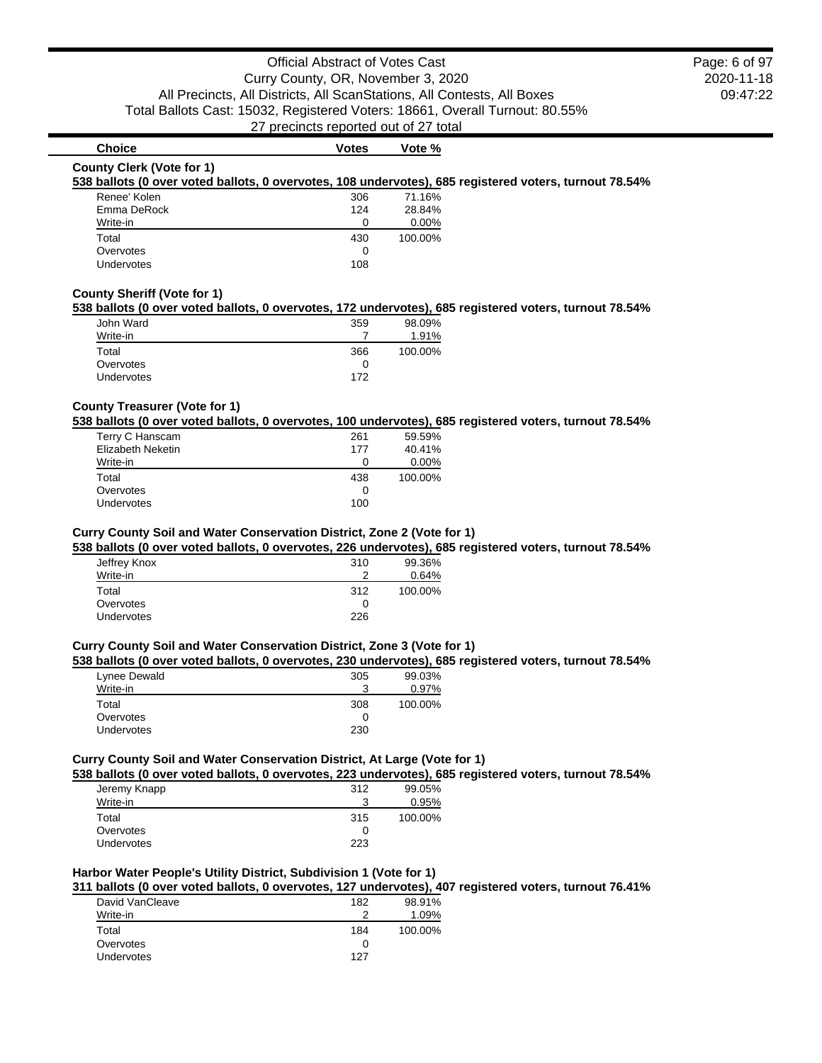| Choice | Votes | Vote % |
|---|---|---|

**County Clerk (Vote for 1)**

**538 ballots (0 over voted ballots, 0 overvotes, 108 undervotes), 685 registered voters, turnout 78.54%**

| Choice | Votes | Vote % |
|---|---|---|
| Renee' Kolen | 306 | 71.16% |
| Emma DeRock | 124 | 28.84% |
| Write-in | 0 | 0.00% |
| Total | 430 | 100.00% |
| Overvotes | 0 | |
| Undervotes | 108 | |

**County Sheriff (Vote for 1)**

**538 ballots (0 over voted ballots, 0 overvotes, 172 undervotes), 685 registered voters, turnout 78.54%**

| Choice | Votes | Vote % |
|---|---|---|
| John Ward | 359 | 98.09% |
| Write-in | 7 | 1.91% |
| Total | 366 | 100.00% |
| Overvotes | 0 | |
| Undervotes | 172 | |

**County Treasurer (Vote for 1)**

**538 ballots (0 over voted ballots, 0 overvotes, 100 undervotes), 685 registered voters, turnout 78.54%**

| Choice | Votes | Vote % |
|---|---|---|
| Terry C Hanscam | 261 | 59.59% |
| Elizabeth Neketin | 177 | 40.41% |
| Write-in | 0 | 0.00% |
| Total | 438 | 100.00% |
| Overvotes | 0 | |
| Undervotes | 100 | |

**Curry County Soil and Water Conservation District, Zone 2 (Vote for 1)**

**538 ballots (0 over voted ballots, 0 overvotes, 226 undervotes), 685 registered voters, turnout 78.54%**

| Choice | Votes | Vote % |
|---|---|---|
| Jeffrey Knox | 310 | 99.36% |
| Write-in | 2 | 0.64% |
| Total | 312 | 100.00% |
| Overvotes | 0 | |
| Undervotes | 226 | |

**Curry County Soil and Water Conservation District, Zone 3 (Vote for 1)**

**538 ballots (0 over voted ballots, 0 overvotes, 230 undervotes), 685 registered voters, turnout 78.54%**

| Choice | Votes | Vote % |
|---|---|---|
| Lynee Dewald | 305 | 99.03% |
| Write-in | 3 | 0.97% |
| Total | 308 | 100.00% |
| Overvotes | 0 | |
| Undervotes | 230 | |

**Curry County Soil and Water Conservation District, At Large (Vote for 1)**

**538 ballots (0 over voted ballots, 0 overvotes, 223 undervotes), 685 registered voters, turnout 78.54%**

| Choice | Votes | Vote % |
|---|---|---|
| Jeremy Knapp | 312 | 99.05% |
| Write-in | 3 | 0.95% |
| Total | 315 | 100.00% |
| Overvotes | 0 | |
| Undervotes | 223 | |

**Harbor Water People's Utility District, Subdivision 1 (Vote for 1)**

**311 ballots (0 over voted ballots, 0 overvotes, 127 undervotes), 407 registered voters, turnout 76.41%**

| Choice | Votes | Vote % |
|---|---|---|
| David VanCleave | 182 | 98.91% |
| Write-in | 2 | 1.09% |
| Total | 184 | 100.00% |
| Overvotes | 0 | |
| Undervotes | 127 | |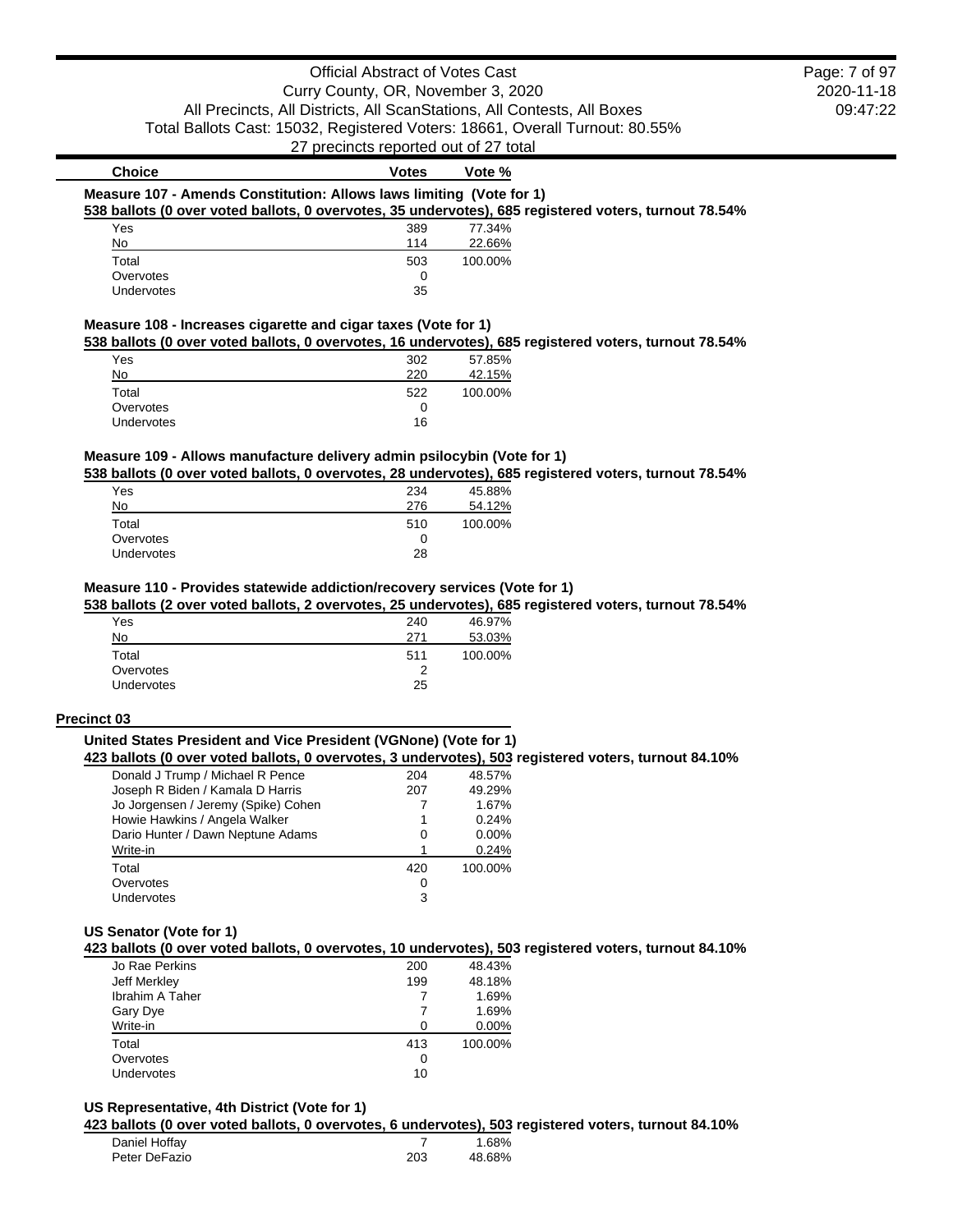| Choice | Votes | Vote % |
|---|---|---|

### Measure 107 - Amends Constitution: Allows laws limiting (Vote for 1)

**538 ballots (0 over voted ballots, 0 overvotes, 35 undervotes), 685 registered voters, turnout 78.54%**

| Choice | Votes | Vote % |
|---|---|---|
| Yes | 389 | 77.34% |
| No | 114 | 22.66% |
| Total | 503 | 100.00% |
| Overvotes | 0 | |
| Undervotes | 35 | |

### Measure 108 - Increases cigarette and cigar taxes (Vote for 1)

**538 ballots (0 over voted ballots, 0 overvotes, 16 undervotes), 685 registered voters, turnout 78.54%**

| Choice | Votes | Vote % |
|---|---|---|
| Yes | 302 | 57.85% |
| No | 220 | 42.15% |
| Total | 522 | 100.00% |
| Overvotes | 0 | |
| Undervotes | 16 | |

### Measure 109 - Allows manufacture delivery admin psilocybin (Vote for 1)

**538 ballots (0 over voted ballots, 0 overvotes, 28 undervotes), 685 registered voters, turnout 78.54%**

| Choice | Votes | Vote % |
|---|---|---|
| Yes | 234 | 45.88% |
| No | 276 | 54.12% |
| Total | 510 | 100.00% |
| Overvotes | 0 | |
| Undervotes | 28 | |

### Measure 110 - Provides statewide addiction/recovery services (Vote for 1)

**538 ballots (2 over voted ballots, 2 overvotes, 25 undervotes), 685 registered voters, turnout 78.54%**

| Choice | Votes | Vote % |
|---|---|---|
| Yes | 240 | 46.97% |
| No | 271 | 53.03% |
| Total | 511 | 100.00% |
| Overvotes | 2 | |
| Undervotes | 25 | |

## Precinct 03

### United States President and Vice President (VGNone) (Vote for 1)

**423 ballots (0 over voted ballots, 0 overvotes, 3 undervotes), 503 registered voters, turnout 84.10%**

| Choice | Votes | Vote % |
|---|---|---|
| Donald J Trump / Michael R Pence | 204 | 48.57% |
| Joseph R Biden / Kamala D Harris | 207 | 49.29% |
| Jo Jorgensen / Jeremy (Spike) Cohen | 7 | 1.67% |
| Howie Hawkins / Angela Walker | 1 | 0.24% |
| Dario Hunter / Dawn Neptune Adams | 0 | 0.00% |
| Write-in | 1 | 0.24% |
| Total | 420 | 100.00% |
| Overvotes | 0 | |
| Undervotes | 3 | |

### US Senator (Vote for 1)

**423 ballots (0 over voted ballots, 0 overvotes, 10 undervotes), 503 registered voters, turnout 84.10%**

| Choice | Votes | Vote % |
|---|---|---|
| Jo Rae Perkins | 200 | 48.43% |
| Jeff Merkley | 199 | 48.18% |
| Ibrahim A Taher | 7 | 1.69% |
| Gary Dye | 7 | 1.69% |
| Write-in | 0 | 0.00% |
| Total | 413 | 100.00% |
| Overvotes | 0 | |
| Undervotes | 10 | |

### US Representative, 4th District (Vote for 1)

**423 ballots (0 over voted ballots, 0 overvotes, 6 undervotes), 503 registered voters, turnout 84.10%**

| Choice | Votes | Vote % |
|---|---|---|
| Daniel Hoffay | 7 | 1.68% |
| Peter DeFazio | 203 | 48.68% |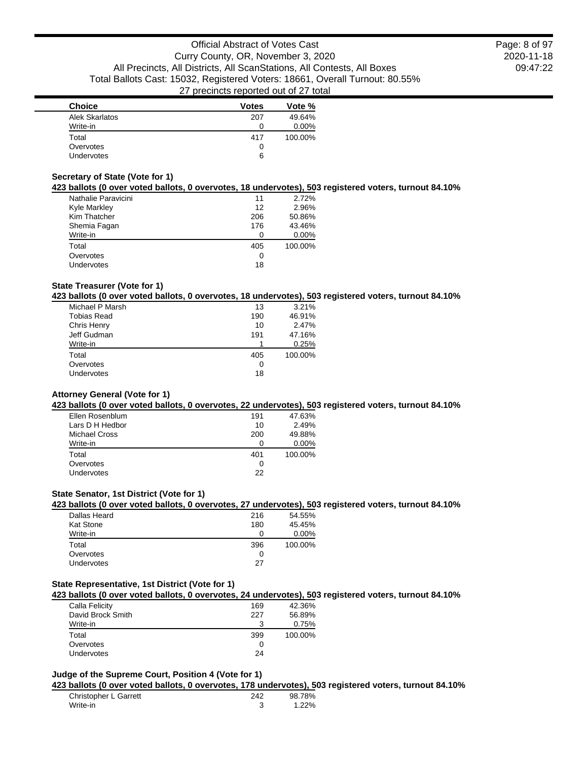| Choice | Votes | Vote % |
|---|---|---|
| Alek Skarlatos | 207 | 49.64% |
| Write-in | 0 | 0.00% |
| Total | 417 | 100.00% |
| Overvotes | 0 | |
| Undervotes | 6 | |

### Secretary of State (Vote for 1)

**423 ballots (0 over voted ballots, 0 overvotes, 18 undervotes), 503 registered voters, turnout 84.10%**

| Choice | Votes | Vote % |
|---|---|---|
| Nathalie Paravicini | 11 | 2.72% |
| Kyle Markley | 12 | 2.96% |
| Kim Thatcher | 206 | 50.86% |
| Shemia Fagan | 176 | 43.46% |
| Write-in | 0 | 0.00% |
| Total | 405 | 100.00% |
| Overvotes | 0 | |
| Undervotes | 18 | |

### State Treasurer (Vote for 1)

**423 ballots (0 over voted ballots, 0 overvotes, 18 undervotes), 503 registered voters, turnout 84.10%**

| Choice | Votes | Vote % |
|---|---|---|
| Michael P Marsh | 13 | 3.21% |
| Tobias Read | 190 | 46.91% |
| Chris Henry | 10 | 2.47% |
| Jeff Gudman | 191 | 47.16% |
| Write-in | 1 | 0.25% |
| Total | 405 | 100.00% |
| Overvotes | 0 | |
| Undervotes | 18 | |

### Attorney General (Vote for 1)

**423 ballots (0 over voted ballots, 0 overvotes, 22 undervotes), 503 registered voters, turnout 84.10%**

| Choice | Votes | Vote % |
|---|---|---|
| Ellen Rosenblum | 191 | 47.63% |
| Lars D H Hedbor | 10 | 2.49% |
| Michael Cross | 200 | 49.88% |
| Write-in | 0 | 0.00% |
| Total | 401 | 100.00% |
| Overvotes | 0 | |
| Undervotes | 22 | |

### State Senator, 1st District (Vote for 1)

**423 ballots (0 over voted ballots, 0 overvotes, 27 undervotes), 503 registered voters, turnout 84.10%**

| Choice | Votes | Vote % |
|---|---|---|
| Dallas Heard | 216 | 54.55% |
| Kat Stone | 180 | 45.45% |
| Write-in | 0 | 0.00% |
| Total | 396 | 100.00% |
| Overvotes | 0 | |
| Undervotes | 27 | |

### State Representative, 1st District (Vote for 1)

**423 ballots (0 over voted ballots, 0 overvotes, 24 undervotes), 503 registered voters, turnout 84.10%**

| Choice | Votes | Vote % |
|---|---|---|
| Calla Felicity | 169 | 42.36% |
| David Brock Smith | 227 | 56.89% |
| Write-in | 3 | 0.75% |
| Total | 399 | 100.00% |
| Overvotes | 0 | |
| Undervotes | 24 | |

### Judge of the Supreme Court, Position 4 (Vote for 1)

**423 ballots (0 over voted ballots, 0 overvotes, 178 undervotes), 503 registered voters, turnout 84.10%**

| Choice | Votes | Vote % |
|---|---|---|
| Christopher L Garrett | 242 | 98.78% |
| Write-in | 3 | 1.22% |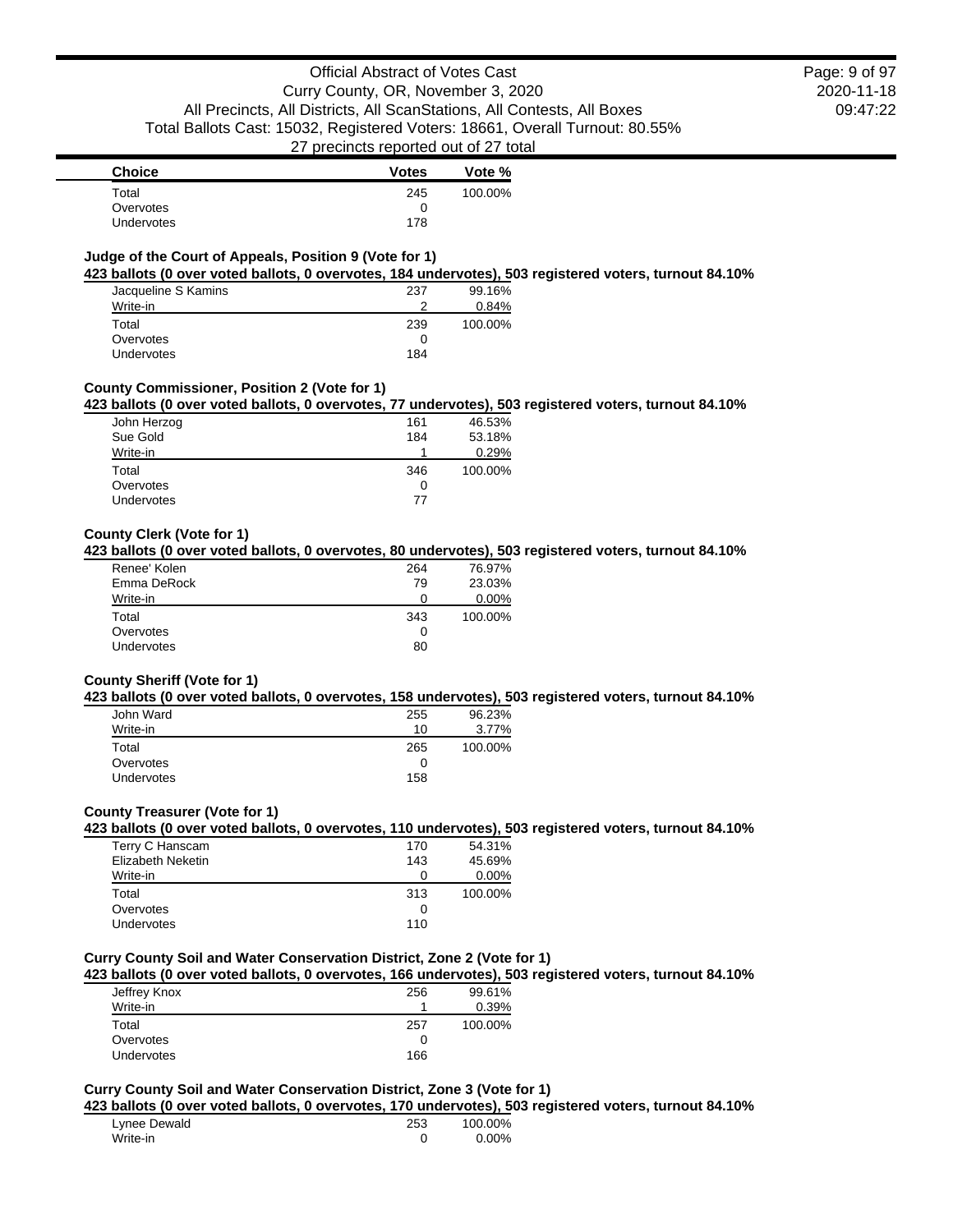| Choice | Votes | Vote % |
| --- | --- | --- |
| Total | 245 | 100.00% |
| Overvotes | 0 | |
| Undervotes | 178 | |

### Judge of the Court of Appeals, Position 9 (Vote for 1)

**423 ballots (0 over voted ballots, 0 overvotes, 184 undervotes), 503 registered voters, turnout 84.10%**

| Choice | Votes | Vote % |
| --- | --- | --- |
| Jacqueline S Kamins | 237 | 99.16% |
| Write-in | 2 | 0.84% |
| Total | 239 | 100.00% |
| Overvotes | 0 | |
| Undervotes | 184 | |

### County Commissioner, Position 2 (Vote for 1)

**423 ballots (0 over voted ballots, 0 overvotes, 77 undervotes), 503 registered voters, turnout 84.10%**

| Choice | Votes | Vote % |
| --- | --- | --- |
| John Herzog | 161 | 46.53% |
| Sue Gold | 184 | 53.18% |
| Write-in | 1 | 0.29% |
| Total | 346 | 100.00% |
| Overvotes | 0 | |
| Undervotes | 77 | |

### County Clerk (Vote for 1)

**423 ballots (0 over voted ballots, 0 overvotes, 80 undervotes), 503 registered voters, turnout 84.10%**

| Choice | Votes | Vote % |
| --- | --- | --- |
| Renee' Kolen | 264 | 76.97% |
| Emma DeRock | 79 | 23.03% |
| Write-in | 0 | 0.00% |
| Total | 343 | 100.00% |
| Overvotes | 0 | |
| Undervotes | 80 | |

### County Sheriff (Vote for 1)

**423 ballots (0 over voted ballots, 0 overvotes, 158 undervotes), 503 registered voters, turnout 84.10%**

| Choice | Votes | Vote % |
| --- | --- | --- |
| John Ward | 255 | 96.23% |
| Write-in | 10 | 3.77% |
| Total | 265 | 100.00% |
| Overvotes | 0 | |
| Undervotes | 158 | |

### County Treasurer (Vote for 1)

**423 ballots (0 over voted ballots, 0 overvotes, 110 undervotes), 503 registered voters, turnout 84.10%**

| Choice | Votes | Vote % |
| --- | --- | --- |
| Terry C Hanscam | 170 | 54.31% |
| Elizabeth Neketin | 143 | 45.69% |
| Write-in | 0 | 0.00% |
| Total | 313 | 100.00% |
| Overvotes | 0 | |
| Undervotes | 110 | |

### Curry County Soil and Water Conservation District, Zone 2 (Vote for 1)

**423 ballots (0 over voted ballots, 0 overvotes, 166 undervotes), 503 registered voters, turnout 84.10%**

| Choice | Votes | Vote % |
| --- | --- | --- |
| Jeffrey Knox | 256 | 99.61% |
| Write-in | 1 | 0.39% |
| Total | 257 | 100.00% |
| Overvotes | 0 | |
| Undervotes | 166 | |

### Curry County Soil and Water Conservation District, Zone 3 (Vote for 1)

**423 ballots (0 over voted ballots, 0 overvotes, 170 undervotes), 503 registered voters, turnout 84.10%**

| Choice | Votes | Vote % |
| --- | --- | --- |
| Lynee Dewald | 253 | 100.00% |
| Write-in | 0 | 0.00% |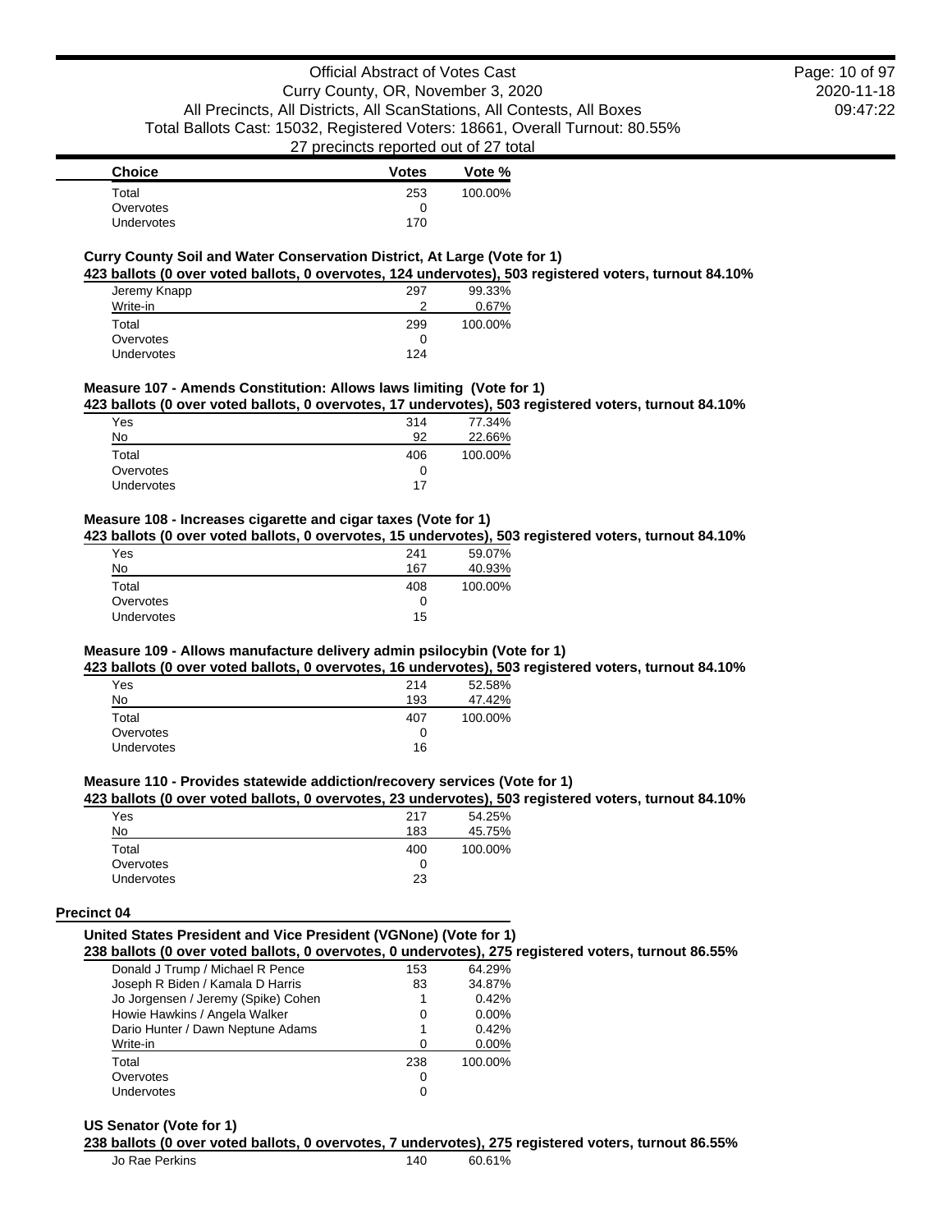| Choice | Votes | Vote % |
|---|---|---|
| Total | 253 | 100.00% |
| Overvotes | 0 | |
| Undervotes | 170 | |

### Curry County Soil and Water Conservation District, At Large (Vote for 1)

**423 ballots (0 over voted ballots, 0 overvotes, 124 undervotes), 503 registered voters, turnout 84.10%**

| Choice | Votes | Vote % |
|---|---|---|
| Jeremy Knapp | 297 | 99.33% |
| Write-in | 2 | 0.67% |
| Total | 299 | 100.00% |
| Overvotes | 0 | |
| Undervotes | 124 | |

### Measure 107 - Amends Constitution: Allows laws limiting (Vote for 1)

**423 ballots (0 over voted ballots, 0 overvotes, 17 undervotes), 503 registered voters, turnout 84.10%**

| Choice | Votes | Vote % |
|---|---|---|
| Yes | 314 | 77.34% |
| No | 92 | 22.66% |
| Total | 406 | 100.00% |
| Overvotes | 0 | |
| Undervotes | 17 | |

### Measure 108 - Increases cigarette and cigar taxes (Vote for 1)

**423 ballots (0 over voted ballots, 0 overvotes, 15 undervotes), 503 registered voters, turnout 84.10%**

| Choice | Votes | Vote % |
|---|---|---|
| Yes | 241 | 59.07% |
| No | 167 | 40.93% |
| Total | 408 | 100.00% |
| Overvotes | 0 | |
| Undervotes | 15 | |

### Measure 109 - Allows manufacture delivery admin psilocybin (Vote for 1)

**423 ballots (0 over voted ballots, 0 overvotes, 16 undervotes), 503 registered voters, turnout 84.10%**

| Choice | Votes | Vote % |
|---|---|---|
| Yes | 214 | 52.58% |
| No | 193 | 47.42% |
| Total | 407 | 100.00% |
| Overvotes | 0 | |
| Undervotes | 16 | |

### Measure 110 - Provides statewide addiction/recovery services (Vote for 1)

**423 ballots (0 over voted ballots, 0 overvotes, 23 undervotes), 503 registered voters, turnout 84.10%**

| Choice | Votes | Vote % |
|---|---|---|
| Yes | 217 | 54.25% |
| No | 183 | 45.75% |
| Total | 400 | 100.00% |
| Overvotes | 0 | |
| Undervotes | 23 | |

## Precinct 04

### United States President and Vice President (VGNone) (Vote for 1)

**238 ballots (0 over voted ballots, 0 overvotes, 0 undervotes), 275 registered voters, turnout 86.55%**

| Choice | Votes | Vote % |
|---|---|---|
| Donald J Trump / Michael R Pence | 153 | 64.29% |
| Joseph R Biden / Kamala D Harris | 83 | 34.87% |
| Jo Jorgensen / Jeremy (Spike) Cohen | 1 | 0.42% |
| Howie Hawkins / Angela Walker | 0 | 0.00% |
| Dario Hunter / Dawn Neptune Adams | 1 | 0.42% |
| Write-in | 0 | 0.00% |
| Total | 238 | 100.00% |
| Overvotes | 0 | |
| Undervotes | 0 | |

### US Senator (Vote for 1)

**238 ballots (0 over voted ballots, 0 overvotes, 7 undervotes), 275 registered voters, turnout 86.55%**

| Choice | Votes | Vote % |
|---|---|---|
| Jo Rae Perkins | 140 | 60.61% |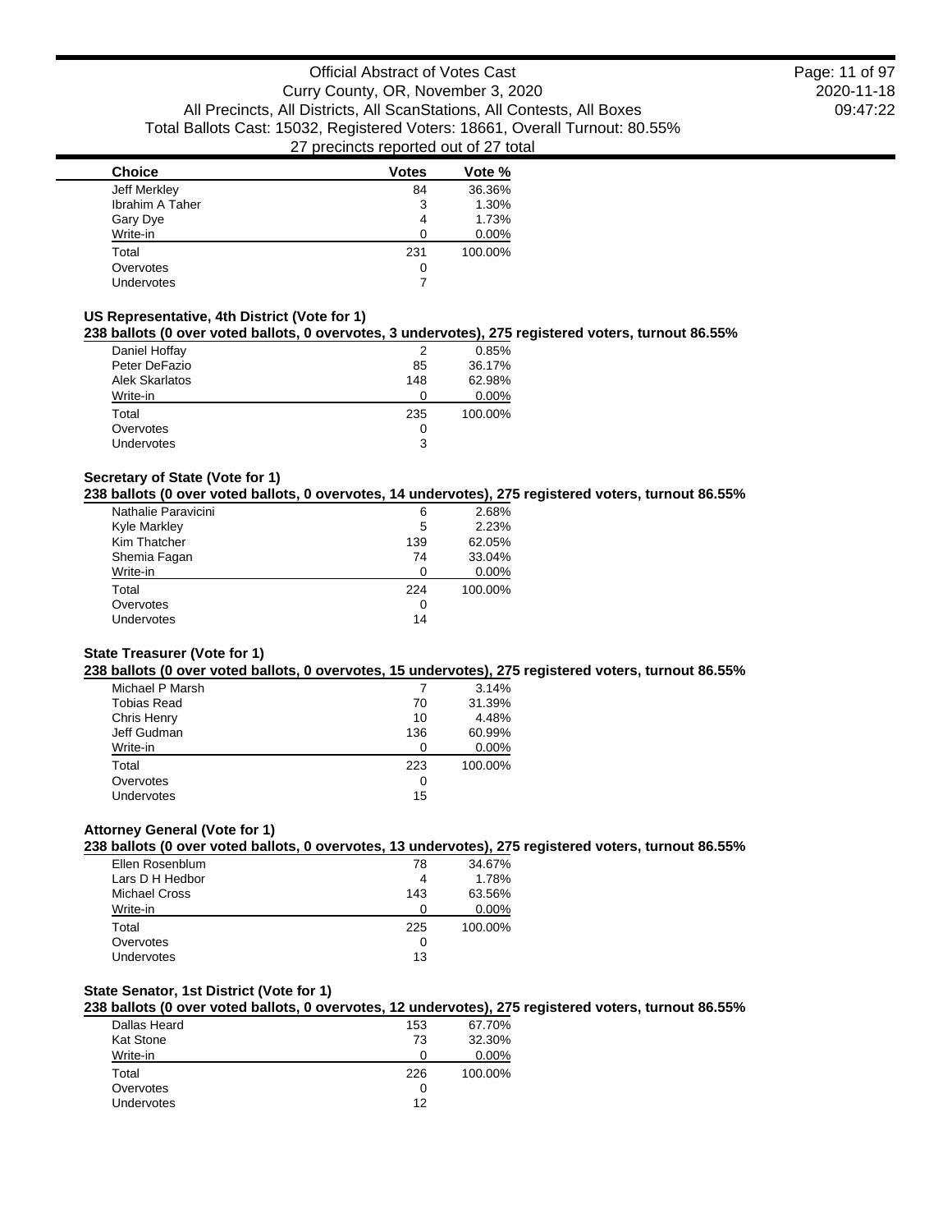| Choice | Votes | Vote % |
|---|---|---|
| Jeff Merkley | 84 | 36.36% |
| Ibrahim A Taher | 3 | 1.30% |
| Gary Dye | 4 | 1.73% |
| Write-in | 0 | 0.00% |
| Total | 231 | 100.00% |
| Overvotes | 0 | |
| Undervotes | 7 | |

### US Representative, 4th District (Vote for 1)

**238 ballots (0 over voted ballots, 0 overvotes, 3 undervotes), 275 registered voters, turnout 86.55%**

| Choice | Votes | Vote % |
|---|---|---|
| Daniel Hoffay | 2 | 0.85% |
| Peter DeFazio | 85 | 36.17% |
| Alek Skarlatos | 148 | 62.98% |
| Write-in | 0 | 0.00% |
| Total | 235 | 100.00% |
| Overvotes | 0 | |
| Undervotes | 3 | |

### Secretary of State (Vote for 1)

**238 ballots (0 over voted ballots, 0 overvotes, 14 undervotes), 275 registered voters, turnout 86.55%**

| Choice | Votes | Vote % |
|---|---|---|
| Nathalie Paravicini | 6 | 2.68% |
| Kyle Markley | 5 | 2.23% |
| Kim Thatcher | 139 | 62.05% |
| Shemia Fagan | 74 | 33.04% |
| Write-in | 0 | 0.00% |
| Total | 224 | 100.00% |
| Overvotes | 0 | |
| Undervotes | 14 | |

### State Treasurer (Vote for 1)

**238 ballots (0 over voted ballots, 0 overvotes, 15 undervotes), 275 registered voters, turnout 86.55%**

| Choice | Votes | Vote % |
|---|---|---|
| Michael P Marsh | 7 | 3.14% |
| Tobias Read | 70 | 31.39% |
| Chris Henry | 10 | 4.48% |
| Jeff Gudman | 136 | 60.99% |
| Write-in | 0 | 0.00% |
| Total | 223 | 100.00% |
| Overvotes | 0 | |
| Undervotes | 15 | |

### Attorney General (Vote for 1)

**238 ballots (0 over voted ballots, 0 overvotes, 13 undervotes), 275 registered voters, turnout 86.55%**

| Choice | Votes | Vote % |
|---|---|---|
| Ellen Rosenblum | 78 | 34.67% |
| Lars D H Hedbor | 4 | 1.78% |
| Michael Cross | 143 | 63.56% |
| Write-in | 0 | 0.00% |
| Total | 225 | 100.00% |
| Overvotes | 0 | |
| Undervotes | 13 | |

### State Senator, 1st District (Vote for 1)

**238 ballots (0 over voted ballots, 0 overvotes, 12 undervotes), 275 registered voters, turnout 86.55%**

| Choice | Votes | Vote % |
|---|---|---|
| Dallas Heard | 153 | 67.70% |
| Kat Stone | 73 | 32.30% |
| Write-in | 0 | 0.00% |
| Total | 226 | 100.00% |
| Overvotes | 0 | |
| Undervotes | 12 | |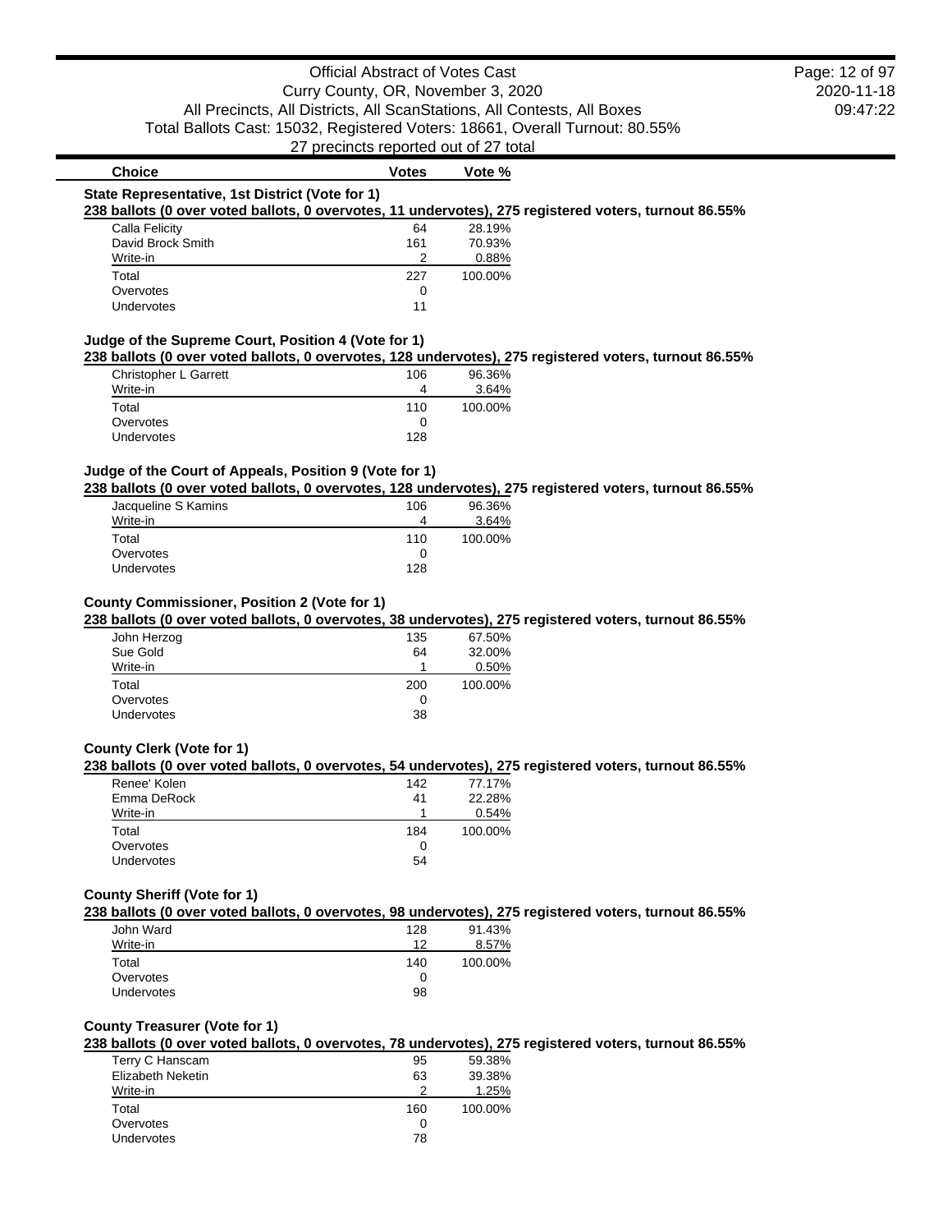| Choice | Votes | Vote % |
|---|---|---|

### State Representative, 1st District (Vote for 1)

**238 ballots (0 over voted ballots, 0 overvotes, 11 undervotes), 275 registered voters, turnout 86.55%**

| Choice | Votes | Vote % |
|---|---|---|
| Calla Felicity | 64 | 28.19% |
| David Brock Smith | 161 | 70.93% |
| Write-in | 2 | 0.88% |
| Total | 227 | 100.00% |
| Overvotes | 0 | |
| Undervotes | 11 | |

### Judge of the Supreme Court, Position 4 (Vote for 1)

**238 ballots (0 over voted ballots, 0 overvotes, 128 undervotes), 275 registered voters, turnout 86.55%**

| Choice | Votes | Vote % |
|---|---|---|
| Christopher L Garrett | 106 | 96.36% |
| Write-in | 4 | 3.64% |
| Total | 110 | 100.00% |
| Overvotes | 0 | |
| Undervotes | 128 | |

### Judge of the Court of Appeals, Position 9 (Vote for 1)

**238 ballots (0 over voted ballots, 0 overvotes, 128 undervotes), 275 registered voters, turnout 86.55%**

| Choice | Votes | Vote % |
|---|---|---|
| Jacqueline S Kamins | 106 | 96.36% |
| Write-in | 4 | 3.64% |
| Total | 110 | 100.00% |
| Overvotes | 0 | |
| Undervotes | 128 | |

### County Commissioner, Position 2 (Vote for 1)

**238 ballots (0 over voted ballots, 0 overvotes, 38 undervotes), 275 registered voters, turnout 86.55%**

| Choice | Votes | Vote % |
|---|---|---|
| John Herzog | 135 | 67.50% |
| Sue Gold | 64 | 32.00% |
| Write-in | 1 | 0.50% |
| Total | 200 | 100.00% |
| Overvotes | 0 | |
| Undervotes | 38 | |

### County Clerk (Vote for 1)

**238 ballots (0 over voted ballots, 0 overvotes, 54 undervotes), 275 registered voters, turnout 86.55%**

| Choice | Votes | Vote % |
|---|---|---|
| Renee' Kolen | 142 | 77.17% |
| Emma DeRock | 41 | 22.28% |
| Write-in | 1 | 0.54% |
| Total | 184 | 100.00% |
| Overvotes | 0 | |
| Undervotes | 54 | |

### County Sheriff (Vote for 1)

**238 ballots (0 over voted ballots, 0 overvotes, 98 undervotes), 275 registered voters, turnout 86.55%**

| Choice | Votes | Vote % |
|---|---|---|
| John Ward | 128 | 91.43% |
| Write-in | 12 | 8.57% |
| Total | 140 | 100.00% |
| Overvotes | 0 | |
| Undervotes | 98 | |

### County Treasurer (Vote for 1)

**238 ballots (0 over voted ballots, 0 overvotes, 78 undervotes), 275 registered voters, turnout 86.55%**

| Choice | Votes | Vote % |
|---|---|---|
| Terry C Hanscam | 95 | 59.38% |
| Elizabeth Neketin | 63 | 39.38% |
| Write-in | 2 | 1.25% |
| Total | 160 | 100.00% |
| Overvotes | 0 | |
| Undervotes | 78 | |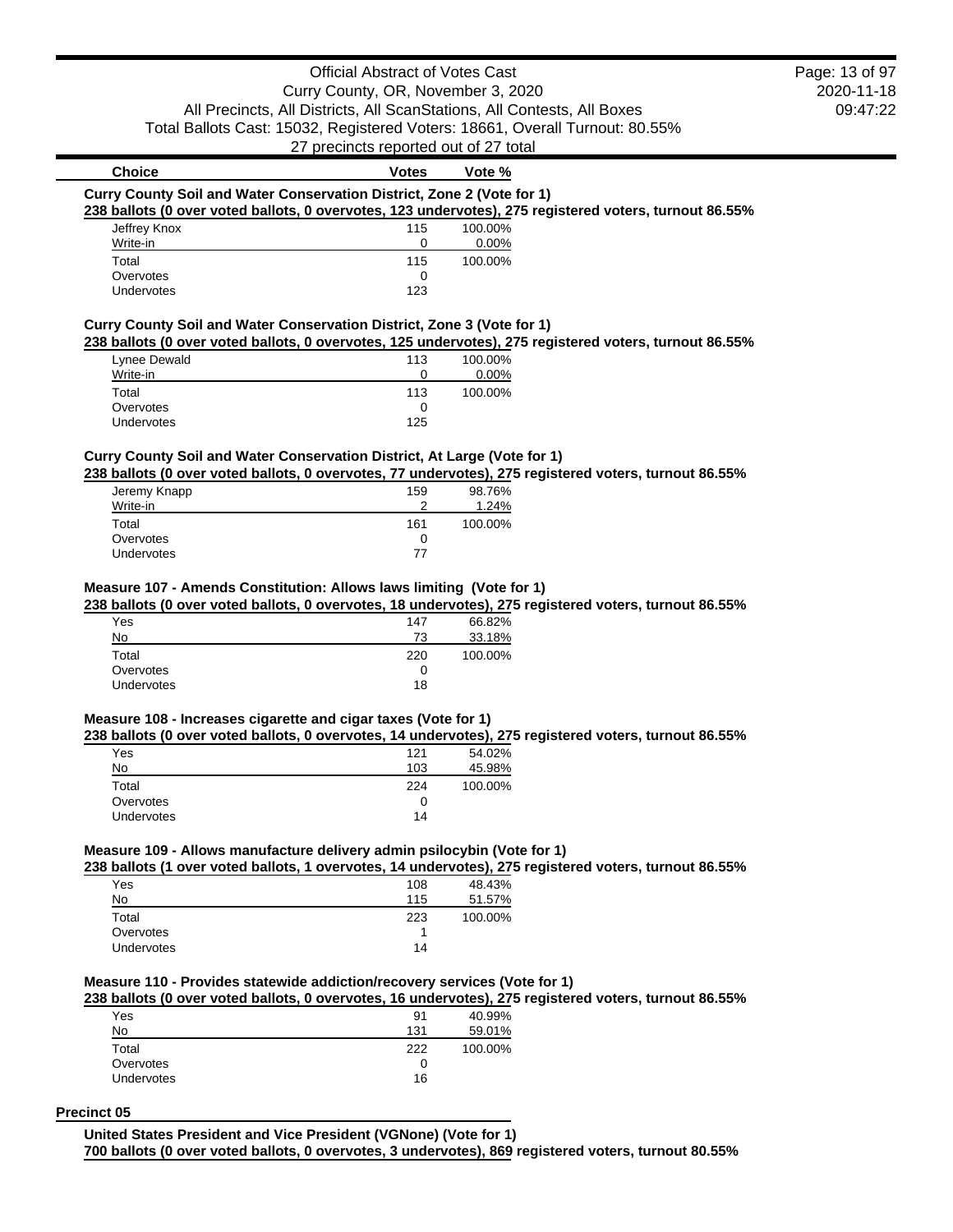| Choice | Votes | Vote % |
|---|---|---|

**Curry County Soil and Water Conservation District, Zone 2 (Vote for 1)**

**238 ballots (0 over voted ballots, 0 overvotes, 123 undervotes), 275 registered voters, turnout 86.55%**

| Choice | Votes | Vote % |
|---|---|---|
| Jeffrey Knox | 115 | 100.00% |
| Write-in | 0 | 0.00% |
| Total | 115 | 100.00% |
| Overvotes | 0 | |
| Undervotes | 123 | |

**Curry County Soil and Water Conservation District, Zone 3 (Vote for 1)**

**238 ballots (0 over voted ballots, 0 overvotes, 125 undervotes), 275 registered voters, turnout 86.55%**

| Choice | Votes | Vote % |
|---|---|---|
| Lynee Dewald | 113 | 100.00% |
| Write-in | 0 | 0.00% |
| Total | 113 | 100.00% |
| Overvotes | 0 | |
| Undervotes | 125 | |

**Curry County Soil and Water Conservation District, At Large (Vote for 1)**

**238 ballots (0 over voted ballots, 0 overvotes, 77 undervotes), 275 registered voters, turnout 86.55%**

| Choice | Votes | Vote % |
|---|---|---|
| Jeremy Knapp | 159 | 98.76% |
| Write-in | 2 | 1.24% |
| Total | 161 | 100.00% |
| Overvotes | 0 | |
| Undervotes | 77 | |

**Measure 107 - Amends Constitution: Allows laws limiting (Vote for 1)**

**238 ballots (0 over voted ballots, 0 overvotes, 18 undervotes), 275 registered voters, turnout 86.55%**

| Choice | Votes | Vote % |
|---|---|---|
| Yes | 147 | 66.82% |
| No | 73 | 33.18% |
| Total | 220 | 100.00% |
| Overvotes | 0 | |
| Undervotes | 18 | |

**Measure 108 - Increases cigarette and cigar taxes (Vote for 1)**

**238 ballots (0 over voted ballots, 0 overvotes, 14 undervotes), 275 registered voters, turnout 86.55%**

| Choice | Votes | Vote % |
|---|---|---|
| Yes | 121 | 54.02% |
| No | 103 | 45.98% |
| Total | 224 | 100.00% |
| Overvotes | 0 | |
| Undervotes | 14 | |

**Measure 109 - Allows manufacture delivery admin psilocybin (Vote for 1)**

**238 ballots (1 over voted ballots, 1 overvotes, 14 undervotes), 275 registered voters, turnout 86.55%**

| Choice | Votes | Vote % |
|---|---|---|
| Yes | 108 | 48.43% |
| No | 115 | 51.57% |
| Total | 223 | 100.00% |
| Overvotes | 1 | |
| Undervotes | 14 | |

**Measure 110 - Provides statewide addiction/recovery services (Vote for 1)**

**238 ballots (0 over voted ballots, 0 overvotes, 16 undervotes), 275 registered voters, turnout 86.55%**

| Choice | Votes | Vote % |
|---|---|---|
| Yes | 91 | 40.99% |
| No | 131 | 59.01% |
| Total | 222 | 100.00% |
| Overvotes | 0 | |
| Undervotes | 16 | |

## Precinct 05

**United States President and Vice President (VGNone) (Vote for 1)**

**700 ballots (0 over voted ballots, 0 overvotes, 3 undervotes), 869 registered voters, turnout 80.55%**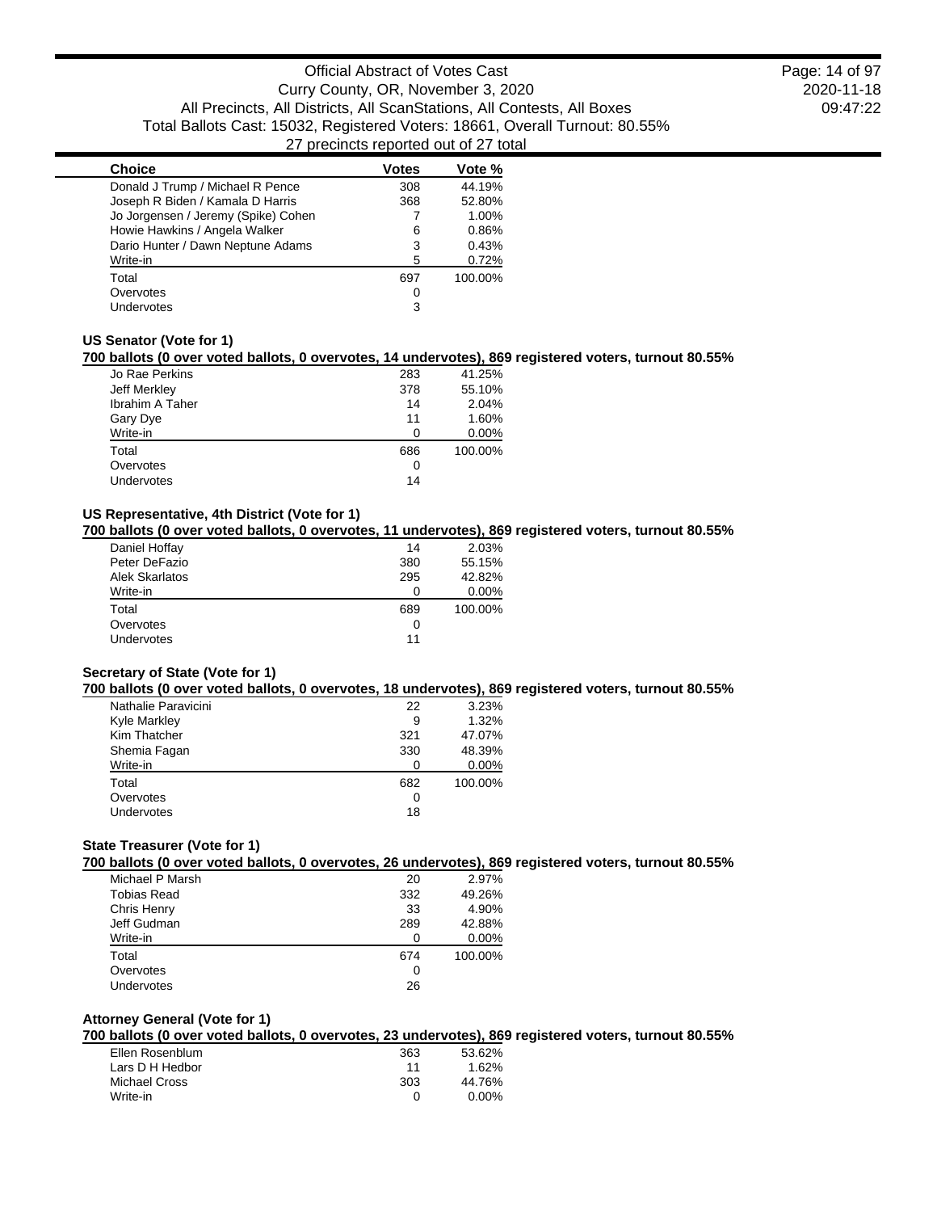| Choice | Votes | Vote % |
| --- | --- | --- |
| Donald J Trump / Michael R Pence | 308 | 44.19% |
| Joseph R Biden / Kamala D Harris | 368 | 52.80% |
| Jo Jorgensen / Jeremy (Spike) Cohen | 7 | 1.00% |
| Howie Hawkins / Angela Walker | 6 | 0.86% |
| Dario Hunter / Dawn Neptune Adams | 3 | 0.43% |
| Write-in | 5 | 0.72% |
| Total | 697 | 100.00% |
| Overvotes | 0 | |
| Undervotes | 3 | |

### US Senator (Vote for 1)

**700 ballots (0 over voted ballots, 0 overvotes, 14 undervotes), 869 registered voters, turnout 80.55%**

| Choice | Votes | Vote % |
| --- | --- | --- |
| Jo Rae Perkins | 283 | 41.25% |
| Jeff Merkley | 378 | 55.10% |
| Ibrahim A Taher | 14 | 2.04% |
| Gary Dye | 11 | 1.60% |
| Write-in | 0 | 0.00% |
| Total | 686 | 100.00% |
| Overvotes | 0 | |
| Undervotes | 14 | |

### US Representative, 4th District (Vote for 1)

**700 ballots (0 over voted ballots, 0 overvotes, 11 undervotes), 869 registered voters, turnout 80.55%**

| Choice | Votes | Vote % |
| --- | --- | --- |
| Daniel Hoffay | 14 | 2.03% |
| Peter DeFazio | 380 | 55.15% |
| Alek Skarlatos | 295 | 42.82% |
| Write-in | 0 | 0.00% |
| Total | 689 | 100.00% |
| Overvotes | 0 | |
| Undervotes | 11 | |

### Secretary of State (Vote for 1)

**700 ballots (0 over voted ballots, 0 overvotes, 18 undervotes), 869 registered voters, turnout 80.55%**

| Choice | Votes | Vote % |
| --- | --- | --- |
| Nathalie Paravicini | 22 | 3.23% |
| Kyle Markley | 9 | 1.32% |
| Kim Thatcher | 321 | 47.07% |
| Shemia Fagan | 330 | 48.39% |
| Write-in | 0 | 0.00% |
| Total | 682 | 100.00% |
| Overvotes | 0 | |
| Undervotes | 18 | |

### State Treasurer (Vote for 1)

**700 ballots (0 over voted ballots, 0 overvotes, 26 undervotes), 869 registered voters, turnout 80.55%**

| Choice | Votes | Vote % |
| --- | --- | --- |
| Michael P Marsh | 20 | 2.97% |
| Tobias Read | 332 | 49.26% |
| Chris Henry | 33 | 4.90% |
| Jeff Gudman | 289 | 42.88% |
| Write-in | 0 | 0.00% |
| Total | 674 | 100.00% |
| Overvotes | 0 | |
| Undervotes | 26 | |

### Attorney General (Vote for 1)

**700 ballots (0 over voted ballots, 0 overvotes, 23 undervotes), 869 registered voters, turnout 80.55%**

| Choice | Votes | Vote % |
| --- | --- | --- |
| Ellen Rosenblum | 363 | 53.62% |
| Lars D H Hedbor | 11 | 1.62% |
| Michael Cross | 303 | 44.76% |
| Write-in | 0 | 0.00% |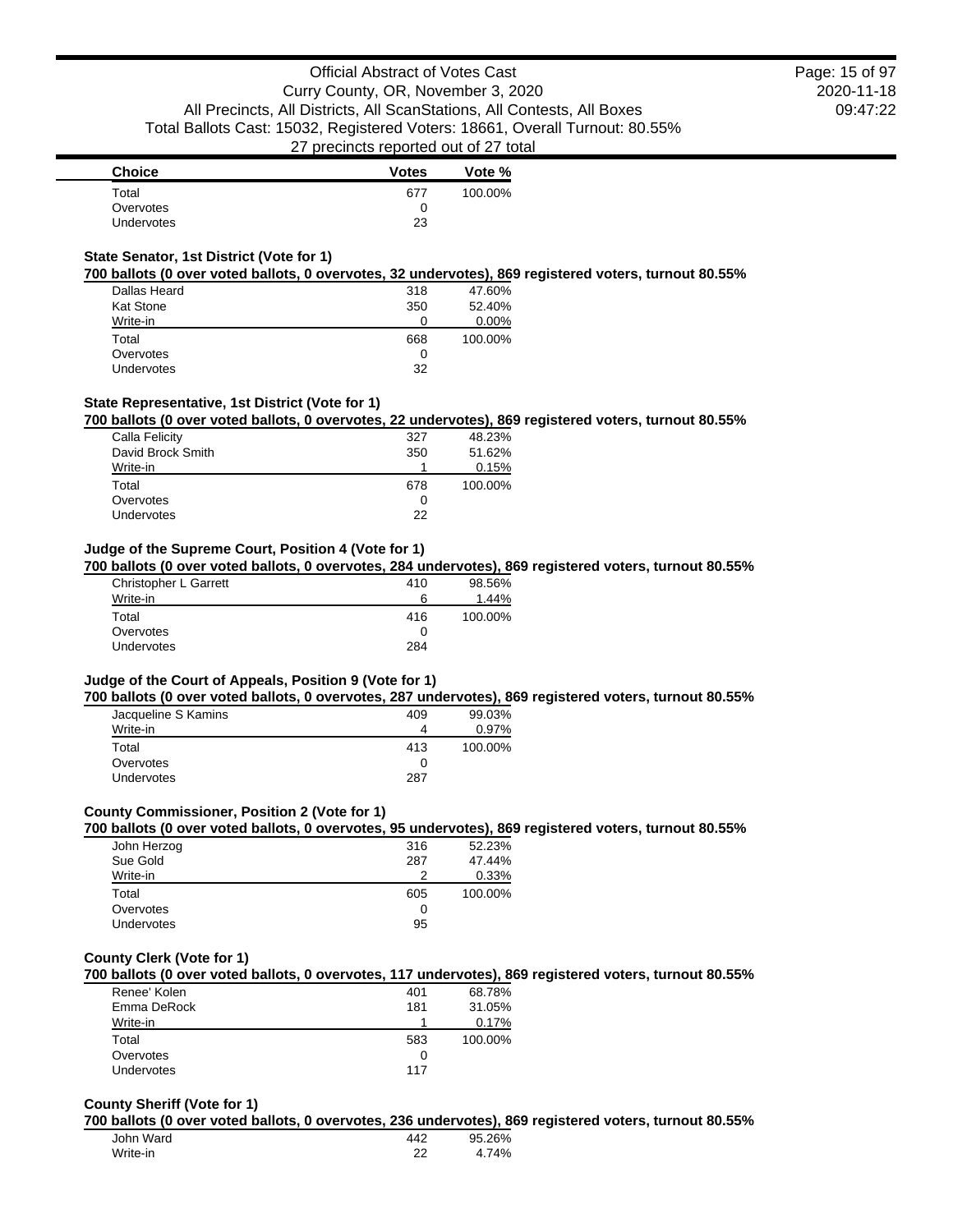| Choice | Votes | Vote % |
| --- | --- | --- |
| Total | 677 | 100.00% |
| Overvotes | 0 | |
| Undervotes | 23 | |

### State Senator, 1st District (Vote for 1)

**700 ballots (0 over voted ballots, 0 overvotes, 32 undervotes), 869 registered voters, turnout 80.55%**

| Choice | Votes | Vote % |
| --- | --- | --- |
| Dallas Heard | 318 | 47.60% |
| Kat Stone | 350 | 52.40% |
| Write-in | 0 | 0.00% |
| Total | 668 | 100.00% |
| Overvotes | 0 | |
| Undervotes | 32 | |

### State Representative, 1st District (Vote for 1)

**700 ballots (0 over voted ballots, 0 overvotes, 22 undervotes), 869 registered voters, turnout 80.55%**

| Choice | Votes | Vote % |
| --- | --- | --- |
| Calla Felicity | 327 | 48.23% |
| David Brock Smith | 350 | 51.62% |
| Write-in | 1 | 0.15% |
| Total | 678 | 100.00% |
| Overvotes | 0 | |
| Undervotes | 22 | |

### Judge of the Supreme Court, Position 4 (Vote for 1)

**700 ballots (0 over voted ballots, 0 overvotes, 284 undervotes), 869 registered voters, turnout 80.55%**

| Choice | Votes | Vote % |
| --- | --- | --- |
| Christopher L Garrett | 410 | 98.56% |
| Write-in | 6 | 1.44% |
| Total | 416 | 100.00% |
| Overvotes | 0 | |
| Undervotes | 284 | |

### Judge of the Court of Appeals, Position 9 (Vote for 1)

**700 ballots (0 over voted ballots, 0 overvotes, 287 undervotes), 869 registered voters, turnout 80.55%**

| Choice | Votes | Vote % |
| --- | --- | --- |
| Jacqueline S Kamins | 409 | 99.03% |
| Write-in | 4 | 0.97% |
| Total | 413 | 100.00% |
| Overvotes | 0 | |
| Undervotes | 287 | |

### County Commissioner, Position 2 (Vote for 1)

**700 ballots (0 over voted ballots, 0 overvotes, 95 undervotes), 869 registered voters, turnout 80.55%**

| Choice | Votes | Vote % |
| --- | --- | --- |
| John Herzog | 316 | 52.23% |
| Sue Gold | 287 | 47.44% |
| Write-in | 2 | 0.33% |
| Total | 605 | 100.00% |
| Overvotes | 0 | |
| Undervotes | 95 | |

### County Clerk (Vote for 1)

**700 ballots (0 over voted ballots, 0 overvotes, 117 undervotes), 869 registered voters, turnout 80.55%**

| Choice | Votes | Vote % |
| --- | --- | --- |
| Renee' Kolen | 401 | 68.78% |
| Emma DeRock | 181 | 31.05% |
| Write-in | 1 | 0.17% |
| Total | 583 | 100.00% |
| Overvotes | 0 | |
| Undervotes | 117 | |

### County Sheriff (Vote for 1)

**700 ballots (0 over voted ballots, 0 overvotes, 236 undervotes), 869 registered voters, turnout 80.55%**

| Choice | Votes | Vote % |
| --- | --- | --- |
| John Ward | 442 | 95.26% |
| Write-in | 22 | 4.74% |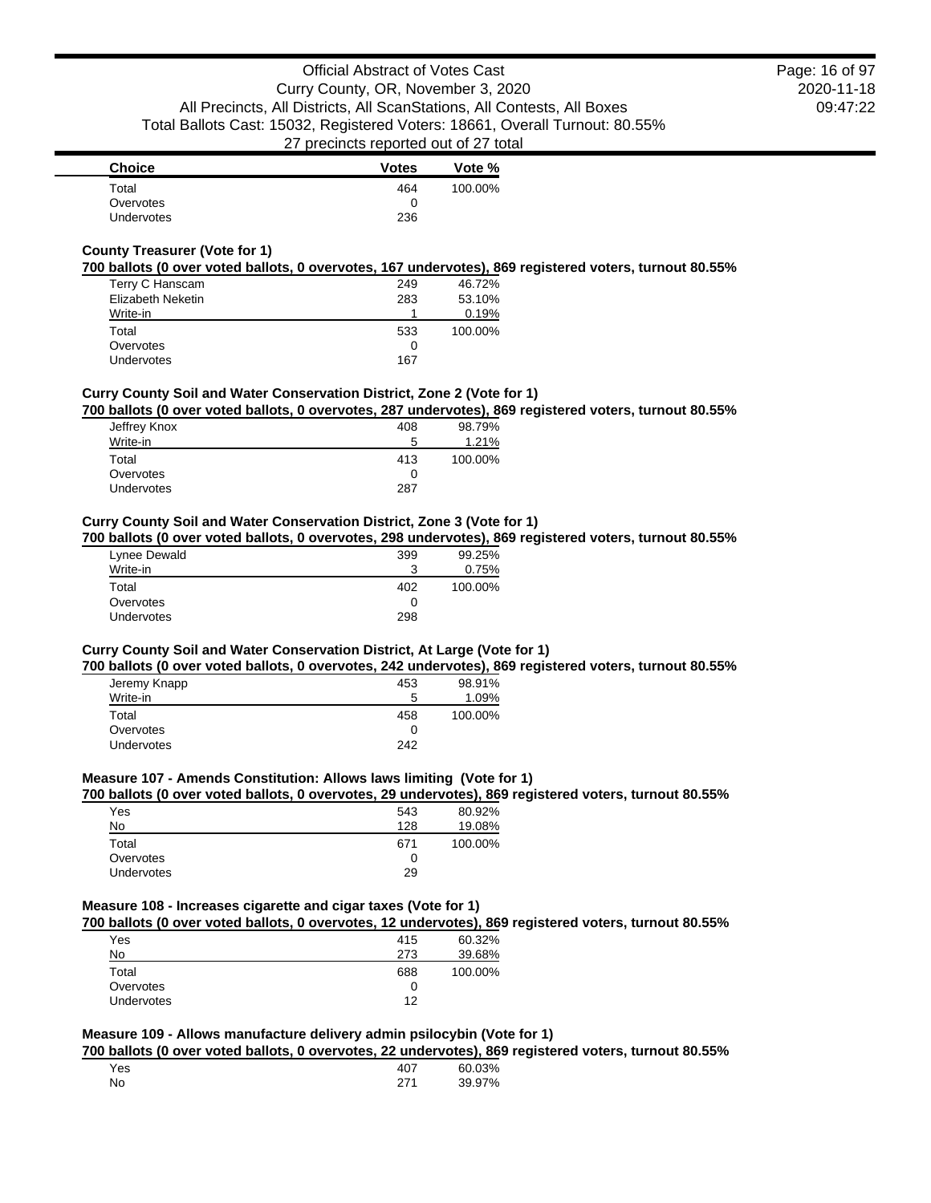| Choice | Votes | Vote % |
|---|---|---|
| Total | 464 | 100.00% |
| Overvotes | 0 | |
| Undervotes | 236 | |

**County Treasurer (Vote for 1)**

**700 ballots (0 over voted ballots, 0 overvotes, 167 undervotes), 869 registered voters, turnout 80.55%**

| Choice | Votes | Vote % |
|---|---|---|
| Terry C Hanscam | 249 | 46.72% |
| Elizabeth Neketin | 283 | 53.10% |
| Write-in | 1 | 0.19% |
| Total | 533 | 100.00% |
| Overvotes | 0 | |
| Undervotes | 167 | |

**Curry County Soil and Water Conservation District, Zone 2 (Vote for 1)**

**700 ballots (0 over voted ballots, 0 overvotes, 287 undervotes), 869 registered voters, turnout 80.55%**

| Choice | Votes | Vote % |
|---|---|---|
| Jeffrey Knox | 408 | 98.79% |
| Write-in | 5 | 1.21% |
| Total | 413 | 100.00% |
| Overvotes | 0 | |
| Undervotes | 287 | |

**Curry County Soil and Water Conservation District, Zone 3 (Vote for 1)**

**700 ballots (0 over voted ballots, 0 overvotes, 298 undervotes), 869 registered voters, turnout 80.55%**

| Choice | Votes | Vote % |
|---|---|---|
| Lynee Dewald | 399 | 99.25% |
| Write-in | 3 | 0.75% |
| Total | 402 | 100.00% |
| Overvotes | 0 | |
| Undervotes | 298 | |

**Curry County Soil and Water Conservation District, At Large (Vote for 1)**

**700 ballots (0 over voted ballots, 0 overvotes, 242 undervotes), 869 registered voters, turnout 80.55%**

| Choice | Votes | Vote % |
|---|---|---|
| Jeremy Knapp | 453 | 98.91% |
| Write-in | 5 | 1.09% |
| Total | 458 | 100.00% |
| Overvotes | 0 | |
| Undervotes | 242 | |

**Measure 107 - Amends Constitution: Allows laws limiting (Vote for 1)**

**700 ballots (0 over voted ballots, 0 overvotes, 29 undervotes), 869 registered voters, turnout 80.55%**

| Choice | Votes | Vote % |
|---|---|---|
| Yes | 543 | 80.92% |
| No | 128 | 19.08% |
| Total | 671 | 100.00% |
| Overvotes | 0 | |
| Undervotes | 29 | |

**Measure 108 - Increases cigarette and cigar taxes (Vote for 1)**

**700 ballots (0 over voted ballots, 0 overvotes, 12 undervotes), 869 registered voters, turnout 80.55%**

| Choice | Votes | Vote % |
|---|---|---|
| Yes | 415 | 60.32% |
| No | 273 | 39.68% |
| Total | 688 | 100.00% |
| Overvotes | 0 | |
| Undervotes | 12 | |

**Measure 109 - Allows manufacture delivery admin psilocybin (Vote for 1)**

**700 ballots (0 over voted ballots, 0 overvotes, 22 undervotes), 869 registered voters, turnout 80.55%**

| Choice | Votes | Vote % |
|---|---|---|
| Yes | 407 | 60.03% |
| No | 271 | 39.97% |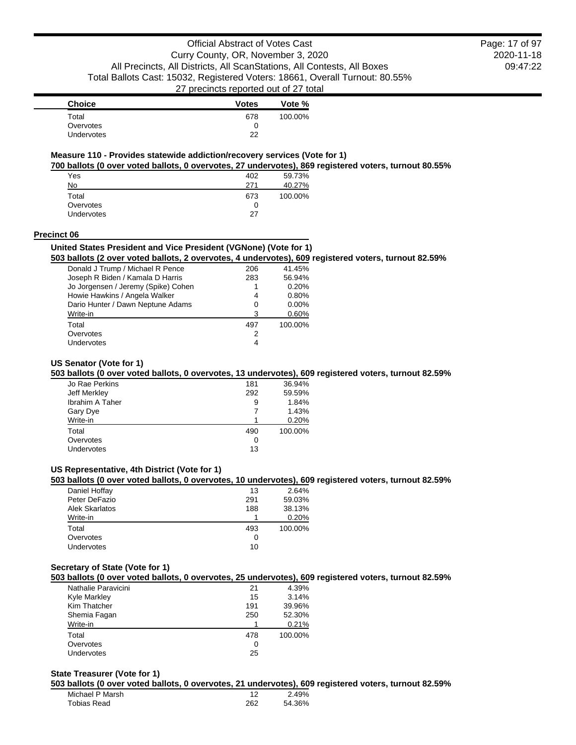| Choice | Votes | Vote % |
|---|---|---|
| Total | 678 | 100.00% |
| Overvotes | 0 | |
| Undervotes | 22 | |

### Measure 110 - Provides statewide addiction/recovery services (Vote for 1)

**700 ballots (0 over voted ballots, 0 overvotes, 27 undervotes), 869 registered voters, turnout 80.55%**

| Choice | Votes | Vote % |
|---|---|---|
| Yes | 402 | 59.73% |
| No | 271 | 40.27% |
| Total | 673 | 100.00% |
| Overvotes | 0 | |
| Undervotes | 27 | |

## Precinct 06

### United States President and Vice President (VGNone) (Vote for 1)

**503 ballots (2 over voted ballots, 2 overvotes, 4 undervotes), 609 registered voters, turnout 82.59%**

| Choice | Votes | Vote % |
|---|---|---|
| Donald J Trump / Michael R Pence | 206 | 41.45% |
| Joseph R Biden / Kamala D Harris | 283 | 56.94% |
| Jo Jorgensen / Jeremy (Spike) Cohen | 1 | 0.20% |
| Howie Hawkins / Angela Walker | 4 | 0.80% |
| Dario Hunter / Dawn Neptune Adams | 0 | 0.00% |
| Write-in | 3 | 0.60% |
| Total | 497 | 100.00% |
| Overvotes | 2 | |
| Undervotes | 4 | |

### US Senator (Vote for 1)

**503 ballots (0 over voted ballots, 0 overvotes, 13 undervotes), 609 registered voters, turnout 82.59%**

| Choice | Votes | Vote % |
|---|---|---|
| Jo Rae Perkins | 181 | 36.94% |
| Jeff Merkley | 292 | 59.59% |
| Ibrahim A Taher | 9 | 1.84% |
| Gary Dye | 7 | 1.43% |
| Write-in | 1 | 0.20% |
| Total | 490 | 100.00% |
| Overvotes | 0 | |
| Undervotes | 13 | |

### US Representative, 4th District (Vote for 1)

**503 ballots (0 over voted ballots, 0 overvotes, 10 undervotes), 609 registered voters, turnout 82.59%**

| Choice | Votes | Vote % |
|---|---|---|
| Daniel Hoffay | 13 | 2.64% |
| Peter DeFazio | 291 | 59.03% |
| Alek Skarlatos | 188 | 38.13% |
| Write-in | 1 | 0.20% |
| Total | 493 | 100.00% |
| Overvotes | 0 | |
| Undervotes | 10 | |

### Secretary of State (Vote for 1)

**503 ballots (0 over voted ballots, 0 overvotes, 25 undervotes), 609 registered voters, turnout 82.59%**

| Choice | Votes | Vote % |
|---|---|---|
| Nathalie Paravicini | 21 | 4.39% |
| Kyle Markley | 15 | 3.14% |
| Kim Thatcher | 191 | 39.96% |
| Shemia Fagan | 250 | 52.30% |
| Write-in | 1 | 0.21% |
| Total | 478 | 100.00% |
| Overvotes | 0 | |
| Undervotes | 25 | |

### State Treasurer (Vote for 1)

**503 ballots (0 over voted ballots, 0 overvotes, 21 undervotes), 609 registered voters, turnout 82.59%**

| Choice | Votes | Vote % |
|---|---|---|
| Michael P Marsh | 12 | 2.49% |
| Tobias Read | 262 | 54.36% |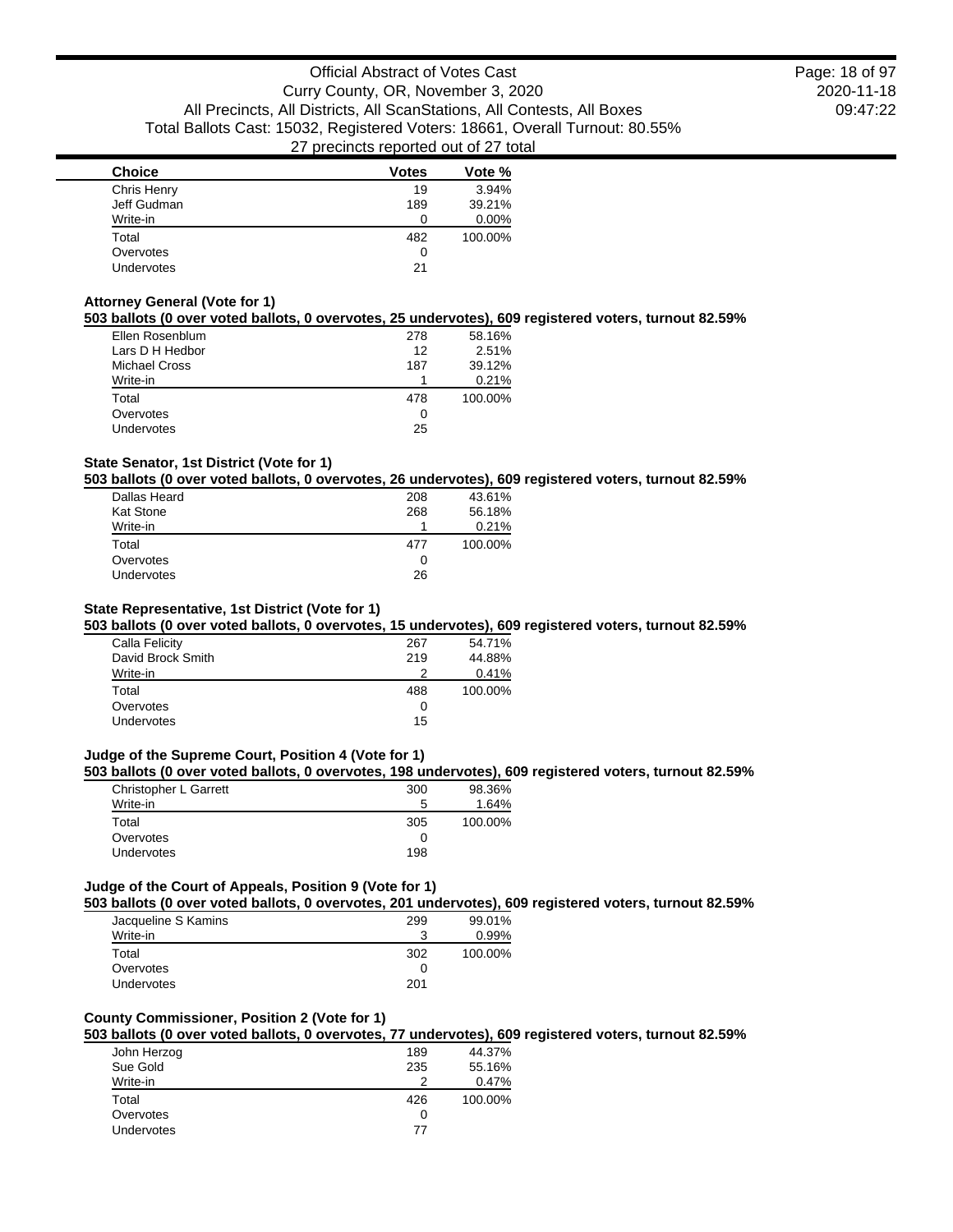| Choice | Votes | Vote % |
|---|---|---|
| Chris Henry | 19 | 3.94% |
| Jeff Gudman | 189 | 39.21% |
| Write-in | 0 | 0.00% |
| Total | 482 | 100.00% |
| Overvotes | 0 | |
| Undervotes | 21 | |

### Attorney General (Vote for 1)

**503 ballots (0 over voted ballots, 0 overvotes, 25 undervotes), 609 registered voters, turnout 82.59%**

| Choice | Votes | Vote % |
|---|---|---|
| Ellen Rosenblum | 278 | 58.16% |
| Lars D H Hedbor | 12 | 2.51% |
| Michael Cross | 187 | 39.12% |
| Write-in | 1 | 0.21% |
| Total | 478 | 100.00% |
| Overvotes | 0 | |
| Undervotes | 25 | |

### State Senator, 1st District (Vote for 1)

**503 ballots (0 over voted ballots, 0 overvotes, 26 undervotes), 609 registered voters, turnout 82.59%**

| Choice | Votes | Vote % |
|---|---|---|
| Dallas Heard | 208 | 43.61% |
| Kat Stone | 268 | 56.18% |
| Write-in | 1 | 0.21% |
| Total | 477 | 100.00% |
| Overvotes | 0 | |
| Undervotes | 26 | |

### State Representative, 1st District (Vote for 1)

**503 ballots (0 over voted ballots, 0 overvotes, 15 undervotes), 609 registered voters, turnout 82.59%**

| Choice | Votes | Vote % |
|---|---|---|
| Calla Felicity | 267 | 54.71% |
| David Brock Smith | 219 | 44.88% |
| Write-in | 2 | 0.41% |
| Total | 488 | 100.00% |
| Overvotes | 0 | |
| Undervotes | 15 | |

### Judge of the Supreme Court, Position 4 (Vote for 1)

**503 ballots (0 over voted ballots, 0 overvotes, 198 undervotes), 609 registered voters, turnout 82.59%**

| Choice | Votes | Vote % |
|---|---|---|
| Christopher L Garrett | 300 | 98.36% |
| Write-in | 5 | 1.64% |
| Total | 305 | 100.00% |
| Overvotes | 0 | |
| Undervotes | 198 | |

### Judge of the Court of Appeals, Position 9 (Vote for 1)

**503 ballots (0 over voted ballots, 0 overvotes, 201 undervotes), 609 registered voters, turnout 82.59%**

| Choice | Votes | Vote % |
|---|---|---|
| Jacqueline S Kamins | 299 | 99.01% |
| Write-in | 3 | 0.99% |
| Total | 302 | 100.00% |
| Overvotes | 0 | |
| Undervotes | 201 | |

### County Commissioner, Position 2 (Vote for 1)

**503 ballots (0 over voted ballots, 0 overvotes, 77 undervotes), 609 registered voters, turnout 82.59%**

| Choice | Votes | Vote % |
|---|---|---|
| John Herzog | 189 | 44.37% |
| Sue Gold | 235 | 55.16% |
| Write-in | 2 | 0.47% |
| Total | 426 | 100.00% |
| Overvotes | 0 | |
| Undervotes | 77 | |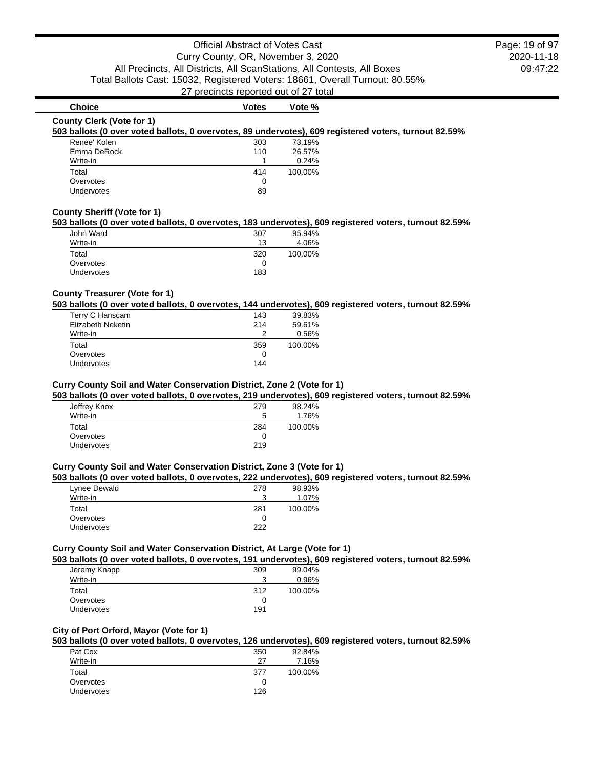| Choice | Votes | Vote % |
|---|---|---|

### County Clerk (Vote for 1)

**503 ballots (0 over voted ballots, 0 overvotes, 89 undervotes), 609 registered voters, turnout 82.59%**

| Choice | Votes | Vote % |
|---|---|---|
| Renee' Kolen | 303 | 73.19% |
| Emma DeRock | 110 | 26.57% |
| Write-in | 1 | 0.24% |
| Total | 414 | 100.00% |
| Overvotes | 0 | |
| Undervotes | 89 | |

### County Sheriff (Vote for 1)

**503 ballots (0 over voted ballots, 0 overvotes, 183 undervotes), 609 registered voters, turnout 82.59%**

| Choice | Votes | Vote % |
|---|---|---|
| John Ward | 307 | 95.94% |
| Write-in | 13 | 4.06% |
| Total | 320 | 100.00% |
| Overvotes | 0 | |
| Undervotes | 183 | |

### County Treasurer (Vote for 1)

**503 ballots (0 over voted ballots, 0 overvotes, 144 undervotes), 609 registered voters, turnout 82.59%**

| Choice | Votes | Vote % |
|---|---|---|
| Terry C Hanscam | 143 | 39.83% |
| Elizabeth Neketin | 214 | 59.61% |
| Write-in | 2 | 0.56% |
| Total | 359 | 100.00% |
| Overvotes | 0 | |
| Undervotes | 144 | |

### Curry County Soil and Water Conservation District, Zone 2 (Vote for 1)

**503 ballots (0 over voted ballots, 0 overvotes, 219 undervotes), 609 registered voters, turnout 82.59%**

| Choice | Votes | Vote % |
|---|---|---|
| Jeffrey Knox | 279 | 98.24% |
| Write-in | 5 | 1.76% |
| Total | 284 | 100.00% |
| Overvotes | 0 | |
| Undervotes | 219 | |

### Curry County Soil and Water Conservation District, Zone 3 (Vote for 1)

**503 ballots (0 over voted ballots, 0 overvotes, 222 undervotes), 609 registered voters, turnout 82.59%**

| Choice | Votes | Vote % |
|---|---|---|
| Lynee Dewald | 278 | 98.93% |
| Write-in | 3 | 1.07% |
| Total | 281 | 100.00% |
| Overvotes | 0 | |
| Undervotes | 222 | |

### Curry County Soil and Water Conservation District, At Large (Vote for 1)

**503 ballots (0 over voted ballots, 0 overvotes, 191 undervotes), 609 registered voters, turnout 82.59%**

| Choice | Votes | Vote % |
|---|---|---|
| Jeremy Knapp | 309 | 99.04% |
| Write-in | 3 | 0.96% |
| Total | 312 | 100.00% |
| Overvotes | 0 | |
| Undervotes | 191 | |

### City of Port Orford, Mayor (Vote for 1)

**503 ballots (0 over voted ballots, 0 overvotes, 126 undervotes), 609 registered voters, turnout 82.59%**

| Choice | Votes | Vote % |
|---|---|---|
| Pat Cox | 350 | 92.84% |
| Write-in | 27 | 7.16% |
| Total | 377 | 100.00% |
| Overvotes | 0 | |
| Undervotes | 126 | |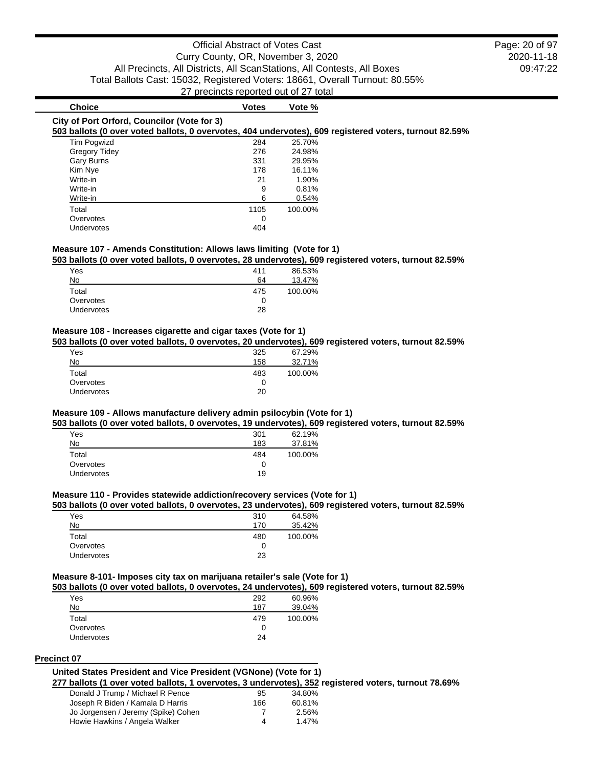| Choice | Votes | Vote % |
|---|---|---|

### City of Port Orford, Councilor (Vote for 3)

**503 ballots (0 over voted ballots, 0 overvotes, 404 undervotes), 609 registered voters, turnout 82.59%**

| Choice | Votes | Vote % |
|---|---|---|
| Tim Pogwizd | 284 | 25.70% |
| Gregory Tidey | 276 | 24.98% |
| Gary Burns | 331 | 29.95% |
| Kim Nye | 178 | 16.11% |
| Write-in | 21 | 1.90% |
| Write-in | 9 | 0.81% |
| Write-in | 6 | 0.54% |
| Total | 1105 | 100.00% |
| Overvotes | 0 | |
| Undervotes | 404 | |

### Measure 107 - Amends Constitution: Allows laws limiting (Vote for 1)

**503 ballots (0 over voted ballots, 0 overvotes, 28 undervotes), 609 registered voters, turnout 82.59%**

| Choice | Votes | Vote % |
|---|---|---|
| Yes | 411 | 86.53% |
| No | 64 | 13.47% |
| Total | 475 | 100.00% |
| Overvotes | 0 | |
| Undervotes | 28 | |

### Measure 108 - Increases cigarette and cigar taxes (Vote for 1)

**503 ballots (0 over voted ballots, 0 overvotes, 20 undervotes), 609 registered voters, turnout 82.59%**

| Choice | Votes | Vote % |
|---|---|---|
| Yes | 325 | 67.29% |
| No | 158 | 32.71% |
| Total | 483 | 100.00% |
| Overvotes | 0 | |
| Undervotes | 20 | |

### Measure 109 - Allows manufacture delivery admin psilocybin (Vote for 1)

**503 ballots (0 over voted ballots, 0 overvotes, 19 undervotes), 609 registered voters, turnout 82.59%**

| Choice | Votes | Vote % |
|---|---|---|
| Yes | 301 | 62.19% |
| No | 183 | 37.81% |
| Total | 484 | 100.00% |
| Overvotes | 0 | |
| Undervotes | 19 | |

### Measure 110 - Provides statewide addiction/recovery services (Vote for 1)

**503 ballots (0 over voted ballots, 0 overvotes, 23 undervotes), 609 registered voters, turnout 82.59%**

| Choice | Votes | Vote % |
|---|---|---|
| Yes | 310 | 64.58% |
| No | 170 | 35.42% |
| Total | 480 | 100.00% |
| Overvotes | 0 | |
| Undervotes | 23 | |

### Measure 8-101- Imposes city tax on marijuana retailer's sale (Vote for 1)

**503 ballots (0 over voted ballots, 0 overvotes, 24 undervotes), 609 registered voters, turnout 82.59%**

| Choice | Votes | Vote % |
|---|---|---|
| Yes | 292 | 60.96% |
| No | 187 | 39.04% |
| Total | 479 | 100.00% |
| Overvotes | 0 | |
| Undervotes | 24 | |

## Precinct 07

### United States President and Vice President (VGNone) (Vote for 1)

**277 ballots (1 over voted ballots, 1 overvotes, 3 undervotes), 352 registered voters, turnout 78.69%**

| Choice | Votes | Vote % |
|---|---|---|
| Donald J Trump / Michael R Pence | 95 | 34.80% |
| Joseph R Biden / Kamala D Harris | 166 | 60.81% |
| Jo Jorgensen / Jeremy (Spike) Cohen | 7 | 2.56% |
| Howie Hawkins / Angela Walker | 4 | 1.47% |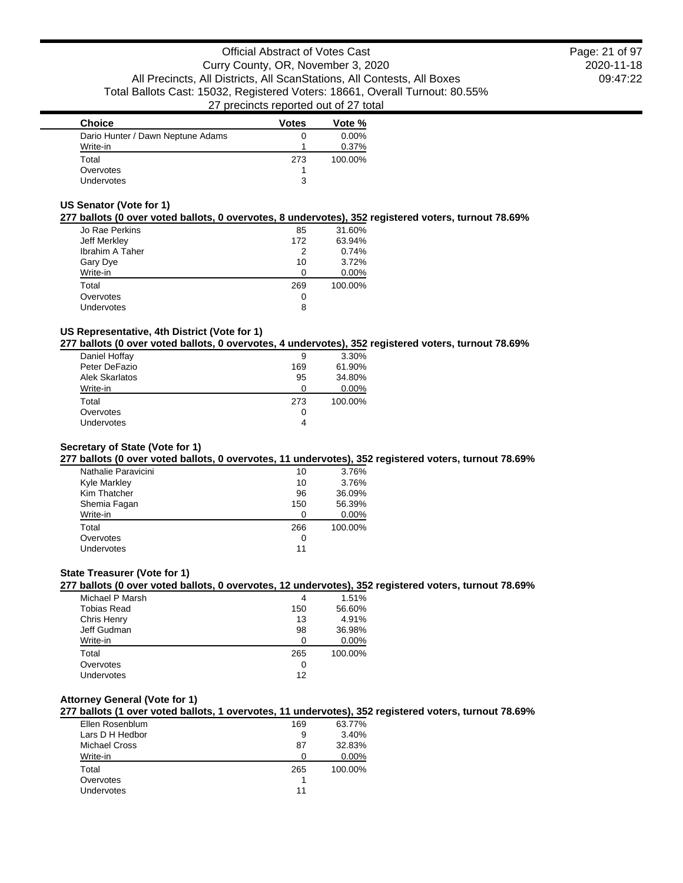| Choice | Votes | Vote % |
|---|---|---|
| Dario Hunter / Dawn Neptune Adams | 0 | 0.00% |
| Write-in | 1 | 0.37% |
| Total | 273 | 100.00% |
| Overvotes | 1 | |
| Undervotes | 3 | |

### US Senator (Vote for 1)

**277 ballots (0 over voted ballots, 0 overvotes, 8 undervotes), 352 registered voters, turnout 78.69%**

| Choice | Votes | Vote % |
|---|---|---|
| Jo Rae Perkins | 85 | 31.60% |
| Jeff Merkley | 172 | 63.94% |
| Ibrahim A Taher | 2 | 0.74% |
| Gary Dye | 10 | 3.72% |
| Write-in | 0 | 0.00% |
| Total | 269 | 100.00% |
| Overvotes | 0 | |
| Undervotes | 8 | |

### US Representative, 4th District (Vote for 1)

**277 ballots (0 over voted ballots, 0 overvotes, 4 undervotes), 352 registered voters, turnout 78.69%**

| Choice | Votes | Vote % |
|---|---|---|
| Daniel Hoffay | 9 | 3.30% |
| Peter DeFazio | 169 | 61.90% |
| Alek Skarlatos | 95 | 34.80% |
| Write-in | 0 | 0.00% |
| Total | 273 | 100.00% |
| Overvotes | 0 | |
| Undervotes | 4 | |

### Secretary of State (Vote for 1)

**277 ballots (0 over voted ballots, 0 overvotes, 11 undervotes), 352 registered voters, turnout 78.69%**

| Choice | Votes | Vote % |
|---|---|---|
| Nathalie Paravicini | 10 | 3.76% |
| Kyle Markley | 10 | 3.76% |
| Kim Thatcher | 96 | 36.09% |
| Shemia Fagan | 150 | 56.39% |
| Write-in | 0 | 0.00% |
| Total | 266 | 100.00% |
| Overvotes | 0 | |
| Undervotes | 11 | |

### State Treasurer (Vote for 1)

**277 ballots (0 over voted ballots, 0 overvotes, 12 undervotes), 352 registered voters, turnout 78.69%**

| Choice | Votes | Vote % |
|---|---|---|
| Michael P Marsh | 4 | 1.51% |
| Tobias Read | 150 | 56.60% |
| Chris Henry | 13 | 4.91% |
| Jeff Gudman | 98 | 36.98% |
| Write-in | 0 | 0.00% |
| Total | 265 | 100.00% |
| Overvotes | 0 | |
| Undervotes | 12 | |

### Attorney General (Vote for 1)

**277 ballots (1 over voted ballots, 1 overvotes, 11 undervotes), 352 registered voters, turnout 78.69%**

| Choice | Votes | Vote % |
|---|---|---|
| Ellen Rosenblum | 169 | 63.77% |
| Lars D H Hedbor | 9 | 3.40% |
| Michael Cross | 87 | 32.83% |
| Write-in | 0 | 0.00% |
| Total | 265 | 100.00% |
| Overvotes | 1 | |
| Undervotes | 11 | |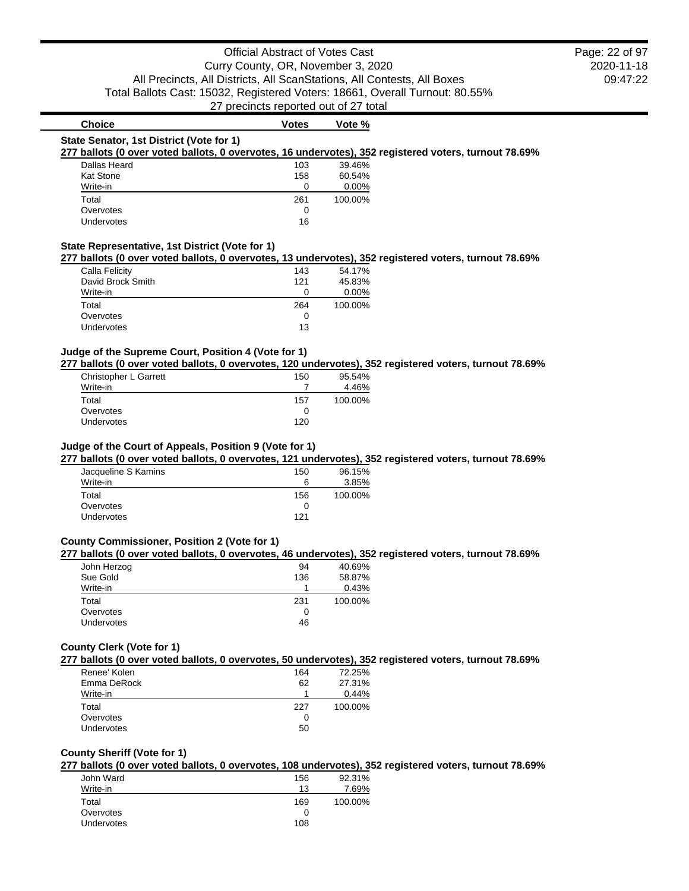| Choice | Votes | Vote % |
|---|---|---|

**State Senator, 1st District (Vote for 1)**

**277 ballots (0 over voted ballots, 0 overvotes, 16 undervotes), 352 registered voters, turnout 78.69%**

| Choice | Votes | Vote % |
|---|---|---|
| Dallas Heard | 103 | 39.46% |
| Kat Stone | 158 | 60.54% |
| Write-in | 0 | 0.00% |
| Total | 261 | 100.00% |
| Overvotes | 0 | |
| Undervotes | 16 | |

**State Representative, 1st District (Vote for 1)**

**277 ballots (0 over voted ballots, 0 overvotes, 13 undervotes), 352 registered voters, turnout 78.69%**

| Choice | Votes | Vote % |
|---|---|---|
| Calla Felicity | 143 | 54.17% |
| David Brock Smith | 121 | 45.83% |
| Write-in | 0 | 0.00% |
| Total | 264 | 100.00% |
| Overvotes | 0 | |
| Undervotes | 13 | |

**Judge of the Supreme Court, Position 4 (Vote for 1)**

**277 ballots (0 over voted ballots, 0 overvotes, 120 undervotes), 352 registered voters, turnout 78.69%**

| Choice | Votes | Vote % |
|---|---|---|
| Christopher L Garrett | 150 | 95.54% |
| Write-in | 7 | 4.46% |
| Total | 157 | 100.00% |
| Overvotes | 0 | |
| Undervotes | 120 | |

**Judge of the Court of Appeals, Position 9 (Vote for 1)**

**277 ballots (0 over voted ballots, 0 overvotes, 121 undervotes), 352 registered voters, turnout 78.69%**

| Choice | Votes | Vote % |
|---|---|---|
| Jacqueline S Kamins | 150 | 96.15% |
| Write-in | 6 | 3.85% |
| Total | 156 | 100.00% |
| Overvotes | 0 | |
| Undervotes | 121 | |

**County Commissioner, Position 2 (Vote for 1)**

**277 ballots (0 over voted ballots, 0 overvotes, 46 undervotes), 352 registered voters, turnout 78.69%**

| Choice | Votes | Vote % |
|---|---|---|
| John Herzog | 94 | 40.69% |
| Sue Gold | 136 | 58.87% |
| Write-in | 1 | 0.43% |
| Total | 231 | 100.00% |
| Overvotes | 0 | |
| Undervotes | 46 | |

**County Clerk (Vote for 1)**

**277 ballots (0 over voted ballots, 0 overvotes, 50 undervotes), 352 registered voters, turnout 78.69%**

| Choice | Votes | Vote % |
|---|---|---|
| Renee' Kolen | 164 | 72.25% |
| Emma DeRock | 62 | 27.31% |
| Write-in | 1 | 0.44% |
| Total | 227 | 100.00% |
| Overvotes | 0 | |
| Undervotes | 50 | |

**County Sheriff (Vote for 1)**

**277 ballots (0 over voted ballots, 0 overvotes, 108 undervotes), 352 registered voters, turnout 78.69%**

| Choice | Votes | Vote % |
|---|---|---|
| John Ward | 156 | 92.31% |
| Write-in | 13 | 7.69% |
| Total | 169 | 100.00% |
| Overvotes | 0 | |
| Undervotes | 108 | |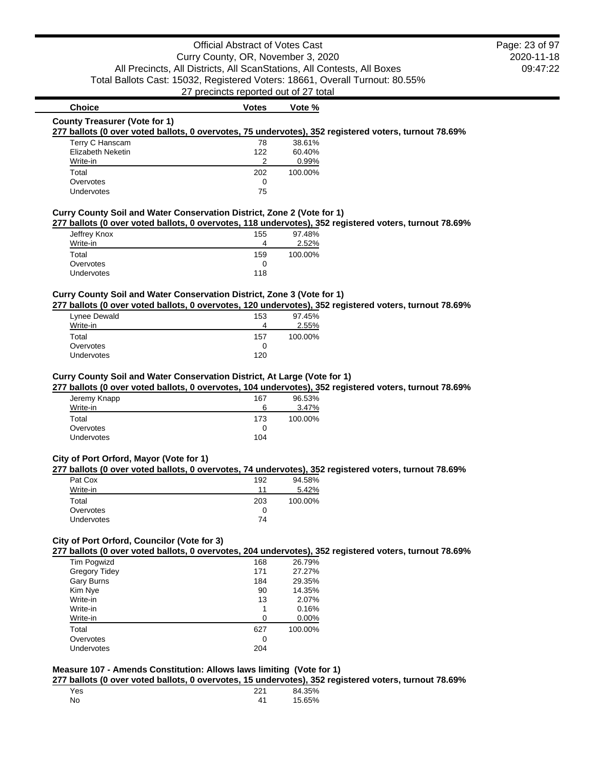Official Abstract of Votes Cast
Curry County, OR, November 3, 2020
All Precincts, All Districts, All ScanStations, All Contests, All Boxes
Total Ballots Cast: 15032, Registered Voters: 18661, Overall Turnout: 80.55%
27 precincts reported out of 27 total

### County Treasurer (Vote for 1)

**277 ballots (0 over voted ballots, 0 overvotes, 75 undervotes), 352 registered voters, turnout 78.69%**

| Choice | Votes | Vote % |
|---|---|---|
| Terry C Hanscam | 78 | 38.61% |
| Elizabeth Neketin | 122 | 60.40% |
| Write-in | 2 | 0.99% |
| Total | 202 | 100.00% |
| Overvotes | 0 | |
| Undervotes | 75 | |

### Curry County Soil and Water Conservation District, Zone 2 (Vote for 1)

**277 ballots (0 over voted ballots, 0 overvotes, 118 undervotes), 352 registered voters, turnout 78.69%**

| Choice | Votes | Vote % |
|---|---|---|
| Jeffrey Knox | 155 | 97.48% |
| Write-in | 4 | 2.52% |
| Total | 159 | 100.00% |
| Overvotes | 0 | |
| Undervotes | 118 | |

### Curry County Soil and Water Conservation District, Zone 3 (Vote for 1)

**277 ballots (0 over voted ballots, 0 overvotes, 120 undervotes), 352 registered voters, turnout 78.69%**

| Choice | Votes | Vote % |
|---|---|---|
| Lynee Dewald | 153 | 97.45% |
| Write-in | 4 | 2.55% |
| Total | 157 | 100.00% |
| Overvotes | 0 | |
| Undervotes | 120 | |

### Curry County Soil and Water Conservation District, At Large (Vote for 1)

**277 ballots (0 over voted ballots, 0 overvotes, 104 undervotes), 352 registered voters, turnout 78.69%**

| Choice | Votes | Vote % |
|---|---|---|
| Jeremy Knapp | 167 | 96.53% |
| Write-in | 6 | 3.47% |
| Total | 173 | 100.00% |
| Overvotes | 0 | |
| Undervotes | 104 | |

### City of Port Orford, Mayor (Vote for 1)

**277 ballots (0 over voted ballots, 0 overvotes, 74 undervotes), 352 registered voters, turnout 78.69%**

| Choice | Votes | Vote % |
|---|---|---|
| Pat Cox | 192 | 94.58% |
| Write-in | 11 | 5.42% |
| Total | 203 | 100.00% |
| Overvotes | 0 | |
| Undervotes | 74 | |

### City of Port Orford, Councilor (Vote for 3)

**277 ballots (0 over voted ballots, 0 overvotes, 204 undervotes), 352 registered voters, turnout 78.69%**

| Choice | Votes | Vote % |
|---|---|---|
| Tim Pogwizd | 168 | 26.79% |
| Gregory Tidey | 171 | 27.27% |
| Gary Burns | 184 | 29.35% |
| Kim Nye | 90 | 14.35% |
| Write-in | 13 | 2.07% |
| Write-in | 1 | 0.16% |
| Write-in | 0 | 0.00% |
| Total | 627 | 100.00% |
| Overvotes | 0 | |
| Undervotes | 204 | |

### Measure 107 - Amends Constitution: Allows laws limiting (Vote for 1)

**277 ballots (0 over voted ballots, 0 overvotes, 15 undervotes), 352 registered voters, turnout 78.69%**

| Choice | Votes | Vote % |
|---|---|---|
| Yes | 221 | 84.35% |
| No | 41 | 15.65% |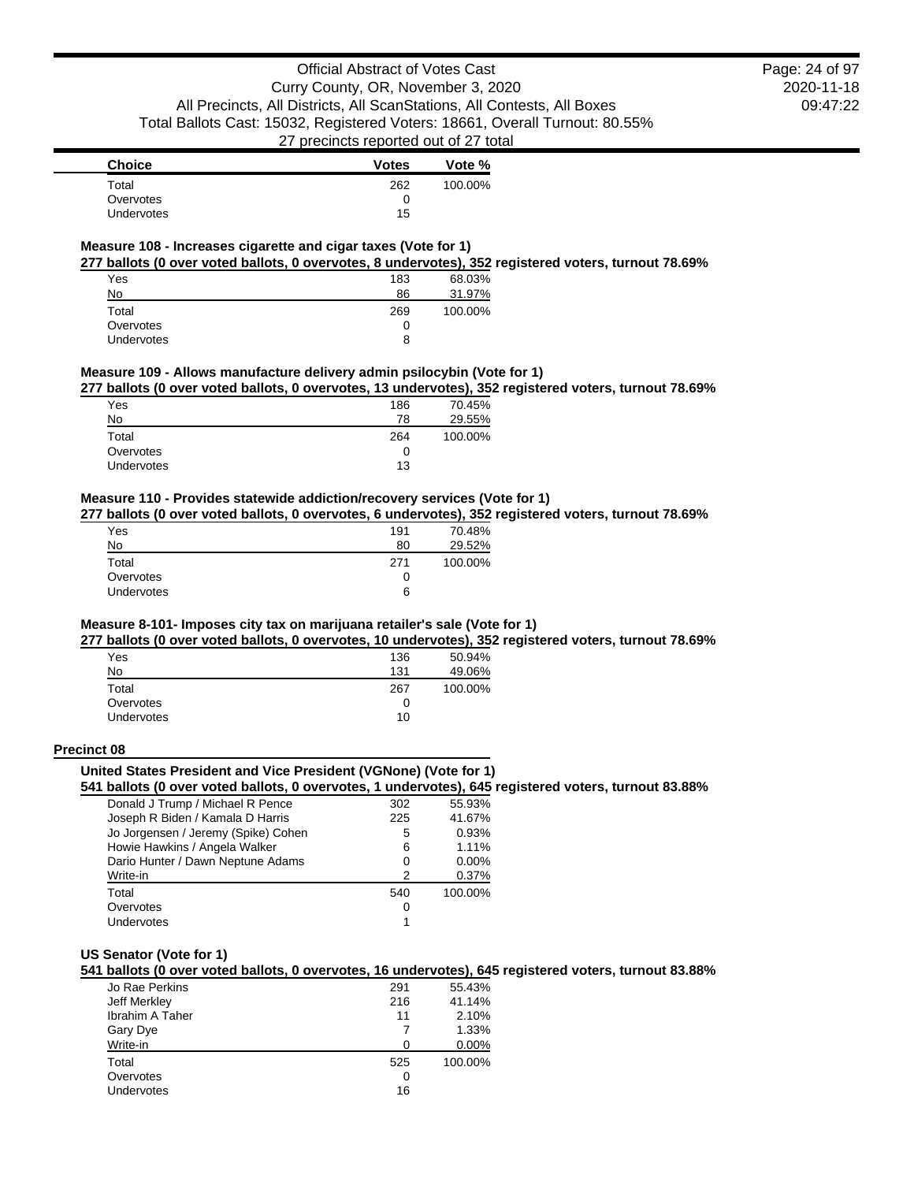| Choice | Votes | Vote % |
| --- | --- | --- |
| Total | 262 | 100.00% |
| Overvotes | 0 | |
| Undervotes | 15 | |

**Measure 108 - Increases cigarette and cigar taxes (Vote for 1)**

**277 ballots (0 over voted ballots, 0 overvotes, 8 undervotes), 352 registered voters, turnout 78.69%**

| Choice | Votes | Vote % |
| --- | --- | --- |
| Yes | 183 | 68.03% |
| No | 86 | 31.97% |
| Total | 269 | 100.00% |
| Overvotes | 0 | |
| Undervotes | 8 | |

**Measure 109 - Allows manufacture delivery admin psilocybin (Vote for 1)**

**277 ballots (0 over voted ballots, 0 overvotes, 13 undervotes), 352 registered voters, turnout 78.69%**

| Choice | Votes | Vote % |
| --- | --- | --- |
| Yes | 186 | 70.45% |
| No | 78 | 29.55% |
| Total | 264 | 100.00% |
| Overvotes | 0 | |
| Undervotes | 13 | |

**Measure 110 - Provides statewide addiction/recovery services (Vote for 1)**

**277 ballots (0 over voted ballots, 0 overvotes, 6 undervotes), 352 registered voters, turnout 78.69%**

| Choice | Votes | Vote % |
| --- | --- | --- |
| Yes | 191 | 70.48% |
| No | 80 | 29.52% |
| Total | 271 | 100.00% |
| Overvotes | 0 | |
| Undervotes | 6 | |

**Measure 8-101- Imposes city tax on marijuana retailer's sale (Vote for 1)**

**277 ballots (0 over voted ballots, 0 overvotes, 10 undervotes), 352 registered voters, turnout 78.69%**

| Choice | Votes | Vote % |
| --- | --- | --- |
| Yes | 136 | 50.94% |
| No | 131 | 49.06% |
| Total | 267 | 100.00% |
| Overvotes | 0 | |
| Undervotes | 10 | |

## Precinct 08

**United States President and Vice President (VGNone) (Vote for 1)**

**541 ballots (0 over voted ballots, 0 overvotes, 1 undervotes), 645 registered voters, turnout 83.88%**

| Choice | Votes | Vote % |
| --- | --- | --- |
| Donald J Trump / Michael R Pence | 302 | 55.93% |
| Joseph R Biden / Kamala D Harris | 225 | 41.67% |
| Jo Jorgensen / Jeremy (Spike) Cohen | 5 | 0.93% |
| Howie Hawkins / Angela Walker | 6 | 1.11% |
| Dario Hunter / Dawn Neptune Adams | 0 | 0.00% |
| Write-in | 2 | 0.37% |
| Total | 540 | 100.00% |
| Overvotes | 0 | |
| Undervotes | 1 | |

**US Senator (Vote for 1)**

**541 ballots (0 over voted ballots, 0 overvotes, 16 undervotes), 645 registered voters, turnout 83.88%**

| Choice | Votes | Vote % |
| --- | --- | --- |
| Jo Rae Perkins | 291 | 55.43% |
| Jeff Merkley | 216 | 41.14% |
| Ibrahim A Taher | 11 | 2.10% |
| Gary Dye | 7 | 1.33% |
| Write-in | 0 | 0.00% |
| Total | 525 | 100.00% |
| Overvotes | 0 | |
| Undervotes | 16 | |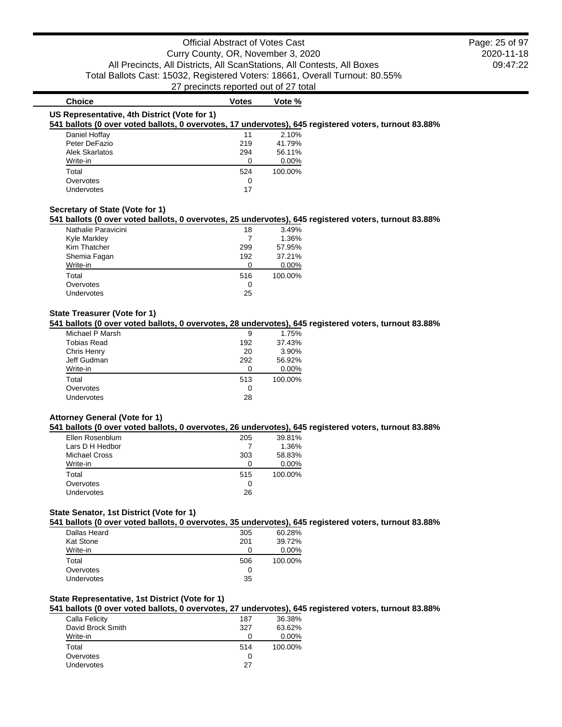Official Abstract of Votes Cast
Curry County, OR, November 3, 2020
All Precincts, All Districts, All ScanStations, All Contests, All Boxes
Total Ballots Cast: 15032, Registered Voters: 18661, Overall Turnout: 80.55%
27 precincts reported out of 27 total

2020-11-18
09:47:22

### US Representative, 4th District (Vote for 1)

**541 ballots (0 over voted ballots, 0 overvotes, 17 undervotes), 645 registered voters, turnout 83.88%**

| Choice | Votes | Vote % |
|---|---|---|
| Daniel Hoffay | 11 | 2.10% |
| Peter DeFazio | 219 | 41.79% |
| Alek Skarlatos | 294 | 56.11% |
| Write-in | 0 | 0.00% |
| Total | 524 | 100.00% |
| Overvotes | 0 | |
| Undervotes | 17 | |

### Secretary of State (Vote for 1)

**541 ballots (0 over voted ballots, 0 overvotes, 25 undervotes), 645 registered voters, turnout 83.88%**

| Choice | Votes | Vote % |
|---|---|---|
| Nathalie Paravicini | 18 | 3.49% |
| Kyle Markley | 7 | 1.36% |
| Kim Thatcher | 299 | 57.95% |
| Shemia Fagan | 192 | 37.21% |
| Write-in | 0 | 0.00% |
| Total | 516 | 100.00% |
| Overvotes | 0 | |
| Undervotes | 25 | |

### State Treasurer (Vote for 1)

**541 ballots (0 over voted ballots, 0 overvotes, 28 undervotes), 645 registered voters, turnout 83.88%**

| Choice | Votes | Vote % |
|---|---|---|
| Michael P Marsh | 9 | 1.75% |
| Tobias Read | 192 | 37.43% |
| Chris Henry | 20 | 3.90% |
| Jeff Gudman | 292 | 56.92% |
| Write-in | 0 | 0.00% |
| Total | 513 | 100.00% |
| Overvotes | 0 | |
| Undervotes | 28 | |

### Attorney General (Vote for 1)

**541 ballots (0 over voted ballots, 0 overvotes, 26 undervotes), 645 registered voters, turnout 83.88%**

| Choice | Votes | Vote % |
|---|---|---|
| Ellen Rosenblum | 205 | 39.81% |
| Lars D H Hedbor | 7 | 1.36% |
| Michael Cross | 303 | 58.83% |
| Write-in | 0 | 0.00% |
| Total | 515 | 100.00% |
| Overvotes | 0 | |
| Undervotes | 26 | |

### State Senator, 1st District (Vote for 1)

**541 ballots (0 over voted ballots, 0 overvotes, 35 undervotes), 645 registered voters, turnout 83.88%**

| Choice | Votes | Vote % |
|---|---|---|
| Dallas Heard | 305 | 60.28% |
| Kat Stone | 201 | 39.72% |
| Write-in | 0 | 0.00% |
| Total | 506 | 100.00% |
| Overvotes | 0 | |
| Undervotes | 35 | |

### State Representative, 1st District (Vote for 1)

**541 ballots (0 over voted ballots, 0 overvotes, 27 undervotes), 645 registered voters, turnout 83.88%**

| Choice | Votes | Vote % |
|---|---|---|
| Calla Felicity | 187 | 36.38% |
| David Brock Smith | 327 | 63.62% |
| Write-in | 0 | 0.00% |
| Total | 514 | 100.00% |
| Overvotes | 0 | |
| Undervotes | 27 | |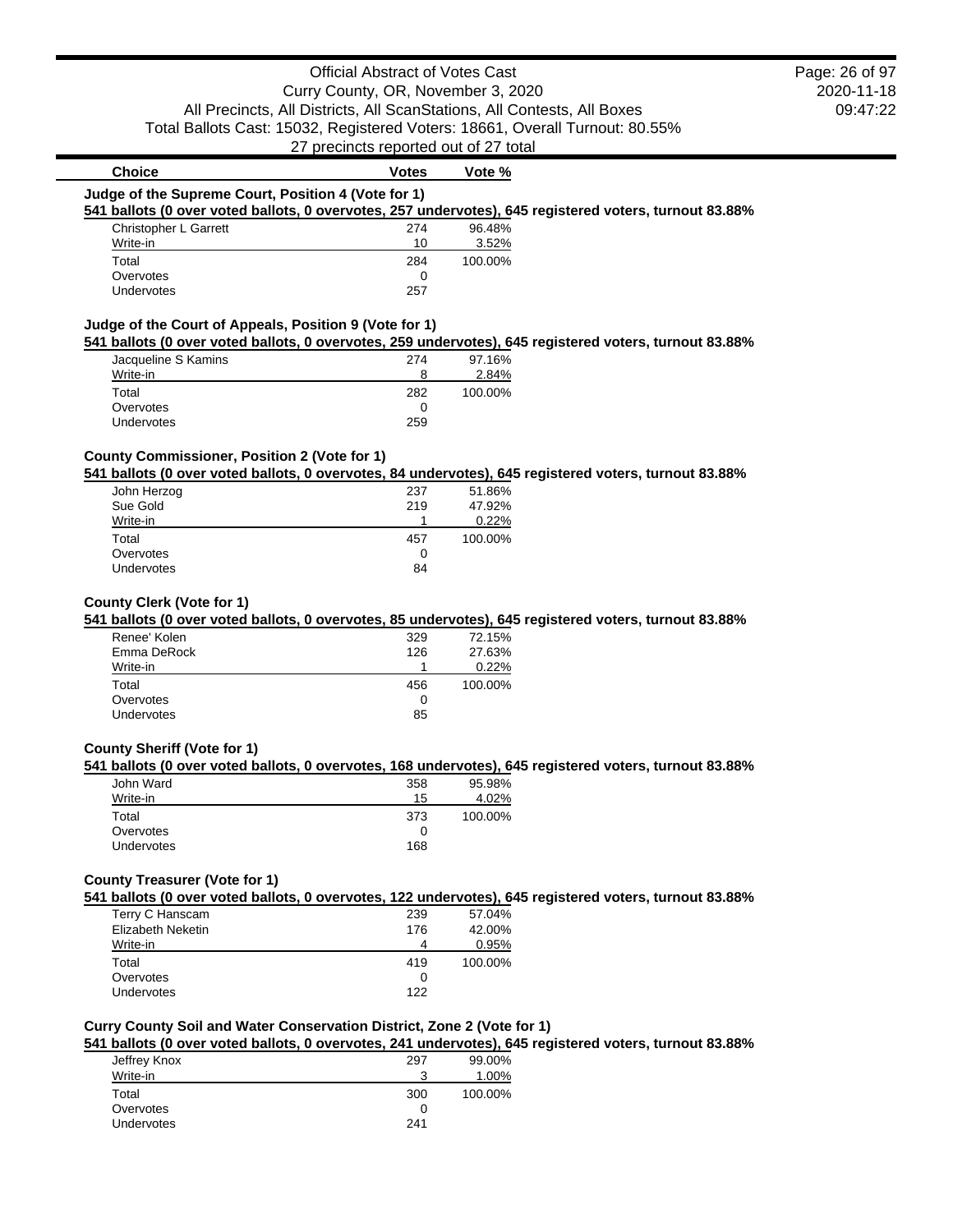| Choice | Votes | Vote % |
|---|---|---|

### Judge of the Supreme Court, Position 4 (Vote for 1)

**541 ballots (0 over voted ballots, 0 overvotes, 257 undervotes), 645 registered voters, turnout 83.88%**

| Choice | Votes | Vote % |
|---|---|---|
| Christopher L Garrett | 274 | 96.48% |
| Write-in | 10 | 3.52% |
| Total | 284 | 100.00% |
| Overvotes | 0 | |
| Undervotes | 257 | |

### Judge of the Court of Appeals, Position 9 (Vote for 1)

**541 ballots (0 over voted ballots, 0 overvotes, 259 undervotes), 645 registered voters, turnout 83.88%**

| Choice | Votes | Vote % |
|---|---|---|
| Jacqueline S Kamins | 274 | 97.16% |
| Write-in | 8 | 2.84% |
| Total | 282 | 100.00% |
| Overvotes | 0 | |
| Undervotes | 259 | |

### County Commissioner, Position 2 (Vote for 1)

**541 ballots (0 over voted ballots, 0 overvotes, 84 undervotes), 645 registered voters, turnout 83.88%**

| Choice | Votes | Vote % |
|---|---|---|
| John Herzog | 237 | 51.86% |
| Sue Gold | 219 | 47.92% |
| Write-in | 1 | 0.22% |
| Total | 457 | 100.00% |
| Overvotes | 0 | |
| Undervotes | 84 | |

### County Clerk (Vote for 1)

**541 ballots (0 over voted ballots, 0 overvotes, 85 undervotes), 645 registered voters, turnout 83.88%**

| Choice | Votes | Vote % |
|---|---|---|
| Renee' Kolen | 329 | 72.15% |
| Emma DeRock | 126 | 27.63% |
| Write-in | 1 | 0.22% |
| Total | 456 | 100.00% |
| Overvotes | 0 | |
| Undervotes | 85 | |

### County Sheriff (Vote for 1)

**541 ballots (0 over voted ballots, 0 overvotes, 168 undervotes), 645 registered voters, turnout 83.88%**

| Choice | Votes | Vote % |
|---|---|---|
| John Ward | 358 | 95.98% |
| Write-in | 15 | 4.02% |
| Total | 373 | 100.00% |
| Overvotes | 0 | |
| Undervotes | 168 | |

### County Treasurer (Vote for 1)

**541 ballots (0 over voted ballots, 0 overvotes, 122 undervotes), 645 registered voters, turnout 83.88%**

| Choice | Votes | Vote % |
|---|---|---|
| Terry C Hanscam | 239 | 57.04% |
| Elizabeth Neketin | 176 | 42.00% |
| Write-in | 4 | 0.95% |
| Total | 419 | 100.00% |
| Overvotes | 0 | |
| Undervotes | 122 | |

### Curry County Soil and Water Conservation District, Zone 2 (Vote for 1)

**541 ballots (0 over voted ballots, 0 overvotes, 241 undervotes), 645 registered voters, turnout 83.88%**

| Choice | Votes | Vote % |
|---|---|---|
| Jeffrey Knox | 297 | 99.00% |
| Write-in | 3 | 1.00% |
| Total | 300 | 100.00% |
| Overvotes | 0 | |
| Undervotes | 241 | |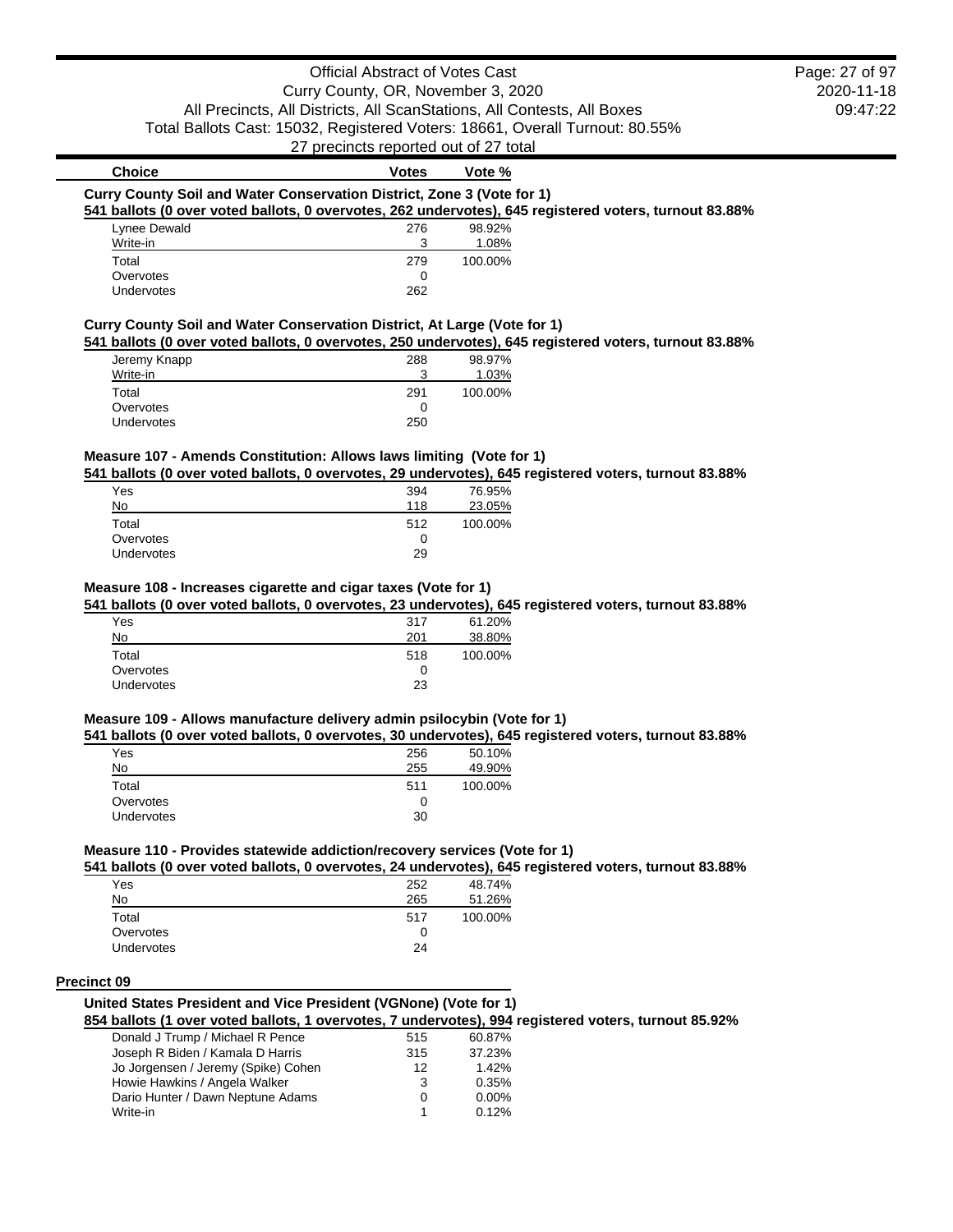| Choice | Votes | Vote % |
| --- | --- | --- |

### Curry County Soil and Water Conservation District, Zone 3 (Vote for 1)

**541 ballots (0 over voted ballots, 0 overvotes, 262 undervotes), 645 registered voters, turnout 83.88%**

| Choice | Votes | Vote % |
| --- | --- | --- |
| Lynee Dewald | 276 | 98.92% |
| Write-in | 3 | 1.08% |
| Total | 279 | 100.00% |
| Overvotes | 0 | |
| Undervotes | 262 | |

### Curry County Soil and Water Conservation District, At Large (Vote for 1)

**541 ballots (0 over voted ballots, 0 overvotes, 250 undervotes), 645 registered voters, turnout 83.88%**

| Choice | Votes | Vote % |
| --- | --- | --- |
| Jeremy Knapp | 288 | 98.97% |
| Write-in | 3 | 1.03% |
| Total | 291 | 100.00% |
| Overvotes | 0 | |
| Undervotes | 250 | |

### Measure 107 - Amends Constitution: Allows laws limiting (Vote for 1)

**541 ballots (0 over voted ballots, 0 overvotes, 29 undervotes), 645 registered voters, turnout 83.88%**

| Choice | Votes | Vote % |
| --- | --- | --- |
| Yes | 394 | 76.95% |
| No | 118 | 23.05% |
| Total | 512 | 100.00% |
| Overvotes | 0 | |
| Undervotes | 29 | |

### Measure 108 - Increases cigarette and cigar taxes (Vote for 1)

**541 ballots (0 over voted ballots, 0 overvotes, 23 undervotes), 645 registered voters, turnout 83.88%**

| Choice | Votes | Vote % |
| --- | --- | --- |
| Yes | 317 | 61.20% |
| No | 201 | 38.80% |
| Total | 518 | 100.00% |
| Overvotes | 0 | |
| Undervotes | 23 | |

### Measure 109 - Allows manufacture delivery admin psilocybin (Vote for 1)

**541 ballots (0 over voted ballots, 0 overvotes, 30 undervotes), 645 registered voters, turnout 83.88%**

| Choice | Votes | Vote % |
| --- | --- | --- |
| Yes | 256 | 50.10% |
| No | 255 | 49.90% |
| Total | 511 | 100.00% |
| Overvotes | 0 | |
| Undervotes | 30 | |

### Measure 110 - Provides statewide addiction/recovery services (Vote for 1)

**541 ballots (0 over voted ballots, 0 overvotes, 24 undervotes), 645 registered voters, turnout 83.88%**

| Choice | Votes | Vote % |
| --- | --- | --- |
| Yes | 252 | 48.74% |
| No | 265 | 51.26% |
| Total | 517 | 100.00% |
| Overvotes | 0 | |
| Undervotes | 24 | |

## Precinct 09

### United States President and Vice President (VGNone) (Vote for 1)

**854 ballots (1 over voted ballots, 1 overvotes, 7 undervotes), 994 registered voters, turnout 85.92%**

| Choice | Votes | Vote % |
| --- | --- | --- |
| Donald J Trump / Michael R Pence | 515 | 60.87% |
| Joseph R Biden / Kamala D Harris | 315 | 37.23% |
| Jo Jorgensen / Jeremy (Spike) Cohen | 12 | 1.42% |
| Howie Hawkins / Angela Walker | 3 | 0.35% |
| Dario Hunter / Dawn Neptune Adams | 0 | 0.00% |
| Write-in | 1 | 0.12% |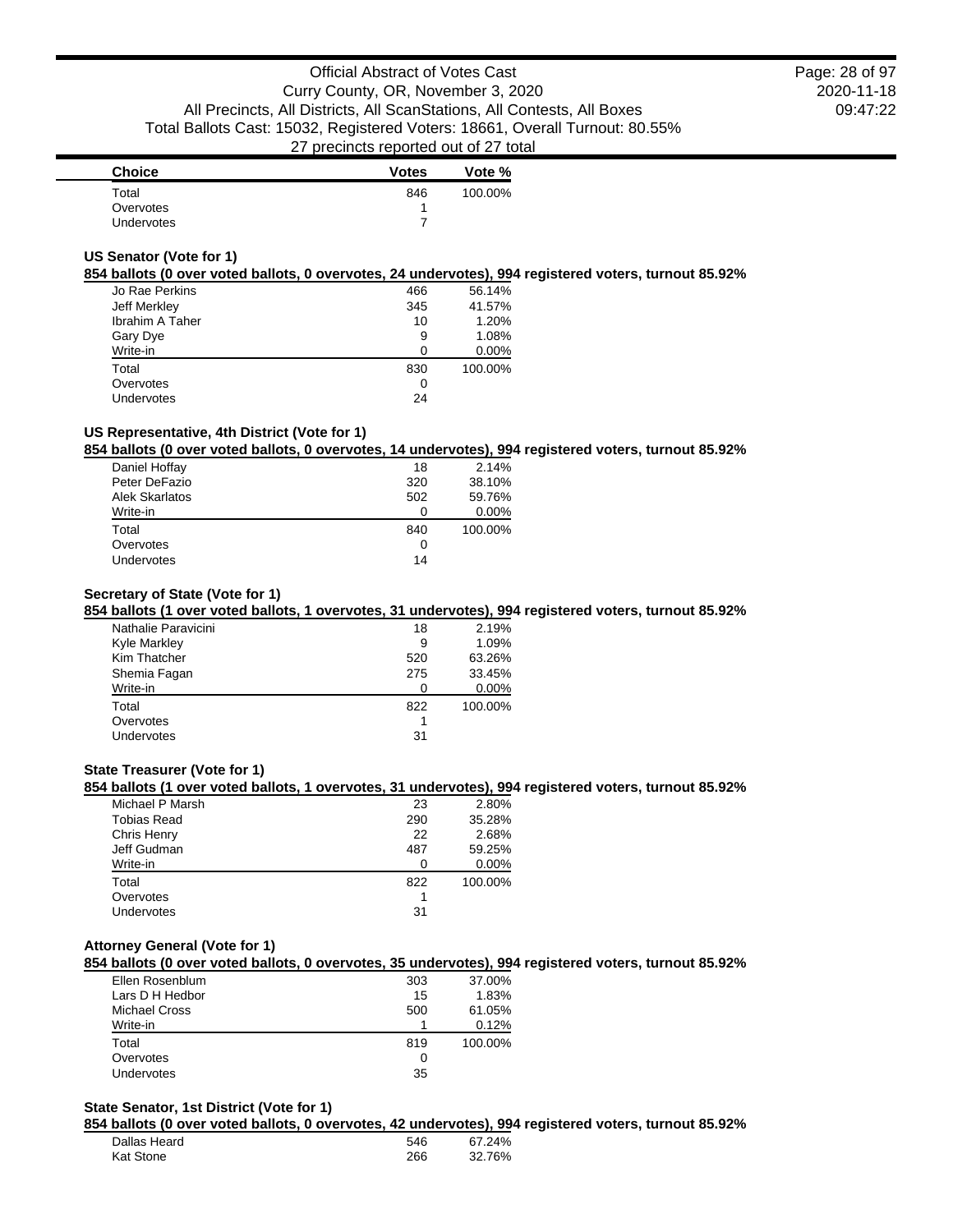| Choice | Votes | Vote % |
| --- | --- | --- |
| Total | 846 | 100.00% |
| Overvotes | 1 | |
| Undervotes | 7 | |

### US Senator (Vote for 1)

**854 ballots (0 over voted ballots, 0 overvotes, 24 undervotes), 994 registered voters, turnout 85.92%**

| Choice | Votes | Vote % |
| --- | --- | --- |
| Jo Rae Perkins | 466 | 56.14% |
| Jeff Merkley | 345 | 41.57% |
| Ibrahim A Taher | 10 | 1.20% |
| Gary Dye | 9 | 1.08% |
| Write-in | 0 | 0.00% |
| Total | 830 | 100.00% |
| Overvotes | 0 | |
| Undervotes | 24 | |

### US Representative, 4th District (Vote for 1)

**854 ballots (0 over voted ballots, 0 overvotes, 14 undervotes), 994 registered voters, turnout 85.92%**

| Choice | Votes | Vote % |
| --- | --- | --- |
| Daniel Hoffay | 18 | 2.14% |
| Peter DeFazio | 320 | 38.10% |
| Alek Skarlatos | 502 | 59.76% |
| Write-in | 0 | 0.00% |
| Total | 840 | 100.00% |
| Overvotes | 0 | |
| Undervotes | 14 | |

### Secretary of State (Vote for 1)

**854 ballots (1 over voted ballots, 1 overvotes, 31 undervotes), 994 registered voters, turnout 85.92%**

| Choice | Votes | Vote % |
| --- | --- | --- |
| Nathalie Paravicini | 18 | 2.19% |
| Kyle Markley | 9 | 1.09% |
| Kim Thatcher | 520 | 63.26% |
| Shemia Fagan | 275 | 33.45% |
| Write-in | 0 | 0.00% |
| Total | 822 | 100.00% |
| Overvotes | 1 | |
| Undervotes | 31 | |

### State Treasurer (Vote for 1)

**854 ballots (1 over voted ballots, 1 overvotes, 31 undervotes), 994 registered voters, turnout 85.92%**

| Choice | Votes | Vote % |
| --- | --- | --- |
| Michael P Marsh | 23 | 2.80% |
| Tobias Read | 290 | 35.28% |
| Chris Henry | 22 | 2.68% |
| Jeff Gudman | 487 | 59.25% |
| Write-in | 0 | 0.00% |
| Total | 822 | 100.00% |
| Overvotes | 1 | |
| Undervotes | 31 | |

### Attorney General (Vote for 1)

**854 ballots (0 over voted ballots, 0 overvotes, 35 undervotes), 994 registered voters, turnout 85.92%**

| Choice | Votes | Vote % |
| --- | --- | --- |
| Ellen Rosenblum | 303 | 37.00% |
| Lars D H Hedbor | 15 | 1.83% |
| Michael Cross | 500 | 61.05% |
| Write-in | 1 | 0.12% |
| Total | 819 | 100.00% |
| Overvotes | 0 | |
| Undervotes | 35 | |

### State Senator, 1st District (Vote for 1)

**854 ballots (0 over voted ballots, 0 overvotes, 42 undervotes), 994 registered voters, turnout 85.92%**

| Choice | Votes | Vote % |
| --- | --- | --- |
| Dallas Heard | 546 | 67.24% |
| Kat Stone | 266 | 32.76% |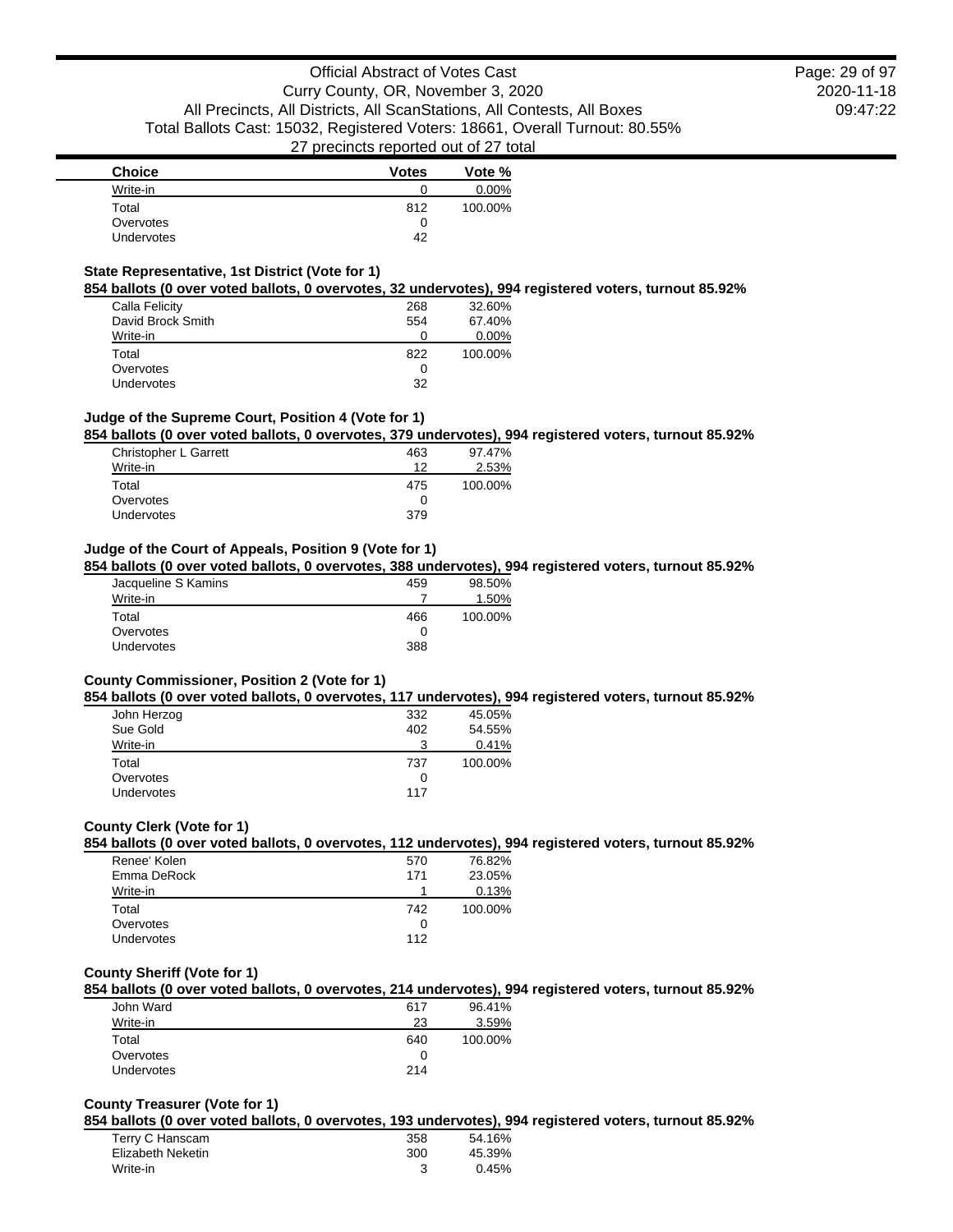| Choice | Votes | Vote % |
| --- | --- | --- |
| Write-in | 0 | 0.00% |
| Total | 812 | 100.00% |
| Overvotes | 0 | |
| Undervotes | 42 | |

### State Representative, 1st District (Vote for 1)

**854 ballots (0 over voted ballots, 0 overvotes, 32 undervotes), 994 registered voters, turnout 85.92%**

| Choice | Votes | Vote % |
| --- | --- | --- |
| Calla Felicity | 268 | 32.60% |
| David Brock Smith | 554 | 67.40% |
| Write-in | 0 | 0.00% |
| Total | 822 | 100.00% |
| Overvotes | 0 | |
| Undervotes | 32 | |

### Judge of the Supreme Court, Position 4 (Vote for 1)

**854 ballots (0 over voted ballots, 0 overvotes, 379 undervotes), 994 registered voters, turnout 85.92%**

| Choice | Votes | Vote % |
| --- | --- | --- |
| Christopher L Garrett | 463 | 97.47% |
| Write-in | 12 | 2.53% |
| Total | 475 | 100.00% |
| Overvotes | 0 | |
| Undervotes | 379 | |

### Judge of the Court of Appeals, Position 9 (Vote for 1)

**854 ballots (0 over voted ballots, 0 overvotes, 388 undervotes), 994 registered voters, turnout 85.92%**

| Choice | Votes | Vote % |
| --- | --- | --- |
| Jacqueline S Kamins | 459 | 98.50% |
| Write-in | 7 | 1.50% |
| Total | 466 | 100.00% |
| Overvotes | 0 | |
| Undervotes | 388 | |

### County Commissioner, Position 2 (Vote for 1)

**854 ballots (0 over voted ballots, 0 overvotes, 117 undervotes), 994 registered voters, turnout 85.92%**

| Choice | Votes | Vote % |
| --- | --- | --- |
| John Herzog | 332 | 45.05% |
| Sue Gold | 402 | 54.55% |
| Write-in | 3 | 0.41% |
| Total | 737 | 100.00% |
| Overvotes | 0 | |
| Undervotes | 117 | |

### County Clerk (Vote for 1)

**854 ballots (0 over voted ballots, 0 overvotes, 112 undervotes), 994 registered voters, turnout 85.92%**

| Choice | Votes | Vote % |
| --- | --- | --- |
| Renee' Kolen | 570 | 76.82% |
| Emma DeRock | 171 | 23.05% |
| Write-in | 1 | 0.13% |
| Total | 742 | 100.00% |
| Overvotes | 0 | |
| Undervotes | 112 | |

### County Sheriff (Vote for 1)

**854 ballots (0 over voted ballots, 0 overvotes, 214 undervotes), 994 registered voters, turnout 85.92%**

| Choice | Votes | Vote % |
| --- | --- | --- |
| John Ward | 617 | 96.41% |
| Write-in | 23 | 3.59% |
| Total | 640 | 100.00% |
| Overvotes | 0 | |
| Undervotes | 214 | |

### County Treasurer (Vote for 1)

**854 ballots (0 over voted ballots, 0 overvotes, 193 undervotes), 994 registered voters, turnout 85.92%**

| Choice | Votes | Vote % |
| --- | --- | --- |
| Terry C Hanscam | 358 | 54.16% |
| Elizabeth Neketin | 300 | 45.39% |
| Write-in | 3 | 0.45% |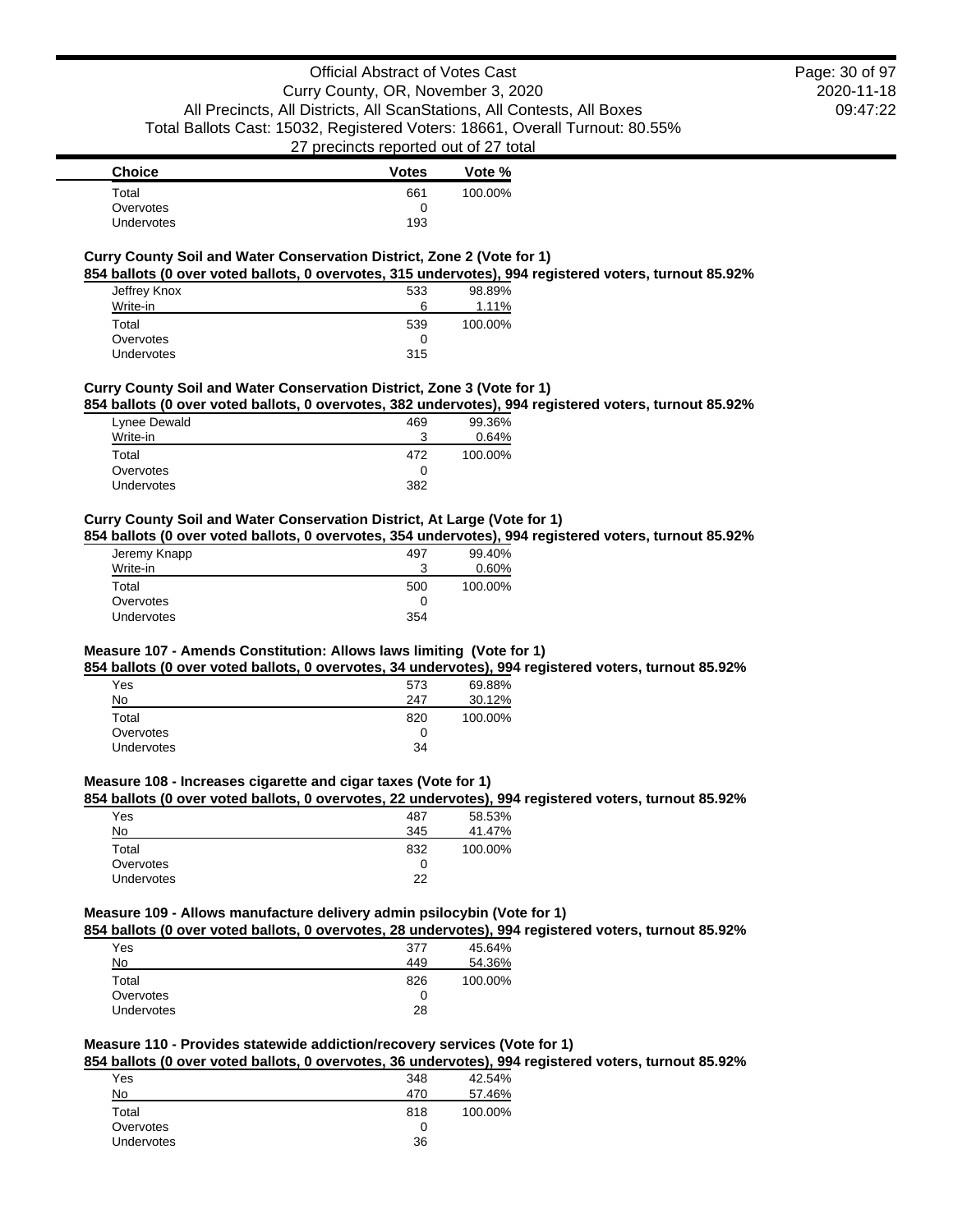| Choice | Votes | Vote % |
|---|---|---|
| Total | 661 | 100.00% |
| Overvotes | 0 | |
| Undervotes | 193 | |

**Curry County Soil and Water Conservation District, Zone 2 (Vote for 1)**

**854 ballots (0 over voted ballots, 0 overvotes, 315 undervotes), 994 registered voters, turnout 85.92%**

| Choice | Votes | Vote % |
|---|---|---|
| Jeffrey Knox | 533 | 98.89% |
| Write-in | 6 | 1.11% |
| Total | 539 | 100.00% |
| Overvotes | 0 | |
| Undervotes | 315 | |

**Curry County Soil and Water Conservation District, Zone 3 (Vote for 1)**

**854 ballots (0 over voted ballots, 0 overvotes, 382 undervotes), 994 registered voters, turnout 85.92%**

| Choice | Votes | Vote % |
|---|---|---|
| Lynee Dewald | 469 | 99.36% |
| Write-in | 3 | 0.64% |
| Total | 472 | 100.00% |
| Overvotes | 0 | |
| Undervotes | 382 | |

**Curry County Soil and Water Conservation District, At Large (Vote for 1)**

**854 ballots (0 over voted ballots, 0 overvotes, 354 undervotes), 994 registered voters, turnout 85.92%**

| Choice | Votes | Vote % |
|---|---|---|
| Jeremy Knapp | 497 | 99.40% |
| Write-in | 3 | 0.60% |
| Total | 500 | 100.00% |
| Overvotes | 0 | |
| Undervotes | 354 | |

**Measure 107 - Amends Constitution: Allows laws limiting (Vote for 1)**

**854 ballots (0 over voted ballots, 0 overvotes, 34 undervotes), 994 registered voters, turnout 85.92%**

| Choice | Votes | Vote % |
|---|---|---|
| Yes | 573 | 69.88% |
| No | 247 | 30.12% |
| Total | 820 | 100.00% |
| Overvotes | 0 | |
| Undervotes | 34 | |

**Measure 108 - Increases cigarette and cigar taxes (Vote for 1)**

**854 ballots (0 over voted ballots, 0 overvotes, 22 undervotes), 994 registered voters, turnout 85.92%**

| Choice | Votes | Vote % |
|---|---|---|
| Yes | 487 | 58.53% |
| No | 345 | 41.47% |
| Total | 832 | 100.00% |
| Overvotes | 0 | |
| Undervotes | 22 | |

**Measure 109 - Allows manufacture delivery admin psilocybin (Vote for 1)**

**854 ballots (0 over voted ballots, 0 overvotes, 28 undervotes), 994 registered voters, turnout 85.92%**

| Choice | Votes | Vote % |
|---|---|---|
| Yes | 377 | 45.64% |
| No | 449 | 54.36% |
| Total | 826 | 100.00% |
| Overvotes | 0 | |
| Undervotes | 28 | |

**Measure 110 - Provides statewide addiction/recovery services (Vote for 1)**

**854 ballots (0 over voted ballots, 0 overvotes, 36 undervotes), 994 registered voters, turnout 85.92%**

| Choice | Votes | Vote % |
|---|---|---|
| Yes | 348 | 42.54% |
| No | 470 | 57.46% |
| Total | 818 | 100.00% |
| Overvotes | 0 | |
| Undervotes | 36 | |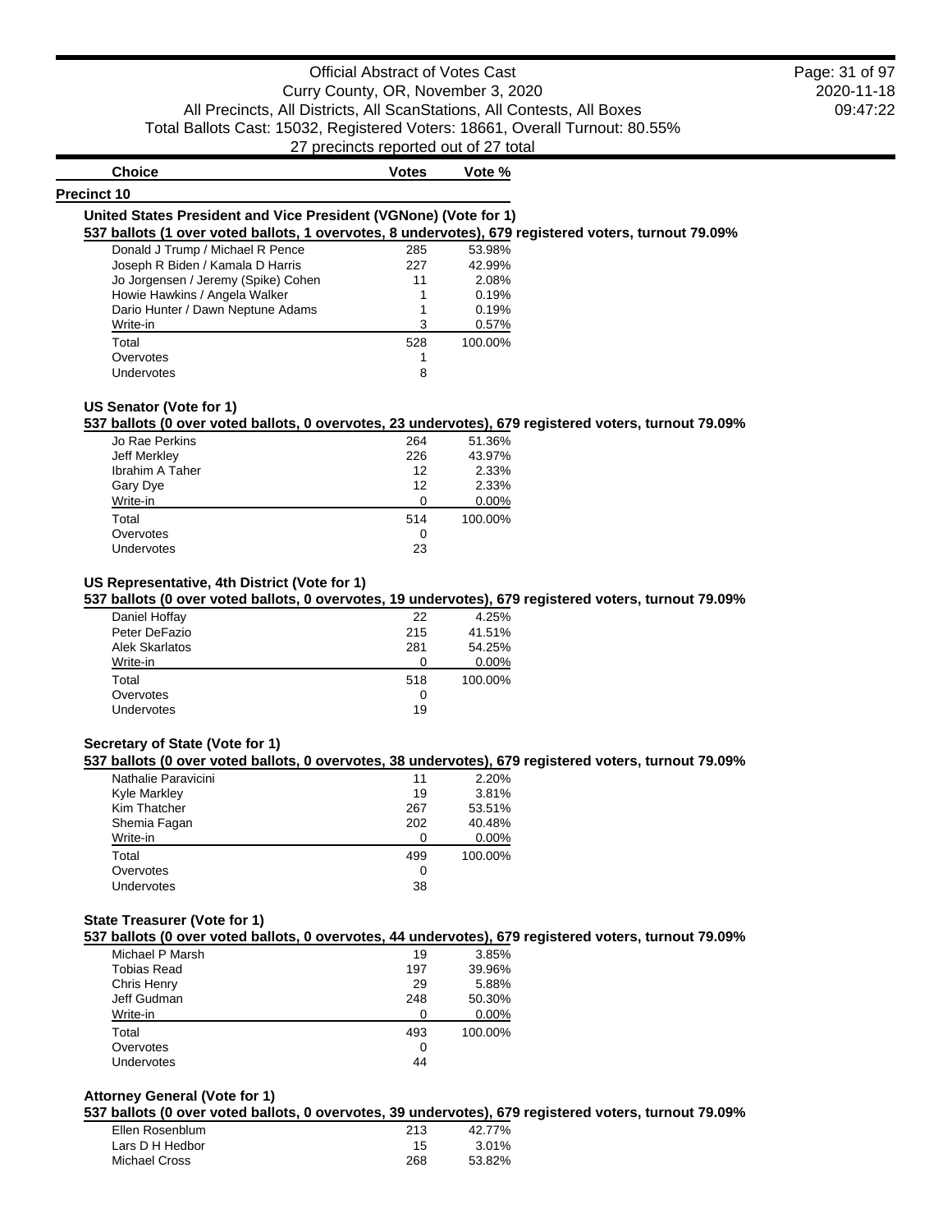## Precinct 10

### United States President and Vice President (VGNone) (Vote for 1)

**537 ballots (1 over voted ballots, 1 overvotes, 8 undervotes), 679 registered voters, turnout 79.09%**

| Choice | Votes | Vote % |
|---|---|---|
| Donald J Trump / Michael R Pence | 285 | 53.98% |
| Joseph R Biden / Kamala D Harris | 227 | 42.99% |
| Jo Jorgensen / Jeremy (Spike) Cohen | 11 | 2.08% |
| Howie Hawkins / Angela Walker | 1 | 0.19% |
| Dario Hunter / Dawn Neptune Adams | 1 | 0.19% |
| Write-in | 3 | 0.57% |
| Total | 528 | 100.00% |
| Overvotes | 1 | |
| Undervotes | 8 | |

### US Senator (Vote for 1)

**537 ballots (0 over voted ballots, 0 overvotes, 23 undervotes), 679 registered voters, turnout 79.09%**

| Choice | Votes | Vote % |
|---|---|---|
| Jo Rae Perkins | 264 | 51.36% |
| Jeff Merkley | 226 | 43.97% |
| Ibrahim A Taher | 12 | 2.33% |
| Gary Dye | 12 | 2.33% |
| Write-in | 0 | 0.00% |
| Total | 514 | 100.00% |
| Overvotes | 0 | |
| Undervotes | 23 | |

### US Representative, 4th District (Vote for 1)

**537 ballots (0 over voted ballots, 0 overvotes, 19 undervotes), 679 registered voters, turnout 79.09%**

| Choice | Votes | Vote % |
|---|---|---|
| Daniel Hoffay | 22 | 4.25% |
| Peter DeFazio | 215 | 41.51% |
| Alek Skarlatos | 281 | 54.25% |
| Write-in | 0 | 0.00% |
| Total | 518 | 100.00% |
| Overvotes | 0 | |
| Undervotes | 19 | |

### Secretary of State (Vote for 1)

**537 ballots (0 over voted ballots, 0 overvotes, 38 undervotes), 679 registered voters, turnout 79.09%**

| Choice | Votes | Vote % |
|---|---|---|
| Nathalie Paravicini | 11 | 2.20% |
| Kyle Markley | 19 | 3.81% |
| Kim Thatcher | 267 | 53.51% |
| Shemia Fagan | 202 | 40.48% |
| Write-in | 0 | 0.00% |
| Total | 499 | 100.00% |
| Overvotes | 0 | |
| Undervotes | 38 | |

### State Treasurer (Vote for 1)

**537 ballots (0 over voted ballots, 0 overvotes, 44 undervotes), 679 registered voters, turnout 79.09%**

| Choice | Votes | Vote % |
|---|---|---|
| Michael P Marsh | 19 | 3.85% |
| Tobias Read | 197 | 39.96% |
| Chris Henry | 29 | 5.88% |
| Jeff Gudman | 248 | 50.30% |
| Write-in | 0 | 0.00% |
| Total | 493 | 100.00% |
| Overvotes | 0 | |
| Undervotes | 44 | |

### Attorney General (Vote for 1)

**537 ballots (0 over voted ballots, 0 overvotes, 39 undervotes), 679 registered voters, turnout 79.09%**

| Choice | Votes | Vote % |
|---|---|---|
| Ellen Rosenblum | 213 | 42.77% |
| Lars D H Hedbor | 15 | 3.01% |
| Michael Cross | 268 | 53.82% |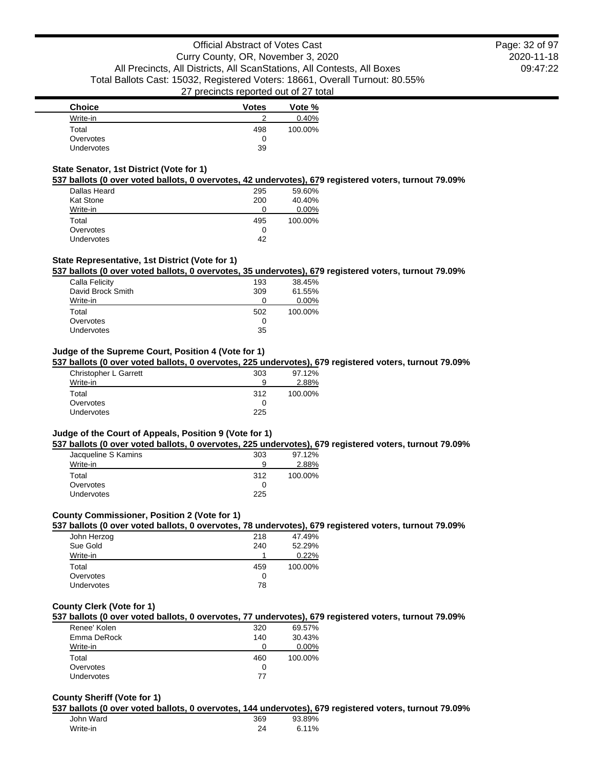| Choice | Votes | Vote % |
|---|---|---|
| Write-in | 2 | 0.40% |
| Total | 498 | 100.00% |
| Overvotes | 0 | |
| Undervotes | 39 | |

### State Senator, 1st District (Vote for 1)

**537 ballots (0 over voted ballots, 0 overvotes, 42 undervotes), 679 registered voters, turnout 79.09%**

| Choice | Votes | Vote % |
|---|---|---|
| Dallas Heard | 295 | 59.60% |
| Kat Stone | 200 | 40.40% |
| Write-in | 0 | 0.00% |
| Total | 495 | 100.00% |
| Overvotes | 0 | |
| Undervotes | 42 | |

### State Representative, 1st District (Vote for 1)

**537 ballots (0 over voted ballots, 0 overvotes, 35 undervotes), 679 registered voters, turnout 79.09%**

| Choice | Votes | Vote % |
|---|---|---|
| Calla Felicity | 193 | 38.45% |
| David Brock Smith | 309 | 61.55% |
| Write-in | 0 | 0.00% |
| Total | 502 | 100.00% |
| Overvotes | 0 | |
| Undervotes | 35 | |

### Judge of the Supreme Court, Position 4 (Vote for 1)

**537 ballots (0 over voted ballots, 0 overvotes, 225 undervotes), 679 registered voters, turnout 79.09%**

| Choice | Votes | Vote % |
|---|---|---|
| Christopher L Garrett | 303 | 97.12% |
| Write-in | 9 | 2.88% |
| Total | 312 | 100.00% |
| Overvotes | 0 | |
| Undervotes | 225 | |

### Judge of the Court of Appeals, Position 9 (Vote for 1)

**537 ballots (0 over voted ballots, 0 overvotes, 225 undervotes), 679 registered voters, turnout 79.09%**

| Choice | Votes | Vote % |
|---|---|---|
| Jacqueline S Kamins | 303 | 97.12% |
| Write-in | 9 | 2.88% |
| Total | 312 | 100.00% |
| Overvotes | 0 | |
| Undervotes | 225 | |

### County Commissioner, Position 2 (Vote for 1)

**537 ballots (0 over voted ballots, 0 overvotes, 78 undervotes), 679 registered voters, turnout 79.09%**

| Choice | Votes | Vote % |
|---|---|---|
| John Herzog | 218 | 47.49% |
| Sue Gold | 240 | 52.29% |
| Write-in | 1 | 0.22% |
| Total | 459 | 100.00% |
| Overvotes | 0 | |
| Undervotes | 78 | |

### County Clerk (Vote for 1)

**537 ballots (0 over voted ballots, 0 overvotes, 77 undervotes), 679 registered voters, turnout 79.09%**

| Choice | Votes | Vote % |
|---|---|---|
| Renee' Kolen | 320 | 69.57% |
| Emma DeRock | 140 | 30.43% |
| Write-in | 0 | 0.00% |
| Total | 460 | 100.00% |
| Overvotes | 0 | |
| Undervotes | 77 | |

### County Sheriff (Vote for 1)

**537 ballots (0 over voted ballots, 0 overvotes, 144 undervotes), 679 registered voters, turnout 79.09%**

| Choice | Votes | Vote % |
|---|---|---|
| John Ward | 369 | 93.89% |
| Write-in | 24 | 6.11% |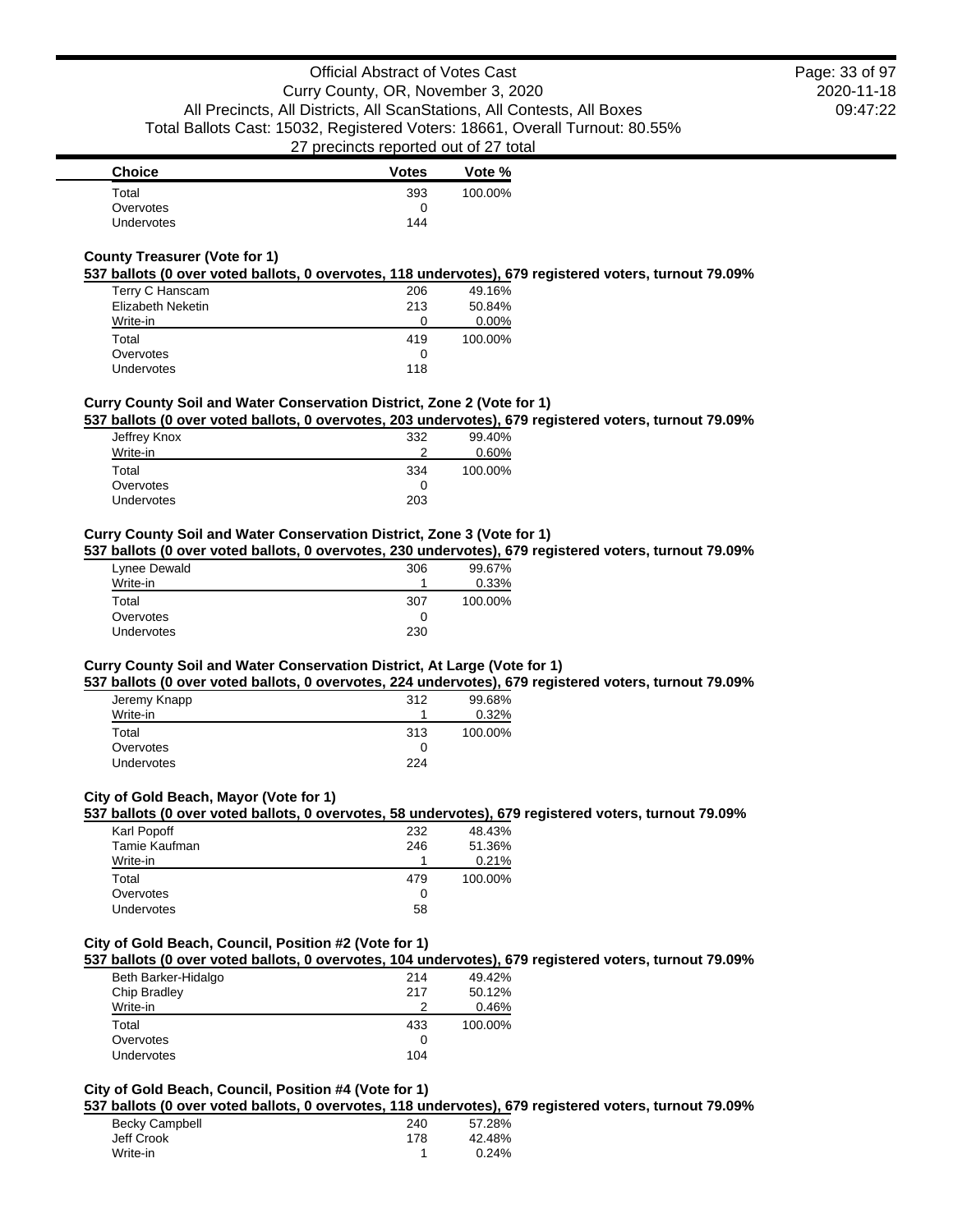| Choice | Votes | Vote % |
| --- | --- | --- |
| Total | 393 | 100.00% |
| Overvotes | 0 | |
| Undervotes | 144 | |

**County Treasurer (Vote for 1)**

**537 ballots (0 over voted ballots, 0 overvotes, 118 undervotes), 679 registered voters, turnout 79.09%**

| Choice | Votes | Vote % |
| --- | --- | --- |
| Terry C Hanscam | 206 | 49.16% |
| Elizabeth Neketin | 213 | 50.84% |
| Write-in | 0 | 0.00% |
| Total | 419 | 100.00% |
| Overvotes | 0 | |
| Undervotes | 118 | |

**Curry County Soil and Water Conservation District, Zone 2 (Vote for 1)**

**537 ballots (0 over voted ballots, 0 overvotes, 203 undervotes), 679 registered voters, turnout 79.09%**

| Choice | Votes | Vote % |
| --- | --- | --- |
| Jeffrey Knox | 332 | 99.40% |
| Write-in | 2 | 0.60% |
| Total | 334 | 100.00% |
| Overvotes | 0 | |
| Undervotes | 203 | |

**Curry County Soil and Water Conservation District, Zone 3 (Vote for 1)**

**537 ballots (0 over voted ballots, 0 overvotes, 230 undervotes), 679 registered voters, turnout 79.09%**

| Choice | Votes | Vote % |
| --- | --- | --- |
| Lynee Dewald | 306 | 99.67% |
| Write-in | 1 | 0.33% |
| Total | 307 | 100.00% |
| Overvotes | 0 | |
| Undervotes | 230 | |

**Curry County Soil and Water Conservation District, At Large (Vote for 1)**

**537 ballots (0 over voted ballots, 0 overvotes, 224 undervotes), 679 registered voters, turnout 79.09%**

| Choice | Votes | Vote % |
| --- | --- | --- |
| Jeremy Knapp | 312 | 99.68% |
| Write-in | 1 | 0.32% |
| Total | 313 | 100.00% |
| Overvotes | 0 | |
| Undervotes | 224 | |

**City of Gold Beach, Mayor (Vote for 1)**

**537 ballots (0 over voted ballots, 0 overvotes, 58 undervotes), 679 registered voters, turnout 79.09%**

| Choice | Votes | Vote % |
| --- | --- | --- |
| Karl Popoff | 232 | 48.43% |
| Tamie Kaufman | 246 | 51.36% |
| Write-in | 1 | 0.21% |
| Total | 479 | 100.00% |
| Overvotes | 0 | |
| Undervotes | 58 | |

**City of Gold Beach, Council, Position #2 (Vote for 1)**

**537 ballots (0 over voted ballots, 0 overvotes, 104 undervotes), 679 registered voters, turnout 79.09%**

| Choice | Votes | Vote % |
| --- | --- | --- |
| Beth Barker-Hidalgo | 214 | 49.42% |
| Chip Bradley | 217 | 50.12% |
| Write-in | 2 | 0.46% |
| Total | 433 | 100.00% |
| Overvotes | 0 | |
| Undervotes | 104 | |

**City of Gold Beach, Council, Position #4 (Vote for 1)**

**537 ballots (0 over voted ballots, 0 overvotes, 118 undervotes), 679 registered voters, turnout 79.09%**

| Choice | Votes | Vote % |
| --- | --- | --- |
| Becky Campbell | 240 | 57.28% |
| Jeff Crook | 178 | 42.48% |
| Write-in | 1 | 0.24% |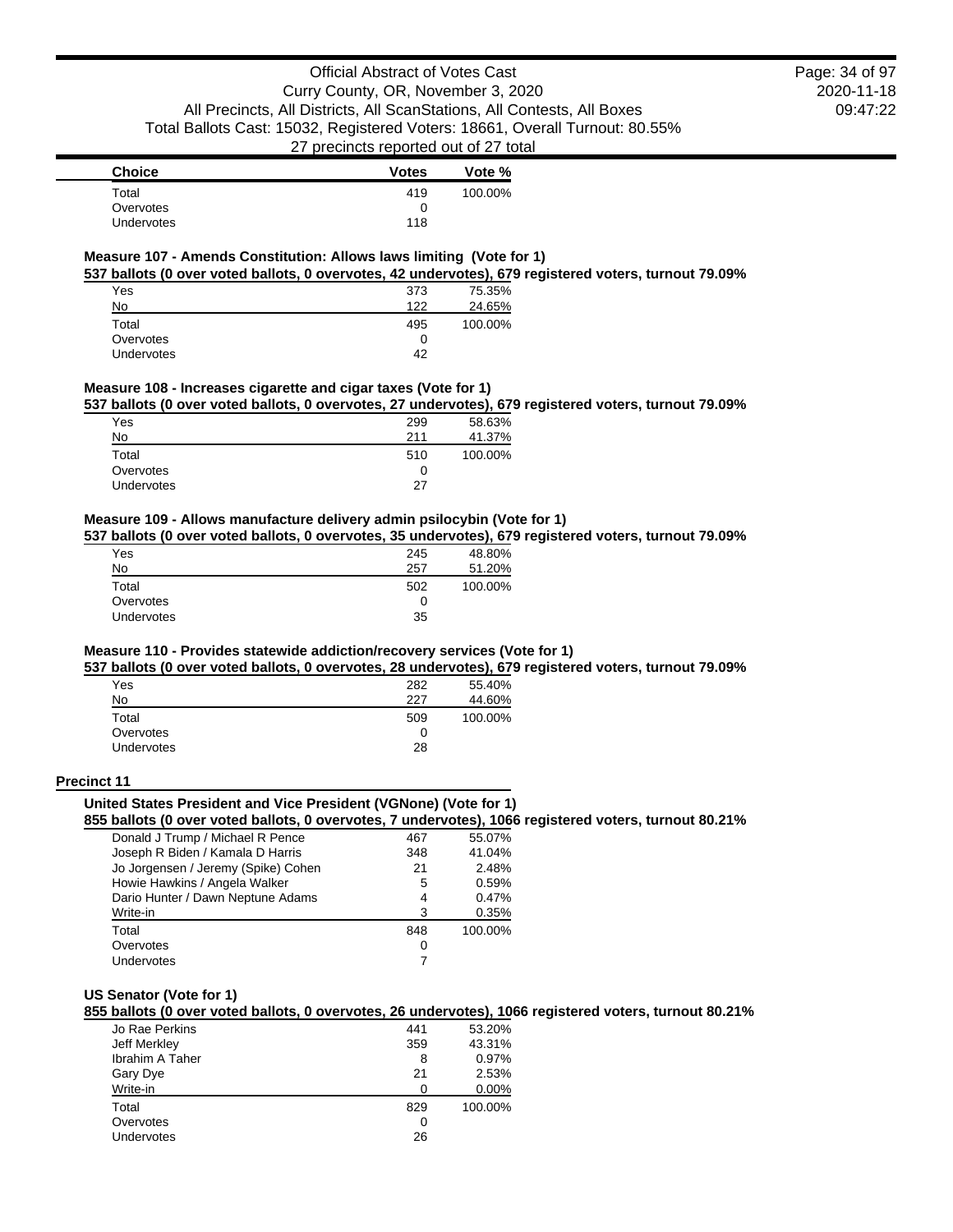| Choice | Votes | Vote % |
|---|---|---|
| Total | 419 | 100.00% |
| Overvotes | 0 | |
| Undervotes | 118 | |

### Measure 107 - Amends Constitution: Allows laws limiting (Vote for 1)

**537 ballots (0 over voted ballots, 0 overvotes, 42 undervotes), 679 registered voters, turnout 79.09%**

| Choice | Votes | Vote % |
|---|---|---|
| Yes | 373 | 75.35% |
| No | 122 | 24.65% |
| Total | 495 | 100.00% |
| Overvotes | 0 | |
| Undervotes | 42 | |

### Measure 108 - Increases cigarette and cigar taxes (Vote for 1)

**537 ballots (0 over voted ballots, 0 overvotes, 27 undervotes), 679 registered voters, turnout 79.09%**

| Choice | Votes | Vote % |
|---|---|---|
| Yes | 299 | 58.63% |
| No | 211 | 41.37% |
| Total | 510 | 100.00% |
| Overvotes | 0 | |
| Undervotes | 27 | |

### Measure 109 - Allows manufacture delivery admin psilocybin (Vote for 1)

**537 ballots (0 over voted ballots, 0 overvotes, 35 undervotes), 679 registered voters, turnout 79.09%**

| Choice | Votes | Vote % |
|---|---|---|
| Yes | 245 | 48.80% |
| No | 257 | 51.20% |
| Total | 502 | 100.00% |
| Overvotes | 0 | |
| Undervotes | 35 | |

### Measure 110 - Provides statewide addiction/recovery services (Vote for 1)

**537 ballots (0 over voted ballots, 0 overvotes, 28 undervotes), 679 registered voters, turnout 79.09%**

| Choice | Votes | Vote % |
|---|---|---|
| Yes | 282 | 55.40% |
| No | 227 | 44.60% |
| Total | 509 | 100.00% |
| Overvotes | 0 | |
| Undervotes | 28 | |

## Precinct 11

### United States President and Vice President (VGNone) (Vote for 1)

**855 ballots (0 over voted ballots, 0 overvotes, 7 undervotes), 1066 registered voters, turnout 80.21%**

| Choice | Votes | Vote % |
|---|---|---|
| Donald J Trump / Michael R Pence | 467 | 55.07% |
| Joseph R Biden / Kamala D Harris | 348 | 41.04% |
| Jo Jorgensen / Jeremy (Spike) Cohen | 21 | 2.48% |
| Howie Hawkins / Angela Walker | 5 | 0.59% |
| Dario Hunter / Dawn Neptune Adams | 4 | 0.47% |
| Write-in | 3 | 0.35% |
| Total | 848 | 100.00% |
| Overvotes | 0 | |
| Undervotes | 7 | |

### US Senator (Vote for 1)

**855 ballots (0 over voted ballots, 0 overvotes, 26 undervotes), 1066 registered voters, turnout 80.21%**

| Choice | Votes | Vote % |
|---|---|---|
| Jo Rae Perkins | 441 | 53.20% |
| Jeff Merkley | 359 | 43.31% |
| Ibrahim A Taher | 8 | 0.97% |
| Gary Dye | 21 | 2.53% |
| Write-in | 0 | 0.00% |
| Total | 829 | 100.00% |
| Overvotes | 0 | |
| Undervotes | 26 | |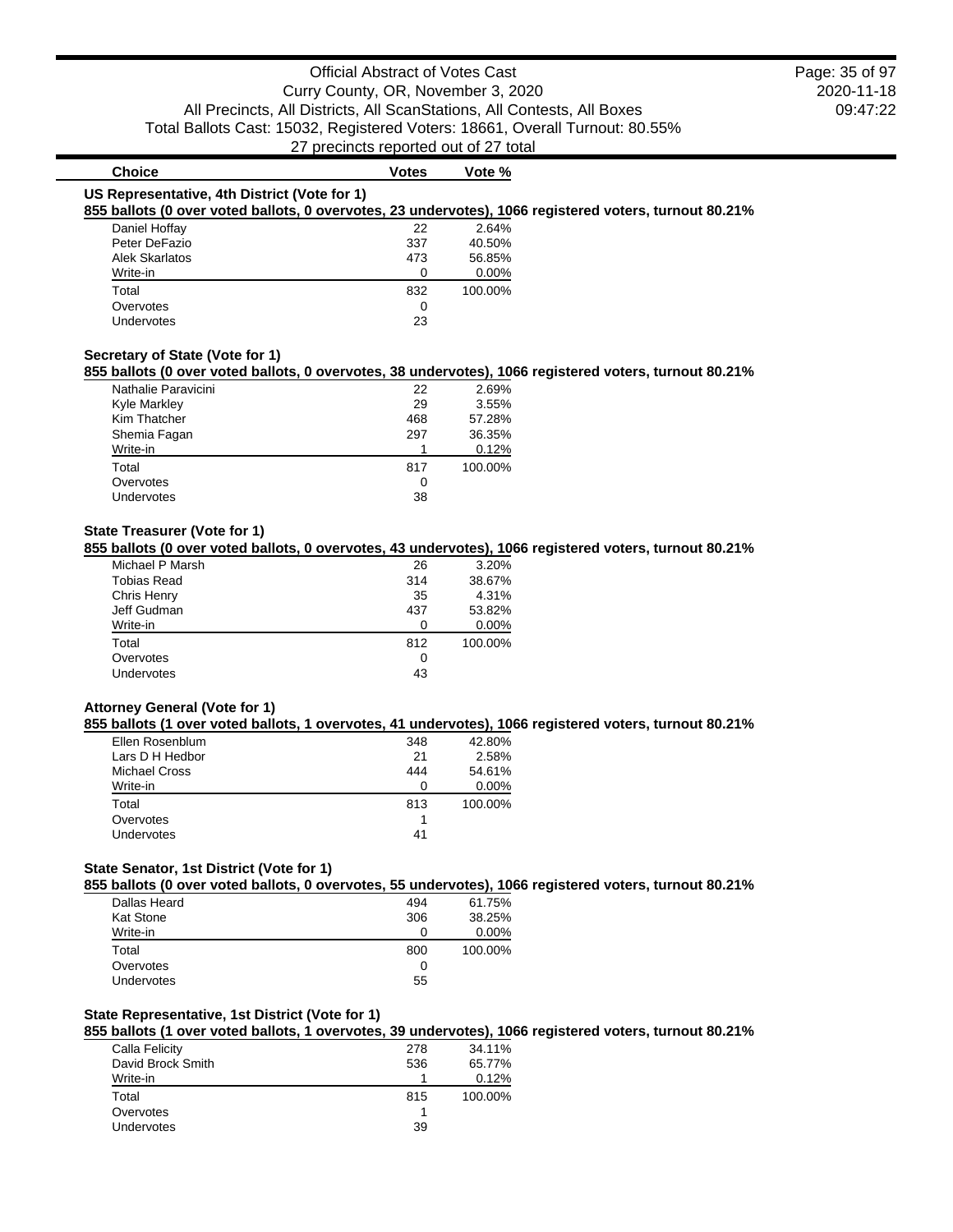| Choice | Votes | Vote % |
|---|---|---|

### US Representative, 4th District (Vote for 1)

**855 ballots (0 over voted ballots, 0 overvotes, 23 undervotes), 1066 registered voters, turnout 80.21%**

| Choice | Votes | Vote % |
|---|---|---|
| Daniel Hoffay | 22 | 2.64% |
| Peter DeFazio | 337 | 40.50% |
| Alek Skarlatos | 473 | 56.85% |
| Write-in | 0 | 0.00% |
| Total | 832 | 100.00% |
| Overvotes | 0 | |
| Undervotes | 23 | |

### Secretary of State (Vote for 1)

**855 ballots (0 over voted ballots, 0 overvotes, 38 undervotes), 1066 registered voters, turnout 80.21%**

| Choice | Votes | Vote % |
|---|---|---|
| Nathalie Paravicini | 22 | 2.69% |
| Kyle Markley | 29 | 3.55% |
| Kim Thatcher | 468 | 57.28% |
| Shemia Fagan | 297 | 36.35% |
| Write-in | 1 | 0.12% |
| Total | 817 | 100.00% |
| Overvotes | 0 | |
| Undervotes | 38 | |

### State Treasurer (Vote for 1)

**855 ballots (0 over voted ballots, 0 overvotes, 43 undervotes), 1066 registered voters, turnout 80.21%**

| Choice | Votes | Vote % |
|---|---|---|
| Michael P Marsh | 26 | 3.20% |
| Tobias Read | 314 | 38.67% |
| Chris Henry | 35 | 4.31% |
| Jeff Gudman | 437 | 53.82% |
| Write-in | 0 | 0.00% |
| Total | 812 | 100.00% |
| Overvotes | 0 | |
| Undervotes | 43 | |

### Attorney General (Vote for 1)

**855 ballots (1 over voted ballots, 1 overvotes, 41 undervotes), 1066 registered voters, turnout 80.21%**

| Choice | Votes | Vote % |
|---|---|---|
| Ellen Rosenblum | 348 | 42.80% |
| Lars D H Hedbor | 21 | 2.58% |
| Michael Cross | 444 | 54.61% |
| Write-in | 0 | 0.00% |
| Total | 813 | 100.00% |
| Overvotes | 1 | |
| Undervotes | 41 | |

### State Senator, 1st District (Vote for 1)

**855 ballots (0 over voted ballots, 0 overvotes, 55 undervotes), 1066 registered voters, turnout 80.21%**

| Choice | Votes | Vote % |
|---|---|---|
| Dallas Heard | 494 | 61.75% |
| Kat Stone | 306 | 38.25% |
| Write-in | 0 | 0.00% |
| Total | 800 | 100.00% |
| Overvotes | 0 | |
| Undervotes | 55 | |

### State Representative, 1st District (Vote for 1)

**855 ballots (1 over voted ballots, 1 overvotes, 39 undervotes), 1066 registered voters, turnout 80.21%**

| Choice | Votes | Vote % |
|---|---|---|
| Calla Felicity | 278 | 34.11% |
| David Brock Smith | 536 | 65.77% |
| Write-in | 1 | 0.12% |
| Total | 815 | 100.00% |
| Overvotes | 1 | |
| Undervotes | 39 | |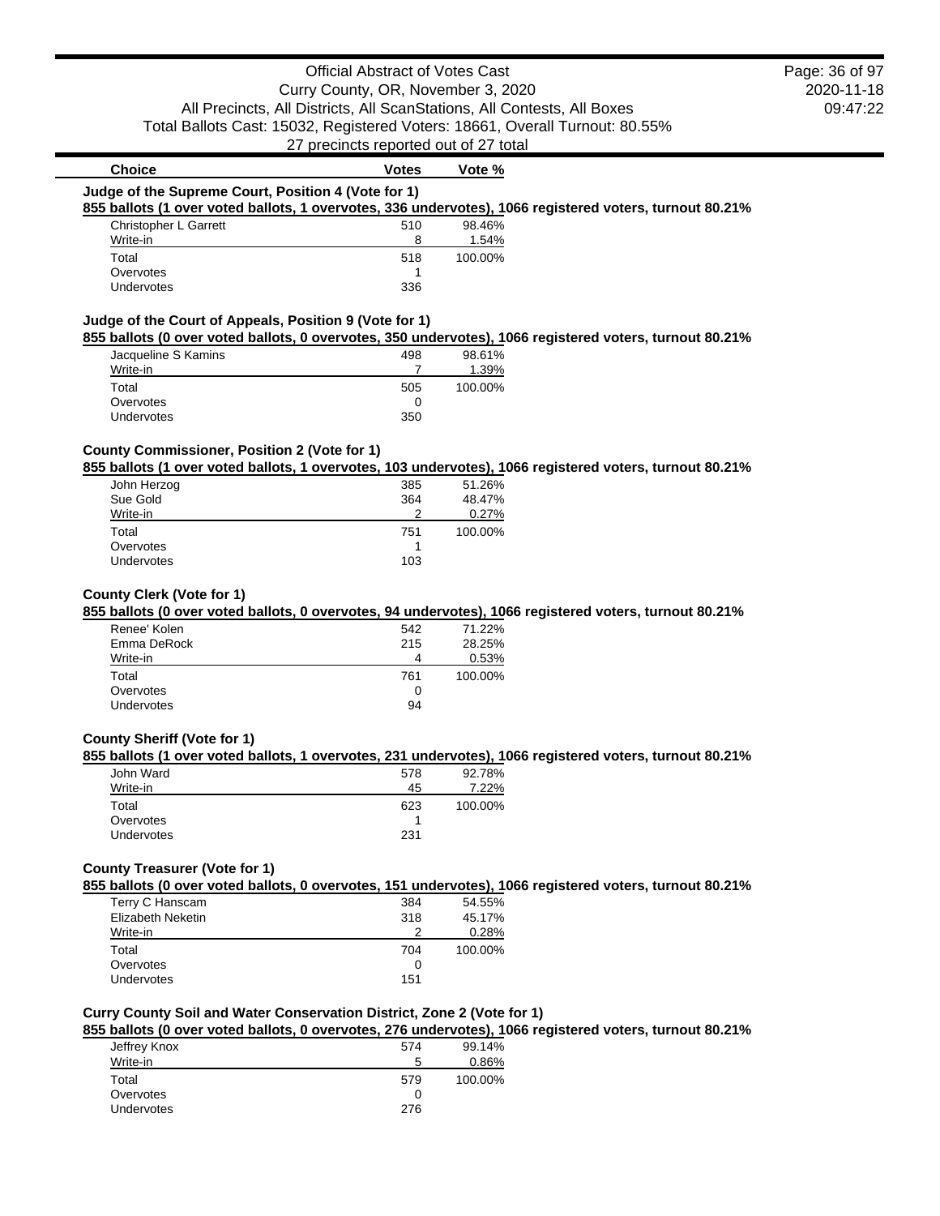Official Abstract of Votes Cast
Curry County, OR, November 3, 2020
All Precincts, All Districts, All ScanStations, All Contests, All Boxes
Total Ballots Cast: 15032, Registered Voters: 18661, Overall Turnout: 80.55%
27 precincts reported out of 27 total

### Judge of the Supreme Court, Position 4 (Vote for 1)

**855 ballots (1 over voted ballots, 1 overvotes, 336 undervotes), 1066 registered voters, turnout 80.21%**

| Choice | Votes | Vote % |
|---|---|---|
| Christopher L Garrett | 510 | 98.46% |
| Write-in | 8 | 1.54% |
| Total | 518 | 100.00% |
| Overvotes | 1 | |
| Undervotes | 336 | |

### Judge of the Court of Appeals, Position 9 (Vote for 1)

**855 ballots (0 over voted ballots, 0 overvotes, 350 undervotes), 1066 registered voters, turnout 80.21%**

| Choice | Votes | Vote % |
|---|---|---|
| Jacqueline S Kamins | 498 | 98.61% |
| Write-in | 7 | 1.39% |
| Total | 505 | 100.00% |
| Overvotes | 0 | |
| Undervotes | 350 | |

### County Commissioner, Position 2 (Vote for 1)

**855 ballots (1 over voted ballots, 1 overvotes, 103 undervotes), 1066 registered voters, turnout 80.21%**

| Choice | Votes | Vote % |
|---|---|---|
| John Herzog | 385 | 51.26% |
| Sue Gold | 364 | 48.47% |
| Write-in | 2 | 0.27% |
| Total | 751 | 100.00% |
| Overvotes | 1 | |
| Undervotes | 103 | |

### County Clerk (Vote for 1)

**855 ballots (0 over voted ballots, 0 overvotes, 94 undervotes), 1066 registered voters, turnout 80.21%**

| Choice | Votes | Vote % |
|---|---|---|
| Renee' Kolen | 542 | 71.22% |
| Emma DeRock | 215 | 28.25% |
| Write-in | 4 | 0.53% |
| Total | 761 | 100.00% |
| Overvotes | 0 | |
| Undervotes | 94 | |

### County Sheriff (Vote for 1)

**855 ballots (1 over voted ballots, 1 overvotes, 231 undervotes), 1066 registered voters, turnout 80.21%**

| Choice | Votes | Vote % |
|---|---|---|
| John Ward | 578 | 92.78% |
| Write-in | 45 | 7.22% |
| Total | 623 | 100.00% |
| Overvotes | 1 | |
| Undervotes | 231 | |

### County Treasurer (Vote for 1)

**855 ballots (0 over voted ballots, 0 overvotes, 151 undervotes), 1066 registered voters, turnout 80.21%**

| Choice | Votes | Vote % |
|---|---|---|
| Terry C Hanscam | 384 | 54.55% |
| Elizabeth Neketin | 318 | 45.17% |
| Write-in | 2 | 0.28% |
| Total | 704 | 100.00% |
| Overvotes | 0 | |
| Undervotes | 151 | |

### Curry County Soil and Water Conservation District, Zone 2 (Vote for 1)

**855 ballots (0 over voted ballots, 0 overvotes, 276 undervotes), 1066 registered voters, turnout 80.21%**

| Choice | Votes | Vote % |
|---|---|---|
| Jeffrey Knox | 574 | 99.14% |
| Write-in | 5 | 0.86% |
| Total | 579 | 100.00% |
| Overvotes | 0 | |
| Undervotes | 276 | |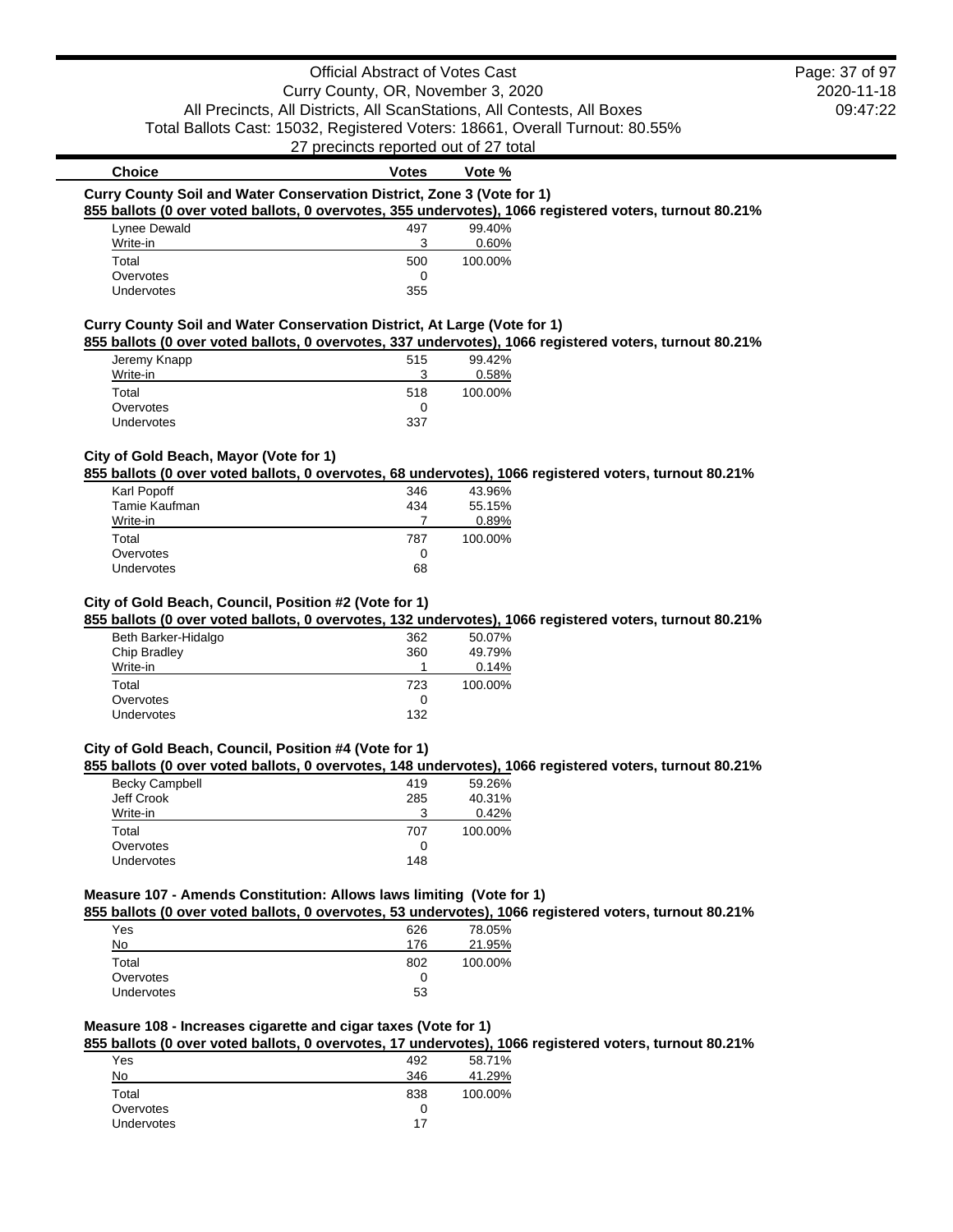# Official Abstract of Votes Cast

Curry County, OR, November 3, 2020

All Precincts, All Districts, All ScanStations, All Contests, All Boxes

Total Ballots Cast: 15032, Registered Voters: 18661, Overall Turnout: 80.55%

27 precincts reported out of 27 total

2020-11-18

09:47:22

| Choice | Votes | Vote % |
| --- | --- | --- |

### Curry County Soil and Water Conservation District, Zone 3 (Vote for 1)

**855 ballots (0 over voted ballots, 0 overvotes, 355 undervotes), 1066 registered voters, turnout 80.21%**

| Choice | Votes | Vote % |
| --- | --- | --- |
| Lynee Dewald | 497 | 99.40% |
| Write-in | 3 | 0.60% |
| Total | 500 | 100.00% |
| Overvotes | 0 | |
| Undervotes | 355 | |

### Curry County Soil and Water Conservation District, At Large (Vote for 1)

**855 ballots (0 over voted ballots, 0 overvotes, 337 undervotes), 1066 registered voters, turnout 80.21%**

| Choice | Votes | Vote % |
| --- | --- | --- |
| Jeremy Knapp | 515 | 99.42% |
| Write-in | 3 | 0.58% |
| Total | 518 | 100.00% |
| Overvotes | 0 | |
| Undervotes | 337 | |

### City of Gold Beach, Mayor (Vote for 1)

**855 ballots (0 over voted ballots, 0 overvotes, 68 undervotes), 1066 registered voters, turnout 80.21%**

| Choice | Votes | Vote % |
| --- | --- | --- |
| Karl Popoff | 346 | 43.96% |
| Tamie Kaufman | 434 | 55.15% |
| Write-in | 7 | 0.89% |
| Total | 787 | 100.00% |
| Overvotes | 0 | |
| Undervotes | 68 | |

### City of Gold Beach, Council, Position #2 (Vote for 1)

**855 ballots (0 over voted ballots, 0 overvotes, 132 undervotes), 1066 registered voters, turnout 80.21%**

| Choice | Votes | Vote % |
| --- | --- | --- |
| Beth Barker-Hidalgo | 362 | 50.07% |
| Chip Bradley | 360 | 49.79% |
| Write-in | 1 | 0.14% |
| Total | 723 | 100.00% |
| Overvotes | 0 | |
| Undervotes | 132 | |

### City of Gold Beach, Council, Position #4 (Vote for 1)

**855 ballots (0 over voted ballots, 0 overvotes, 148 undervotes), 1066 registered voters, turnout 80.21%**

| Choice | Votes | Vote % |
| --- | --- | --- |
| Becky Campbell | 419 | 59.26% |
| Jeff Crook | 285 | 40.31% |
| Write-in | 3 | 0.42% |
| Total | 707 | 100.00% |
| Overvotes | 0 | |
| Undervotes | 148 | |

### Measure 107 - Amends Constitution: Allows laws limiting (Vote for 1)

**855 ballots (0 over voted ballots, 0 overvotes, 53 undervotes), 1066 registered voters, turnout 80.21%**

| Choice | Votes | Vote % |
| --- | --- | --- |
| Yes | 626 | 78.05% |
| No | 176 | 21.95% |
| Total | 802 | 100.00% |
| Overvotes | 0 | |
| Undervotes | 53 | |

### Measure 108 - Increases cigarette and cigar taxes (Vote for 1)

**855 ballots (0 over voted ballots, 0 overvotes, 17 undervotes), 1066 registered voters, turnout 80.21%**

| Choice | Votes | Vote % |
| --- | --- | --- |
| Yes | 492 | 58.71% |
| No | 346 | 41.29% |
| Total | 838 | 100.00% |
| Overvotes | 0 | |
| Undervotes | 17 | |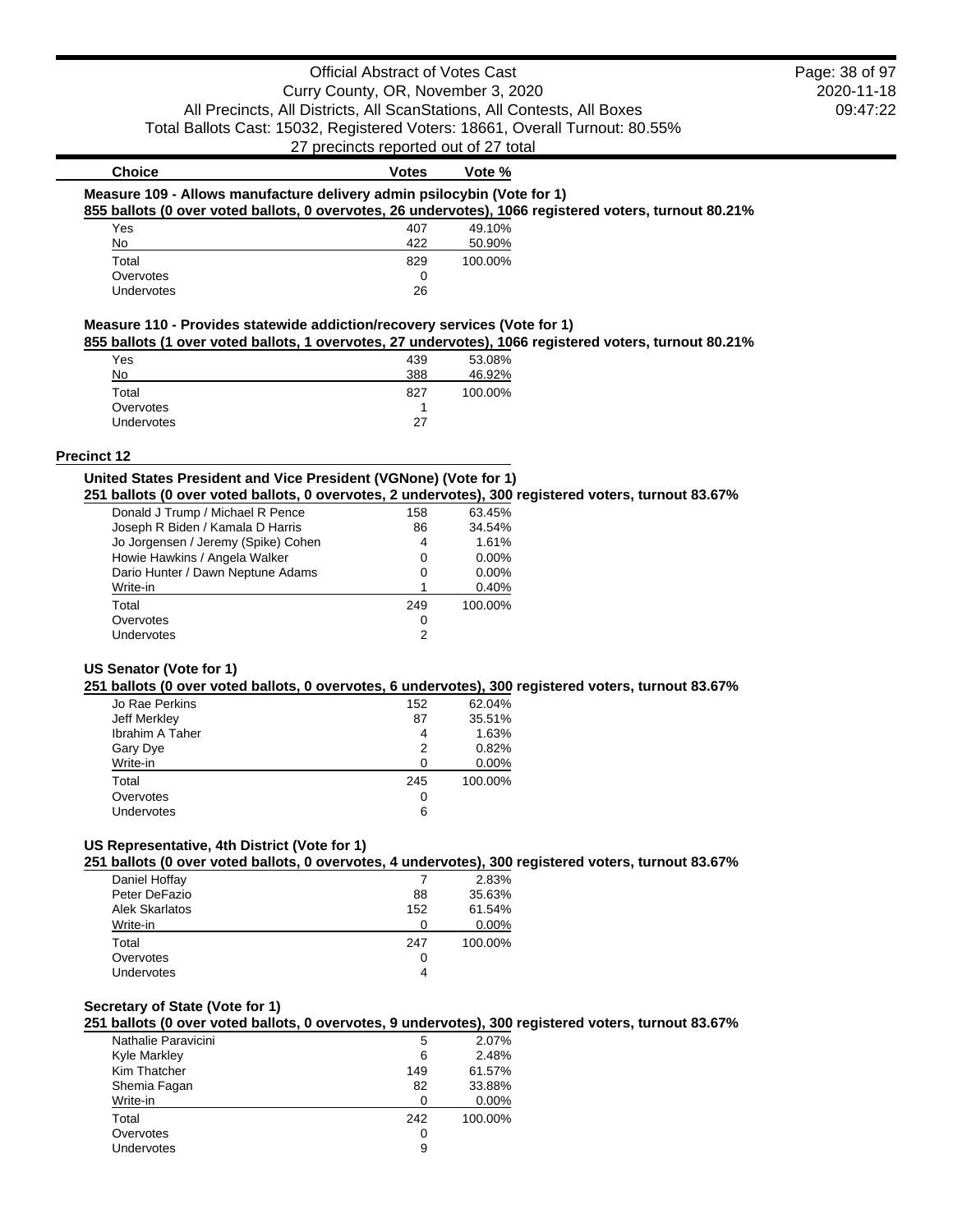### Measure 109 - Allows manufacture delivery admin psilocybin (Vote for 1)

**855 ballots (0 over voted ballots, 0 overvotes, 26 undervotes), 1066 registered voters, turnout 80.21%**

| Choice | Votes | Vote % |
|---|---|---|
| Yes | 407 | 49.10% |
| No | 422 | 50.90% |
| Total | 829 | 100.00% |
| Overvotes | 0 | |
| Undervotes | 26 | |

### Measure 110 - Provides statewide addiction/recovery services (Vote for 1)

**855 ballots (1 over voted ballots, 1 overvotes, 27 undervotes), 1066 registered voters, turnout 80.21%**

| Choice | Votes | Vote % |
|---|---|---|
| Yes | 439 | 53.08% |
| No | 388 | 46.92% |
| Total | 827 | 100.00% |
| Overvotes | 1 | |
| Undervotes | 27 | |

## Precinct 12

### United States President and Vice President (VGNone) (Vote for 1)

**251 ballots (0 over voted ballots, 0 overvotes, 2 undervotes), 300 registered voters, turnout 83.67%**

| Choice | Votes | Vote % |
|---|---|---|
| Donald J Trump / Michael R Pence | 158 | 63.45% |
| Joseph R Biden / Kamala D Harris | 86 | 34.54% |
| Jo Jorgensen / Jeremy (Spike) Cohen | 4 | 1.61% |
| Howie Hawkins / Angela Walker | 0 | 0.00% |
| Dario Hunter / Dawn Neptune Adams | 0 | 0.00% |
| Write-in | 1 | 0.40% |
| Total | 249 | 100.00% |
| Overvotes | 0 | |
| Undervotes | 2 | |

### US Senator (Vote for 1)

**251 ballots (0 over voted ballots, 0 overvotes, 6 undervotes), 300 registered voters, turnout 83.67%**

| Choice | Votes | Vote % |
|---|---|---|
| Jo Rae Perkins | 152 | 62.04% |
| Jeff Merkley | 87 | 35.51% |
| Ibrahim A Taher | 4 | 1.63% |
| Gary Dye | 2 | 0.82% |
| Write-in | 0 | 0.00% |
| Total | 245 | 100.00% |
| Overvotes | 0 | |
| Undervotes | 6 | |

### US Representative, 4th District (Vote for 1)

**251 ballots (0 over voted ballots, 0 overvotes, 4 undervotes), 300 registered voters, turnout 83.67%**

| Choice | Votes | Vote % |
|---|---|---|
| Daniel Hoffay | 7 | 2.83% |
| Peter DeFazio | 88 | 35.63% |
| Alek Skarlatos | 152 | 61.54% |
| Write-in | 0 | 0.00% |
| Total | 247 | 100.00% |
| Overvotes | 0 | |
| Undervotes | 4 | |

### Secretary of State (Vote for 1)

**251 ballots (0 over voted ballots, 0 overvotes, 9 undervotes), 300 registered voters, turnout 83.67%**

| Choice | Votes | Vote % |
|---|---|---|
| Nathalie Paravicini | 5 | 2.07% |
| Kyle Markley | 6 | 2.48% |
| Kim Thatcher | 149 | 61.57% |
| Shemia Fagan | 82 | 33.88% |
| Write-in | 0 | 0.00% |
| Total | 242 | 100.00% |
| Overvotes | 0 | |
| Undervotes | 9 | |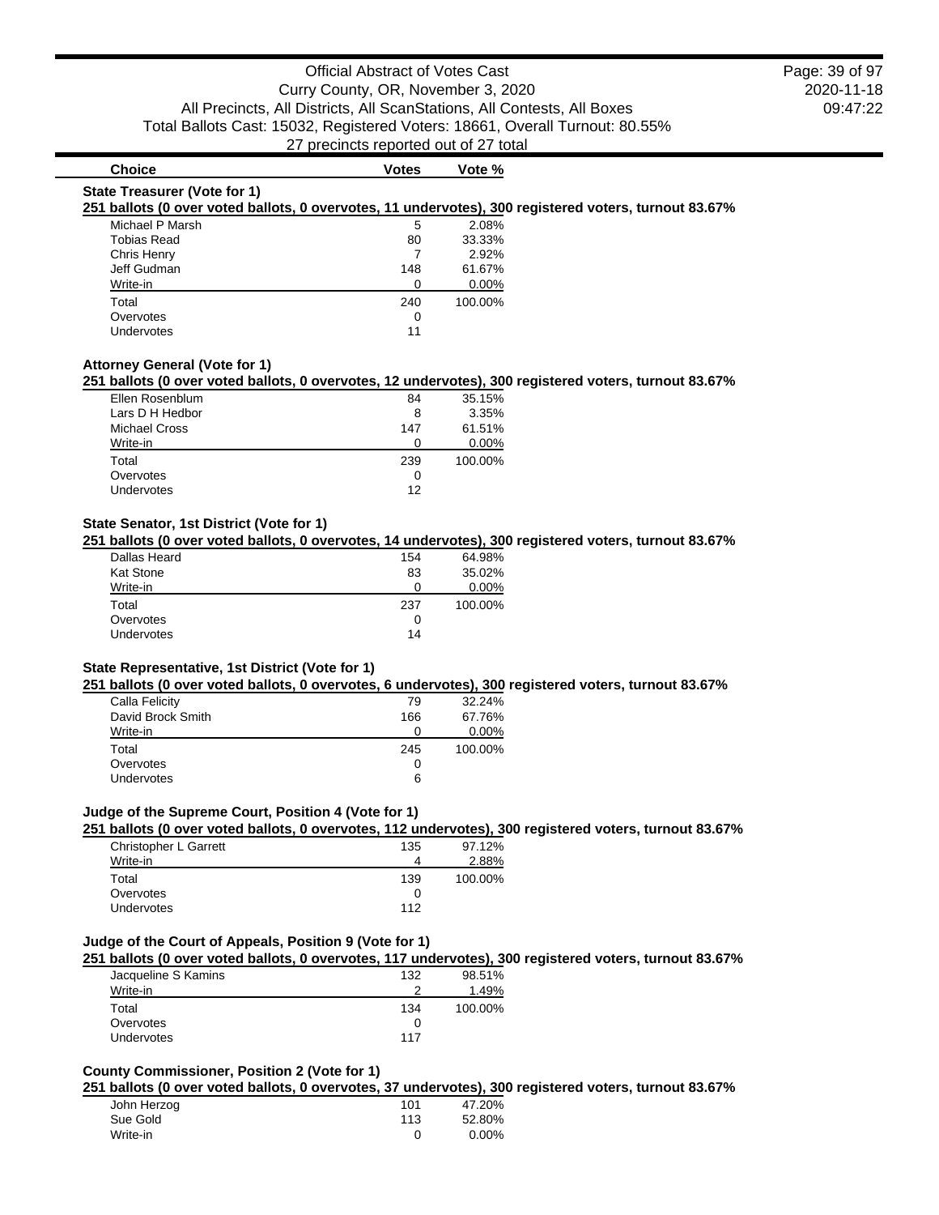| Choice | Votes | Vote % |
|---|---|---|

**State Treasurer (Vote for 1)**

**251 ballots (0 over voted ballots, 0 overvotes, 11 undervotes), 300 registered voters, turnout 83.67%**

| Choice | Votes | Vote % |
|---|---|---|
| Michael P Marsh | 5 | 2.08% |
| Tobias Read | 80 | 33.33% |
| Chris Henry | 7 | 2.92% |
| Jeff Gudman | 148 | 61.67% |
| Write-in | 0 | 0.00% |
| Total | 240 | 100.00% |
| Overvotes | 0 | |
| Undervotes | 11 | |

**Attorney General (Vote for 1)**

**251 ballots (0 over voted ballots, 0 overvotes, 12 undervotes), 300 registered voters, turnout 83.67%**

| Choice | Votes | Vote % |
|---|---|---|
| Ellen Rosenblum | 84 | 35.15% |
| Lars D H Hedbor | 8 | 3.35% |
| Michael Cross | 147 | 61.51% |
| Write-in | 0 | 0.00% |
| Total | 239 | 100.00% |
| Overvotes | 0 | |
| Undervotes | 12 | |

**State Senator, 1st District (Vote for 1)**

**251 ballots (0 over voted ballots, 0 overvotes, 14 undervotes), 300 registered voters, turnout 83.67%**

| Choice | Votes | Vote % |
|---|---|---|
| Dallas Heard | 154 | 64.98% |
| Kat Stone | 83 | 35.02% |
| Write-in | 0 | 0.00% |
| Total | 237 | 100.00% |
| Overvotes | 0 | |
| Undervotes | 14 | |

**State Representative, 1st District (Vote for 1)**

**251 ballots (0 over voted ballots, 0 overvotes, 6 undervotes), 300 registered voters, turnout 83.67%**

| Choice | Votes | Vote % |
|---|---|---|
| Calla Felicity | 79 | 32.24% |
| David Brock Smith | 166 | 67.76% |
| Write-in | 0 | 0.00% |
| Total | 245 | 100.00% |
| Overvotes | 0 | |
| Undervotes | 6 | |

**Judge of the Supreme Court, Position 4 (Vote for 1)**

**251 ballots (0 over voted ballots, 0 overvotes, 112 undervotes), 300 registered voters, turnout 83.67%**

| Choice | Votes | Vote % |
|---|---|---|
| Christopher L Garrett | 135 | 97.12% |
| Write-in | 4 | 2.88% |
| Total | 139 | 100.00% |
| Overvotes | 0 | |
| Undervotes | 112 | |

**Judge of the Court of Appeals, Position 9 (Vote for 1)**

**251 ballots (0 over voted ballots, 0 overvotes, 117 undervotes), 300 registered voters, turnout 83.67%**

| Choice | Votes | Vote % |
|---|---|---|
| Jacqueline S Kamins | 132 | 98.51% |
| Write-in | 2 | 1.49% |
| Total | 134 | 100.00% |
| Overvotes | 0 | |
| Undervotes | 117 | |

**County Commissioner, Position 2 (Vote for 1)**

**251 ballots (0 over voted ballots, 0 overvotes, 37 undervotes), 300 registered voters, turnout 83.67%**

| Choice | Votes | Vote % |
|---|---|---|
| John Herzog | 101 | 47.20% |
| Sue Gold | 113 | 52.80% |
| Write-in | 0 | 0.00% |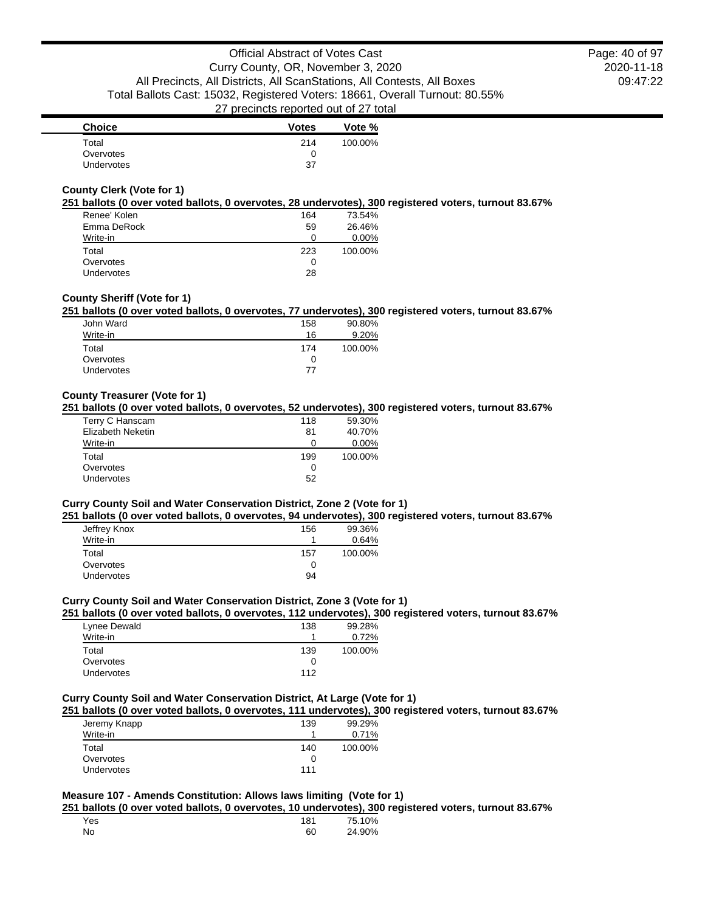| Choice | Votes | Vote % |
|---|---|---|
| Total | 214 | 100.00% |
| Overvotes | 0 | |
| Undervotes | 37 | |

### County Clerk (Vote for 1)

**251 ballots (0 over voted ballots, 0 overvotes, 28 undervotes), 300 registered voters, turnout 83.67%**

| Choice | Votes | Vote % |
|---|---|---|
| Renee' Kolen | 164 | 73.54% |
| Emma DeRock | 59 | 26.46% |
| Write-in | 0 | 0.00% |
| Total | 223 | 100.00% |
| Overvotes | 0 | |
| Undervotes | 28 | |

### County Sheriff (Vote for 1)

**251 ballots (0 over voted ballots, 0 overvotes, 77 undervotes), 300 registered voters, turnout 83.67%**

| Choice | Votes | Vote % |
|---|---|---|
| John Ward | 158 | 90.80% |
| Write-in | 16 | 9.20% |
| Total | 174 | 100.00% |
| Overvotes | 0 | |
| Undervotes | 77 | |

### County Treasurer (Vote for 1)

**251 ballots (0 over voted ballots, 0 overvotes, 52 undervotes), 300 registered voters, turnout 83.67%**

| Choice | Votes | Vote % |
|---|---|---|
| Terry C Hanscam | 118 | 59.30% |
| Elizabeth Neketin | 81 | 40.70% |
| Write-in | 0 | 0.00% |
| Total | 199 | 100.00% |
| Overvotes | 0 | |
| Undervotes | 52 | |

### Curry County Soil and Water Conservation District, Zone 2 (Vote for 1)

**251 ballots (0 over voted ballots, 0 overvotes, 94 undervotes), 300 registered voters, turnout 83.67%**

| Choice | Votes | Vote % |
|---|---|---|
| Jeffrey Knox | 156 | 99.36% |
| Write-in | 1 | 0.64% |
| Total | 157 | 100.00% |
| Overvotes | 0 | |
| Undervotes | 94 | |

### Curry County Soil and Water Conservation District, Zone 3 (Vote for 1)

**251 ballots (0 over voted ballots, 0 overvotes, 112 undervotes), 300 registered voters, turnout 83.67%**

| Choice | Votes | Vote % |
|---|---|---|
| Lynee Dewald | 138 | 99.28% |
| Write-in | 1 | 0.72% |
| Total | 139 | 100.00% |
| Overvotes | 0 | |
| Undervotes | 112 | |

### Curry County Soil and Water Conservation District, At Large (Vote for 1)

**251 ballots (0 over voted ballots, 0 overvotes, 111 undervotes), 300 registered voters, turnout 83.67%**

| Choice | Votes | Vote % |
|---|---|---|
| Jeremy Knapp | 139 | 99.29% |
| Write-in | 1 | 0.71% |
| Total | 140 | 100.00% |
| Overvotes | 0 | |
| Undervotes | 111 | |

### Measure 107 - Amends Constitution: Allows laws limiting (Vote for 1)

**251 ballots (0 over voted ballots, 0 overvotes, 10 undervotes), 300 registered voters, turnout 83.67%**

| Choice | Votes | Vote % |
|---|---|---|
| Yes | 181 | 75.10% |
| No | 60 | 24.90% |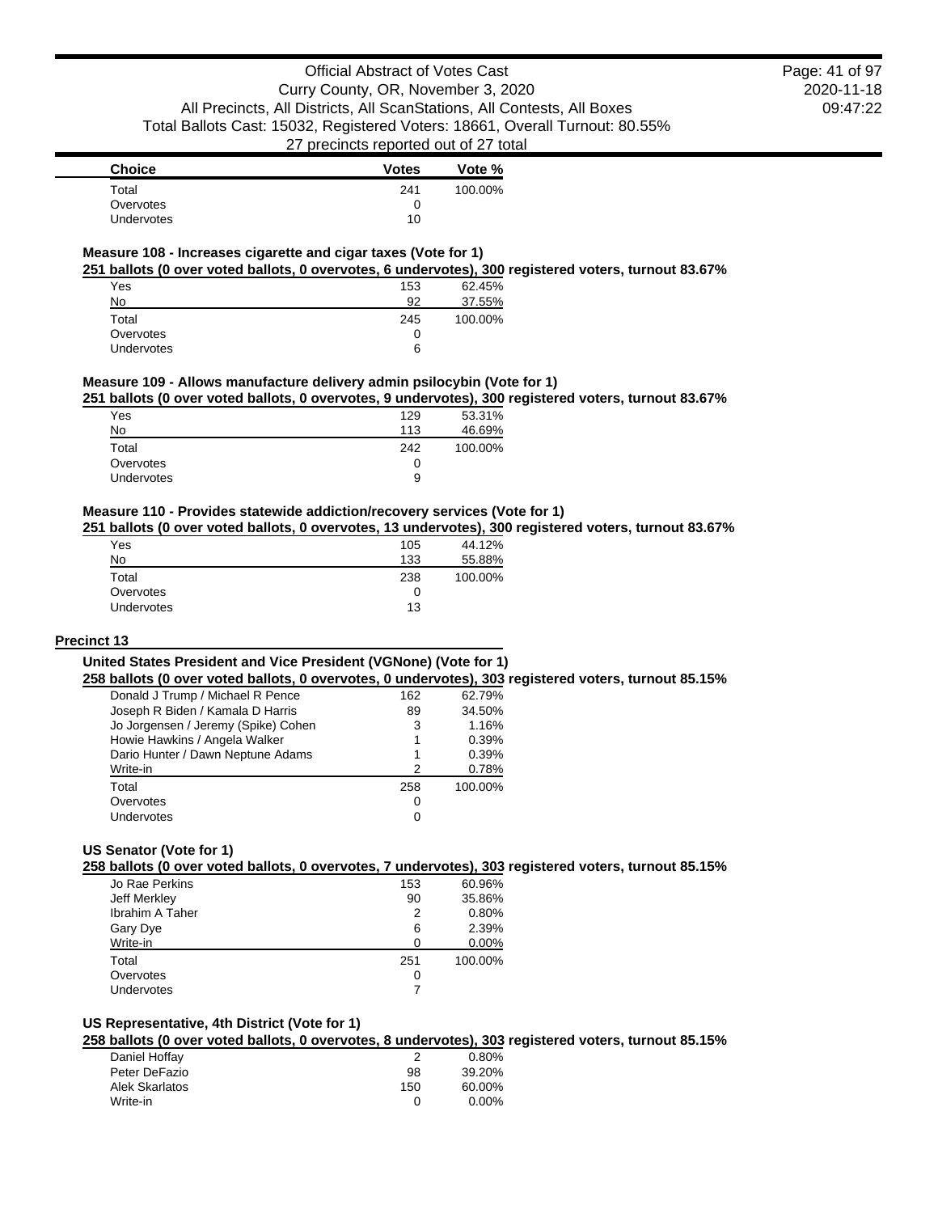| Choice | Votes | Vote % |
| --- | --- | --- |
| Total | 241 | 100.00% |
| Overvotes | 0 | |
| Undervotes | 10 | |

**Measure 108 - Increases cigarette and cigar taxes (Vote for 1)**

**251 ballots (0 over voted ballots, 0 overvotes, 6 undervotes), 300 registered voters, turnout 83.67%**

| Choice | Votes | Vote % |
| --- | --- | --- |
| Yes | 153 | 62.45% |
| No | 92 | 37.55% |
| Total | 245 | 100.00% |
| Overvotes | 0 | |
| Undervotes | 6 | |

**Measure 109 - Allows manufacture delivery admin psilocybin (Vote for 1)**

**251 ballots (0 over voted ballots, 0 overvotes, 9 undervotes), 300 registered voters, turnout 83.67%**

| Choice | Votes | Vote % |
| --- | --- | --- |
| Yes | 129 | 53.31% |
| No | 113 | 46.69% |
| Total | 242 | 100.00% |
| Overvotes | 0 | |
| Undervotes | 9 | |

**Measure 110 - Provides statewide addiction/recovery services (Vote for 1)**

**251 ballots (0 over voted ballots, 0 overvotes, 13 undervotes), 300 registered voters, turnout 83.67%**

| Choice | Votes | Vote % |
| --- | --- | --- |
| Yes | 105 | 44.12% |
| No | 133 | 55.88% |
| Total | 238 | 100.00% |
| Overvotes | 0 | |
| Undervotes | 13 | |

## Precinct 13

**United States President and Vice President (VGNone) (Vote for 1)**

**258 ballots (0 over voted ballots, 0 overvotes, 0 undervotes), 303 registered voters, turnout 85.15%**

| Choice | Votes | Vote % |
| --- | --- | --- |
| Donald J Trump / Michael R Pence | 162 | 62.79% |
| Joseph R Biden / Kamala D Harris | 89 | 34.50% |
| Jo Jorgensen / Jeremy (Spike) Cohen | 3 | 1.16% |
| Howie Hawkins / Angela Walker | 1 | 0.39% |
| Dario Hunter / Dawn Neptune Adams | 1 | 0.39% |
| Write-in | 2 | 0.78% |
| Total | 258 | 100.00% |
| Overvotes | 0 | |
| Undervotes | 0 | |

**US Senator (Vote for 1)**

**258 ballots (0 over voted ballots, 0 overvotes, 7 undervotes), 303 registered voters, turnout 85.15%**

| Choice | Votes | Vote % |
| --- | --- | --- |
| Jo Rae Perkins | 153 | 60.96% |
| Jeff Merkley | 90 | 35.86% |
| Ibrahim A Taher | 2 | 0.80% |
| Gary Dye | 6 | 2.39% |
| Write-in | 0 | 0.00% |
| Total | 251 | 100.00% |
| Overvotes | 0 | |
| Undervotes | 7 | |

**US Representative, 4th District (Vote for 1)**

**258 ballots (0 over voted ballots, 0 overvotes, 8 undervotes), 303 registered voters, turnout 85.15%**

| Choice | Votes | Vote % |
| --- | --- | --- |
| Daniel Hoffay | 2 | 0.80% |
| Peter DeFazio | 98 | 39.20% |
| Alek Skarlatos | 150 | 60.00% |
| Write-in | 0 | 0.00% |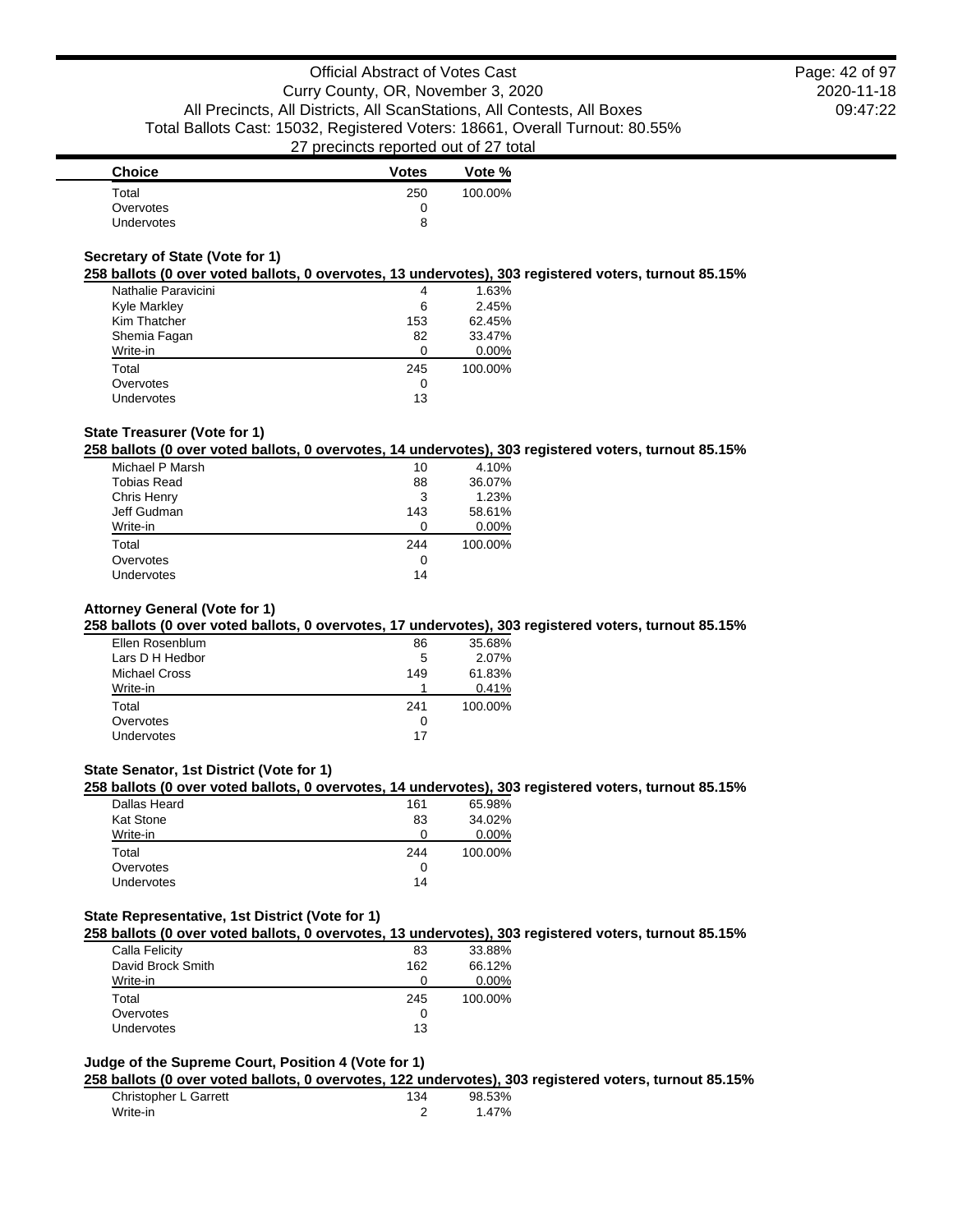| Choice | Votes | Vote % |
|---|---|---|
| Total | 250 | 100.00% |
| Overvotes | 0 | |
| Undervotes | 8 | |

### Secretary of State (Vote for 1)

**258 ballots (0 over voted ballots, 0 overvotes, 13 undervotes), 303 registered voters, turnout 85.15%**

| Choice | Votes | Vote % |
|---|---|---|
| Nathalie Paravicini | 4 | 1.63% |
| Kyle Markley | 6 | 2.45% |
| Kim Thatcher | 153 | 62.45% |
| Shemia Fagan | 82 | 33.47% |
| Write-in | 0 | 0.00% |
| Total | 245 | 100.00% |
| Overvotes | 0 | |
| Undervotes | 13 | |

### State Treasurer (Vote for 1)

**258 ballots (0 over voted ballots, 0 overvotes, 14 undervotes), 303 registered voters, turnout 85.15%**

| Choice | Votes | Vote % |
|---|---|---|
| Michael P Marsh | 10 | 4.10% |
| Tobias Read | 88 | 36.07% |
| Chris Henry | 3 | 1.23% |
| Jeff Gudman | 143 | 58.61% |
| Write-in | 0 | 0.00% |
| Total | 244 | 100.00% |
| Overvotes | 0 | |
| Undervotes | 14 | |

### Attorney General (Vote for 1)

**258 ballots (0 over voted ballots, 0 overvotes, 17 undervotes), 303 registered voters, turnout 85.15%**

| Choice | Votes | Vote % |
|---|---|---|
| Ellen Rosenblum | 86 | 35.68% |
| Lars D H Hedbor | 5 | 2.07% |
| Michael Cross | 149 | 61.83% |
| Write-in | 1 | 0.41% |
| Total | 241 | 100.00% |
| Overvotes | 0 | |
| Undervotes | 17 | |

### State Senator, 1st District (Vote for 1)

**258 ballots (0 over voted ballots, 0 overvotes, 14 undervotes), 303 registered voters, turnout 85.15%**

| Choice | Votes | Vote % |
|---|---|---|
| Dallas Heard | 161 | 65.98% |
| Kat Stone | 83 | 34.02% |
| Write-in | 0 | 0.00% |
| Total | 244 | 100.00% |
| Overvotes | 0 | |
| Undervotes | 14 | |

### State Representative, 1st District (Vote for 1)

**258 ballots (0 over voted ballots, 0 overvotes, 13 undervotes), 303 registered voters, turnout 85.15%**

| Choice | Votes | Vote % |
|---|---|---|
| Calla Felicity | 83 | 33.88% |
| David Brock Smith | 162 | 66.12% |
| Write-in | 0 | 0.00% |
| Total | 245 | 100.00% |
| Overvotes | 0 | |
| Undervotes | 13 | |

### Judge of the Supreme Court, Position 4 (Vote for 1)

**258 ballots (0 over voted ballots, 0 overvotes, 122 undervotes), 303 registered voters, turnout 85.15%**

| Choice | Votes | Vote % |
|---|---|---|
| Christopher L Garrett | 134 | 98.53% |
| Write-in | 2 | 1.47% |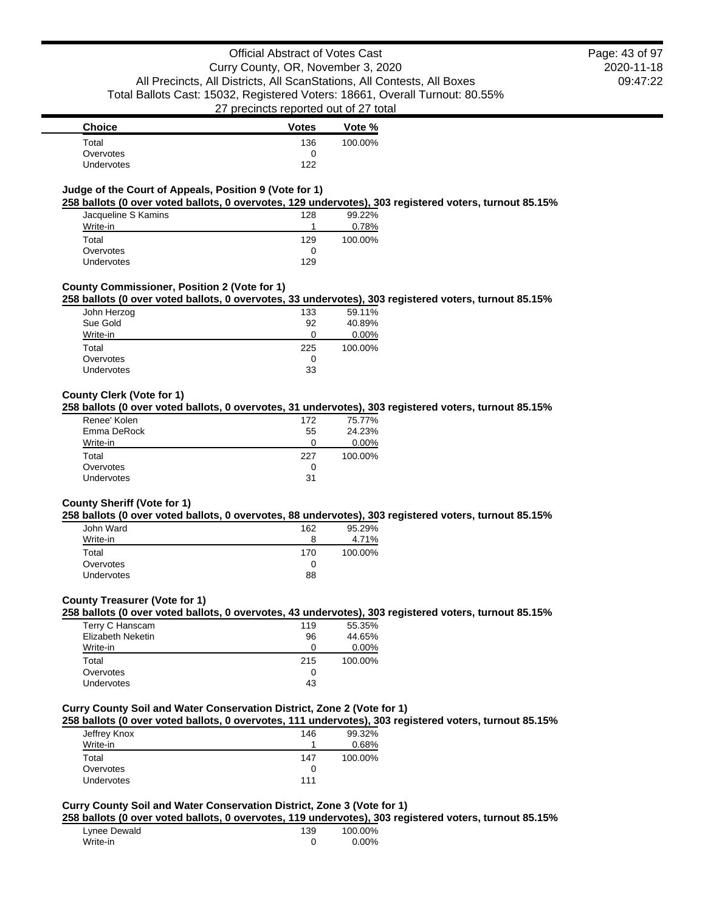| Choice | Votes | Vote % |
|---|---|---|
| Total | 136 | 100.00% |
| Overvotes | 0 | |
| Undervotes | 122 | |

### Judge of the Court of Appeals, Position 9 (Vote for 1)

**258 ballots (0 over voted ballots, 0 overvotes, 129 undervotes), 303 registered voters, turnout 85.15%**

| Choice | Votes | Vote % |
|---|---|---|
| Jacqueline S Kamins | 128 | 99.22% |
| Write-in | 1 | 0.78% |
| Total | 129 | 100.00% |
| Overvotes | 0 | |
| Undervotes | 129 | |

### County Commissioner, Position 2 (Vote for 1)

**258 ballots (0 over voted ballots, 0 overvotes, 33 undervotes), 303 registered voters, turnout 85.15%**

| Choice | Votes | Vote % |
|---|---|---|
| John Herzog | 133 | 59.11% |
| Sue Gold | 92 | 40.89% |
| Write-in | 0 | 0.00% |
| Total | 225 | 100.00% |
| Overvotes | 0 | |
| Undervotes | 33 | |

### County Clerk (Vote for 1)

**258 ballots (0 over voted ballots, 0 overvotes, 31 undervotes), 303 registered voters, turnout 85.15%**

| Choice | Votes | Vote % |
|---|---|---|
| Renee' Kolen | 172 | 75.77% |
| Emma DeRock | 55 | 24.23% |
| Write-in | 0 | 0.00% |
| Total | 227 | 100.00% |
| Overvotes | 0 | |
| Undervotes | 31 | |

### County Sheriff (Vote for 1)

**258 ballots (0 over voted ballots, 0 overvotes, 88 undervotes), 303 registered voters, turnout 85.15%**

| Choice | Votes | Vote % |
|---|---|---|
| John Ward | 162 | 95.29% |
| Write-in | 8 | 4.71% |
| Total | 170 | 100.00% |
| Overvotes | 0 | |
| Undervotes | 88 | |

### County Treasurer (Vote for 1)

**258 ballots (0 over voted ballots, 0 overvotes, 43 undervotes), 303 registered voters, turnout 85.15%**

| Choice | Votes | Vote % |
|---|---|---|
| Terry C Hanscam | 119 | 55.35% |
| Elizabeth Neketin | 96 | 44.65% |
| Write-in | 0 | 0.00% |
| Total | 215 | 100.00% |
| Overvotes | 0 | |
| Undervotes | 43 | |

### Curry County Soil and Water Conservation District, Zone 2 (Vote for 1)

**258 ballots (0 over voted ballots, 0 overvotes, 111 undervotes), 303 registered voters, turnout 85.15%**

| Choice | Votes | Vote % |
|---|---|---|
| Jeffrey Knox | 146 | 99.32% |
| Write-in | 1 | 0.68% |
| Total | 147 | 100.00% |
| Overvotes | 0 | |
| Undervotes | 111 | |

### Curry County Soil and Water Conservation District, Zone 3 (Vote for 1)

**258 ballots (0 over voted ballots, 0 overvotes, 119 undervotes), 303 registered voters, turnout 85.15%**

| Choice | Votes | Vote % |
|---|---|---|
| Lynee Dewald | 139 | 100.00% |
| Write-in | 0 | 0.00% |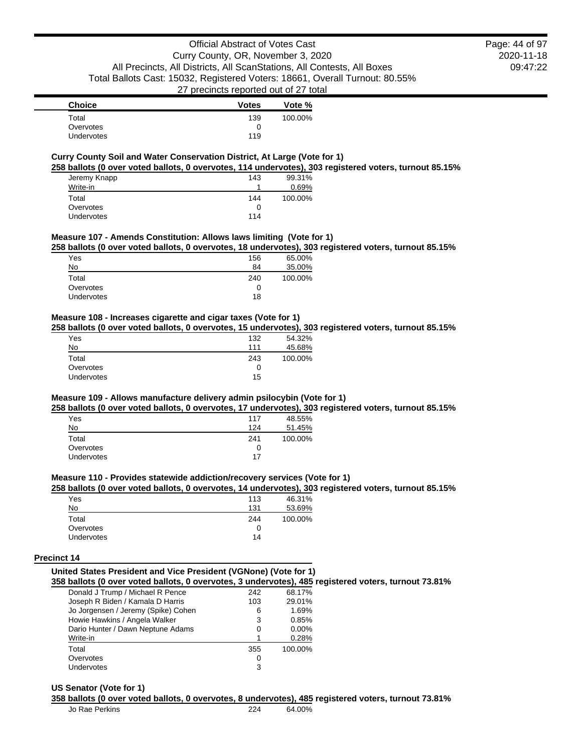| Choice | Votes | Vote % |
|---|---|---|
| Total | 139 | 100.00% |
| Overvotes | 0 | |
| Undervotes | 119 | |

### Curry County Soil and Water Conservation District, At Large (Vote for 1)

**258 ballots (0 over voted ballots, 0 overvotes, 114 undervotes), 303 registered voters, turnout 85.15%**

| Choice | Votes | Vote % |
|---|---|---|
| Jeremy Knapp | 143 | 99.31% |
| Write-in | 1 | 0.69% |
| Total | 144 | 100.00% |
| Overvotes | 0 | |
| Undervotes | 114 | |

### Measure 107 - Amends Constitution: Allows laws limiting (Vote for 1)

**258 ballots (0 over voted ballots, 0 overvotes, 18 undervotes), 303 registered voters, turnout 85.15%**

| Choice | Votes | Vote % |
|---|---|---|
| Yes | 156 | 65.00% |
| No | 84 | 35.00% |
| Total | 240 | 100.00% |
| Overvotes | 0 | |
| Undervotes | 18 | |

### Measure 108 - Increases cigarette and cigar taxes (Vote for 1)

**258 ballots (0 over voted ballots, 0 overvotes, 15 undervotes), 303 registered voters, turnout 85.15%**

| Choice | Votes | Vote % |
|---|---|---|
| Yes | 132 | 54.32% |
| No | 111 | 45.68% |
| Total | 243 | 100.00% |
| Overvotes | 0 | |
| Undervotes | 15 | |

### Measure 109 - Allows manufacture delivery admin psilocybin (Vote for 1)

**258 ballots (0 over voted ballots, 0 overvotes, 17 undervotes), 303 registered voters, turnout 85.15%**

| Choice | Votes | Vote % |
|---|---|---|
| Yes | 117 | 48.55% |
| No | 124 | 51.45% |
| Total | 241 | 100.00% |
| Overvotes | 0 | |
| Undervotes | 17 | |

### Measure 110 - Provides statewide addiction/recovery services (Vote for 1)

**258 ballots (0 over voted ballots, 0 overvotes, 14 undervotes), 303 registered voters, turnout 85.15%**

| Choice | Votes | Vote % |
|---|---|---|
| Yes | 113 | 46.31% |
| No | 131 | 53.69% |
| Total | 244 | 100.00% |
| Overvotes | 0 | |
| Undervotes | 14 | |

## Precinct 14

### United States President and Vice President (VGNone) (Vote for 1)

**358 ballots (0 over voted ballots, 0 overvotes, 3 undervotes), 485 registered voters, turnout 73.81%**

| Choice | Votes | Vote % |
|---|---|---|
| Donald J Trump / Michael R Pence | 242 | 68.17% |
| Joseph R Biden / Kamala D Harris | 103 | 29.01% |
| Jo Jorgensen / Jeremy (Spike) Cohen | 6 | 1.69% |
| Howie Hawkins / Angela Walker | 3 | 0.85% |
| Dario Hunter / Dawn Neptune Adams | 0 | 0.00% |
| Write-in | 1 | 0.28% |
| Total | 355 | 100.00% |
| Overvotes | 0 | |
| Undervotes | 3 | |

### US Senator (Vote for 1)

**358 ballots (0 over voted ballots, 0 overvotes, 8 undervotes), 485 registered voters, turnout 73.81%**

| Choice | Votes | Vote % |
|---|---|---|
| Jo Rae Perkins | 224 | 64.00% |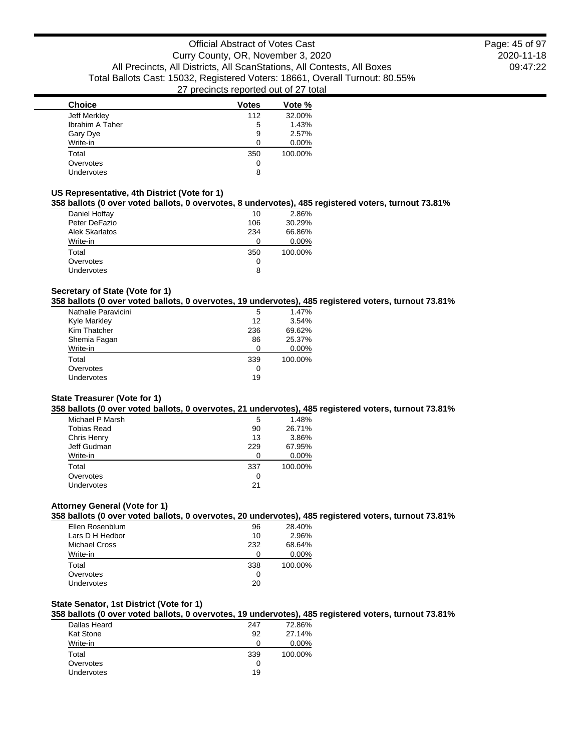| Choice | Votes | Vote % |
|---|---|---|
| Jeff Merkley | 112 | 32.00% |
| Ibrahim A Taher | 5 | 1.43% |
| Gary Dye | 9 | 2.57% |
| Write-in | 0 | 0.00% |
| Total | 350 | 100.00% |
| Overvotes | 0 | |
| Undervotes | 8 | |

### US Representative, 4th District (Vote for 1)

**358 ballots (0 over voted ballots, 0 overvotes, 8 undervotes), 485 registered voters, turnout 73.81%**

| Choice | Votes | Vote % |
|---|---|---|
| Daniel Hoffay | 10 | 2.86% |
| Peter DeFazio | 106 | 30.29% |
| Alek Skarlatos | 234 | 66.86% |
| Write-in | 0 | 0.00% |
| Total | 350 | 100.00% |
| Overvotes | 0 | |
| Undervotes | 8 | |

### Secretary of State (Vote for 1)

**358 ballots (0 over voted ballots, 0 overvotes, 19 undervotes), 485 registered voters, turnout 73.81%**

| Choice | Votes | Vote % |
|---|---|---|
| Nathalie Paravicini | 5 | 1.47% |
| Kyle Markley | 12 | 3.54% |
| Kim Thatcher | 236 | 69.62% |
| Shemia Fagan | 86 | 25.37% |
| Write-in | 0 | 0.00% |
| Total | 339 | 100.00% |
| Overvotes | 0 | |
| Undervotes | 19 | |

### State Treasurer (Vote for 1)

**358 ballots (0 over voted ballots, 0 overvotes, 21 undervotes), 485 registered voters, turnout 73.81%**

| Choice | Votes | Vote % |
|---|---|---|
| Michael P Marsh | 5 | 1.48% |
| Tobias Read | 90 | 26.71% |
| Chris Henry | 13 | 3.86% |
| Jeff Gudman | 229 | 67.95% |
| Write-in | 0 | 0.00% |
| Total | 337 | 100.00% |
| Overvotes | 0 | |
| Undervotes | 21 | |

### Attorney General (Vote for 1)

**358 ballots (0 over voted ballots, 0 overvotes, 20 undervotes), 485 registered voters, turnout 73.81%**

| Choice | Votes | Vote % |
|---|---|---|
| Ellen Rosenblum | 96 | 28.40% |
| Lars D H Hedbor | 10 | 2.96% |
| Michael Cross | 232 | 68.64% |
| Write-in | 0 | 0.00% |
| Total | 338 | 100.00% |
| Overvotes | 0 | |
| Undervotes | 20 | |

### State Senator, 1st District (Vote for 1)

**358 ballots (0 over voted ballots, 0 overvotes, 19 undervotes), 485 registered voters, turnout 73.81%**

| Choice | Votes | Vote % |
|---|---|---|
| Dallas Heard | 247 | 72.86% |
| Kat Stone | 92 | 27.14% |
| Write-in | 0 | 0.00% |
| Total | 339 | 100.00% |
| Overvotes | 0 | |
| Undervotes | 19 | |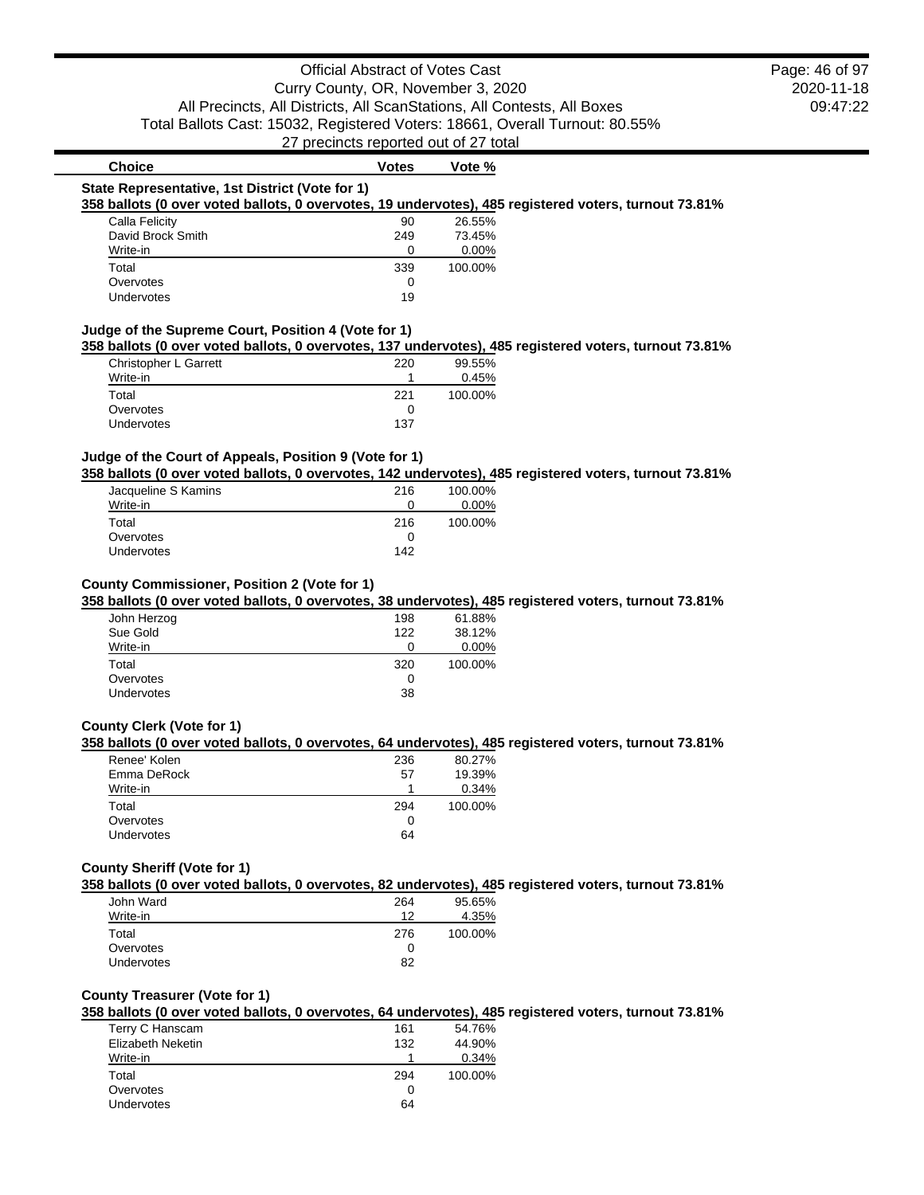| Choice | Votes | Vote % |
|---|---|---|

### State Representative, 1st District (Vote for 1)

**358 ballots (0 over voted ballots, 0 overvotes, 19 undervotes), 485 registered voters, turnout 73.81%**

| Choice | Votes | Vote % |
|---|---|---|
| Calla Felicity | 90 | 26.55% |
| David Brock Smith | 249 | 73.45% |
| Write-in | 0 | 0.00% |
| Total | 339 | 100.00% |
| Overvotes | 0 | |
| Undervotes | 19 | |

### Judge of the Supreme Court, Position 4 (Vote for 1)

**358 ballots (0 over voted ballots, 0 overvotes, 137 undervotes), 485 registered voters, turnout 73.81%**

| Choice | Votes | Vote % |
|---|---|---|
| Christopher L Garrett | 220 | 99.55% |
| Write-in | 1 | 0.45% |
| Total | 221 | 100.00% |
| Overvotes | 0 | |
| Undervotes | 137 | |

### Judge of the Court of Appeals, Position 9 (Vote for 1)

**358 ballots (0 over voted ballots, 0 overvotes, 142 undervotes), 485 registered voters, turnout 73.81%**

| Choice | Votes | Vote % |
|---|---|---|
| Jacqueline S Kamins | 216 | 100.00% |
| Write-in | 0 | 0.00% |
| Total | 216 | 100.00% |
| Overvotes | 0 | |
| Undervotes | 142 | |

### County Commissioner, Position 2 (Vote for 1)

**358 ballots (0 over voted ballots, 0 overvotes, 38 undervotes), 485 registered voters, turnout 73.81%**

| Choice | Votes | Vote % |
|---|---|---|
| John Herzog | 198 | 61.88% |
| Sue Gold | 122 | 38.12% |
| Write-in | 0 | 0.00% |
| Total | 320 | 100.00% |
| Overvotes | 0 | |
| Undervotes | 38 | |

### County Clerk (Vote for 1)

**358 ballots (0 over voted ballots, 0 overvotes, 64 undervotes), 485 registered voters, turnout 73.81%**

| Choice | Votes | Vote % |
|---|---|---|
| Renee' Kolen | 236 | 80.27% |
| Emma DeRock | 57 | 19.39% |
| Write-in | 1 | 0.34% |
| Total | 294 | 100.00% |
| Overvotes | 0 | |
| Undervotes | 64 | |

### County Sheriff (Vote for 1)

**358 ballots (0 over voted ballots, 0 overvotes, 82 undervotes), 485 registered voters, turnout 73.81%**

| Choice | Votes | Vote % |
|---|---|---|
| John Ward | 264 | 95.65% |
| Write-in | 12 | 4.35% |
| Total | 276 | 100.00% |
| Overvotes | 0 | |
| Undervotes | 82 | |

### County Treasurer (Vote for 1)

**358 ballots (0 over voted ballots, 0 overvotes, 64 undervotes), 485 registered voters, turnout 73.81%**

| Choice | Votes | Vote % |
|---|---|---|
| Terry C Hanscam | 161 | 54.76% |
| Elizabeth Neketin | 132 | 44.90% |
| Write-in | 1 | 0.34% |
| Total | 294 | 100.00% |
| Overvotes | 0 | |
| Undervotes | 64 | |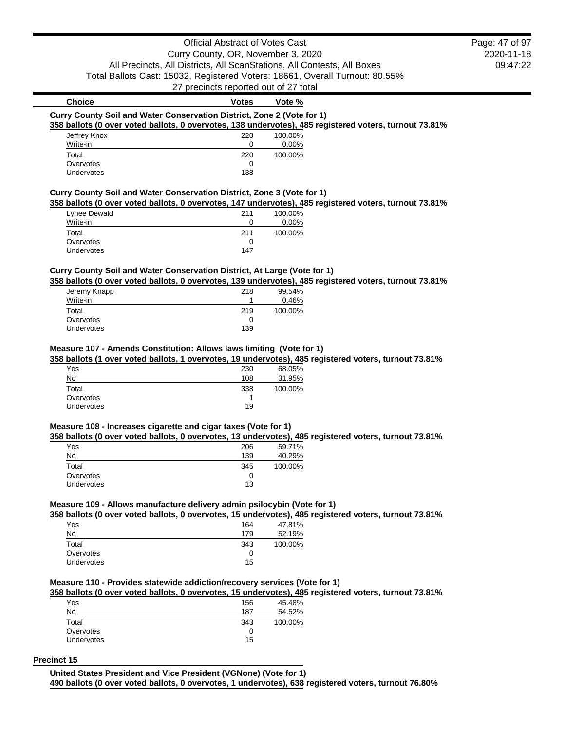| Choice | Votes | Vote % |
|---|---|---|

**Curry County Soil and Water Conservation District, Zone 2 (Vote for 1)**

**358 ballots (0 over voted ballots, 0 overvotes, 138 undervotes), 485 registered voters, turnout 73.81%**

| Choice | Votes | Vote % |
|---|---|---|
| Jeffrey Knox | 220 | 100.00% |
| Write-in | 0 | 0.00% |
| Total | 220 | 100.00% |
| Overvotes | 0 | |
| Undervotes | 138 | |

**Curry County Soil and Water Conservation District, Zone 3 (Vote for 1)**

**358 ballots (0 over voted ballots, 0 overvotes, 147 undervotes), 485 registered voters, turnout 73.81%**

| Choice | Votes | Vote % |
|---|---|---|
| Lynee Dewald | 211 | 100.00% |
| Write-in | 0 | 0.00% |
| Total | 211 | 100.00% |
| Overvotes | 0 | |
| Undervotes | 147 | |

**Curry County Soil and Water Conservation District, At Large (Vote for 1)**

**358 ballots (0 over voted ballots, 0 overvotes, 139 undervotes), 485 registered voters, turnout 73.81%**

| Choice | Votes | Vote % |
|---|---|---|
| Jeremy Knapp | 218 | 99.54% |
| Write-in | 1 | 0.46% |
| Total | 219 | 100.00% |
| Overvotes | 0 | |
| Undervotes | 139 | |

**Measure 107 - Amends Constitution: Allows laws limiting (Vote for 1)**

**358 ballots (1 over voted ballots, 1 overvotes, 19 undervotes), 485 registered voters, turnout 73.81%**

| Choice | Votes | Vote % |
|---|---|---|
| Yes | 230 | 68.05% |
| No | 108 | 31.95% |
| Total | 338 | 100.00% |
| Overvotes | 1 | |
| Undervotes | 19 | |

**Measure 108 - Increases cigarette and cigar taxes (Vote for 1)**

**358 ballots (0 over voted ballots, 0 overvotes, 13 undervotes), 485 registered voters, turnout 73.81%**

| Choice | Votes | Vote % |
|---|---|---|
| Yes | 206 | 59.71% |
| No | 139 | 40.29% |
| Total | 345 | 100.00% |
| Overvotes | 0 | |
| Undervotes | 13 | |

**Measure 109 - Allows manufacture delivery admin psilocybin (Vote for 1)**

**358 ballots (0 over voted ballots, 0 overvotes, 15 undervotes), 485 registered voters, turnout 73.81%**

| Choice | Votes | Vote % |
|---|---|---|
| Yes | 164 | 47.81% |
| No | 179 | 52.19% |
| Total | 343 | 100.00% |
| Overvotes | 0 | |
| Undervotes | 15 | |

**Measure 110 - Provides statewide addiction/recovery services (Vote for 1)**

**358 ballots (0 over voted ballots, 0 overvotes, 15 undervotes), 485 registered voters, turnout 73.81%**

| Choice | Votes | Vote % |
|---|---|---|
| Yes | 156 | 45.48% |
| No | 187 | 54.52% |
| Total | 343 | 100.00% |
| Overvotes | 0 | |
| Undervotes | 15 | |

## Precinct 15

**United States President and Vice President (VGNone) (Vote for 1)**

**490 ballots (0 over voted ballots, 0 overvotes, 1 undervotes), 638 registered voters, turnout 76.80%**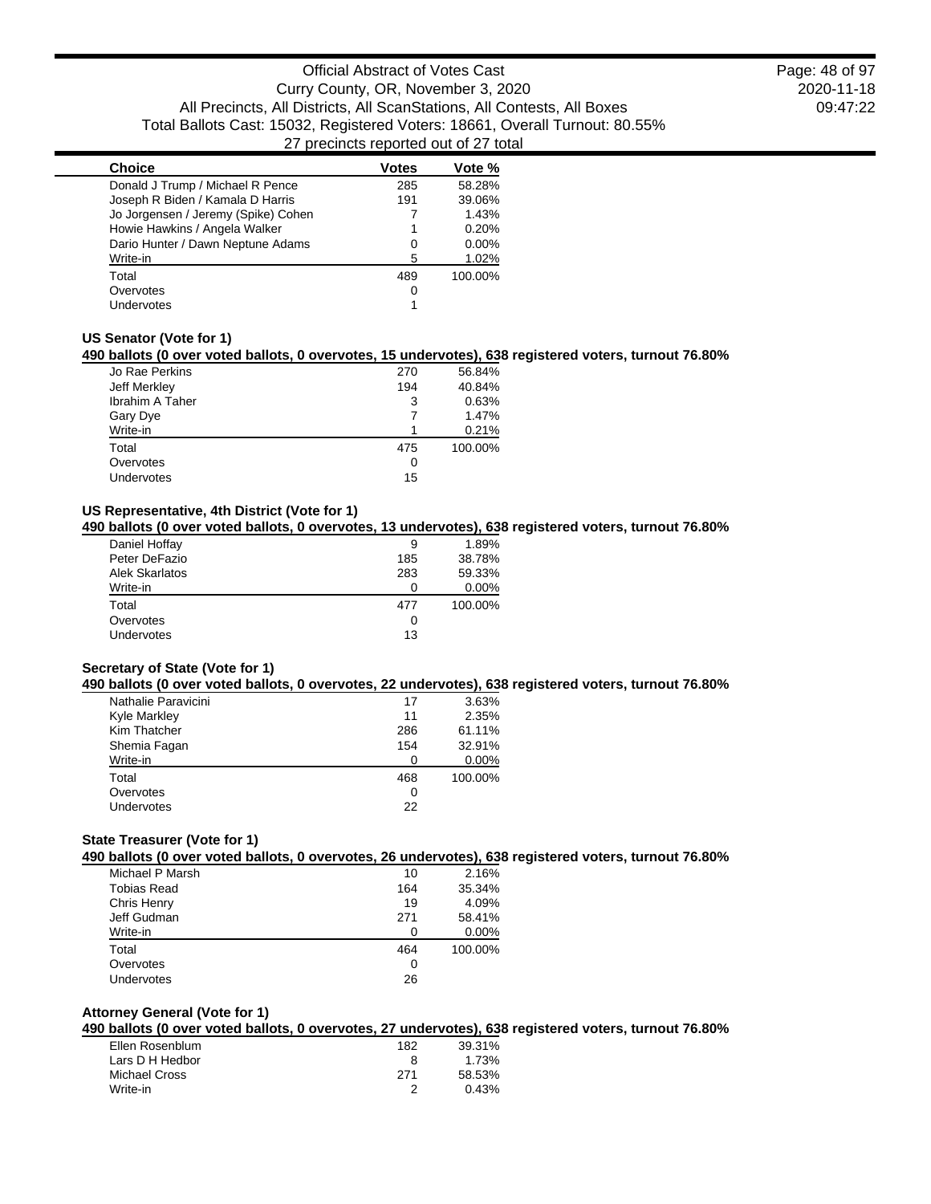| Choice | Votes | Vote % |
|---|---|---|
| Donald J Trump / Michael R Pence | 285 | 58.28% |
| Joseph R Biden / Kamala D Harris | 191 | 39.06% |
| Jo Jorgensen / Jeremy (Spike) Cohen | 7 | 1.43% |
| Howie Hawkins / Angela Walker | 1 | 0.20% |
| Dario Hunter / Dawn Neptune Adams | 0 | 0.00% |
| Write-in | 5 | 1.02% |
| Total | 489 | 100.00% |
| Overvotes | 0 | |
| Undervotes | 1 | |

### US Senator (Vote for 1)

**490 ballots (0 over voted ballots, 0 overvotes, 15 undervotes), 638 registered voters, turnout 76.80%**

| Choice | Votes | Vote % |
|---|---|---|
| Jo Rae Perkins | 270 | 56.84% |
| Jeff Merkley | 194 | 40.84% |
| Ibrahim A Taher | 3 | 0.63% |
| Gary Dye | 7 | 1.47% |
| Write-in | 1 | 0.21% |
| Total | 475 | 100.00% |
| Overvotes | 0 | |
| Undervotes | 15 | |

### US Representative, 4th District (Vote for 1)

**490 ballots (0 over voted ballots, 0 overvotes, 13 undervotes), 638 registered voters, turnout 76.80%**

| Choice | Votes | Vote % |
|---|---|---|
| Daniel Hoffay | 9 | 1.89% |
| Peter DeFazio | 185 | 38.78% |
| Alek Skarlatos | 283 | 59.33% |
| Write-in | 0 | 0.00% |
| Total | 477 | 100.00% |
| Overvotes | 0 | |
| Undervotes | 13 | |

### Secretary of State (Vote for 1)

**490 ballots (0 over voted ballots, 0 overvotes, 22 undervotes), 638 registered voters, turnout 76.80%**

| Choice | Votes | Vote % |
|---|---|---|
| Nathalie Paravicini | 17 | 3.63% |
| Kyle Markley | 11 | 2.35% |
| Kim Thatcher | 286 | 61.11% |
| Shemia Fagan | 154 | 32.91% |
| Write-in | 0 | 0.00% |
| Total | 468 | 100.00% |
| Overvotes | 0 | |
| Undervotes | 22 | |

### State Treasurer (Vote for 1)

**490 ballots (0 over voted ballots, 0 overvotes, 26 undervotes), 638 registered voters, turnout 76.80%**

| Choice | Votes | Vote % |
|---|---|---|
| Michael P Marsh | 10 | 2.16% |
| Tobias Read | 164 | 35.34% |
| Chris Henry | 19 | 4.09% |
| Jeff Gudman | 271 | 58.41% |
| Write-in | 0 | 0.00% |
| Total | 464 | 100.00% |
| Overvotes | 0 | |
| Undervotes | 26 | |

### Attorney General (Vote for 1)

**490 ballots (0 over voted ballots, 0 overvotes, 27 undervotes), 638 registered voters, turnout 76.80%**

| Choice | Votes | Vote % |
|---|---|---|
| Ellen Rosenblum | 182 | 39.31% |
| Lars D H Hedbor | 8 | 1.73% |
| Michael Cross | 271 | 58.53% |
| Write-in | 2 | 0.43% |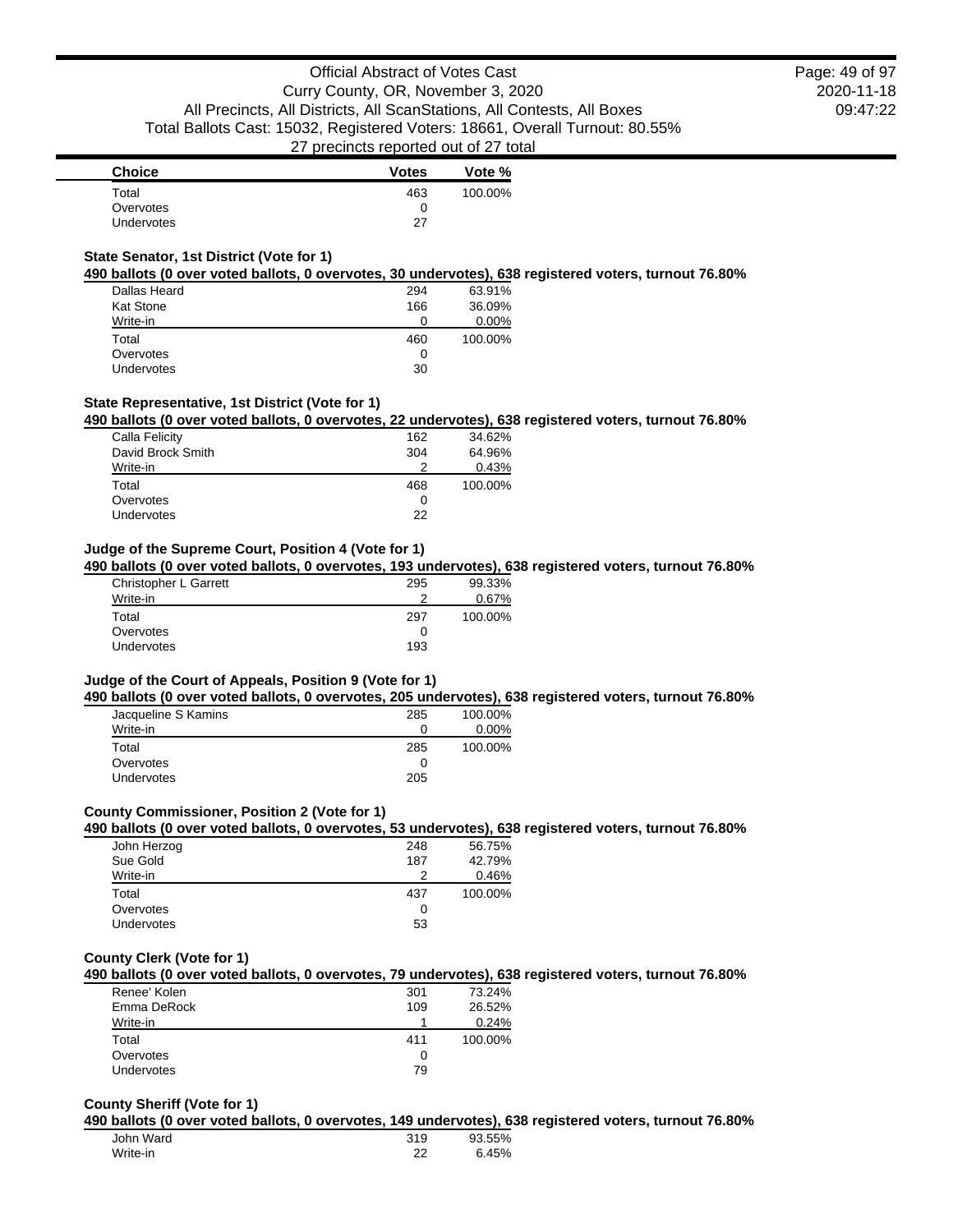| Choice | Votes | Vote % |
|---|---|---|
| Total | 463 | 100.00% |
| Overvotes | 0 | |
| Undervotes | 27 | |

### State Senator, 1st District (Vote for 1)

**490 ballots (0 over voted ballots, 0 overvotes, 30 undervotes), 638 registered voters, turnout 76.80%**

| Choice | Votes | Vote % |
|---|---|---|
| Dallas Heard | 294 | 63.91% |
| Kat Stone | 166 | 36.09% |
| Write-in | 0 | 0.00% |
| Total | 460 | 100.00% |
| Overvotes | 0 | |
| Undervotes | 30 | |

### State Representative, 1st District (Vote for 1)

**490 ballots (0 over voted ballots, 0 overvotes, 22 undervotes), 638 registered voters, turnout 76.80%**

| Choice | Votes | Vote % |
|---|---|---|
| Calla Felicity | 162 | 34.62% |
| David Brock Smith | 304 | 64.96% |
| Write-in | 2 | 0.43% |
| Total | 468 | 100.00% |
| Overvotes | 0 | |
| Undervotes | 22 | |

### Judge of the Supreme Court, Position 4 (Vote for 1)

**490 ballots (0 over voted ballots, 0 overvotes, 193 undervotes), 638 registered voters, turnout 76.80%**

| Choice | Votes | Vote % |
|---|---|---|
| Christopher L Garrett | 295 | 99.33% |
| Write-in | 2 | 0.67% |
| Total | 297 | 100.00% |
| Overvotes | 0 | |
| Undervotes | 193 | |

### Judge of the Court of Appeals, Position 9 (Vote for 1)

**490 ballots (0 over voted ballots, 0 overvotes, 205 undervotes), 638 registered voters, turnout 76.80%**

| Choice | Votes | Vote % |
|---|---|---|
| Jacqueline S Kamins | 285 | 100.00% |
| Write-in | 0 | 0.00% |
| Total | 285 | 100.00% |
| Overvotes | 0 | |
| Undervotes | 205 | |

### County Commissioner, Position 2 (Vote for 1)

**490 ballots (0 over voted ballots, 0 overvotes, 53 undervotes), 638 registered voters, turnout 76.80%**

| Choice | Votes | Vote % |
|---|---|---|
| John Herzog | 248 | 56.75% |
| Sue Gold | 187 | 42.79% |
| Write-in | 2 | 0.46% |
| Total | 437 | 100.00% |
| Overvotes | 0 | |
| Undervotes | 53 | |

### County Clerk (Vote for 1)

**490 ballots (0 over voted ballots, 0 overvotes, 79 undervotes), 638 registered voters, turnout 76.80%**

| Choice | Votes | Vote % |
|---|---|---|
| Renee' Kolen | 301 | 73.24% |
| Emma DeRock | 109 | 26.52% |
| Write-in | 1 | 0.24% |
| Total | 411 | 100.00% |
| Overvotes | 0 | |
| Undervotes | 79 | |

### County Sheriff (Vote for 1)

**490 ballots (0 over voted ballots, 0 overvotes, 149 undervotes), 638 registered voters, turnout 76.80%**

| Choice | Votes | Vote % |
|---|---|---|
| John Ward | 319 | 93.55% |
| Write-in | 22 | 6.45% |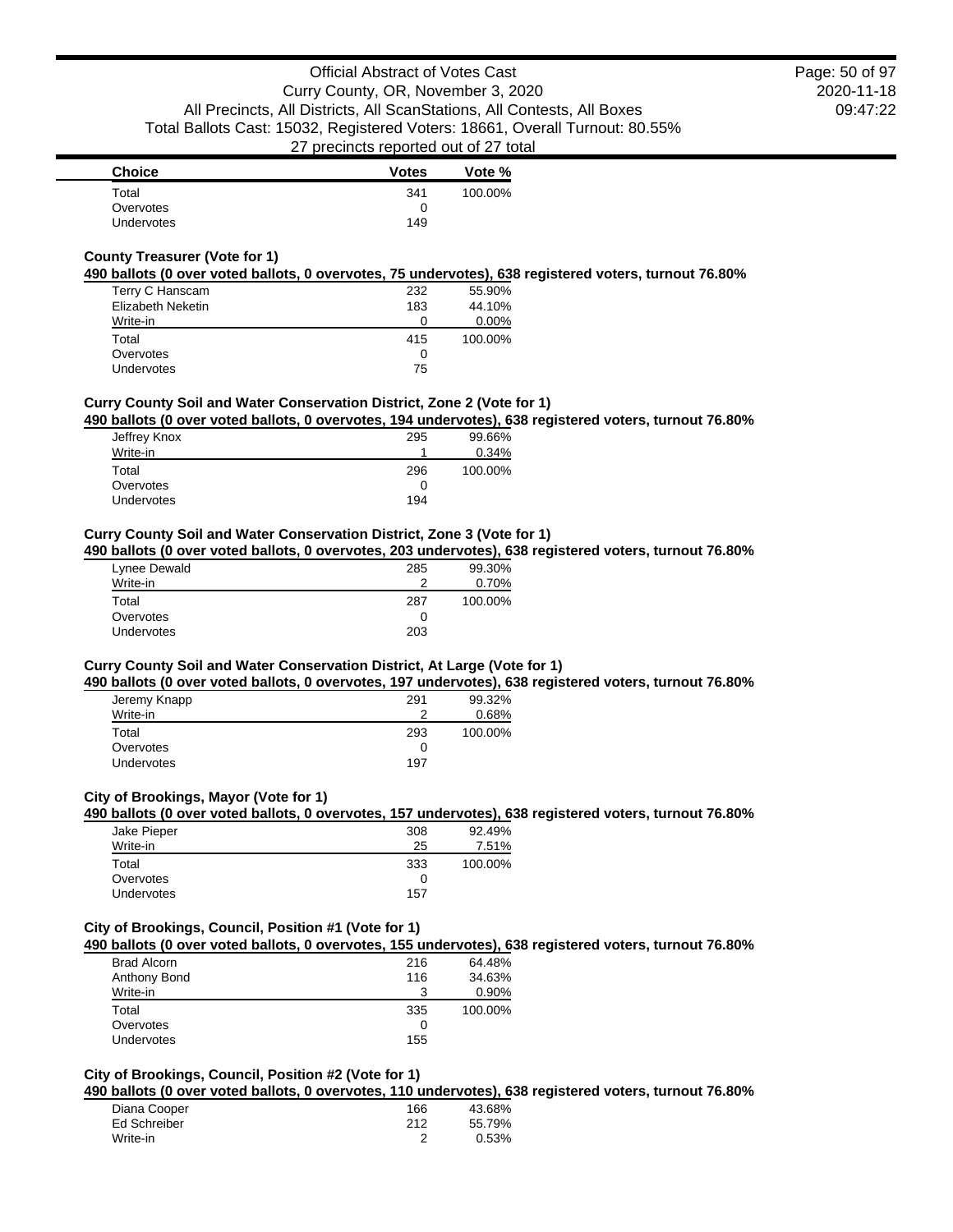| Choice | Votes | Vote % |
|---|---|---|
| Total | 341 | 100.00% |
| Overvotes | 0 | |
| Undervotes | 149 | |

**County Treasurer (Vote for 1)**

**490 ballots (0 over voted ballots, 0 overvotes, 75 undervotes), 638 registered voters, turnout 76.80%**

| Choice | Votes | Vote % |
|---|---|---|
| Terry C Hanscam | 232 | 55.90% |
| Elizabeth Neketin | 183 | 44.10% |
| Write-in | 0 | 0.00% |
| Total | 415 | 100.00% |
| Overvotes | 0 | |
| Undervotes | 75 | |

**Curry County Soil and Water Conservation District, Zone 2 (Vote for 1)**

**490 ballots (0 over voted ballots, 0 overvotes, 194 undervotes), 638 registered voters, turnout 76.80%**

| Choice | Votes | Vote % |
|---|---|---|
| Jeffrey Knox | 295 | 99.66% |
| Write-in | 1 | 0.34% |
| Total | 296 | 100.00% |
| Overvotes | 0 | |
| Undervotes | 194 | |

**Curry County Soil and Water Conservation District, Zone 3 (Vote for 1)**

**490 ballots (0 over voted ballots, 0 overvotes, 203 undervotes), 638 registered voters, turnout 76.80%**

| Choice | Votes | Vote % |
|---|---|---|
| Lynee Dewald | 285 | 99.30% |
| Write-in | 2 | 0.70% |
| Total | 287 | 100.00% |
| Overvotes | 0 | |
| Undervotes | 203 | |

**Curry County Soil and Water Conservation District, At Large (Vote for 1)**

**490 ballots (0 over voted ballots, 0 overvotes, 197 undervotes), 638 registered voters, turnout 76.80%**

| Choice | Votes | Vote % |
|---|---|---|
| Jeremy Knapp | 291 | 99.32% |
| Write-in | 2 | 0.68% |
| Total | 293 | 100.00% |
| Overvotes | 0 | |
| Undervotes | 197 | |

**City of Brookings, Mayor (Vote for 1)**

**490 ballots (0 over voted ballots, 0 overvotes, 157 undervotes), 638 registered voters, turnout 76.80%**

| Choice | Votes | Vote % |
|---|---|---|
| Jake Pieper | 308 | 92.49% |
| Write-in | 25 | 7.51% |
| Total | 333 | 100.00% |
| Overvotes | 0 | |
| Undervotes | 157 | |

**City of Brookings, Council, Position #1 (Vote for 1)**

**490 ballots (0 over voted ballots, 0 overvotes, 155 undervotes), 638 registered voters, turnout 76.80%**

| Choice | Votes | Vote % |
|---|---|---|
| Brad Alcorn | 216 | 64.48% |
| Anthony Bond | 116 | 34.63% |
| Write-in | 3 | 0.90% |
| Total | 335 | 100.00% |
| Overvotes | 0 | |
| Undervotes | 155 | |

**City of Brookings, Council, Position #2 (Vote for 1)**

**490 ballots (0 over voted ballots, 0 overvotes, 110 undervotes), 638 registered voters, turnout 76.80%**

| Choice | Votes | Vote % |
|---|---|---|
| Diana Cooper | 166 | 43.68% |
| Ed Schreiber | 212 | 55.79% |
| Write-in | 2 | 0.53% |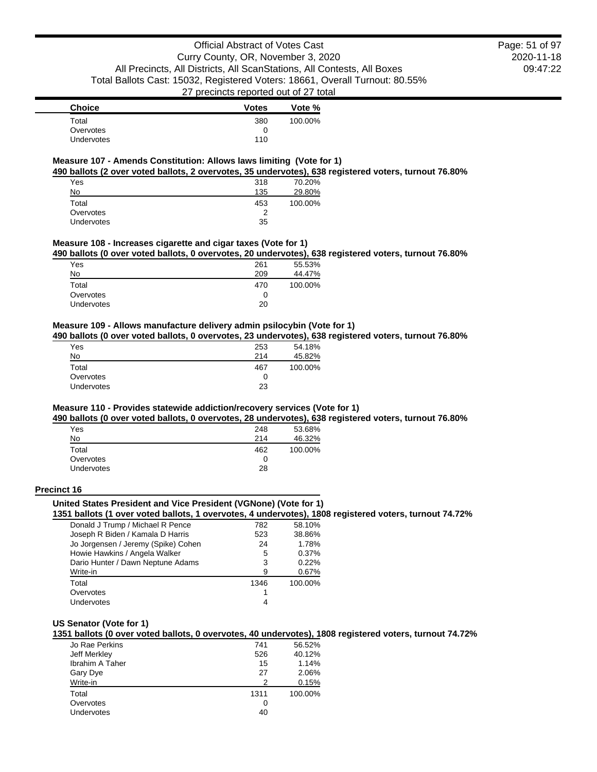| Choice | Votes | Vote % |
| --- | --- | --- |
| Total | 380 | 100.00% |
| Overvotes | 0 | |
| Undervotes | 110 | |

### Measure 107 - Amends Constitution: Allows laws limiting (Vote for 1)

**490 ballots (2 over voted ballots, 2 overvotes, 35 undervotes), 638 registered voters, turnout 76.80%**

| Choice | Votes | Vote % |
| --- | --- | --- |
| Yes | 318 | 70.20% |
| No | 135 | 29.80% |
| Total | 453 | 100.00% |
| Overvotes | 2 | |
| Undervotes | 35 | |

### Measure 108 - Increases cigarette and cigar taxes (Vote for 1)

**490 ballots (0 over voted ballots, 0 overvotes, 20 undervotes), 638 registered voters, turnout 76.80%**

| Choice | Votes | Vote % |
| --- | --- | --- |
| Yes | 261 | 55.53% |
| No | 209 | 44.47% |
| Total | 470 | 100.00% |
| Overvotes | 0 | |
| Undervotes | 20 | |

### Measure 109 - Allows manufacture delivery admin psilocybin (Vote for 1)

**490 ballots (0 over voted ballots, 0 overvotes, 23 undervotes), 638 registered voters, turnout 76.80%**

| Choice | Votes | Vote % |
| --- | --- | --- |
| Yes | 253 | 54.18% |
| No | 214 | 45.82% |
| Total | 467 | 100.00% |
| Overvotes | 0 | |
| Undervotes | 23 | |

### Measure 110 - Provides statewide addiction/recovery services (Vote for 1)

**490 ballots (0 over voted ballots, 0 overvotes, 28 undervotes), 638 registered voters, turnout 76.80%**

| Choice | Votes | Vote % |
| --- | --- | --- |
| Yes | 248 | 53.68% |
| No | 214 | 46.32% |
| Total | 462 | 100.00% |
| Overvotes | 0 | |
| Undervotes | 28 | |

## Precinct 16

### United States President and Vice President (VGNone) (Vote for 1)

**1351 ballots (1 over voted ballots, 1 overvotes, 4 undervotes), 1808 registered voters, turnout 74.72%**

| Choice | Votes | Vote % |
| --- | --- | --- |
| Donald J Trump / Michael R Pence | 782 | 58.10% |
| Joseph R Biden / Kamala D Harris | 523 | 38.86% |
| Jo Jorgensen / Jeremy (Spike) Cohen | 24 | 1.78% |
| Howie Hawkins / Angela Walker | 5 | 0.37% |
| Dario Hunter / Dawn Neptune Adams | 3 | 0.22% |
| Write-in | 9 | 0.67% |
| Total | 1346 | 100.00% |
| Overvotes | 1 | |
| Undervotes | 4 | |

### US Senator (Vote for 1)

**1351 ballots (0 over voted ballots, 0 overvotes, 40 undervotes), 1808 registered voters, turnout 74.72%**

| Choice | Votes | Vote % |
| --- | --- | --- |
| Jo Rae Perkins | 741 | 56.52% |
| Jeff Merkley | 526 | 40.12% |
| Ibrahim A Taher | 15 | 1.14% |
| Gary Dye | 27 | 2.06% |
| Write-in | 2 | 0.15% |
| Total | 1311 | 100.00% |
| Overvotes | 0 | |
| Undervotes | 40 | |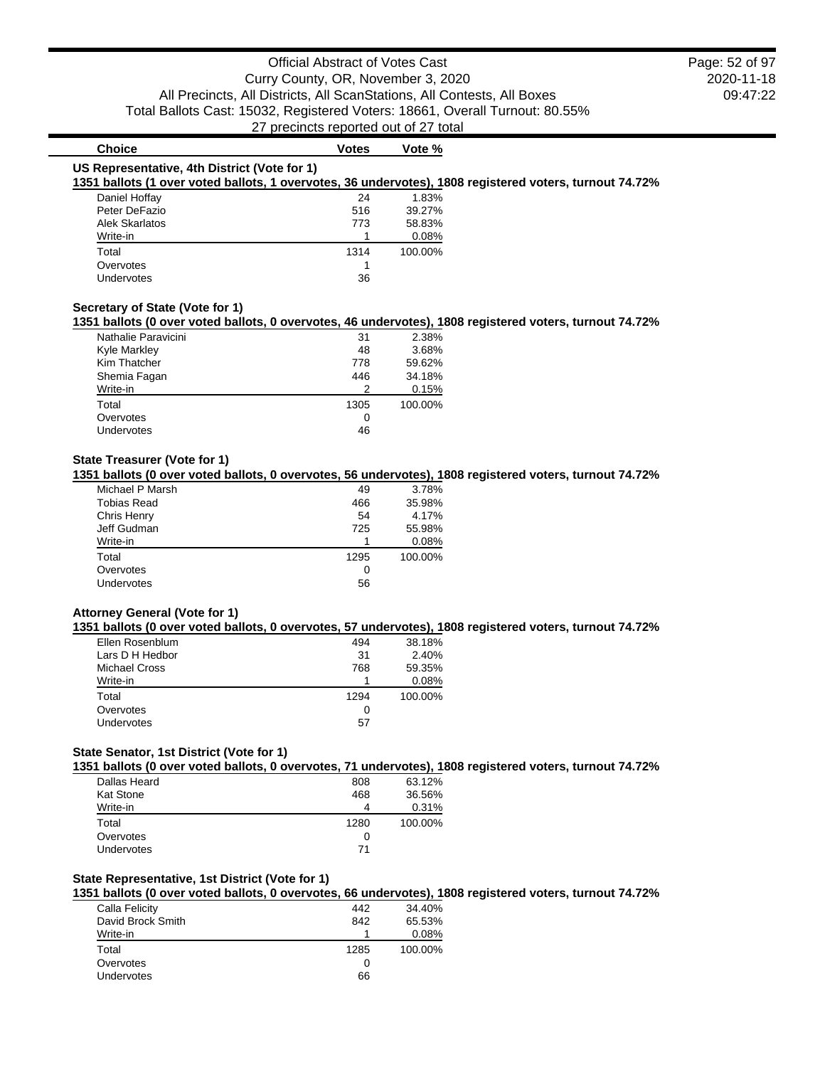Official Abstract of Votes Cast
Curry County, OR, November 3, 2020
All Precincts, All Districts, All ScanStations, All Contests, All Boxes
Total Ballots Cast: 15032, Registered Voters: 18661, Overall Turnout: 80.55%
27 precincts reported out of 27 total

## US Representative, 4th District (Vote for 1)

**1351 ballots (1 over voted ballots, 1 overvotes, 36 undervotes), 1808 registered voters, turnout 74.72%**

| Choice | Votes | Vote % |
|---|---|---|
| Daniel Hoffay | 24 | 1.83% |
| Peter DeFazio | 516 | 39.27% |
| Alek Skarlatos | 773 | 58.83% |
| Write-in | 1 | 0.08% |
| Total | 1314 | 100.00% |
| Overvotes | 1 | |
| Undervotes | 36 | |

## Secretary of State (Vote for 1)

**1351 ballots (0 over voted ballots, 0 overvotes, 46 undervotes), 1808 registered voters, turnout 74.72%**

| Choice | Votes | Vote % |
|---|---|---|
| Nathalie Paravicini | 31 | 2.38% |
| Kyle Markley | 48 | 3.68% |
| Kim Thatcher | 778 | 59.62% |
| Shemia Fagan | 446 | 34.18% |
| Write-in | 2 | 0.15% |
| Total | 1305 | 100.00% |
| Overvotes | 0 | |
| Undervotes | 46 | |

## State Treasurer (Vote for 1)

**1351 ballots (0 over voted ballots, 0 overvotes, 56 undervotes), 1808 registered voters, turnout 74.72%**

| Choice | Votes | Vote % |
|---|---|---|
| Michael P Marsh | 49 | 3.78% |
| Tobias Read | 466 | 35.98% |
| Chris Henry | 54 | 4.17% |
| Jeff Gudman | 725 | 55.98% |
| Write-in | 1 | 0.08% |
| Total | 1295 | 100.00% |
| Overvotes | 0 | |
| Undervotes | 56 | |

## Attorney General (Vote for 1)

**1351 ballots (0 over voted ballots, 0 overvotes, 57 undervotes), 1808 registered voters, turnout 74.72%**

| Choice | Votes | Vote % |
|---|---|---|
| Ellen Rosenblum | 494 | 38.18% |
| Lars D H Hedbor | 31 | 2.40% |
| Michael Cross | 768 | 59.35% |
| Write-in | 1 | 0.08% |
| Total | 1294 | 100.00% |
| Overvotes | 0 | |
| Undervotes | 57 | |

## State Senator, 1st District (Vote for 1)

**1351 ballots (0 over voted ballots, 0 overvotes, 71 undervotes), 1808 registered voters, turnout 74.72%**

| Choice | Votes | Vote % |
|---|---|---|
| Dallas Heard | 808 | 63.12% |
| Kat Stone | 468 | 36.56% |
| Write-in | 4 | 0.31% |
| Total | 1280 | 100.00% |
| Overvotes | 0 | |
| Undervotes | 71 | |

## State Representative, 1st District (Vote for 1)

**1351 ballots (0 over voted ballots, 0 overvotes, 66 undervotes), 1808 registered voters, turnout 74.72%**

| Choice | Votes | Vote % |
|---|---|---|
| Calla Felicity | 442 | 34.40% |
| David Brock Smith | 842 | 65.53% |
| Write-in | 1 | 0.08% |
| Total | 1285 | 100.00% |
| Overvotes | 0 | |
| Undervotes | 66 | |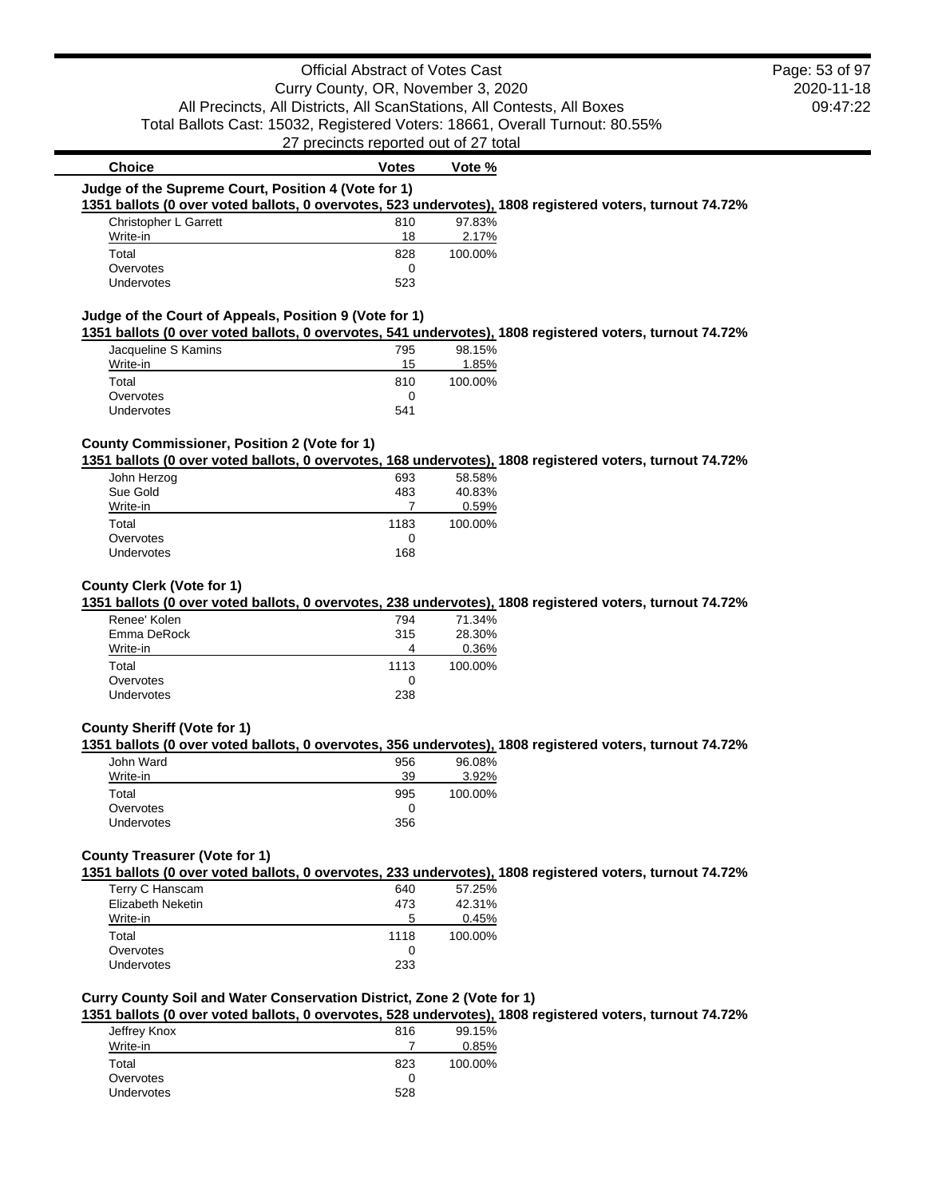| Choice | Votes | Vote % |
|---|---|---|

### Judge of the Supreme Court, Position 4 (Vote for 1)

**1351 ballots (0 over voted ballots, 0 overvotes, 523 undervotes), 1808 registered voters, turnout 74.72%**

| Choice | Votes | Vote % |
|---|---|---|
| Christopher L Garrett | 810 | 97.83% |
| Write-in | 18 | 2.17% |
| Total | 828 | 100.00% |
| Overvotes | 0 | |
| Undervotes | 523 | |

### Judge of the Court of Appeals, Position 9 (Vote for 1)

**1351 ballots (0 over voted ballots, 0 overvotes, 541 undervotes), 1808 registered voters, turnout 74.72%**

| Choice | Votes | Vote % |
|---|---|---|
| Jacqueline S Kamins | 795 | 98.15% |
| Write-in | 15 | 1.85% |
| Total | 810 | 100.00% |
| Overvotes | 0 | |
| Undervotes | 541 | |

### County Commissioner, Position 2 (Vote for 1)

**1351 ballots (0 over voted ballots, 0 overvotes, 168 undervotes), 1808 registered voters, turnout 74.72%**

| Choice | Votes | Vote % |
|---|---|---|
| John Herzog | 693 | 58.58% |
| Sue Gold | 483 | 40.83% |
| Write-in | 7 | 0.59% |
| Total | 1183 | 100.00% |
| Overvotes | 0 | |
| Undervotes | 168 | |

### County Clerk (Vote for 1)

**1351 ballots (0 over voted ballots, 0 overvotes, 238 undervotes), 1808 registered voters, turnout 74.72%**

| Choice | Votes | Vote % |
|---|---|---|
| Renee' Kolen | 794 | 71.34% |
| Emma DeRock | 315 | 28.30% |
| Write-in | 4 | 0.36% |
| Total | 1113 | 100.00% |
| Overvotes | 0 | |
| Undervotes | 238 | |

### County Sheriff (Vote for 1)

**1351 ballots (0 over voted ballots, 0 overvotes, 356 undervotes), 1808 registered voters, turnout 74.72%**

| Choice | Votes | Vote % |
|---|---|---|
| John Ward | 956 | 96.08% |
| Write-in | 39 | 3.92% |
| Total | 995 | 100.00% |
| Overvotes | 0 | |
| Undervotes | 356 | |

### County Treasurer (Vote for 1)

**1351 ballots (0 over voted ballots, 0 overvotes, 233 undervotes), 1808 registered voters, turnout 74.72%**

| Choice | Votes | Vote % |
|---|---|---|
| Terry C Hanscam | 640 | 57.25% |
| Elizabeth Neketin | 473 | 42.31% |
| Write-in | 5 | 0.45% |
| Total | 1118 | 100.00% |
| Overvotes | 0 | |
| Undervotes | 233 | |

### Curry County Soil and Water Conservation District, Zone 2 (Vote for 1)

**1351 ballots (0 over voted ballots, 0 overvotes, 528 undervotes), 1808 registered voters, turnout 74.72%**

| Choice | Votes | Vote % |
|---|---|---|
| Jeffrey Knox | 816 | 99.15% |
| Write-in | 7 | 0.85% |
| Total | 823 | 100.00% |
| Overvotes | 0 | |
| Undervotes | 528 | |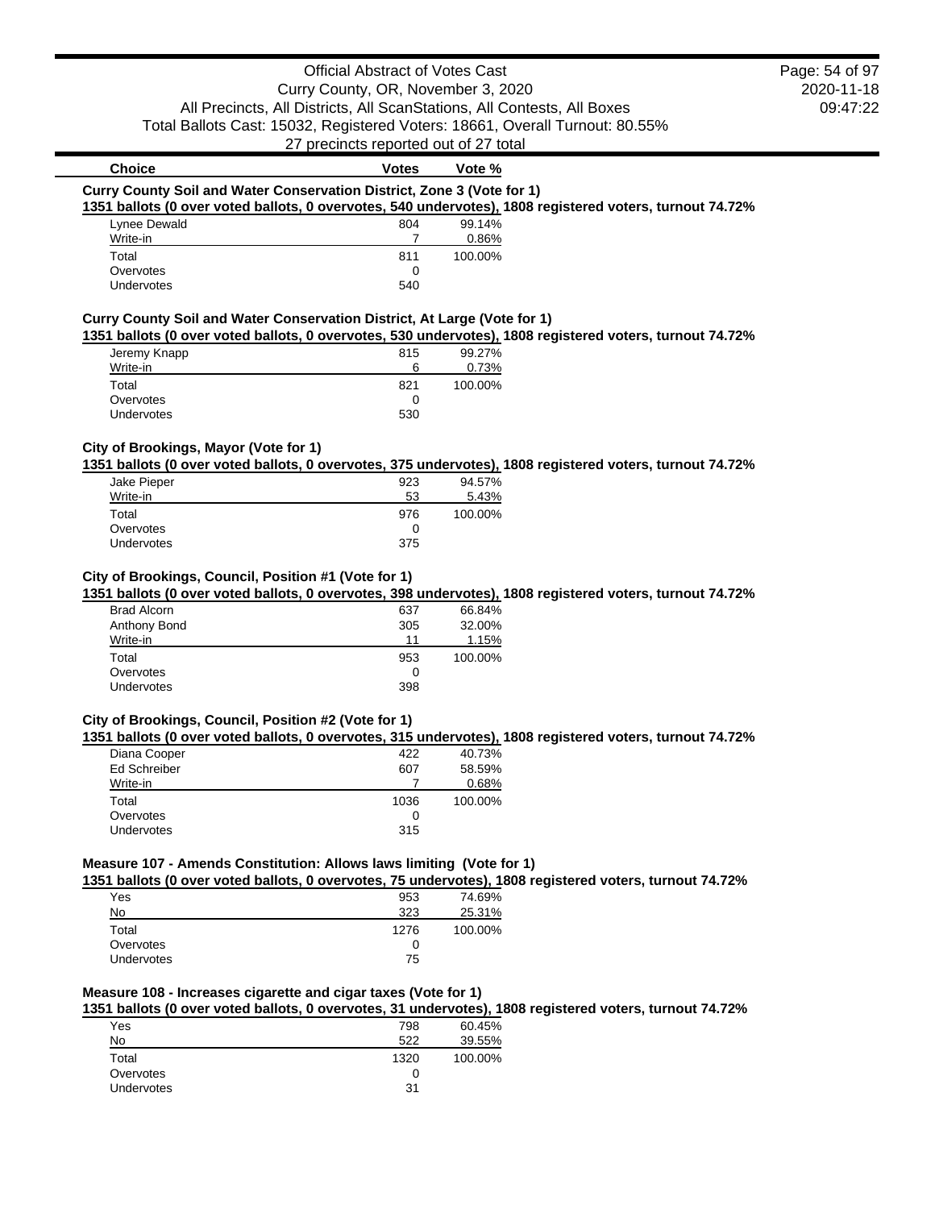| Choice | Votes | Vote % |
|---|---|---|

**Curry County Soil and Water Conservation District, Zone 3 (Vote for 1)**

**1351 ballots (0 over voted ballots, 0 overvotes, 540 undervotes), 1808 registered voters, turnout 74.72%**

| Choice | Votes | Vote % |
|---|---|---|
| Lynee Dewald | 804 | 99.14% |
| Write-in | 7 | 0.86% |
| Total | 811 | 100.00% |
| Overvotes | 0 | |
| Undervotes | 540 | |

**Curry County Soil and Water Conservation District, At Large (Vote for 1)**

**1351 ballots (0 over voted ballots, 0 overvotes, 530 undervotes), 1808 registered voters, turnout 74.72%**

| Choice | Votes | Vote % |
|---|---|---|
| Jeremy Knapp | 815 | 99.27% |
| Write-in | 6 | 0.73% |
| Total | 821 | 100.00% |
| Overvotes | 0 | |
| Undervotes | 530 | |

**City of Brookings, Mayor (Vote for 1)**

**1351 ballots (0 over voted ballots, 0 overvotes, 375 undervotes), 1808 registered voters, turnout 74.72%**

| Choice | Votes | Vote % |
|---|---|---|
| Jake Pieper | 923 | 94.57% |
| Write-in | 53 | 5.43% |
| Total | 976 | 100.00% |
| Overvotes | 0 | |
| Undervotes | 375 | |

**City of Brookings, Council, Position #1 (Vote for 1)**

**1351 ballots (0 over voted ballots, 0 overvotes, 398 undervotes), 1808 registered voters, turnout 74.72%**

| Choice | Votes | Vote % |
|---|---|---|
| Brad Alcorn | 637 | 66.84% |
| Anthony Bond | 305 | 32.00% |
| Write-in | 11 | 1.15% |
| Total | 953 | 100.00% |
| Overvotes | 0 | |
| Undervotes | 398 | |

**City of Brookings, Council, Position #2 (Vote for 1)**

**1351 ballots (0 over voted ballots, 0 overvotes, 315 undervotes), 1808 registered voters, turnout 74.72%**

| Choice | Votes | Vote % |
|---|---|---|
| Diana Cooper | 422 | 40.73% |
| Ed Schreiber | 607 | 58.59% |
| Write-in | 7 | 0.68% |
| Total | 1036 | 100.00% |
| Overvotes | 0 | |
| Undervotes | 315 | |

**Measure 107 - Amends Constitution: Allows laws limiting (Vote for 1)**

**1351 ballots (0 over voted ballots, 0 overvotes, 75 undervotes), 1808 registered voters, turnout 74.72%**

| Choice | Votes | Vote % |
|---|---|---|
| Yes | 953 | 74.69% |
| No | 323 | 25.31% |
| Total | 1276 | 100.00% |
| Overvotes | 0 | |
| Undervotes | 75 | |

**Measure 108 - Increases cigarette and cigar taxes (Vote for 1)**

**1351 ballots (0 over voted ballots, 0 overvotes, 31 undervotes), 1808 registered voters, turnout 74.72%**

| Choice | Votes | Vote % |
|---|---|---|
| Yes | 798 | 60.45% |
| No | 522 | 39.55% |
| Total | 1320 | 100.00% |
| Overvotes | 0 | |
| Undervotes | 31 | |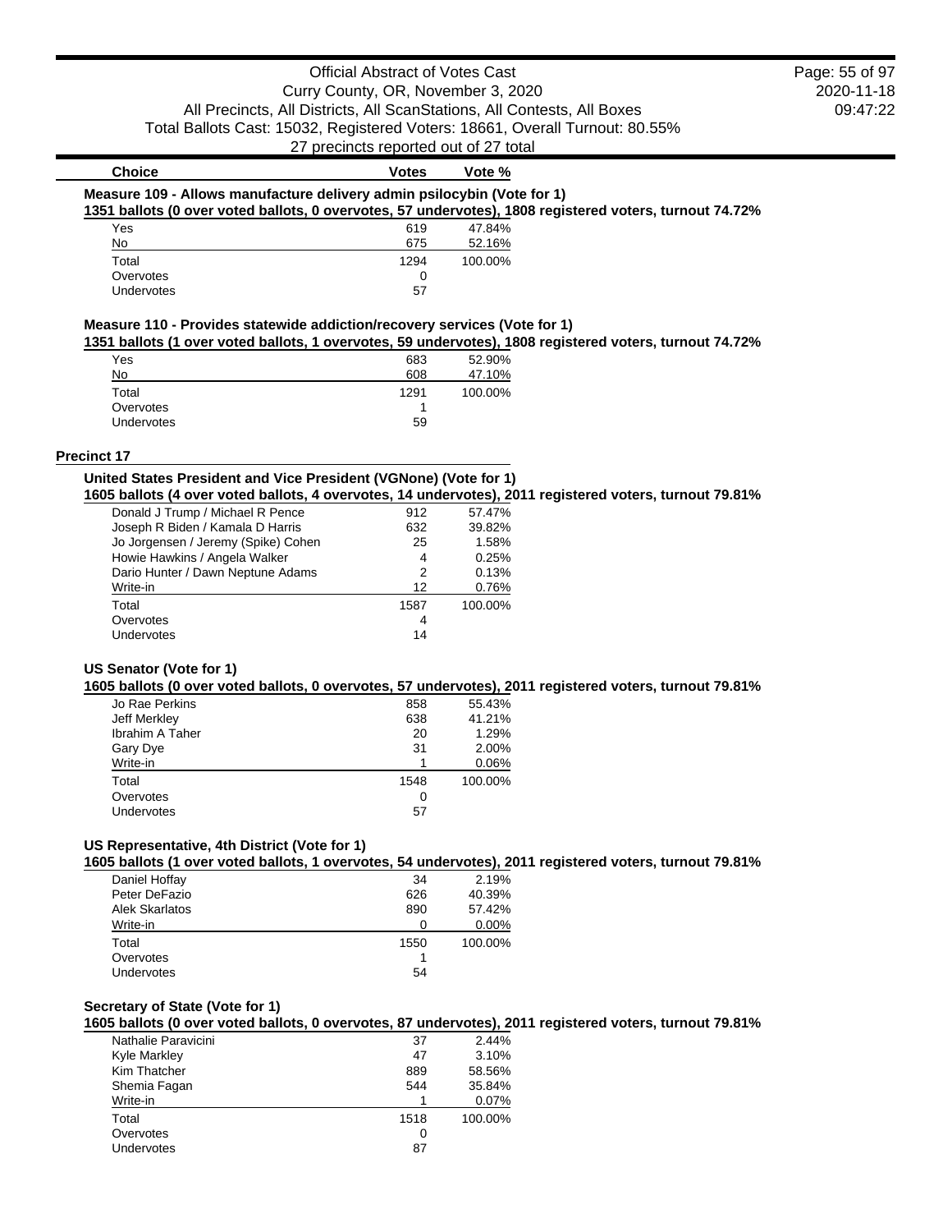| Choice | Votes | Vote % |
|---|---|---|

**Measure 109 - Allows manufacture delivery admin psilocybin (Vote for 1)**

**1351 ballots (0 over voted ballots, 0 overvotes, 57 undervotes), 1808 registered voters, turnout 74.72%**

| Choice | Votes | Vote % |
|---|---|---|
| Yes | 619 | 47.84% |
| No | 675 | 52.16% |
| Total | 1294 | 100.00% |
| Overvotes | 0 | |
| Undervotes | 57 | |

**Measure 110 - Provides statewide addiction/recovery services (Vote for 1)**

**1351 ballots (1 over voted ballots, 1 overvotes, 59 undervotes), 1808 registered voters, turnout 74.72%**

| Choice | Votes | Vote % |
|---|---|---|
| Yes | 683 | 52.90% |
| No | 608 | 47.10% |
| Total | 1291 | 100.00% |
| Overvotes | 1 | |
| Undervotes | 59 | |

## Precinct 17

**United States President and Vice President (VGNone) (Vote for 1)**

**1605 ballots (4 over voted ballots, 4 overvotes, 14 undervotes), 2011 registered voters, turnout 79.81%**

| Choice | Votes | Vote % |
|---|---|---|
| Donald J Trump / Michael R Pence | 912 | 57.47% |
| Joseph R Biden / Kamala D Harris | 632 | 39.82% |
| Jo Jorgensen / Jeremy (Spike) Cohen | 25 | 1.58% |
| Howie Hawkins / Angela Walker | 4 | 0.25% |
| Dario Hunter / Dawn Neptune Adams | 2 | 0.13% |
| Write-in | 12 | 0.76% |
| Total | 1587 | 100.00% |
| Overvotes | 4 | |
| Undervotes | 14 | |

**US Senator (Vote for 1)**

**1605 ballots (0 over voted ballots, 0 overvotes, 57 undervotes), 2011 registered voters, turnout 79.81%**

| Choice | Votes | Vote % |
|---|---|---|
| Jo Rae Perkins | 858 | 55.43% |
| Jeff Merkley | 638 | 41.21% |
| Ibrahim A Taher | 20 | 1.29% |
| Gary Dye | 31 | 2.00% |
| Write-in | 1 | 0.06% |
| Total | 1548 | 100.00% |
| Overvotes | 0 | |
| Undervotes | 57 | |

**US Representative, 4th District (Vote for 1)**

**1605 ballots (1 over voted ballots, 1 overvotes, 54 undervotes), 2011 registered voters, turnout 79.81%**

| Choice | Votes | Vote % |
|---|---|---|
| Daniel Hoffay | 34 | 2.19% |
| Peter DeFazio | 626 | 40.39% |
| Alek Skarlatos | 890 | 57.42% |
| Write-in | 0 | 0.00% |
| Total | 1550 | 100.00% |
| Overvotes | 1 | |
| Undervotes | 54 | |

**Secretary of State (Vote for 1)**

**1605 ballots (0 over voted ballots, 0 overvotes, 87 undervotes), 2011 registered voters, turnout 79.81%**

| Choice | Votes | Vote % |
|---|---|---|
| Nathalie Paravicini | 37 | 2.44% |
| Kyle Markley | 47 | 3.10% |
| Kim Thatcher | 889 | 58.56% |
| Shemia Fagan | 544 | 35.84% |
| Write-in | 1 | 0.07% |
| Total | 1518 | 100.00% |
| Overvotes | 0 | |
| Undervotes | 87 | |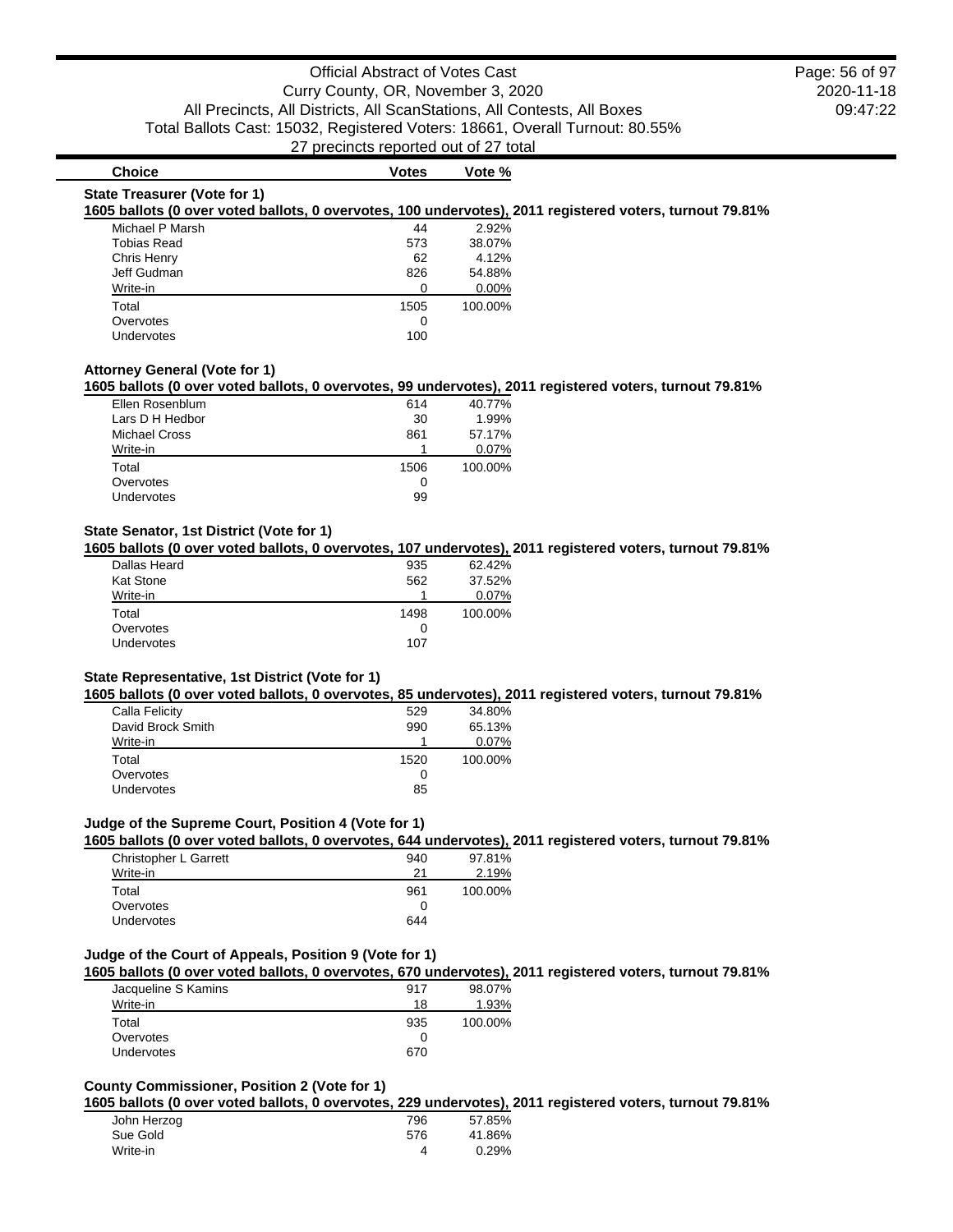Official Abstract of Votes Cast
Curry County, OR, November 3, 2020
All Precincts, All Districts, All ScanStations, All Contests, All Boxes
Total Ballots Cast: 15032, Registered Voters: 18661, Overall Turnout: 80.55%
27 precincts reported out of 27 total

2020-11-18
09:47:22

### State Treasurer (Vote for 1)

**1605 ballots (0 over voted ballots, 0 overvotes, 100 undervotes), 2011 registered voters, turnout 79.81%**

| Choice | Votes | Vote % |
|---|---|---|
| Michael P Marsh | 44 | 2.92% |
| Tobias Read | 573 | 38.07% |
| Chris Henry | 62 | 4.12% |
| Jeff Gudman | 826 | 54.88% |
| Write-in | 0 | 0.00% |
| Total | 1505 | 100.00% |
| Overvotes | 0 | |
| Undervotes | 100 | |

### Attorney General (Vote for 1)

**1605 ballots (0 over voted ballots, 0 overvotes, 99 undervotes), 2011 registered voters, turnout 79.81%**

| Choice | Votes | Vote % |
|---|---|---|
| Ellen Rosenblum | 614 | 40.77% |
| Lars D H Hedbor | 30 | 1.99% |
| Michael Cross | 861 | 57.17% |
| Write-in | 1 | 0.07% |
| Total | 1506 | 100.00% |
| Overvotes | 0 | |
| Undervotes | 99 | |

### State Senator, 1st District (Vote for 1)

**1605 ballots (0 over voted ballots, 0 overvotes, 107 undervotes), 2011 registered voters, turnout 79.81%**

| Choice | Votes | Vote % |
|---|---|---|
| Dallas Heard | 935 | 62.42% |
| Kat Stone | 562 | 37.52% |
| Write-in | 1 | 0.07% |
| Total | 1498 | 100.00% |
| Overvotes | 0 | |
| Undervotes | 107 | |

### State Representative, 1st District (Vote for 1)

**1605 ballots (0 over voted ballots, 0 overvotes, 85 undervotes), 2011 registered voters, turnout 79.81%**

| Choice | Votes | Vote % |
|---|---|---|
| Calla Felicity | 529 | 34.80% |
| David Brock Smith | 990 | 65.13% |
| Write-in | 1 | 0.07% |
| Total | 1520 | 100.00% |
| Overvotes | 0 | |
| Undervotes | 85 | |

### Judge of the Supreme Court, Position 4 (Vote for 1)

**1605 ballots (0 over voted ballots, 0 overvotes, 644 undervotes), 2011 registered voters, turnout 79.81%**

| Choice | Votes | Vote % |
|---|---|---|
| Christopher L Garrett | 940 | 97.81% |
| Write-in | 21 | 2.19% |
| Total | 961 | 100.00% |
| Overvotes | 0 | |
| Undervotes | 644 | |

### Judge of the Court of Appeals, Position 9 (Vote for 1)

**1605 ballots (0 over voted ballots, 0 overvotes, 670 undervotes), 2011 registered voters, turnout 79.81%**

| Choice | Votes | Vote % |
|---|---|---|
| Jacqueline S Kamins | 917 | 98.07% |
| Write-in | 18 | 1.93% |
| Total | 935 | 100.00% |
| Overvotes | 0 | |
| Undervotes | 670 | |

### County Commissioner, Position 2 (Vote for 1)

**1605 ballots (0 over voted ballots, 0 overvotes, 229 undervotes), 2011 registered voters, turnout 79.81%**

| Choice | Votes | Vote % |
|---|---|---|
| John Herzog | 796 | 57.85% |
| Sue Gold | 576 | 41.86% |
| Write-in | 4 | 0.29% |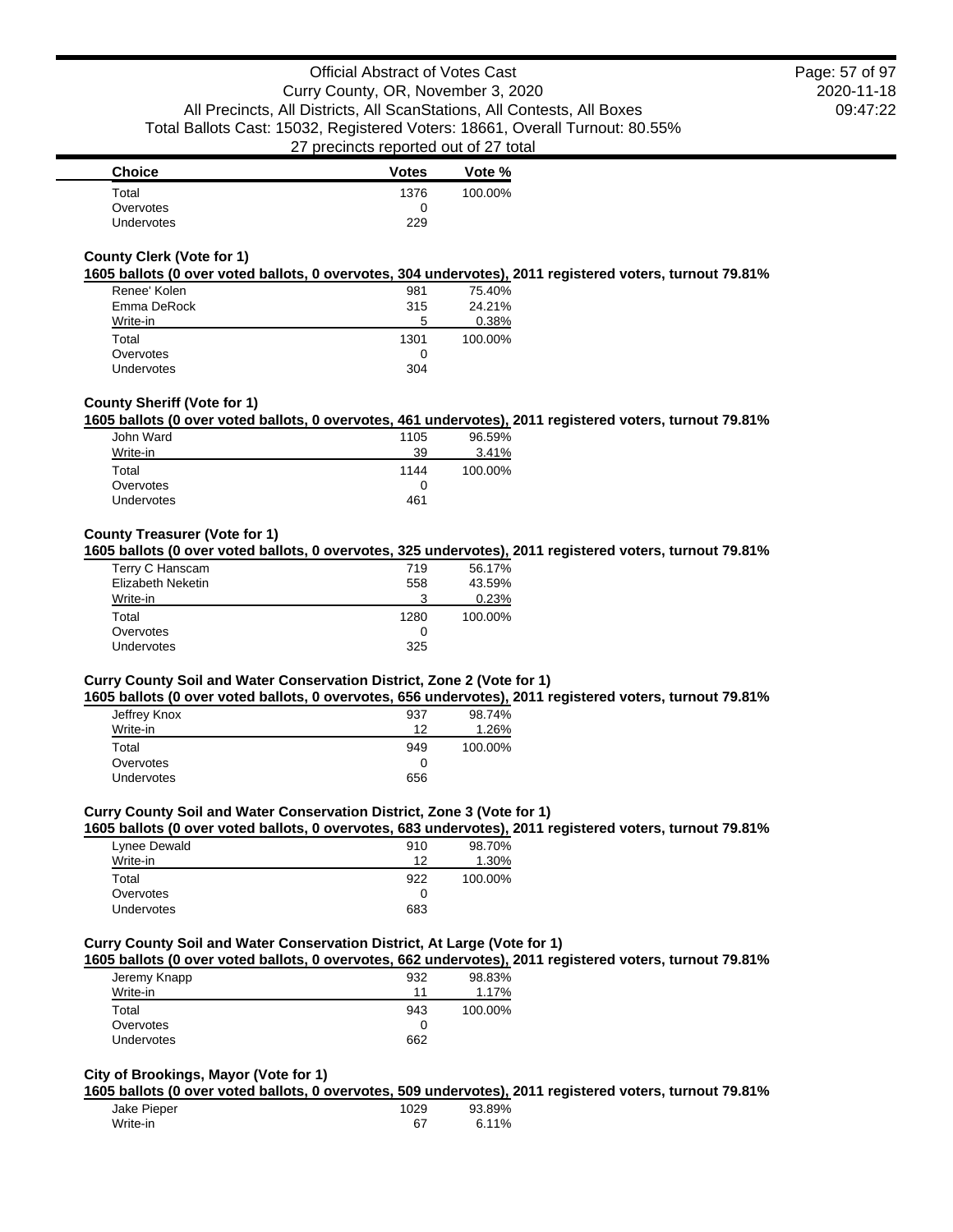| Choice | Votes | Vote % |
|---|---|---|
| Total | 1376 | 100.00% |
| Overvotes | 0 | |
| Undervotes | 229 | |

### County Clerk (Vote for 1)

**1605 ballots (0 over voted ballots, 0 overvotes, 304 undervotes), 2011 registered voters, turnout 79.81%**

| Choice | Votes | Vote % |
|---|---|---|
| Renee' Kolen | 981 | 75.40% |
| Emma DeRock | 315 | 24.21% |
| Write-in | 5 | 0.38% |
| Total | 1301 | 100.00% |
| Overvotes | 0 | |
| Undervotes | 304 | |

### County Sheriff (Vote for 1)

**1605 ballots (0 over voted ballots, 0 overvotes, 461 undervotes), 2011 registered voters, turnout 79.81%**

| Choice | Votes | Vote % |
|---|---|---|
| John Ward | 1105 | 96.59% |
| Write-in | 39 | 3.41% |
| Total | 1144 | 100.00% |
| Overvotes | 0 | |
| Undervotes | 461 | |

### County Treasurer (Vote for 1)

**1605 ballots (0 over voted ballots, 0 overvotes, 325 undervotes), 2011 registered voters, turnout 79.81%**

| Choice | Votes | Vote % |
|---|---|---|
| Terry C Hanscam | 719 | 56.17% |
| Elizabeth Neketin | 558 | 43.59% |
| Write-in | 3 | 0.23% |
| Total | 1280 | 100.00% |
| Overvotes | 0 | |
| Undervotes | 325 | |

### Curry County Soil and Water Conservation District, Zone 2 (Vote for 1)

**1605 ballots (0 over voted ballots, 0 overvotes, 656 undervotes), 2011 registered voters, turnout 79.81%**

| Choice | Votes | Vote % |
|---|---|---|
| Jeffrey Knox | 937 | 98.74% |
| Write-in | 12 | 1.26% |
| Total | 949 | 100.00% |
| Overvotes | 0 | |
| Undervotes | 656 | |

### Curry County Soil and Water Conservation District, Zone 3 (Vote for 1)

**1605 ballots (0 over voted ballots, 0 overvotes, 683 undervotes), 2011 registered voters, turnout 79.81%**

| Choice | Votes | Vote % |
|---|---|---|
| Lynee Dewald | 910 | 98.70% |
| Write-in | 12 | 1.30% |
| Total | 922 | 100.00% |
| Overvotes | 0 | |
| Undervotes | 683 | |

### Curry County Soil and Water Conservation District, At Large (Vote for 1)

**1605 ballots (0 over voted ballots, 0 overvotes, 662 undervotes), 2011 registered voters, turnout 79.81%**

| Choice | Votes | Vote % |
|---|---|---|
| Jeremy Knapp | 932 | 98.83% |
| Write-in | 11 | 1.17% |
| Total | 943 | 100.00% |
| Overvotes | 0 | |
| Undervotes | 662 | |

### City of Brookings, Mayor (Vote for 1)

**1605 ballots (0 over voted ballots, 0 overvotes, 509 undervotes), 2011 registered voters, turnout 79.81%**

| Choice | Votes | Vote % |
|---|---|---|
| Jake Pieper | 1029 | 93.89% |
| Write-in | 67 | 6.11% |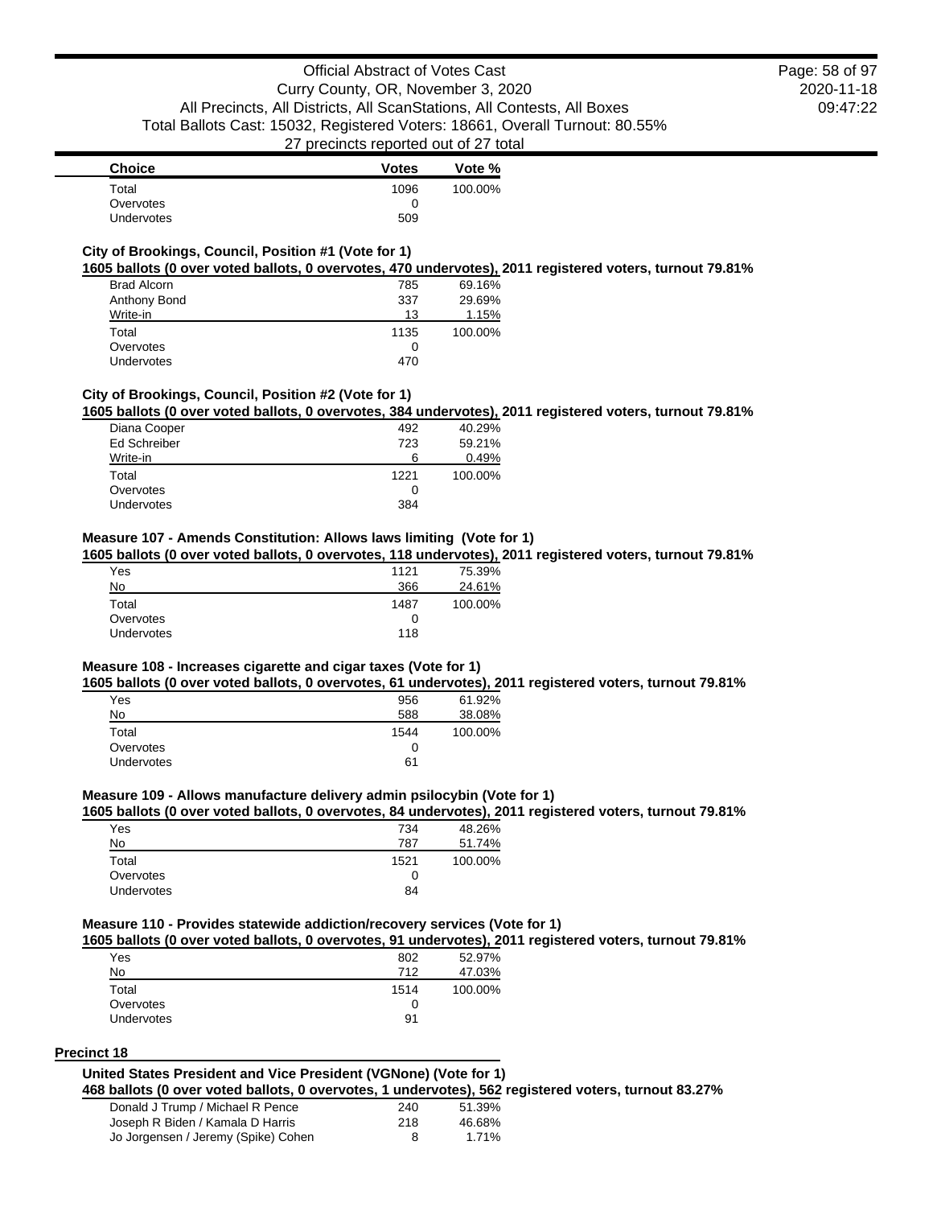| Choice | Votes | Vote % |
| --- | --- | --- |
| Total | 1096 | 100.00% |
| Overvotes | 0 | |
| Undervotes | 509 | |

### City of Brookings, Council, Position #1 (Vote for 1)

**1605 ballots (0 over voted ballots, 0 overvotes, 470 undervotes), 2011 registered voters, turnout 79.81%**

| Choice | Votes | Vote % |
| --- | --- | --- |
| Brad Alcorn | 785 | 69.16% |
| Anthony Bond | 337 | 29.69% |
| Write-in | 13 | 1.15% |
| Total | 1135 | 100.00% |
| Overvotes | 0 | |
| Undervotes | 470 | |

### City of Brookings, Council, Position #2 (Vote for 1)

**1605 ballots (0 over voted ballots, 0 overvotes, 384 undervotes), 2011 registered voters, turnout 79.81%**

| Choice | Votes | Vote % |
| --- | --- | --- |
| Diana Cooper | 492 | 40.29% |
| Ed Schreiber | 723 | 59.21% |
| Write-in | 6 | 0.49% |
| Total | 1221 | 100.00% |
| Overvotes | 0 | |
| Undervotes | 384 | |

### Measure 107 - Amends Constitution: Allows laws limiting (Vote for 1)

**1605 ballots (0 over voted ballots, 0 overvotes, 118 undervotes), 2011 registered voters, turnout 79.81%**

| Choice | Votes | Vote % |
| --- | --- | --- |
| Yes | 1121 | 75.39% |
| No | 366 | 24.61% |
| Total | 1487 | 100.00% |
| Overvotes | 0 | |
| Undervotes | 118 | |

### Measure 108 - Increases cigarette and cigar taxes (Vote for 1)

**1605 ballots (0 over voted ballots, 0 overvotes, 61 undervotes), 2011 registered voters, turnout 79.81%**

| Choice | Votes | Vote % |
| --- | --- | --- |
| Yes | 956 | 61.92% |
| No | 588 | 38.08% |
| Total | 1544 | 100.00% |
| Overvotes | 0 | |
| Undervotes | 61 | |

### Measure 109 - Allows manufacture delivery admin psilocybin (Vote for 1)

**1605 ballots (0 over voted ballots, 0 overvotes, 84 undervotes), 2011 registered voters, turnout 79.81%**

| Choice | Votes | Vote % |
| --- | --- | --- |
| Yes | 734 | 48.26% |
| No | 787 | 51.74% |
| Total | 1521 | 100.00% |
| Overvotes | 0 | |
| Undervotes | 84 | |

### Measure 110 - Provides statewide addiction/recovery services (Vote for 1)

**1605 ballots (0 over voted ballots, 0 overvotes, 91 undervotes), 2011 registered voters, turnout 79.81%**

| Choice | Votes | Vote % |
| --- | --- | --- |
| Yes | 802 | 52.97% |
| No | 712 | 47.03% |
| Total | 1514 | 100.00% |
| Overvotes | 0 | |
| Undervotes | 91 | |

## Precinct 18

### United States President and Vice President (VGNone) (Vote for 1)

**468 ballots (0 over voted ballots, 0 overvotes, 1 undervotes), 562 registered voters, turnout 83.27%**

| Choice | Votes | Vote % |
| --- | --- | --- |
| Donald J Trump / Michael R Pence | 240 | 51.39% |
| Joseph R Biden / Kamala D Harris | 218 | 46.68% |
| Jo Jorgensen / Jeremy (Spike) Cohen | 8 | 1.71% |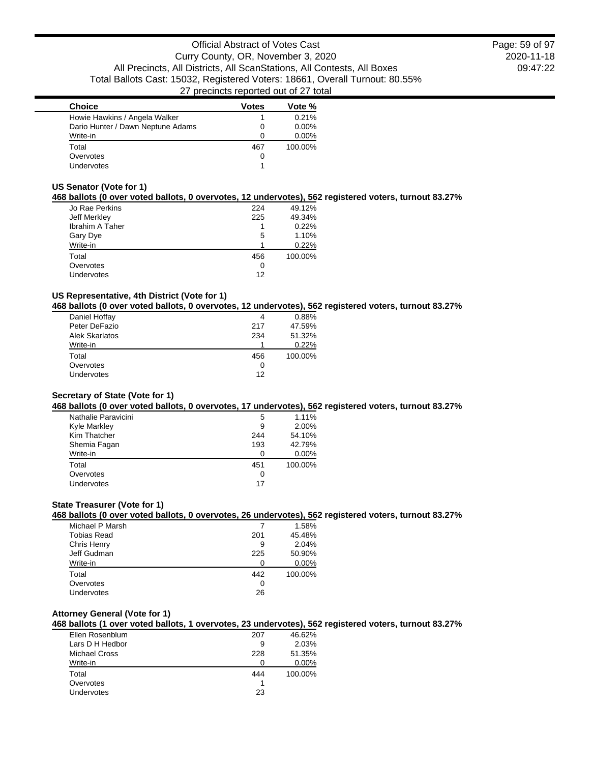| Choice | Votes | Vote % |
|---|---|---|
| Howie Hawkins / Angela Walker | 1 | 0.21% |
| Dario Hunter / Dawn Neptune Adams | 0 | 0.00% |
| Write-in | 0 | 0.00% |
| Total | 467 | 100.00% |
| Overvotes | 0 | |
| Undervotes | 1 | |

### US Senator (Vote for 1)

**468 ballots (0 over voted ballots, 0 overvotes, 12 undervotes), 562 registered voters, turnout 83.27%**

| Choice | Votes | Vote % |
|---|---|---|
| Jo Rae Perkins | 224 | 49.12% |
| Jeff Merkley | 225 | 49.34% |
| Ibrahim A Taher | 1 | 0.22% |
| Gary Dye | 5 | 1.10% |
| Write-in | 1 | 0.22% |
| Total | 456 | 100.00% |
| Overvotes | 0 | |
| Undervotes | 12 | |

### US Representative, 4th District (Vote for 1)

**468 ballots (0 over voted ballots, 0 overvotes, 12 undervotes), 562 registered voters, turnout 83.27%**

| Choice | Votes | Vote % |
|---|---|---|
| Daniel Hoffay | 4 | 0.88% |
| Peter DeFazio | 217 | 47.59% |
| Alek Skarlatos | 234 | 51.32% |
| Write-in | 1 | 0.22% |
| Total | 456 | 100.00% |
| Overvotes | 0 | |
| Undervotes | 12 | |

### Secretary of State (Vote for 1)

**468 ballots (0 over voted ballots, 0 overvotes, 17 undervotes), 562 registered voters, turnout 83.27%**

| Choice | Votes | Vote % |
|---|---|---|
| Nathalie Paravicini | 5 | 1.11% |
| Kyle Markley | 9 | 2.00% |
| Kim Thatcher | 244 | 54.10% |
| Shemia Fagan | 193 | 42.79% |
| Write-in | 0 | 0.00% |
| Total | 451 | 100.00% |
| Overvotes | 0 | |
| Undervotes | 17 | |

### State Treasurer (Vote for 1)

**468 ballots (0 over voted ballots, 0 overvotes, 26 undervotes), 562 registered voters, turnout 83.27%**

| Choice | Votes | Vote % |
|---|---|---|
| Michael P Marsh | 7 | 1.58% |
| Tobias Read | 201 | 45.48% |
| Chris Henry | 9 | 2.04% |
| Jeff Gudman | 225 | 50.90% |
| Write-in | 0 | 0.00% |
| Total | 442 | 100.00% |
| Overvotes | 0 | |
| Undervotes | 26 | |

### Attorney General (Vote for 1)

**468 ballots (1 over voted ballots, 1 overvotes, 23 undervotes), 562 registered voters, turnout 83.27%**

| Choice | Votes | Vote % |
|---|---|---|
| Ellen Rosenblum | 207 | 46.62% |
| Lars D H Hedbor | 9 | 2.03% |
| Michael Cross | 228 | 51.35% |
| Write-in | 0 | 0.00% |
| Total | 444 | 100.00% |
| Overvotes | 1 | |
| Undervotes | 23 | |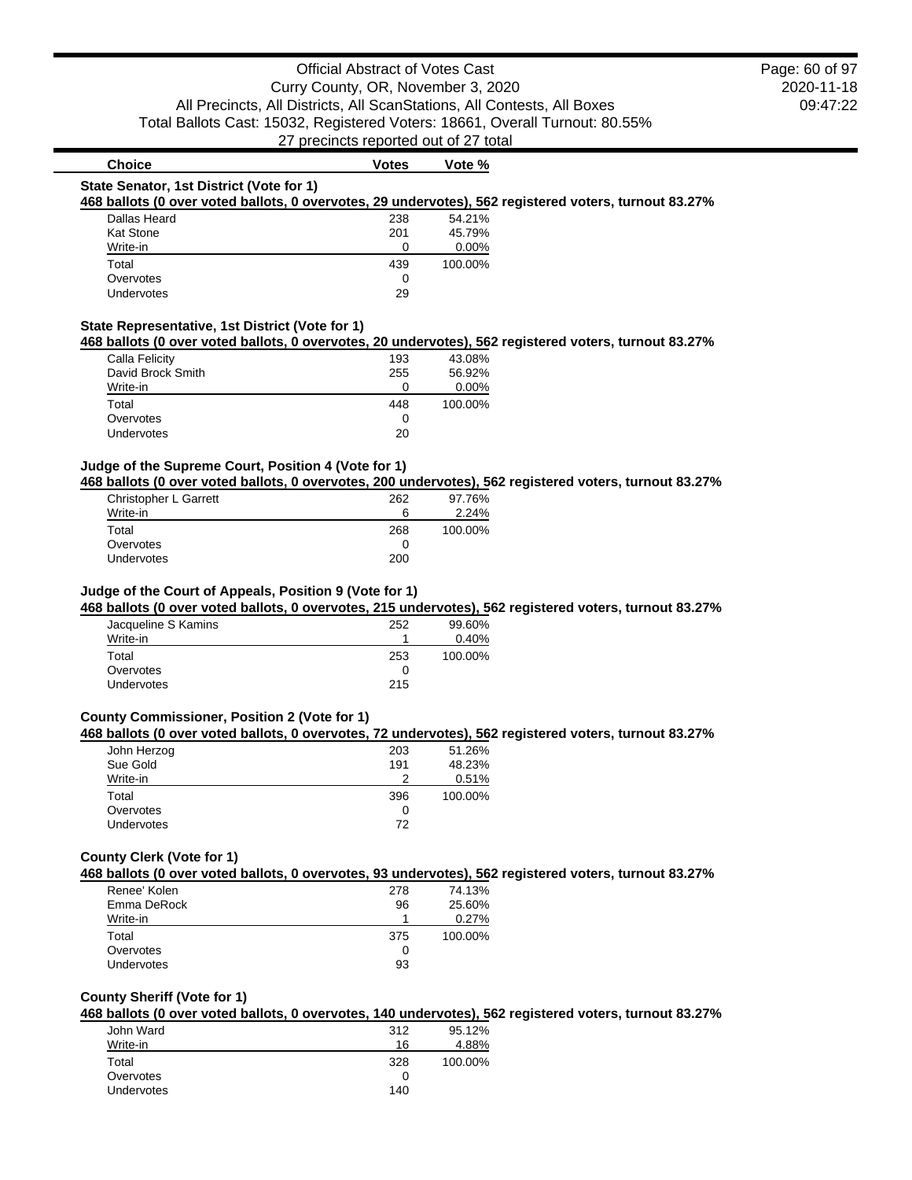Official Abstract of Votes Cast
Curry County, OR, November 3, 2020
All Precincts, All Districts, All ScanStations, All Contests, All Boxes
Total Ballots Cast: 15032, Registered Voters: 18661, Overall Turnout: 80.55%
27 precincts reported out of 27 total

2020-11-18
09:47:22

| Choice | Votes | Vote % |
|---|---|---|

### State Senator, 1st District (Vote for 1)

**468 ballots (0 over voted ballots, 0 overvotes, 29 undervotes), 562 registered voters, turnout 83.27%**

| Choice | Votes | Vote % |
|---|---|---|
| Dallas Heard | 238 | 54.21% |
| Kat Stone | 201 | 45.79% |
| Write-in | 0 | 0.00% |
| Total | 439 | 100.00% |
| Overvotes | 0 | |
| Undervotes | 29 | |

### State Representative, 1st District (Vote for 1)

**468 ballots (0 over voted ballots, 0 overvotes, 20 undervotes), 562 registered voters, turnout 83.27%**

| Choice | Votes | Vote % |
|---|---|---|
| Calla Felicity | 193 | 43.08% |
| David Brock Smith | 255 | 56.92% |
| Write-in | 0 | 0.00% |
| Total | 448 | 100.00% |
| Overvotes | 0 | |
| Undervotes | 20 | |

### Judge of the Supreme Court, Position 4 (Vote for 1)

**468 ballots (0 over voted ballots, 0 overvotes, 200 undervotes), 562 registered voters, turnout 83.27%**

| Choice | Votes | Vote % |
|---|---|---|
| Christopher L Garrett | 262 | 97.76% |
| Write-in | 6 | 2.24% |
| Total | 268 | 100.00% |
| Overvotes | 0 | |
| Undervotes | 200 | |

### Judge of the Court of Appeals, Position 9 (Vote for 1)

**468 ballots (0 over voted ballots, 0 overvotes, 215 undervotes), 562 registered voters, turnout 83.27%**

| Choice | Votes | Vote % |
|---|---|---|
| Jacqueline S Kamins | 252 | 99.60% |
| Write-in | 1 | 0.40% |
| Total | 253 | 100.00% |
| Overvotes | 0 | |
| Undervotes | 215 | |

### County Commissioner, Position 2 (Vote for 1)

**468 ballots (0 over voted ballots, 0 overvotes, 72 undervotes), 562 registered voters, turnout 83.27%**

| Choice | Votes | Vote % |
|---|---|---|
| John Herzog | 203 | 51.26% |
| Sue Gold | 191 | 48.23% |
| Write-in | 2 | 0.51% |
| Total | 396 | 100.00% |
| Overvotes | 0 | |
| Undervotes | 72 | |

### County Clerk (Vote for 1)

**468 ballots (0 over voted ballots, 0 overvotes, 93 undervotes), 562 registered voters, turnout 83.27%**

| Choice | Votes | Vote % |
|---|---|---|
| Renee' Kolen | 278 | 74.13% |
| Emma DeRock | 96 | 25.60% |
| Write-in | 1 | 0.27% |
| Total | 375 | 100.00% |
| Overvotes | 0 | |
| Undervotes | 93 | |

### County Sheriff (Vote for 1)

**468 ballots (0 over voted ballots, 0 overvotes, 140 undervotes), 562 registered voters, turnout 83.27%**

| Choice | Votes | Vote % |
|---|---|---|
| John Ward | 312 | 95.12% |
| Write-in | 16 | 4.88% |
| Total | 328 | 100.00% |
| Overvotes | 0 | |
| Undervotes | 140 | |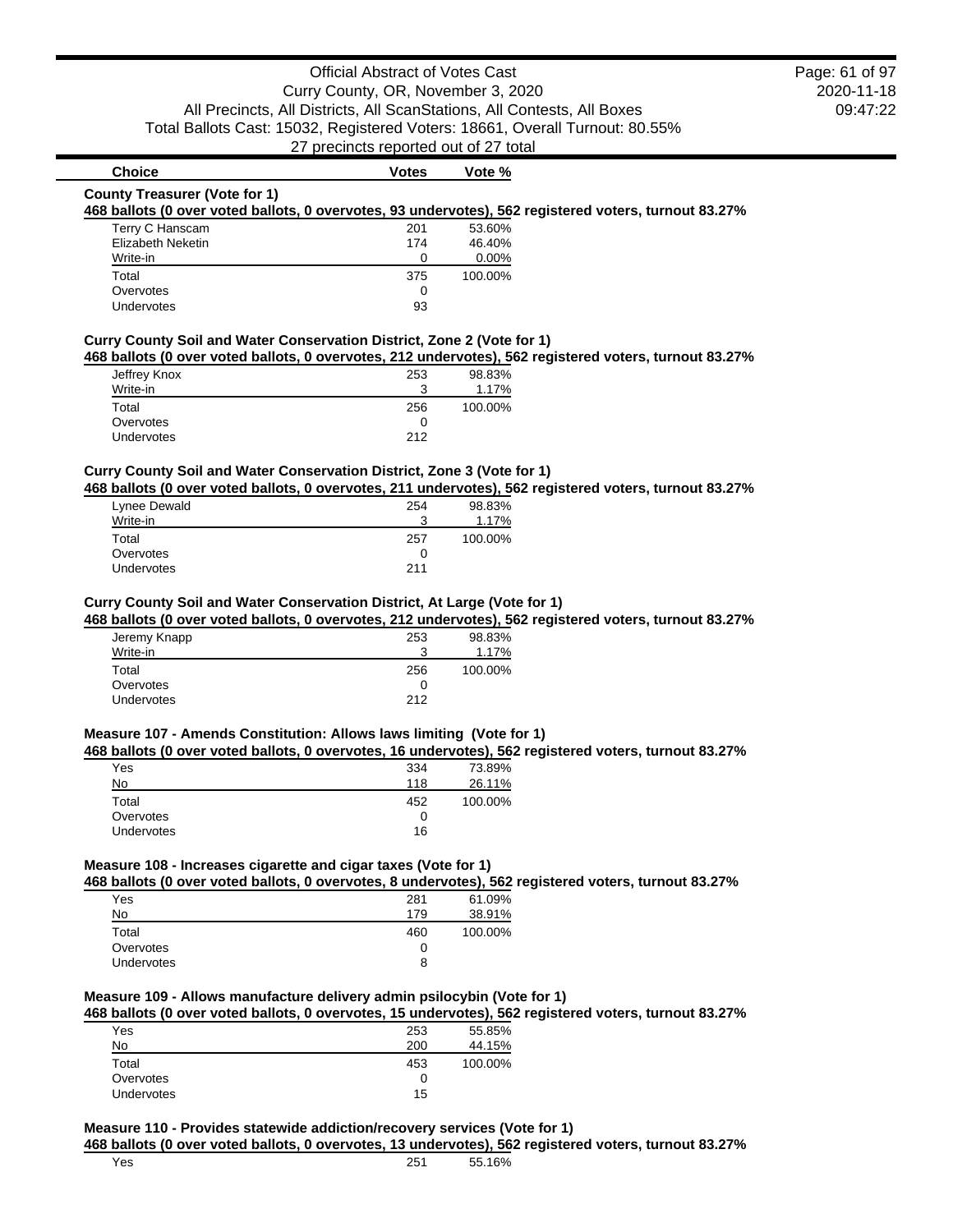| Choice | Votes | Vote % |
|---|---|---|

**County Treasurer (Vote for 1)**

**468 ballots (0 over voted ballots, 0 overvotes, 93 undervotes), 562 registered voters, turnout 83.27%**

| Choice | Votes | Vote % |
|---|---|---|
| Terry C Hanscam | 201 | 53.60% |
| Elizabeth Neketin | 174 | 46.40% |
| Write-in | 0 | 0.00% |
| Total | 375 | 100.00% |
| Overvotes | 0 | |
| Undervotes | 93 | |

**Curry County Soil and Water Conservation District, Zone 2 (Vote for 1)**

**468 ballots (0 over voted ballots, 0 overvotes, 212 undervotes), 562 registered voters, turnout 83.27%**

| Choice | Votes | Vote % |
|---|---|---|
| Jeffrey Knox | 253 | 98.83% |
| Write-in | 3 | 1.17% |
| Total | 256 | 100.00% |
| Overvotes | 0 | |
| Undervotes | 212 | |

**Curry County Soil and Water Conservation District, Zone 3 (Vote for 1)**

**468 ballots (0 over voted ballots, 0 overvotes, 211 undervotes), 562 registered voters, turnout 83.27%**

| Choice | Votes | Vote % |
|---|---|---|
| Lynee Dewald | 254 | 98.83% |
| Write-in | 3 | 1.17% |
| Total | 257 | 100.00% |
| Overvotes | 0 | |
| Undervotes | 211 | |

**Curry County Soil and Water Conservation District, At Large (Vote for 1)**

**468 ballots (0 over voted ballots, 0 overvotes, 212 undervotes), 562 registered voters, turnout 83.27%**

| Choice | Votes | Vote % |
|---|---|---|
| Jeremy Knapp | 253 | 98.83% |
| Write-in | 3 | 1.17% |
| Total | 256 | 100.00% |
| Overvotes | 0 | |
| Undervotes | 212 | |

**Measure 107 - Amends Constitution: Allows laws limiting (Vote for 1)**

**468 ballots (0 over voted ballots, 0 overvotes, 16 undervotes), 562 registered voters, turnout 83.27%**

| Choice | Votes | Vote % |
|---|---|---|
| Yes | 334 | 73.89% |
| No | 118 | 26.11% |
| Total | 452 | 100.00% |
| Overvotes | 0 | |
| Undervotes | 16 | |

**Measure 108 - Increases cigarette and cigar taxes (Vote for 1)**

**468 ballots (0 over voted ballots, 0 overvotes, 8 undervotes), 562 registered voters, turnout 83.27%**

| Choice | Votes | Vote % |
|---|---|---|
| Yes | 281 | 61.09% |
| No | 179 | 38.91% |
| Total | 460 | 100.00% |
| Overvotes | 0 | |
| Undervotes | 8 | |

**Measure 109 - Allows manufacture delivery admin psilocybin (Vote for 1)**

**468 ballots (0 over voted ballots, 0 overvotes, 15 undervotes), 562 registered voters, turnout 83.27%**

| Choice | Votes | Vote % |
|---|---|---|
| Yes | 253 | 55.85% |
| No | 200 | 44.15% |
| Total | 453 | 100.00% |
| Overvotes | 0 | |
| Undervotes | 15 | |

**Measure 110 - Provides statewide addiction/recovery services (Vote for 1)**

**468 ballots (0 over voted ballots, 0 overvotes, 13 undervotes), 562 registered voters, turnout 83.27%**

| Choice | Votes | Vote % |
|---|---|---|
| Yes | 251 | 55.16% |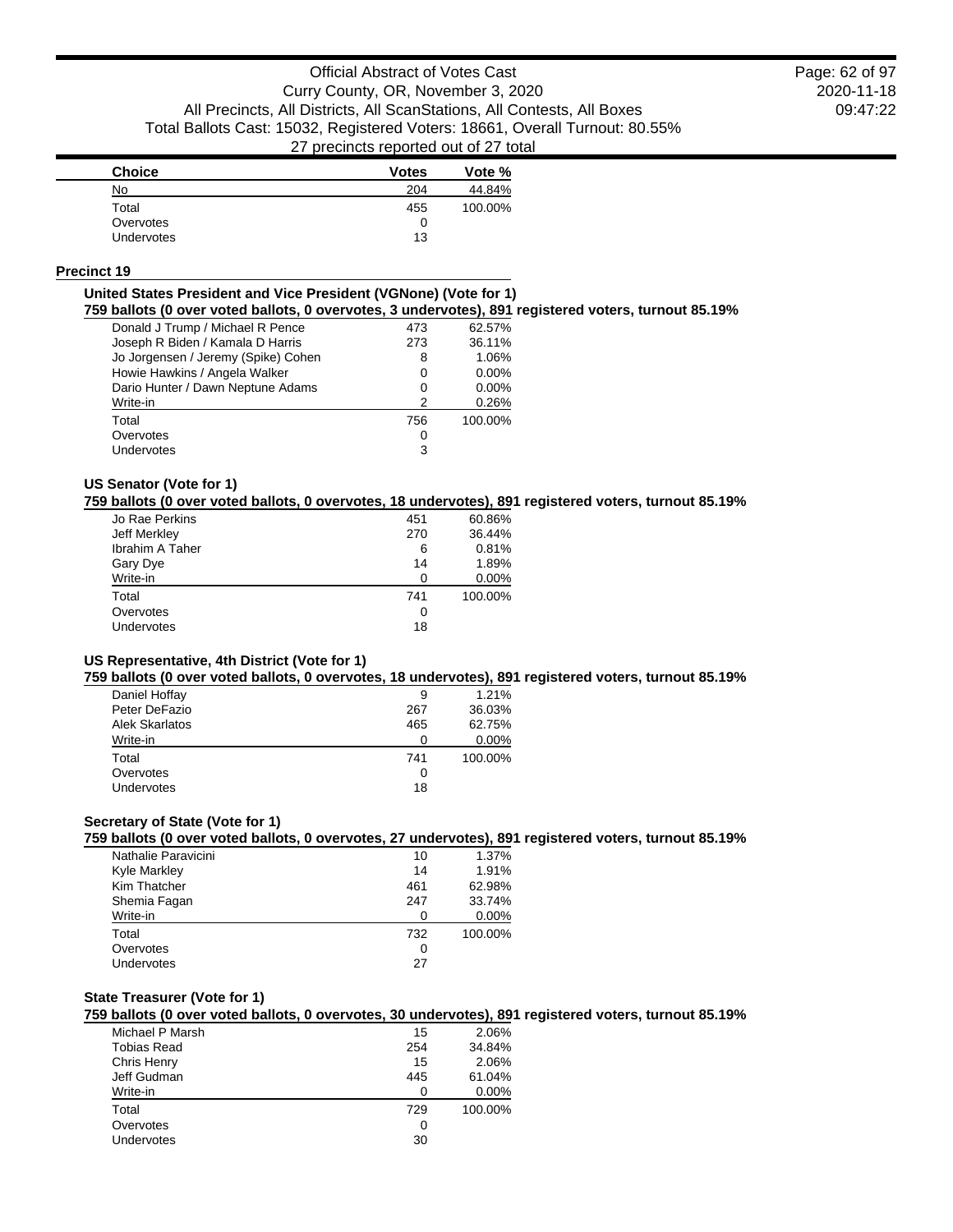| Choice | Votes | Vote % |
|---|---|---|
| No | 204 | 44.84% |
| Total | 455 | 100.00% |
| Overvotes | 0 | |
| Undervotes | 13 | |

## Precinct 19

### United States President and Vice President (VGNone) (Vote for 1)

**759 ballots (0 over voted ballots, 0 overvotes, 3 undervotes), 891 registered voters, turnout 85.19%**

| Choice | Votes | Vote % |
|---|---|---|
| Donald J Trump / Michael R Pence | 473 | 62.57% |
| Joseph R Biden / Kamala D Harris | 273 | 36.11% |
| Jo Jorgensen / Jeremy (Spike) Cohen | 8 | 1.06% |
| Howie Hawkins / Angela Walker | 0 | 0.00% |
| Dario Hunter / Dawn Neptune Adams | 0 | 0.00% |
| Write-in | 2 | 0.26% |
| Total | 756 | 100.00% |
| Overvotes | 0 | |
| Undervotes | 3 | |

### US Senator (Vote for 1)

**759 ballots (0 over voted ballots, 0 overvotes, 18 undervotes), 891 registered voters, turnout 85.19%**

| Choice | Votes | Vote % |
|---|---|---|
| Jo Rae Perkins | 451 | 60.86% |
| Jeff Merkley | 270 | 36.44% |
| Ibrahim A Taher | 6 | 0.81% |
| Gary Dye | 14 | 1.89% |
| Write-in | 0 | 0.00% |
| Total | 741 | 100.00% |
| Overvotes | 0 | |
| Undervotes | 18 | |

### US Representative, 4th District (Vote for 1)

**759 ballots (0 over voted ballots, 0 overvotes, 18 undervotes), 891 registered voters, turnout 85.19%**

| Choice | Votes | Vote % |
|---|---|---|
| Daniel Hoffay | 9 | 1.21% |
| Peter DeFazio | 267 | 36.03% |
| Alek Skarlatos | 465 | 62.75% |
| Write-in | 0 | 0.00% |
| Total | 741 | 100.00% |
| Overvotes | 0 | |
| Undervotes | 18 | |

### Secretary of State (Vote for 1)

**759 ballots (0 over voted ballots, 0 overvotes, 27 undervotes), 891 registered voters, turnout 85.19%**

| Choice | Votes | Vote % |
|---|---|---|
| Nathalie Paravicini | 10 | 1.37% |
| Kyle Markley | 14 | 1.91% |
| Kim Thatcher | 461 | 62.98% |
| Shemia Fagan | 247 | 33.74% |
| Write-in | 0 | 0.00% |
| Total | 732 | 100.00% |
| Overvotes | 0 | |
| Undervotes | 27 | |

### State Treasurer (Vote for 1)

**759 ballots (0 over voted ballots, 0 overvotes, 30 undervotes), 891 registered voters, turnout 85.19%**

| Choice | Votes | Vote % |
|---|---|---|
| Michael P Marsh | 15 | 2.06% |
| Tobias Read | 254 | 34.84% |
| Chris Henry | 15 | 2.06% |
| Jeff Gudman | 445 | 61.04% |
| Write-in | 0 | 0.00% |
| Total | 729 | 100.00% |
| Overvotes | 0 | |
| Undervotes | 30 | |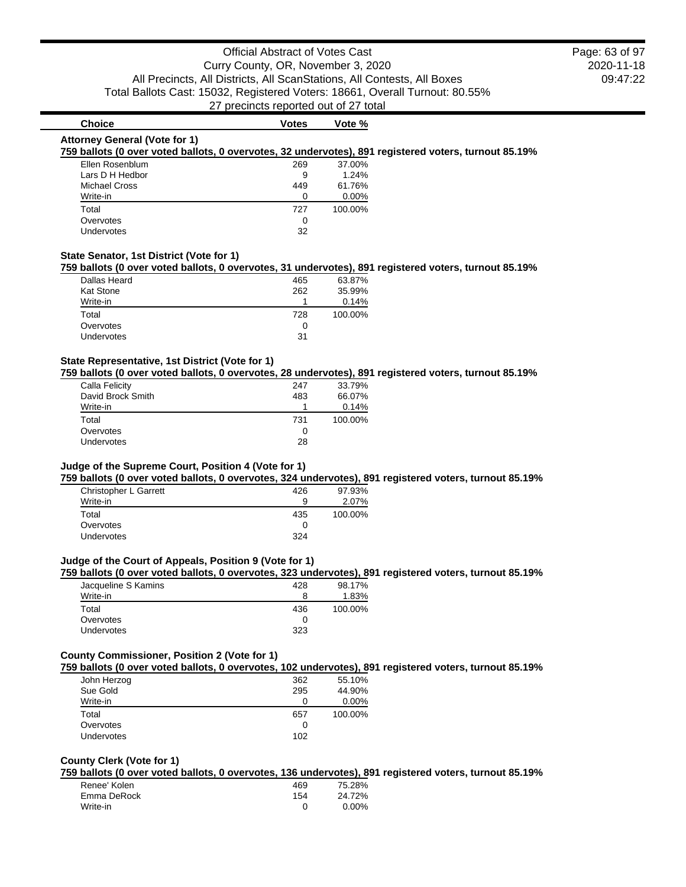| Choice | Votes | Vote % |
|---|---|---|

### Attorney General (Vote for 1)

**759 ballots (0 over voted ballots, 0 overvotes, 32 undervotes), 891 registered voters, turnout 85.19%**

| Choice | Votes | Vote % |
|---|---|---|
| Ellen Rosenblum | 269 | 37.00% |
| Lars D H Hedbor | 9 | 1.24% |
| Michael Cross | 449 | 61.76% |
| Write-in | 0 | 0.00% |
| Total | 727 | 100.00% |
| Overvotes | 0 | |
| Undervotes | 32 | |

### State Senator, 1st District (Vote for 1)

**759 ballots (0 over voted ballots, 0 overvotes, 31 undervotes), 891 registered voters, turnout 85.19%**

| Choice | Votes | Vote % |
|---|---|---|
| Dallas Heard | 465 | 63.87% |
| Kat Stone | 262 | 35.99% |
| Write-in | 1 | 0.14% |
| Total | 728 | 100.00% |
| Overvotes | 0 | |
| Undervotes | 31 | |

### State Representative, 1st District (Vote for 1)

**759 ballots (0 over voted ballots, 0 overvotes, 28 undervotes), 891 registered voters, turnout 85.19%**

| Choice | Votes | Vote % |
|---|---|---|
| Calla Felicity | 247 | 33.79% |
| David Brock Smith | 483 | 66.07% |
| Write-in | 1 | 0.14% |
| Total | 731 | 100.00% |
| Overvotes | 0 | |
| Undervotes | 28 | |

### Judge of the Supreme Court, Position 4 (Vote for 1)

**759 ballots (0 over voted ballots, 0 overvotes, 324 undervotes), 891 registered voters, turnout 85.19%**

| Choice | Votes | Vote % |
|---|---|---|
| Christopher L Garrett | 426 | 97.93% |
| Write-in | 9 | 2.07% |
| Total | 435 | 100.00% |
| Overvotes | 0 | |
| Undervotes | 324 | |

### Judge of the Court of Appeals, Position 9 (Vote for 1)

**759 ballots (0 over voted ballots, 0 overvotes, 323 undervotes), 891 registered voters, turnout 85.19%**

| Choice | Votes | Vote % |
|---|---|---|
| Jacqueline S Kamins | 428 | 98.17% |
| Write-in | 8 | 1.83% |
| Total | 436 | 100.00% |
| Overvotes | 0 | |
| Undervotes | 323 | |

### County Commissioner, Position 2 (Vote for 1)

**759 ballots (0 over voted ballots, 0 overvotes, 102 undervotes), 891 registered voters, turnout 85.19%**

| Choice | Votes | Vote % |
|---|---|---|
| John Herzog | 362 | 55.10% |
| Sue Gold | 295 | 44.90% |
| Write-in | 0 | 0.00% |
| Total | 657 | 100.00% |
| Overvotes | 0 | |
| Undervotes | 102 | |

### County Clerk (Vote for 1)

**759 ballots (0 over voted ballots, 0 overvotes, 136 undervotes), 891 registered voters, turnout 85.19%**

| Choice | Votes | Vote % |
|---|---|---|
| Renee' Kolen | 469 | 75.28% |
| Emma DeRock | 154 | 24.72% |
| Write-in | 0 | 0.00% |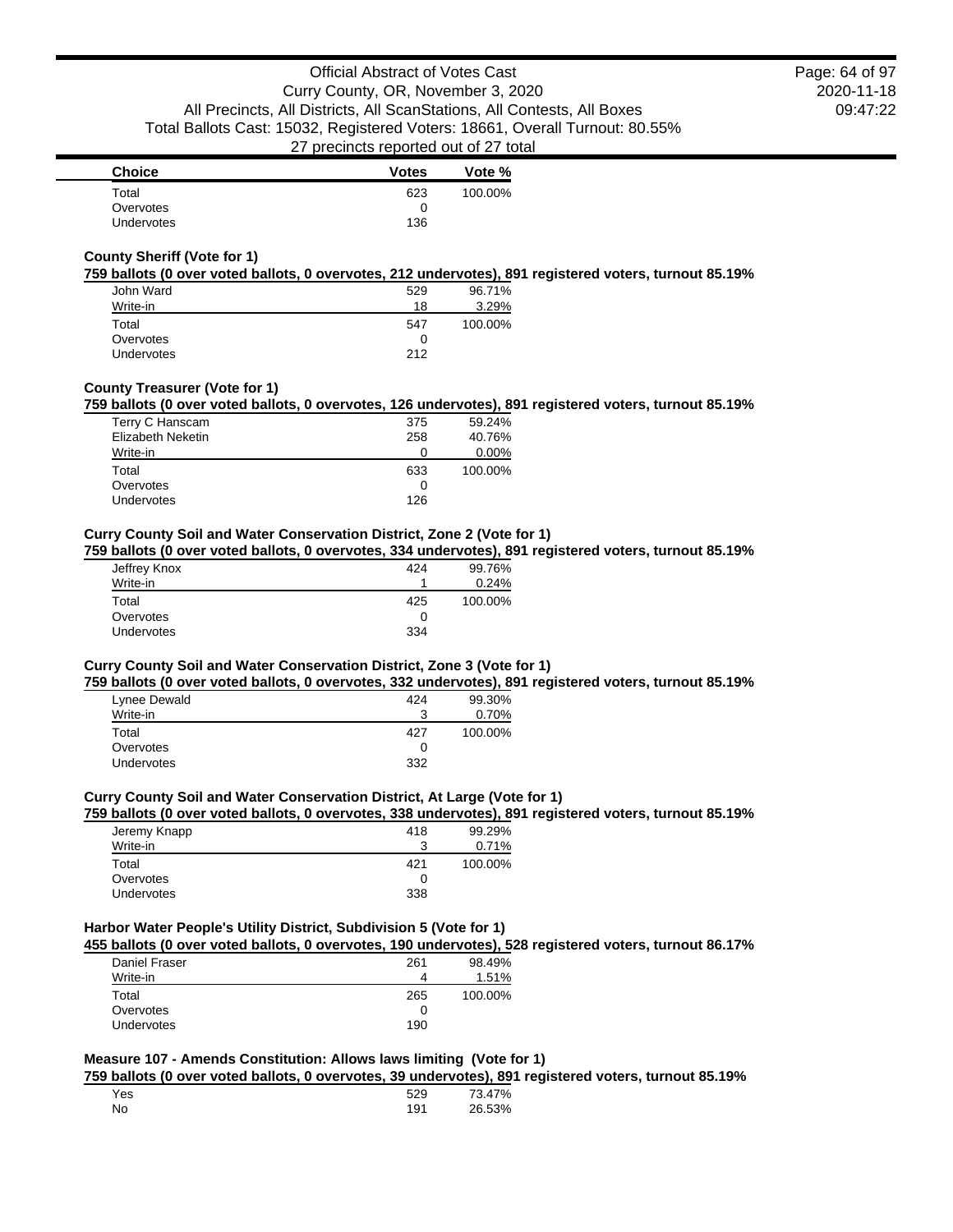| Choice | Votes | Vote % |
|---|---|---|
| Total | 623 | 100.00% |
| Overvotes | 0 | |
| Undervotes | 136 | |

### County Sheriff (Vote for 1)

**759 ballots (0 over voted ballots, 0 overvotes, 212 undervotes), 891 registered voters, turnout 85.19%**

| Choice | Votes | Vote % |
|---|---|---|
| John Ward | 529 | 96.71% |
| Write-in | 18 | 3.29% |
| Total | 547 | 100.00% |
| Overvotes | 0 | |
| Undervotes | 212 | |

### County Treasurer (Vote for 1)

**759 ballots (0 over voted ballots, 0 overvotes, 126 undervotes), 891 registered voters, turnout 85.19%**

| Choice | Votes | Vote % |
|---|---|---|
| Terry C Hanscam | 375 | 59.24% |
| Elizabeth Neketin | 258 | 40.76% |
| Write-in | 0 | 0.00% |
| Total | 633 | 100.00% |
| Overvotes | 0 | |
| Undervotes | 126 | |

### Curry County Soil and Water Conservation District, Zone 2 (Vote for 1)

**759 ballots (0 over voted ballots, 0 overvotes, 334 undervotes), 891 registered voters, turnout 85.19%**

| Choice | Votes | Vote % |
|---|---|---|
| Jeffrey Knox | 424 | 99.76% |
| Write-in | 1 | 0.24% |
| Total | 425 | 100.00% |
| Overvotes | 0 | |
| Undervotes | 334 | |

### Curry County Soil and Water Conservation District, Zone 3 (Vote for 1)

**759 ballots (0 over voted ballots, 0 overvotes, 332 undervotes), 891 registered voters, turnout 85.19%**

| Choice | Votes | Vote % |
|---|---|---|
| Lynee Dewald | 424 | 99.30% |
| Write-in | 3 | 0.70% |
| Total | 427 | 100.00% |
| Overvotes | 0 | |
| Undervotes | 332 | |

### Curry County Soil and Water Conservation District, At Large (Vote for 1)

**759 ballots (0 over voted ballots, 0 overvotes, 338 undervotes), 891 registered voters, turnout 85.19%**

| Choice | Votes | Vote % |
|---|---|---|
| Jeremy Knapp | 418 | 99.29% |
| Write-in | 3 | 0.71% |
| Total | 421 | 100.00% |
| Overvotes | 0 | |
| Undervotes | 338 | |

### Harbor Water People's Utility District, Subdivision 5 (Vote for 1)

**455 ballots (0 over voted ballots, 0 overvotes, 190 undervotes), 528 registered voters, turnout 86.17%**

| Choice | Votes | Vote % |
|---|---|---|
| Daniel Fraser | 261 | 98.49% |
| Write-in | 4 | 1.51% |
| Total | 265 | 100.00% |
| Overvotes | 0 | |
| Undervotes | 190 | |

### Measure 107 - Amends Constitution: Allows laws limiting (Vote for 1)

**759 ballots (0 over voted ballots, 0 overvotes, 39 undervotes), 891 registered voters, turnout 85.19%**

| Choice | Votes | Vote % |
|---|---|---|
| Yes | 529 | 73.47% |
| No | 191 | 26.53% |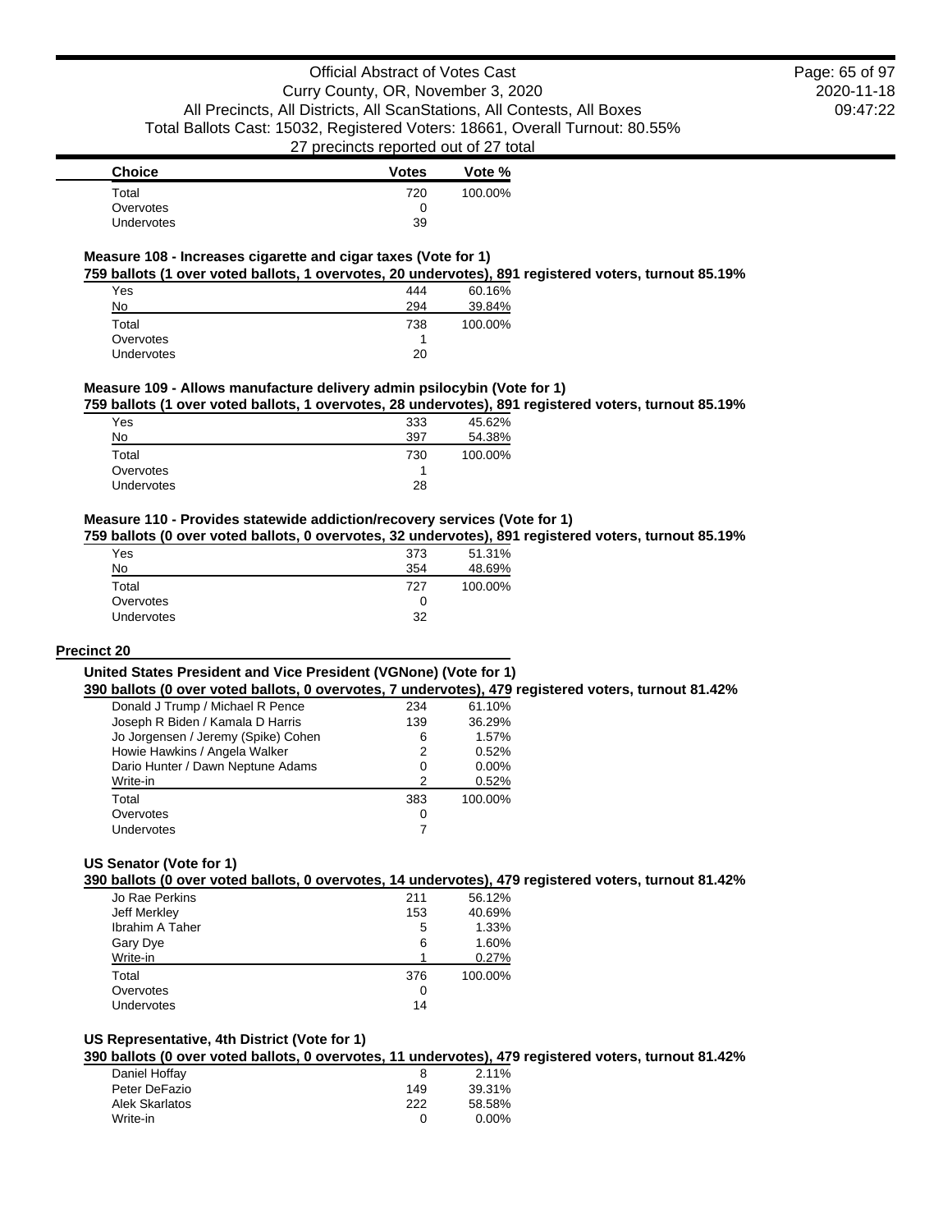| Choice | Votes | Vote % |
|---|---|---|
| Total | 720 | 100.00% |
| Overvotes | 0 | |
| Undervotes | 39 | |

**Measure 108 - Increases cigarette and cigar taxes (Vote for 1)**

**759 ballots (1 over voted ballots, 1 overvotes, 20 undervotes), 891 registered voters, turnout 85.19%**

| Choice | Votes | Vote % |
|---|---|---|
| Yes | 444 | 60.16% |
| No | 294 | 39.84% |
| Total | 738 | 100.00% |
| Overvotes | 1 | |
| Undervotes | 20 | |

**Measure 109 - Allows manufacture delivery admin psilocybin (Vote for 1)**

**759 ballots (1 over voted ballots, 1 overvotes, 28 undervotes), 891 registered voters, turnout 85.19%**

| Choice | Votes | Vote % |
|---|---|---|
| Yes | 333 | 45.62% |
| No | 397 | 54.38% |
| Total | 730 | 100.00% |
| Overvotes | 1 | |
| Undervotes | 28 | |

**Measure 110 - Provides statewide addiction/recovery services (Vote for 1)**

**759 ballots (0 over voted ballots, 0 overvotes, 32 undervotes), 891 registered voters, turnout 85.19%**

| Choice | Votes | Vote % |
|---|---|---|
| Yes | 373 | 51.31% |
| No | 354 | 48.69% |
| Total | 727 | 100.00% |
| Overvotes | 0 | |
| Undervotes | 32 | |

## Precinct 20

**United States President and Vice President (VGNone) (Vote for 1)**

**390 ballots (0 over voted ballots, 0 overvotes, 7 undervotes), 479 registered voters, turnout 81.42%**

| Choice | Votes | Vote % |
|---|---|---|
| Donald J Trump / Michael R Pence | 234 | 61.10% |
| Joseph R Biden / Kamala D Harris | 139 | 36.29% |
| Jo Jorgensen / Jeremy (Spike) Cohen | 6 | 1.57% |
| Howie Hawkins / Angela Walker | 2 | 0.52% |
| Dario Hunter / Dawn Neptune Adams | 0 | 0.00% |
| Write-in | 2 | 0.52% |
| Total | 383 | 100.00% |
| Overvotes | 0 | |
| Undervotes | 7 | |

**US Senator (Vote for 1)**

**390 ballots (0 over voted ballots, 0 overvotes, 14 undervotes), 479 registered voters, turnout 81.42%**

| Choice | Votes | Vote % |
|---|---|---|
| Jo Rae Perkins | 211 | 56.12% |
| Jeff Merkley | 153 | 40.69% |
| Ibrahim A Taher | 5 | 1.33% |
| Gary Dye | 6 | 1.60% |
| Write-in | 1 | 0.27% |
| Total | 376 | 100.00% |
| Overvotes | 0 | |
| Undervotes | 14 | |

**US Representative, 4th District (Vote for 1)**

**390 ballots (0 over voted ballots, 0 overvotes, 11 undervotes), 479 registered voters, turnout 81.42%**

| Choice | Votes | Vote % |
|---|---|---|
| Daniel Hoffay | 8 | 2.11% |
| Peter DeFazio | 149 | 39.31% |
| Alek Skarlatos | 222 | 58.58% |
| Write-in | 0 | 0.00% |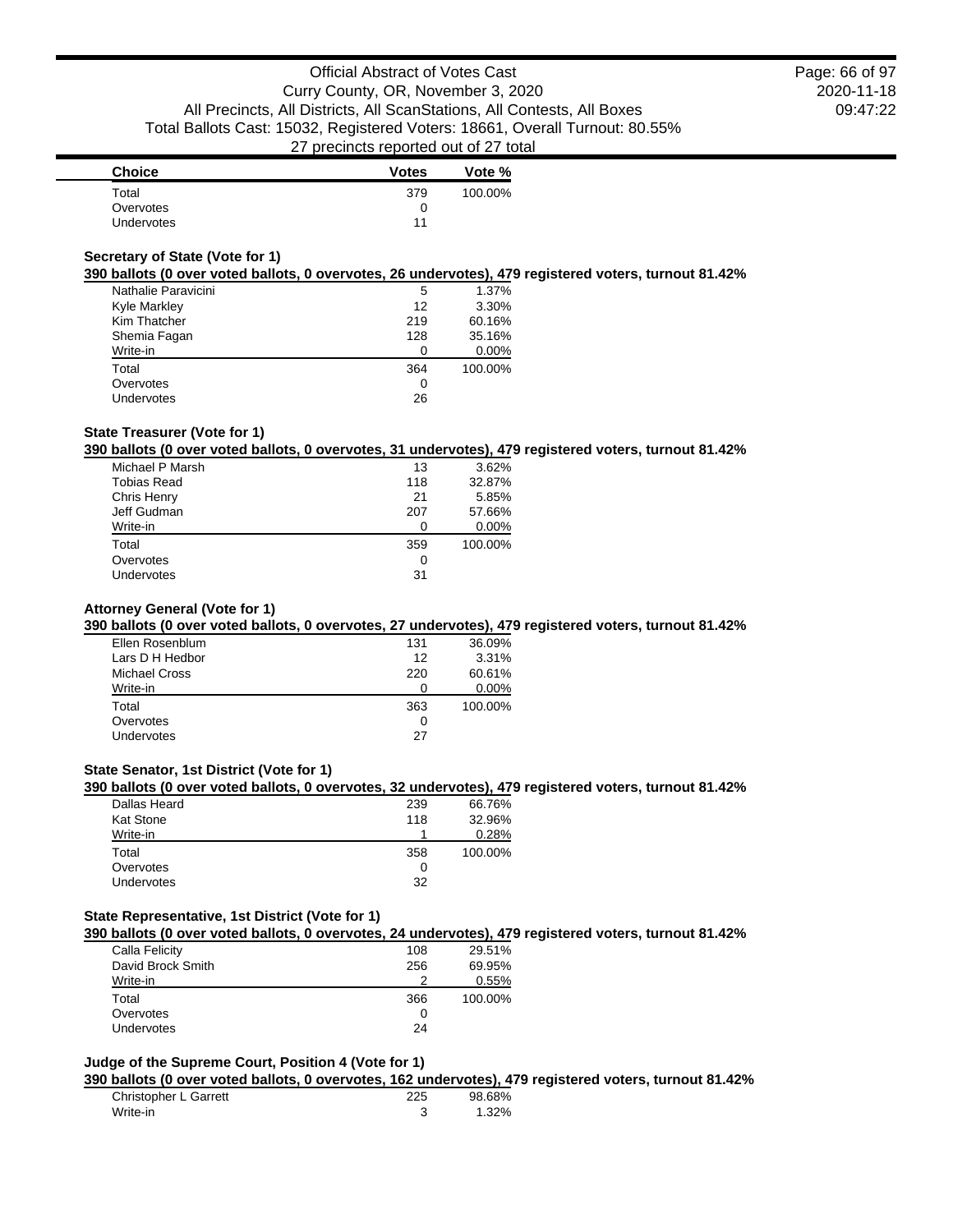| Choice | Votes | Vote % |
|---|---|---|
| Total | 379 | 100.00% |
| Overvotes | 0 | |
| Undervotes | 11 | |

### Secretary of State (Vote for 1)

**390 ballots (0 over voted ballots, 0 overvotes, 26 undervotes), 479 registered voters, turnout 81.42%**

| Choice | Votes | Vote % |
|---|---|---|
| Nathalie Paravicini | 5 | 1.37% |
| Kyle Markley | 12 | 3.30% |
| Kim Thatcher | 219 | 60.16% |
| Shemia Fagan | 128 | 35.16% |
| Write-in | 0 | 0.00% |
| Total | 364 | 100.00% |
| Overvotes | 0 | |
| Undervotes | 26 | |

### State Treasurer (Vote for 1)

**390 ballots (0 over voted ballots, 0 overvotes, 31 undervotes), 479 registered voters, turnout 81.42%**

| Choice | Votes | Vote % |
|---|---|---|
| Michael P Marsh | 13 | 3.62% |
| Tobias Read | 118 | 32.87% |
| Chris Henry | 21 | 5.85% |
| Jeff Gudman | 207 | 57.66% |
| Write-in | 0 | 0.00% |
| Total | 359 | 100.00% |
| Overvotes | 0 | |
| Undervotes | 31 | |

### Attorney General (Vote for 1)

**390 ballots (0 over voted ballots, 0 overvotes, 27 undervotes), 479 registered voters, turnout 81.42%**

| Choice | Votes | Vote % |
|---|---|---|
| Ellen Rosenblum | 131 | 36.09% |
| Lars D H Hedbor | 12 | 3.31% |
| Michael Cross | 220 | 60.61% |
| Write-in | 0 | 0.00% |
| Total | 363 | 100.00% |
| Overvotes | 0 | |
| Undervotes | 27 | |

### State Senator, 1st District (Vote for 1)

**390 ballots (0 over voted ballots, 0 overvotes, 32 undervotes), 479 registered voters, turnout 81.42%**

| Choice | Votes | Vote % |
|---|---|---|
| Dallas Heard | 239 | 66.76% |
| Kat Stone | 118 | 32.96% |
| Write-in | 1 | 0.28% |
| Total | 358 | 100.00% |
| Overvotes | 0 | |
| Undervotes | 32 | |

### State Representative, 1st District (Vote for 1)

**390 ballots (0 over voted ballots, 0 overvotes, 24 undervotes), 479 registered voters, turnout 81.42%**

| Choice | Votes | Vote % |
|---|---|---|
| Calla Felicity | 108 | 29.51% |
| David Brock Smith | 256 | 69.95% |
| Write-in | 2 | 0.55% |
| Total | 366 | 100.00% |
| Overvotes | 0 | |
| Undervotes | 24 | |

### Judge of the Supreme Court, Position 4 (Vote for 1)

**390 ballots (0 over voted ballots, 0 overvotes, 162 undervotes), 479 registered voters, turnout 81.42%**

| Choice | Votes | Vote % |
|---|---|---|
| Christopher L Garrett | 225 | 98.68% |
| Write-in | 3 | 1.32% |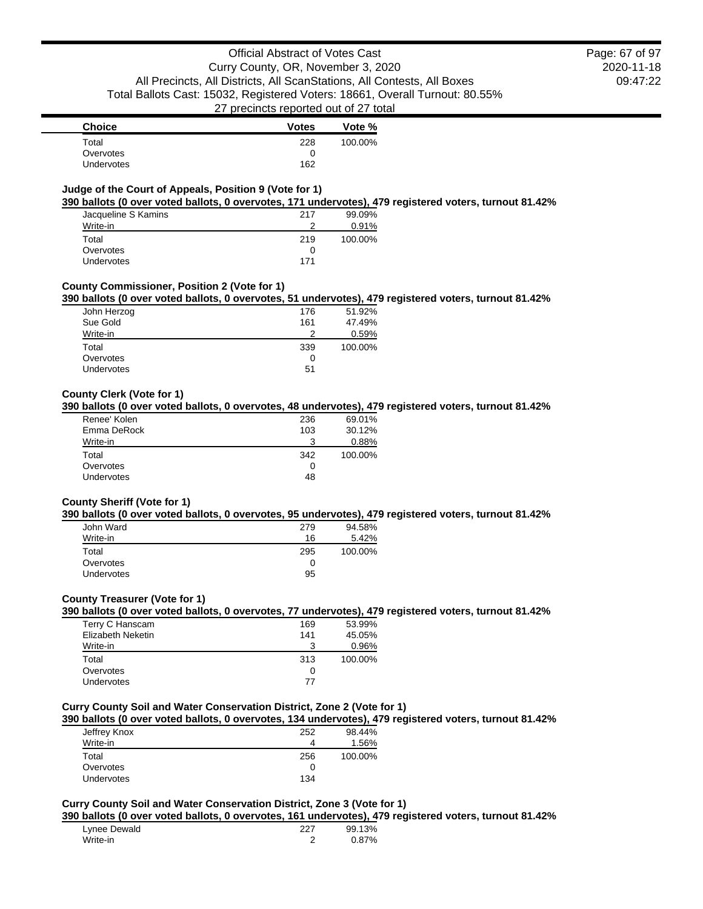| Choice | Votes | Vote % |
| --- | --- | --- |
| Total | 228 | 100.00% |
| Overvotes | 0 | |
| Undervotes | 162 | |

### Judge of the Court of Appeals, Position 9 (Vote for 1)

**390 ballots (0 over voted ballots, 0 overvotes, 171 undervotes), 479 registered voters, turnout 81.42%**

| Choice | Votes | Vote % |
| --- | --- | --- |
| Jacqueline S Kamins | 217 | 99.09% |
| Write-in | 2 | 0.91% |
| Total | 219 | 100.00% |
| Overvotes | 0 | |
| Undervotes | 171 | |

### County Commissioner, Position 2 (Vote for 1)

**390 ballots (0 over voted ballots, 0 overvotes, 51 undervotes), 479 registered voters, turnout 81.42%**

| Choice | Votes | Vote % |
| --- | --- | --- |
| John Herzog | 176 | 51.92% |
| Sue Gold | 161 | 47.49% |
| Write-in | 2 | 0.59% |
| Total | 339 | 100.00% |
| Overvotes | 0 | |
| Undervotes | 51 | |

### County Clerk (Vote for 1)

**390 ballots (0 over voted ballots, 0 overvotes, 48 undervotes), 479 registered voters, turnout 81.42%**

| Choice | Votes | Vote % |
| --- | --- | --- |
| Renee' Kolen | 236 | 69.01% |
| Emma DeRock | 103 | 30.12% |
| Write-in | 3 | 0.88% |
| Total | 342 | 100.00% |
| Overvotes | 0 | |
| Undervotes | 48 | |

### County Sheriff (Vote for 1)

**390 ballots (0 over voted ballots, 0 overvotes, 95 undervotes), 479 registered voters, turnout 81.42%**

| Choice | Votes | Vote % |
| --- | --- | --- |
| John Ward | 279 | 94.58% |
| Write-in | 16 | 5.42% |
| Total | 295 | 100.00% |
| Overvotes | 0 | |
| Undervotes | 95 | |

### County Treasurer (Vote for 1)

**390 ballots (0 over voted ballots, 0 overvotes, 77 undervotes), 479 registered voters, turnout 81.42%**

| Choice | Votes | Vote % |
| --- | --- | --- |
| Terry C Hanscam | 169 | 53.99% |
| Elizabeth Neketin | 141 | 45.05% |
| Write-in | 3 | 0.96% |
| Total | 313 | 100.00% |
| Overvotes | 0 | |
| Undervotes | 77 | |

### Curry County Soil and Water Conservation District, Zone 2 (Vote for 1)

**390 ballots (0 over voted ballots, 0 overvotes, 134 undervotes), 479 registered voters, turnout 81.42%**

| Choice | Votes | Vote % |
| --- | --- | --- |
| Jeffrey Knox | 252 | 98.44% |
| Write-in | 4 | 1.56% |
| Total | 256 | 100.00% |
| Overvotes | 0 | |
| Undervotes | 134 | |

### Curry County Soil and Water Conservation District, Zone 3 (Vote for 1)

**390 ballots (0 over voted ballots, 0 overvotes, 161 undervotes), 479 registered voters, turnout 81.42%**

| Choice | Votes | Vote % |
| --- | --- | --- |
| Lynee Dewald | 227 | 99.13% |
| Write-in | 2 | 0.87% |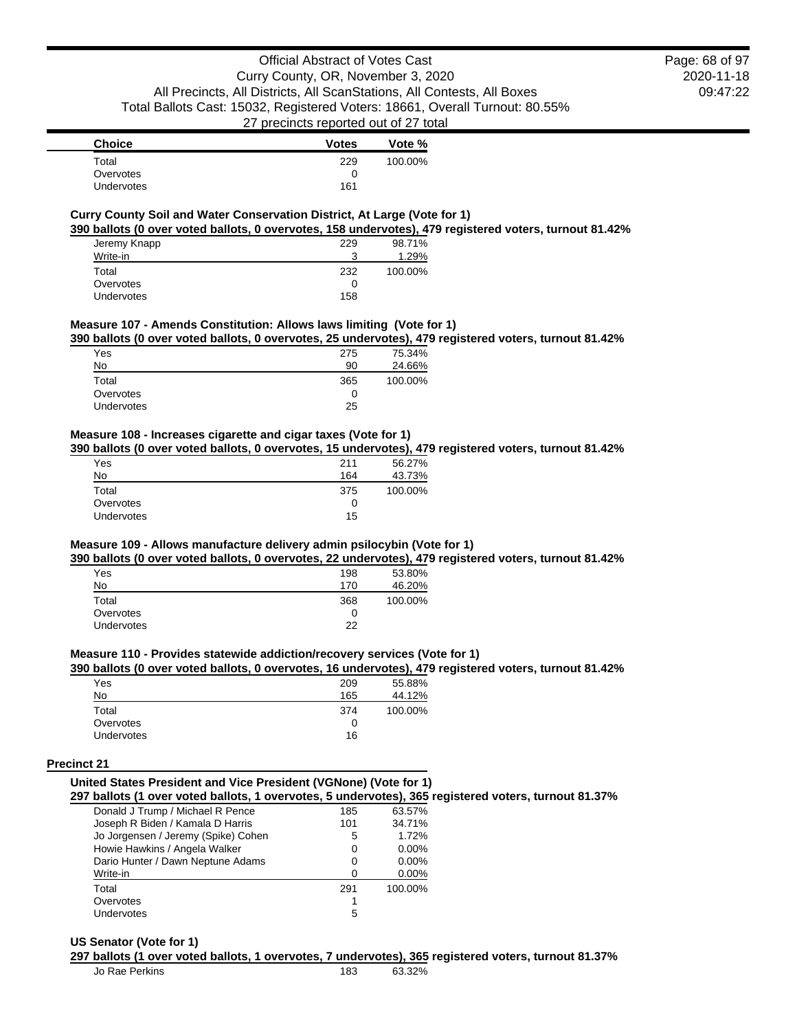| Choice | Votes | Vote % |
| --- | --- | --- |
| Total | 229 | 100.00% |
| Overvotes | 0 | |
| Undervotes | 161 | |

### Curry County Soil and Water Conservation District, At Large (Vote for 1)

**390 ballots (0 over voted ballots, 0 overvotes, 158 undervotes), 479 registered voters, turnout 81.42%**

| Choice | Votes | Vote % |
| --- | --- | --- |
| Jeremy Knapp | 229 | 98.71% |
| Write-in | 3 | 1.29% |
| Total | 232 | 100.00% |
| Overvotes | 0 | |
| Undervotes | 158 | |

### Measure 107 - Amends Constitution: Allows laws limiting (Vote for 1)

**390 ballots (0 over voted ballots, 0 overvotes, 25 undervotes), 479 registered voters, turnout 81.42%**

| Choice | Votes | Vote % |
| --- | --- | --- |
| Yes | 275 | 75.34% |
| No | 90 | 24.66% |
| Total | 365 | 100.00% |
| Overvotes | 0 | |
| Undervotes | 25 | |

### Measure 108 - Increases cigarette and cigar taxes (Vote for 1)

**390 ballots (0 over voted ballots, 0 overvotes, 15 undervotes), 479 registered voters, turnout 81.42%**

| Choice | Votes | Vote % |
| --- | --- | --- |
| Yes | 211 | 56.27% |
| No | 164 | 43.73% |
| Total | 375 | 100.00% |
| Overvotes | 0 | |
| Undervotes | 15 | |

### Measure 109 - Allows manufacture delivery admin psilocybin (Vote for 1)

**390 ballots (0 over voted ballots, 0 overvotes, 22 undervotes), 479 registered voters, turnout 81.42%**

| Choice | Votes | Vote % |
| --- | --- | --- |
| Yes | 198 | 53.80% |
| No | 170 | 46.20% |
| Total | 368 | 100.00% |
| Overvotes | 0 | |
| Undervotes | 22 | |

### Measure 110 - Provides statewide addiction/recovery services (Vote for 1)

**390 ballots (0 over voted ballots, 0 overvotes, 16 undervotes), 479 registered voters, turnout 81.42%**

| Choice | Votes | Vote % |
| --- | --- | --- |
| Yes | 209 | 55.88% |
| No | 165 | 44.12% |
| Total | 374 | 100.00% |
| Overvotes | 0 | |
| Undervotes | 16 | |

## Precinct 21

### United States President and Vice President (VGNone) (Vote for 1)

**297 ballots (1 over voted ballots, 1 overvotes, 5 undervotes), 365 registered voters, turnout 81.37%**

| Choice | Votes | Vote % |
| --- | --- | --- |
| Donald J Trump / Michael R Pence | 185 | 63.57% |
| Joseph R Biden / Kamala D Harris | 101 | 34.71% |
| Jo Jorgensen / Jeremy (Spike) Cohen | 5 | 1.72% |
| Howie Hawkins / Angela Walker | 0 | 0.00% |
| Dario Hunter / Dawn Neptune Adams | 0 | 0.00% |
| Write-in | 0 | 0.00% |
| Total | 291 | 100.00% |
| Overvotes | 1 | |
| Undervotes | 5 | |

### US Senator (Vote for 1)

**297 ballots (1 over voted ballots, 1 overvotes, 7 undervotes), 365 registered voters, turnout 81.37%**

| Choice | Votes | Vote % |
| --- | --- | --- |
| Jo Rae Perkins | 183 | 63.32% |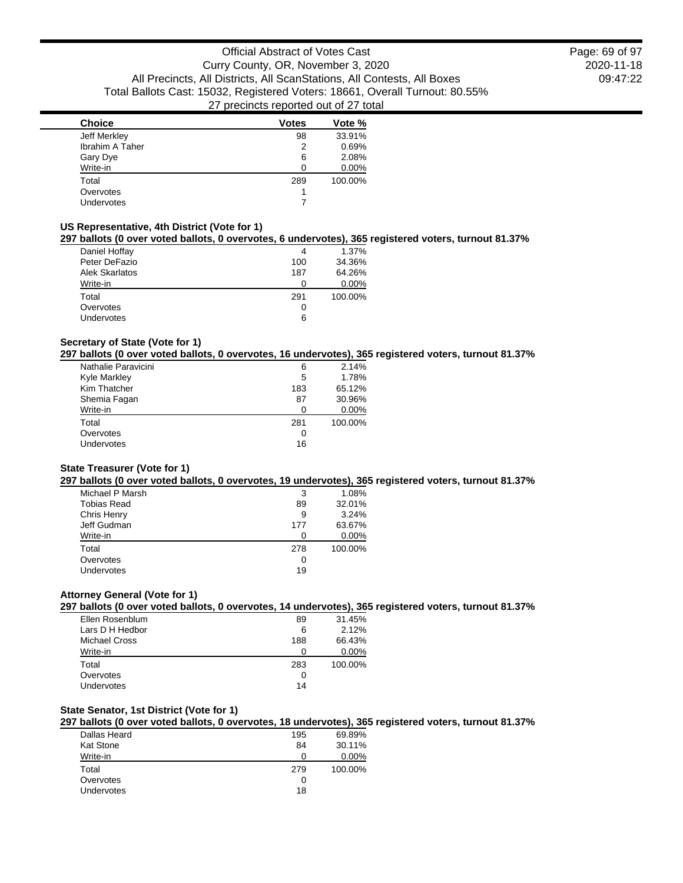| Choice | Votes | Vote % |
|---|---|---|
| Jeff Merkley | 98 | 33.91% |
| Ibrahim A Taher | 2 | 0.69% |
| Gary Dye | 6 | 2.08% |
| Write-in | 0 | 0.00% |
| Total | 289 | 100.00% |
| Overvotes | 1 | |
| Undervotes | 7 | |

### US Representative, 4th District (Vote for 1)

**297 ballots (0 over voted ballots, 0 overvotes, 6 undervotes), 365 registered voters, turnout 81.37%**

| Choice | Votes | Vote % |
|---|---|---|
| Daniel Hoffay | 4 | 1.37% |
| Peter DeFazio | 100 | 34.36% |
| Alek Skarlatos | 187 | 64.26% |
| Write-in | 0 | 0.00% |
| Total | 291 | 100.00% |
| Overvotes | 0 | |
| Undervotes | 6 | |

### Secretary of State (Vote for 1)

**297 ballots (0 over voted ballots, 0 overvotes, 16 undervotes), 365 registered voters, turnout 81.37%**

| Choice | Votes | Vote % |
|---|---|---|
| Nathalie Paravicini | 6 | 2.14% |
| Kyle Markley | 5 | 1.78% |
| Kim Thatcher | 183 | 65.12% |
| Shemia Fagan | 87 | 30.96% |
| Write-in | 0 | 0.00% |
| Total | 281 | 100.00% |
| Overvotes | 0 | |
| Undervotes | 16 | |

### State Treasurer (Vote for 1)

**297 ballots (0 over voted ballots, 0 overvotes, 19 undervotes), 365 registered voters, turnout 81.37%**

| Choice | Votes | Vote % |
|---|---|---|
| Michael P Marsh | 3 | 1.08% |
| Tobias Read | 89 | 32.01% |
| Chris Henry | 9 | 3.24% |
| Jeff Gudman | 177 | 63.67% |
| Write-in | 0 | 0.00% |
| Total | 278 | 100.00% |
| Overvotes | 0 | |
| Undervotes | 19 | |

### Attorney General (Vote for 1)

**297 ballots (0 over voted ballots, 0 overvotes, 14 undervotes), 365 registered voters, turnout 81.37%**

| Choice | Votes | Vote % |
|---|---|---|
| Ellen Rosenblum | 89 | 31.45% |
| Lars D H Hedbor | 6 | 2.12% |
| Michael Cross | 188 | 66.43% |
| Write-in | 0 | 0.00% |
| Total | 283 | 100.00% |
| Overvotes | 0 | |
| Undervotes | 14 | |

### State Senator, 1st District (Vote for 1)

**297 ballots (0 over voted ballots, 0 overvotes, 18 undervotes), 365 registered voters, turnout 81.37%**

| Choice | Votes | Vote % |
|---|---|---|
| Dallas Heard | 195 | 69.89% |
| Kat Stone | 84 | 30.11% |
| Write-in | 0 | 0.00% |
| Total | 279 | 100.00% |
| Overvotes | 0 | |
| Undervotes | 18 | |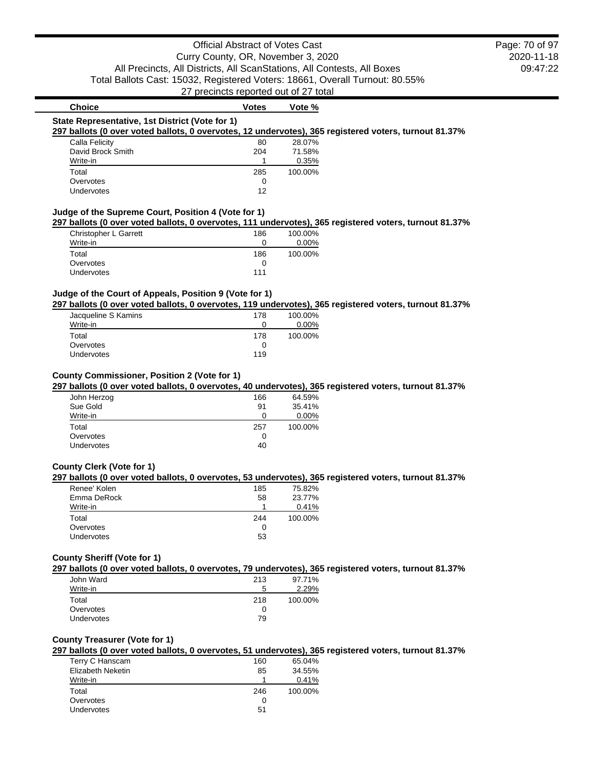| Choice | Votes | Vote % |
|---|---|---|

**State Representative, 1st District (Vote for 1)**

**297 ballots (0 over voted ballots, 0 overvotes, 12 undervotes), 365 registered voters, turnout 81.37%**

| Choice | Votes | Vote % |
|---|---|---|
| Calla Felicity | 80 | 28.07% |
| David Brock Smith | 204 | 71.58% |
| Write-in | 1 | 0.35% |
| Total | 285 | 100.00% |
| Overvotes | 0 | |
| Undervotes | 12 | |

**Judge of the Supreme Court, Position 4 (Vote for 1)**

**297 ballots (0 over voted ballots, 0 overvotes, 111 undervotes), 365 registered voters, turnout 81.37%**

| Choice | Votes | Vote % |
|---|---|---|
| Christopher L Garrett | 186 | 100.00% |
| Write-in | 0 | 0.00% |
| Total | 186 | 100.00% |
| Overvotes | 0 | |
| Undervotes | 111 | |

**Judge of the Court of Appeals, Position 9 (Vote for 1)**

**297 ballots (0 over voted ballots, 0 overvotes, 119 undervotes), 365 registered voters, turnout 81.37%**

| Choice | Votes | Vote % |
|---|---|---|
| Jacqueline S Kamins | 178 | 100.00% |
| Write-in | 0 | 0.00% |
| Total | 178 | 100.00% |
| Overvotes | 0 | |
| Undervotes | 119 | |

**County Commissioner, Position 2 (Vote for 1)**

**297 ballots (0 over voted ballots, 0 overvotes, 40 undervotes), 365 registered voters, turnout 81.37%**

| Choice | Votes | Vote % |
|---|---|---|
| John Herzog | 166 | 64.59% |
| Sue Gold | 91 | 35.41% |
| Write-in | 0 | 0.00% |
| Total | 257 | 100.00% |
| Overvotes | 0 | |
| Undervotes | 40 | |

**County Clerk (Vote for 1)**

**297 ballots (0 over voted ballots, 0 overvotes, 53 undervotes), 365 registered voters, turnout 81.37%**

| Choice | Votes | Vote % |
|---|---|---|
| Renee' Kolen | 185 | 75.82% |
| Emma DeRock | 58 | 23.77% |
| Write-in | 1 | 0.41% |
| Total | 244 | 100.00% |
| Overvotes | 0 | |
| Undervotes | 53 | |

**County Sheriff (Vote for 1)**

**297 ballots (0 over voted ballots, 0 overvotes, 79 undervotes), 365 registered voters, turnout 81.37%**

| Choice | Votes | Vote % |
|---|---|---|
| John Ward | 213 | 97.71% |
| Write-in | 5 | 2.29% |
| Total | 218 | 100.00% |
| Overvotes | 0 | |
| Undervotes | 79 | |

**County Treasurer (Vote for 1)**

**297 ballots (0 over voted ballots, 0 overvotes, 51 undervotes), 365 registered voters, turnout 81.37%**

| Choice | Votes | Vote % |
|---|---|---|
| Terry C Hanscam | 160 | 65.04% |
| Elizabeth Neketin | 85 | 34.55% |
| Write-in | 1 | 0.41% |
| Total | 246 | 100.00% |
| Overvotes | 0 | |
| Undervotes | 51 | |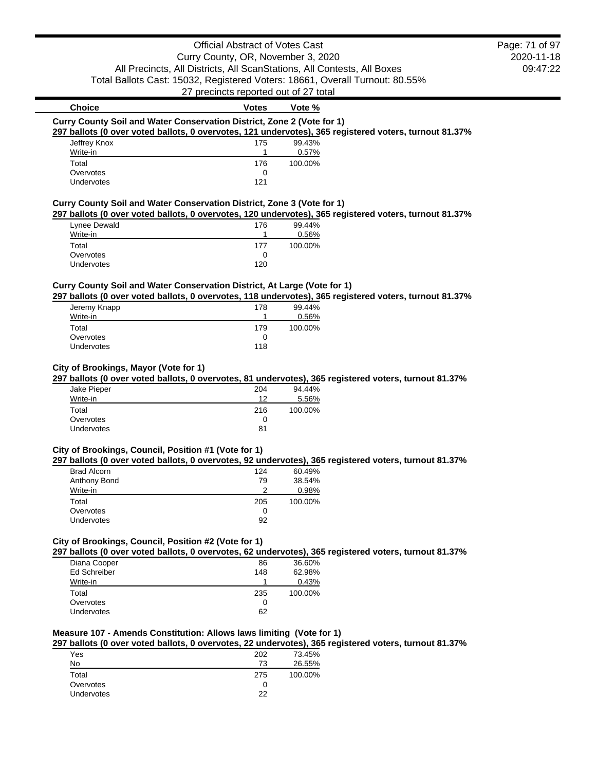Official Abstract of Votes Cast
Curry County, OR, November 3, 2020
All Precincts, All Districts, All ScanStations, All Contests, All Boxes
Total Ballots Cast: 15032, Registered Voters: 18661, Overall Turnout: 80.55%
27 precincts reported out of 27 total

### Curry County Soil and Water Conservation District, Zone 2 (Vote for 1)

**297 ballots (0 over voted ballots, 0 overvotes, 121 undervotes), 365 registered voters, turnout 81.37%**

| Choice | Votes | Vote % |
|---|---|---|
| Jeffrey Knox | 175 | 99.43% |
| Write-in | 1 | 0.57% |
| Total | 176 | 100.00% |
| Overvotes | 0 | |
| Undervotes | 121 | |

### Curry County Soil and Water Conservation District, Zone 3 (Vote for 1)

**297 ballots (0 over voted ballots, 0 overvotes, 120 undervotes), 365 registered voters, turnout 81.37%**

| Choice | Votes | Vote % |
|---|---|---|
| Lynee Dewald | 176 | 99.44% |
| Write-in | 1 | 0.56% |
| Total | 177 | 100.00% |
| Overvotes | 0 | |
| Undervotes | 120 | |

### Curry County Soil and Water Conservation District, At Large (Vote for 1)

**297 ballots (0 over voted ballots, 0 overvotes, 118 undervotes), 365 registered voters, turnout 81.37%**

| Choice | Votes | Vote % |
|---|---|---|
| Jeremy Knapp | 178 | 99.44% |
| Write-in | 1 | 0.56% |
| Total | 179 | 100.00% |
| Overvotes | 0 | |
| Undervotes | 118 | |

### City of Brookings, Mayor (Vote for 1)

**297 ballots (0 over voted ballots, 0 overvotes, 81 undervotes), 365 registered voters, turnout 81.37%**

| Choice | Votes | Vote % |
|---|---|---|
| Jake Pieper | 204 | 94.44% |
| Write-in | 12 | 5.56% |
| Total | 216 | 100.00% |
| Overvotes | 0 | |
| Undervotes | 81 | |

### City of Brookings, Council, Position #1 (Vote for 1)

**297 ballots (0 over voted ballots, 0 overvotes, 92 undervotes), 365 registered voters, turnout 81.37%**

| Choice | Votes | Vote % |
|---|---|---|
| Brad Alcorn | 124 | 60.49% |
| Anthony Bond | 79 | 38.54% |
| Write-in | 2 | 0.98% |
| Total | 205 | 100.00% |
| Overvotes | 0 | |
| Undervotes | 92 | |

### City of Brookings, Council, Position #2 (Vote for 1)

**297 ballots (0 over voted ballots, 0 overvotes, 62 undervotes), 365 registered voters, turnout 81.37%**

| Choice | Votes | Vote % |
|---|---|---|
| Diana Cooper | 86 | 36.60% |
| Ed Schreiber | 148 | 62.98% |
| Write-in | 1 | 0.43% |
| Total | 235 | 100.00% |
| Overvotes | 0 | |
| Undervotes | 62 | |

### Measure 107 - Amends Constitution: Allows laws limiting (Vote for 1)

**297 ballots (0 over voted ballots, 0 overvotes, 22 undervotes), 365 registered voters, turnout 81.37%**

| Choice | Votes | Vote % |
|---|---|---|
| Yes | 202 | 73.45% |
| No | 73 | 26.55% |
| Total | 275 | 100.00% |
| Overvotes | 0 | |
| Undervotes | 22 | |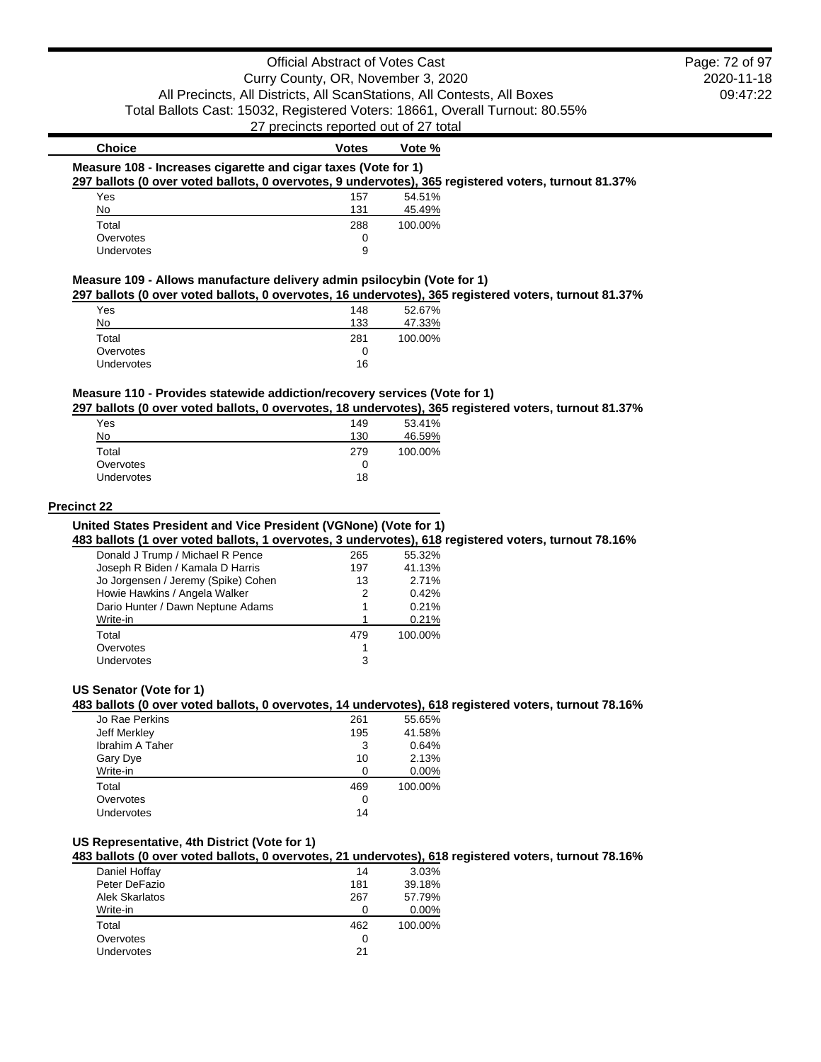| Choice | Votes | Vote % |
|---|---|---|

### Measure 108 - Increases cigarette and cigar taxes (Vote for 1)

**297 ballots (0 over voted ballots, 0 overvotes, 9 undervotes), 365 registered voters, turnout 81.37%**

| Choice | Votes | Vote % |
|---|---|---|
| Yes | 157 | 54.51% |
| No | 131 | 45.49% |
| Total | 288 | 100.00% |
| Overvotes | 0 | |
| Undervotes | 9 | |

### Measure 109 - Allows manufacture delivery admin psilocybin (Vote for 1)

**297 ballots (0 over voted ballots, 0 overvotes, 16 undervotes), 365 registered voters, turnout 81.37%**

| Choice | Votes | Vote % |
|---|---|---|
| Yes | 148 | 52.67% |
| No | 133 | 47.33% |
| Total | 281 | 100.00% |
| Overvotes | 0 | |
| Undervotes | 16 | |

### Measure 110 - Provides statewide addiction/recovery services (Vote for 1)

**297 ballots (0 over voted ballots, 0 overvotes, 18 undervotes), 365 registered voters, turnout 81.37%**

| Choice | Votes | Vote % |
|---|---|---|
| Yes | 149 | 53.41% |
| No | 130 | 46.59% |
| Total | 279 | 100.00% |
| Overvotes | 0 | |
| Undervotes | 18 | |

## Precinct 22

### United States President and Vice President (VGNone) (Vote for 1)

**483 ballots (1 over voted ballots, 1 overvotes, 3 undervotes), 618 registered voters, turnout 78.16%**

| Choice | Votes | Vote % |
|---|---|---|
| Donald J Trump / Michael R Pence | 265 | 55.32% |
| Joseph R Biden / Kamala D Harris | 197 | 41.13% |
| Jo Jorgensen / Jeremy (Spike) Cohen | 13 | 2.71% |
| Howie Hawkins / Angela Walker | 2 | 0.42% |
| Dario Hunter / Dawn Neptune Adams | 1 | 0.21% |
| Write-in | 1 | 0.21% |
| Total | 479 | 100.00% |
| Overvotes | 1 | |
| Undervotes | 3 | |

### US Senator (Vote for 1)

**483 ballots (0 over voted ballots, 0 overvotes, 14 undervotes), 618 registered voters, turnout 78.16%**

| Choice | Votes | Vote % |
|---|---|---|
| Jo Rae Perkins | 261 | 55.65% |
| Jeff Merkley | 195 | 41.58% |
| Ibrahim A Taher | 3 | 0.64% |
| Gary Dye | 10 | 2.13% |
| Write-in | 0 | 0.00% |
| Total | 469 | 100.00% |
| Overvotes | 0 | |
| Undervotes | 14 | |

### US Representative, 4th District (Vote for 1)

**483 ballots (0 over voted ballots, 0 overvotes, 21 undervotes), 618 registered voters, turnout 78.16%**

| Choice | Votes | Vote % |
|---|---|---|
| Daniel Hoffay | 14 | 3.03% |
| Peter DeFazio | 181 | 39.18% |
| Alek Skarlatos | 267 | 57.79% |
| Write-in | 0 | 0.00% |
| Total | 462 | 100.00% |
| Overvotes | 0 | |
| Undervotes | 21 | |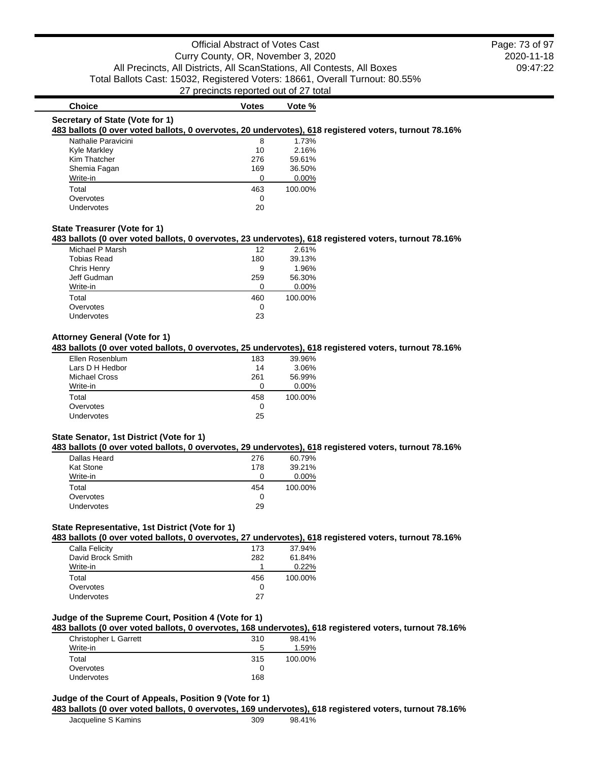| Choice | Votes | Vote % |
|---|---|---|

**Secretary of State (Vote for 1)**

**483 ballots (0 over voted ballots, 0 overvotes, 20 undervotes), 618 registered voters, turnout 78.16%**

| Choice | Votes | Vote % |
|---|---|---|
| Nathalie Paravicini | 8 | 1.73% |
| Kyle Markley | 10 | 2.16% |
| Kim Thatcher | 276 | 59.61% |
| Shemia Fagan | 169 | 36.50% |
| Write-in | 0 | 0.00% |
| Total | 463 | 100.00% |
| Overvotes | 0 | |
| Undervotes | 20 | |

**State Treasurer (Vote for 1)**

**483 ballots (0 over voted ballots, 0 overvotes, 23 undervotes), 618 registered voters, turnout 78.16%**

| Choice | Votes | Vote % |
|---|---|---|
| Michael P Marsh | 12 | 2.61% |
| Tobias Read | 180 | 39.13% |
| Chris Henry | 9 | 1.96% |
| Jeff Gudman | 259 | 56.30% |
| Write-in | 0 | 0.00% |
| Total | 460 | 100.00% |
| Overvotes | 0 | |
| Undervotes | 23 | |

**Attorney General (Vote for 1)**

**483 ballots (0 over voted ballots, 0 overvotes, 25 undervotes), 618 registered voters, turnout 78.16%**

| Choice | Votes | Vote % |
|---|---|---|
| Ellen Rosenblum | 183 | 39.96% |
| Lars D H Hedbor | 14 | 3.06% |
| Michael Cross | 261 | 56.99% |
| Write-in | 0 | 0.00% |
| Total | 458 | 100.00% |
| Overvotes | 0 | |
| Undervotes | 25 | |

**State Senator, 1st District (Vote for 1)**

**483 ballots (0 over voted ballots, 0 overvotes, 29 undervotes), 618 registered voters, turnout 78.16%**

| Choice | Votes | Vote % |
|---|---|---|
| Dallas Heard | 276 | 60.79% |
| Kat Stone | 178 | 39.21% |
| Write-in | 0 | 0.00% |
| Total | 454 | 100.00% |
| Overvotes | 0 | |
| Undervotes | 29 | |

**State Representative, 1st District (Vote for 1)**

**483 ballots (0 over voted ballots, 0 overvotes, 27 undervotes), 618 registered voters, turnout 78.16%**

| Choice | Votes | Vote % |
|---|---|---|
| Calla Felicity | 173 | 37.94% |
| David Brock Smith | 282 | 61.84% |
| Write-in | 1 | 0.22% |
| Total | 456 | 100.00% |
| Overvotes | 0 | |
| Undervotes | 27 | |

**Judge of the Supreme Court, Position 4 (Vote for 1)**

**483 ballots (0 over voted ballots, 0 overvotes, 168 undervotes), 618 registered voters, turnout 78.16%**

| Choice | Votes | Vote % |
|---|---|---|
| Christopher L Garrett | 310 | 98.41% |
| Write-in | 5 | 1.59% |
| Total | 315 | 100.00% |
| Overvotes | 0 | |
| Undervotes | 168 | |

**Judge of the Court of Appeals, Position 9 (Vote for 1)**

**483 ballots (0 over voted ballots, 0 overvotes, 169 undervotes), 618 registered voters, turnout 78.16%**

| Choice | Votes | Vote % |
|---|---|---|
| Jacqueline S Kamins | 309 | 98.41% |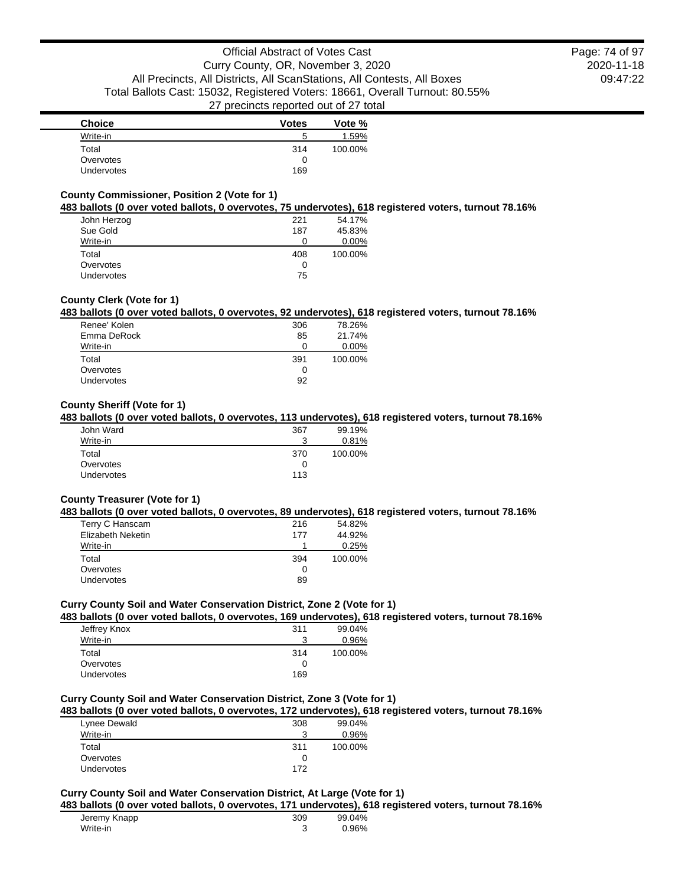| Choice | Votes | Vote % |
|---|---|---|
| Write-in | 5 | 1.59% |
| Total | 314 | 100.00% |
| Overvotes | 0 | |
| Undervotes | 169 | |

### County Commissioner, Position 2 (Vote for 1)

**483 ballots (0 over voted ballots, 0 overvotes, 75 undervotes), 618 registered voters, turnout 78.16%**

| Choice | Votes | Vote % |
|---|---|---|
| John Herzog | 221 | 54.17% |
| Sue Gold | 187 | 45.83% |
| Write-in | 0 | 0.00% |
| Total | 408 | 100.00% |
| Overvotes | 0 | |
| Undervotes | 75 | |

### County Clerk (Vote for 1)

**483 ballots (0 over voted ballots, 0 overvotes, 92 undervotes), 618 registered voters, turnout 78.16%**

| Choice | Votes | Vote % |
|---|---|---|
| Renee' Kolen | 306 | 78.26% |
| Emma DeRock | 85 | 21.74% |
| Write-in | 0 | 0.00% |
| Total | 391 | 100.00% |
| Overvotes | 0 | |
| Undervotes | 92 | |

### County Sheriff (Vote for 1)

**483 ballots (0 over voted ballots, 0 overvotes, 113 undervotes), 618 registered voters, turnout 78.16%**

| Choice | Votes | Vote % |
|---|---|---|
| John Ward | 367 | 99.19% |
| Write-in | 3 | 0.81% |
| Total | 370 | 100.00% |
| Overvotes | 0 | |
| Undervotes | 113 | |

### County Treasurer (Vote for 1)

**483 ballots (0 over voted ballots, 0 overvotes, 89 undervotes), 618 registered voters, turnout 78.16%**

| Choice | Votes | Vote % |
|---|---|---|
| Terry C Hanscam | 216 | 54.82% |
| Elizabeth Neketin | 177 | 44.92% |
| Write-in | 1 | 0.25% |
| Total | 394 | 100.00% |
| Overvotes | 0 | |
| Undervotes | 89 | |

### Curry County Soil and Water Conservation District, Zone 2 (Vote for 1)

**483 ballots (0 over voted ballots, 0 overvotes, 169 undervotes), 618 registered voters, turnout 78.16%**

| Choice | Votes | Vote % |
|---|---|---|
| Jeffrey Knox | 311 | 99.04% |
| Write-in | 3 | 0.96% |
| Total | 314 | 100.00% |
| Overvotes | 0 | |
| Undervotes | 169 | |

### Curry County Soil and Water Conservation District, Zone 3 (Vote for 1)

**483 ballots (0 over voted ballots, 0 overvotes, 172 undervotes), 618 registered voters, turnout 78.16%**

| Choice | Votes | Vote % |
|---|---|---|
| Lynee Dewald | 308 | 99.04% |
| Write-in | 3 | 0.96% |
| Total | 311 | 100.00% |
| Overvotes | 0 | |
| Undervotes | 172 | |

### Curry County Soil and Water Conservation District, At Large (Vote for 1)

**483 ballots (0 over voted ballots, 0 overvotes, 171 undervotes), 618 registered voters, turnout 78.16%**

| Choice | Votes | Vote % |
|---|---|---|
| Jeremy Knapp | 309 | 99.04% |
| Write-in | 3 | 0.96% |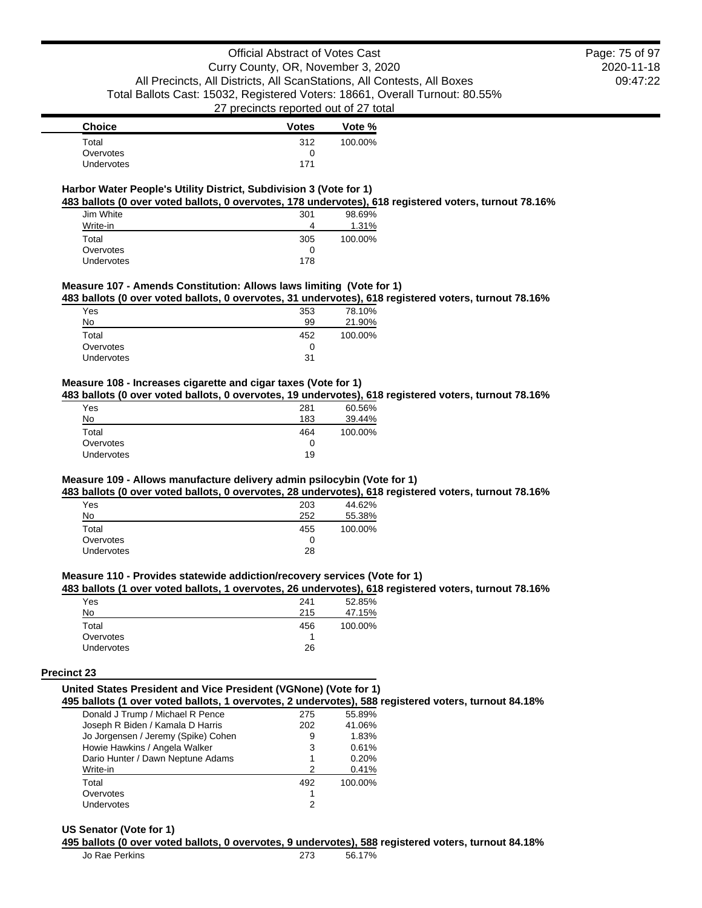| Choice | Votes | Vote % |
| --- | --- | --- |
| Total | 312 | 100.00% |
| Overvotes | 0 | |
| Undervotes | 171 | |

### Harbor Water People's Utility District, Subdivision 3 (Vote for 1)

**483 ballots (0 over voted ballots, 0 overvotes, 178 undervotes), 618 registered voters, turnout 78.16%**

| Choice | Votes | Vote % |
| --- | --- | --- |
| Jim White | 301 | 98.69% |
| Write-in | 4 | 1.31% |
| Total | 305 | 100.00% |
| Overvotes | 0 | |
| Undervotes | 178 | |

### Measure 107 - Amends Constitution: Allows laws limiting (Vote for 1)

**483 ballots (0 over voted ballots, 0 overvotes, 31 undervotes), 618 registered voters, turnout 78.16%**

| Choice | Votes | Vote % |
| --- | --- | --- |
| Yes | 353 | 78.10% |
| No | 99 | 21.90% |
| Total | 452 | 100.00% |
| Overvotes | 0 | |
| Undervotes | 31 | |

### Measure 108 - Increases cigarette and cigar taxes (Vote for 1)

**483 ballots (0 over voted ballots, 0 overvotes, 19 undervotes), 618 registered voters, turnout 78.16%**

| Choice | Votes | Vote % |
| --- | --- | --- |
| Yes | 281 | 60.56% |
| No | 183 | 39.44% |
| Total | 464 | 100.00% |
| Overvotes | 0 | |
| Undervotes | 19 | |

### Measure 109 - Allows manufacture delivery admin psilocybin (Vote for 1)

**483 ballots (0 over voted ballots, 0 overvotes, 28 undervotes), 618 registered voters, turnout 78.16%**

| Choice | Votes | Vote % |
| --- | --- | --- |
| Yes | 203 | 44.62% |
| No | 252 | 55.38% |
| Total | 455 | 100.00% |
| Overvotes | 0 | |
| Undervotes | 28 | |

### Measure 110 - Provides statewide addiction/recovery services (Vote for 1)

**483 ballots (1 over voted ballots, 1 overvotes, 26 undervotes), 618 registered voters, turnout 78.16%**

| Choice | Votes | Vote % |
| --- | --- | --- |
| Yes | 241 | 52.85% |
| No | 215 | 47.15% |
| Total | 456 | 100.00% |
| Overvotes | 1 | |
| Undervotes | 26 | |

## Precinct 23

### United States President and Vice President (VGNone) (Vote for 1)

**495 ballots (1 over voted ballots, 1 overvotes, 2 undervotes), 588 registered voters, turnout 84.18%**

| Choice | Votes | Vote % |
| --- | --- | --- |
| Donald J Trump / Michael R Pence | 275 | 55.89% |
| Joseph R Biden / Kamala D Harris | 202 | 41.06% |
| Jo Jorgensen / Jeremy (Spike) Cohen | 9 | 1.83% |
| Howie Hawkins / Angela Walker | 3 | 0.61% |
| Dario Hunter / Dawn Neptune Adams | 1 | 0.20% |
| Write-in | 2 | 0.41% |
| Total | 492 | 100.00% |
| Overvotes | 1 | |
| Undervotes | 2 | |

### US Senator (Vote for 1)

**495 ballots (0 over voted ballots, 0 overvotes, 9 undervotes), 588 registered voters, turnout 84.18%**

| Choice | Votes | Vote % |
| --- | --- | --- |
| Jo Rae Perkins | 273 | 56.17% |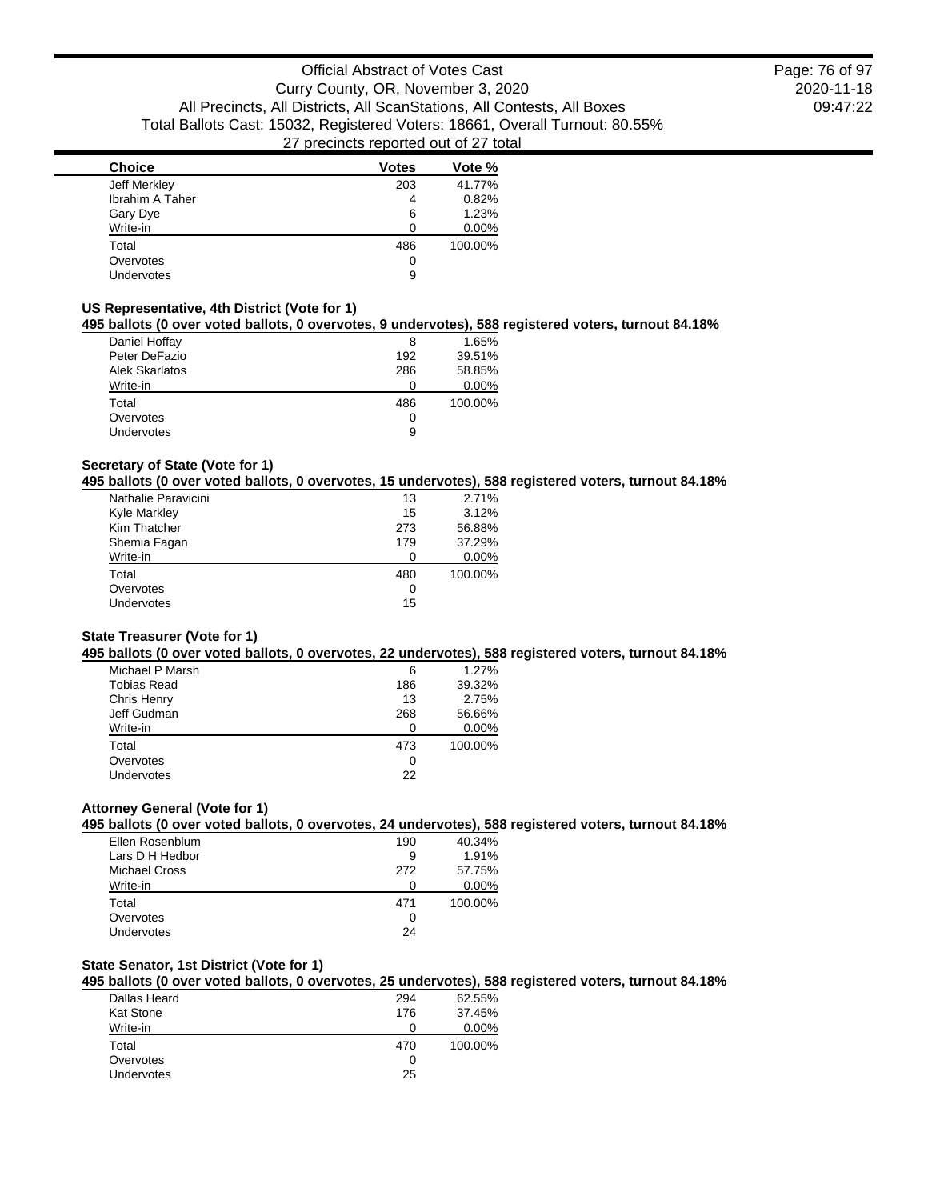| Choice | Votes | Vote % |
|---|---|---|
| Jeff Merkley | 203 | 41.77% |
| Ibrahim A Taher | 4 | 0.82% |
| Gary Dye | 6 | 1.23% |
| Write-in | 0 | 0.00% |
| Total | 486 | 100.00% |
| Overvotes | 0 | |
| Undervotes | 9 | |

### US Representative, 4th District (Vote for 1)

**495 ballots (0 over voted ballots, 0 overvotes, 9 undervotes), 588 registered voters, turnout 84.18%**

| Choice | Votes | Vote % |
|---|---|---|
| Daniel Hoffay | 8 | 1.65% |
| Peter DeFazio | 192 | 39.51% |
| Alek Skarlatos | 286 | 58.85% |
| Write-in | 0 | 0.00% |
| Total | 486 | 100.00% |
| Overvotes | 0 | |
| Undervotes | 9 | |

### Secretary of State (Vote for 1)

**495 ballots (0 over voted ballots, 0 overvotes, 15 undervotes), 588 registered voters, turnout 84.18%**

| Choice | Votes | Vote % |
|---|---|---|
| Nathalie Paravicini | 13 | 2.71% |
| Kyle Markley | 15 | 3.12% |
| Kim Thatcher | 273 | 56.88% |
| Shemia Fagan | 179 | 37.29% |
| Write-in | 0 | 0.00% |
| Total | 480 | 100.00% |
| Overvotes | 0 | |
| Undervotes | 15 | |

### State Treasurer (Vote for 1)

**495 ballots (0 over voted ballots, 0 overvotes, 22 undervotes), 588 registered voters, turnout 84.18%**

| Choice | Votes | Vote % |
|---|---|---|
| Michael P Marsh | 6 | 1.27% |
| Tobias Read | 186 | 39.32% |
| Chris Henry | 13 | 2.75% |
| Jeff Gudman | 268 | 56.66% |
| Write-in | 0 | 0.00% |
| Total | 473 | 100.00% |
| Overvotes | 0 | |
| Undervotes | 22 | |

### Attorney General (Vote for 1)

**495 ballots (0 over voted ballots, 0 overvotes, 24 undervotes), 588 registered voters, turnout 84.18%**

| Choice | Votes | Vote % |
|---|---|---|
| Ellen Rosenblum | 190 | 40.34% |
| Lars D H Hedbor | 9 | 1.91% |
| Michael Cross | 272 | 57.75% |
| Write-in | 0 | 0.00% |
| Total | 471 | 100.00% |
| Overvotes | 0 | |
| Undervotes | 24 | |

### State Senator, 1st District (Vote for 1)

**495 ballots (0 over voted ballots, 0 overvotes, 25 undervotes), 588 registered voters, turnout 84.18%**

| Choice | Votes | Vote % |
|---|---|---|
| Dallas Heard | 294 | 62.55% |
| Kat Stone | 176 | 37.45% |
| Write-in | 0 | 0.00% |
| Total | 470 | 100.00% |
| Overvotes | 0 | |
| Undervotes | 25 | |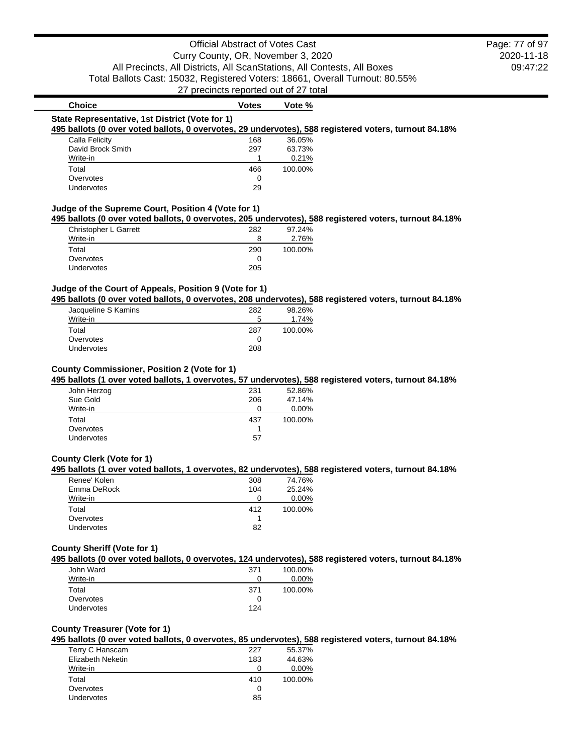| Choice | Votes | Vote % |
|---|---|---|

### State Representative, 1st District (Vote for 1)

**495 ballots (0 over voted ballots, 0 overvotes, 29 undervotes), 588 registered voters, turnout 84.18%**

| Choice | Votes | Vote % |
|---|---|---|
| Calla Felicity | 168 | 36.05% |
| David Brock Smith | 297 | 63.73% |
| Write-in | 1 | 0.21% |
| Total | 466 | 100.00% |
| Overvotes | 0 | |
| Undervotes | 29 | |

### Judge of the Supreme Court, Position 4 (Vote for 1)

**495 ballots (0 over voted ballots, 0 overvotes, 205 undervotes), 588 registered voters, turnout 84.18%**

| Choice | Votes | Vote % |
|---|---|---|
| Christopher L Garrett | 282 | 97.24% |
| Write-in | 8 | 2.76% |
| Total | 290 | 100.00% |
| Overvotes | 0 | |
| Undervotes | 205 | |

### Judge of the Court of Appeals, Position 9 (Vote for 1)

**495 ballots (0 over voted ballots, 0 overvotes, 208 undervotes), 588 registered voters, turnout 84.18%**

| Choice | Votes | Vote % |
|---|---|---|
| Jacqueline S Kamins | 282 | 98.26% |
| Write-in | 5 | 1.74% |
| Total | 287 | 100.00% |
| Overvotes | 0 | |
| Undervotes | 208 | |

### County Commissioner, Position 2 (Vote for 1)

**495 ballots (1 over voted ballots, 1 overvotes, 57 undervotes), 588 registered voters, turnout 84.18%**

| Choice | Votes | Vote % |
|---|---|---|
| John Herzog | 231 | 52.86% |
| Sue Gold | 206 | 47.14% |
| Write-in | 0 | 0.00% |
| Total | 437 | 100.00% |
| Overvotes | 1 | |
| Undervotes | 57 | |

### County Clerk (Vote for 1)

**495 ballots (1 over voted ballots, 1 overvotes, 82 undervotes), 588 registered voters, turnout 84.18%**

| Choice | Votes | Vote % |
|---|---|---|
| Renee' Kolen | 308 | 74.76% |
| Emma DeRock | 104 | 25.24% |
| Write-in | 0 | 0.00% |
| Total | 412 | 100.00% |
| Overvotes | 1 | |
| Undervotes | 82 | |

### County Sheriff (Vote for 1)

**495 ballots (0 over voted ballots, 0 overvotes, 124 undervotes), 588 registered voters, turnout 84.18%**

| Choice | Votes | Vote % |
|---|---|---|
| John Ward | 371 | 100.00% |
| Write-in | 0 | 0.00% |
| Total | 371 | 100.00% |
| Overvotes | 0 | |
| Undervotes | 124 | |

### County Treasurer (Vote for 1)

**495 ballots (0 over voted ballots, 0 overvotes, 85 undervotes), 588 registered voters, turnout 84.18%**

| Choice | Votes | Vote % |
|---|---|---|
| Terry C Hanscam | 227 | 55.37% |
| Elizabeth Neketin | 183 | 44.63% |
| Write-in | 0 | 0.00% |
| Total | 410 | 100.00% |
| Overvotes | 0 | |
| Undervotes | 85 | |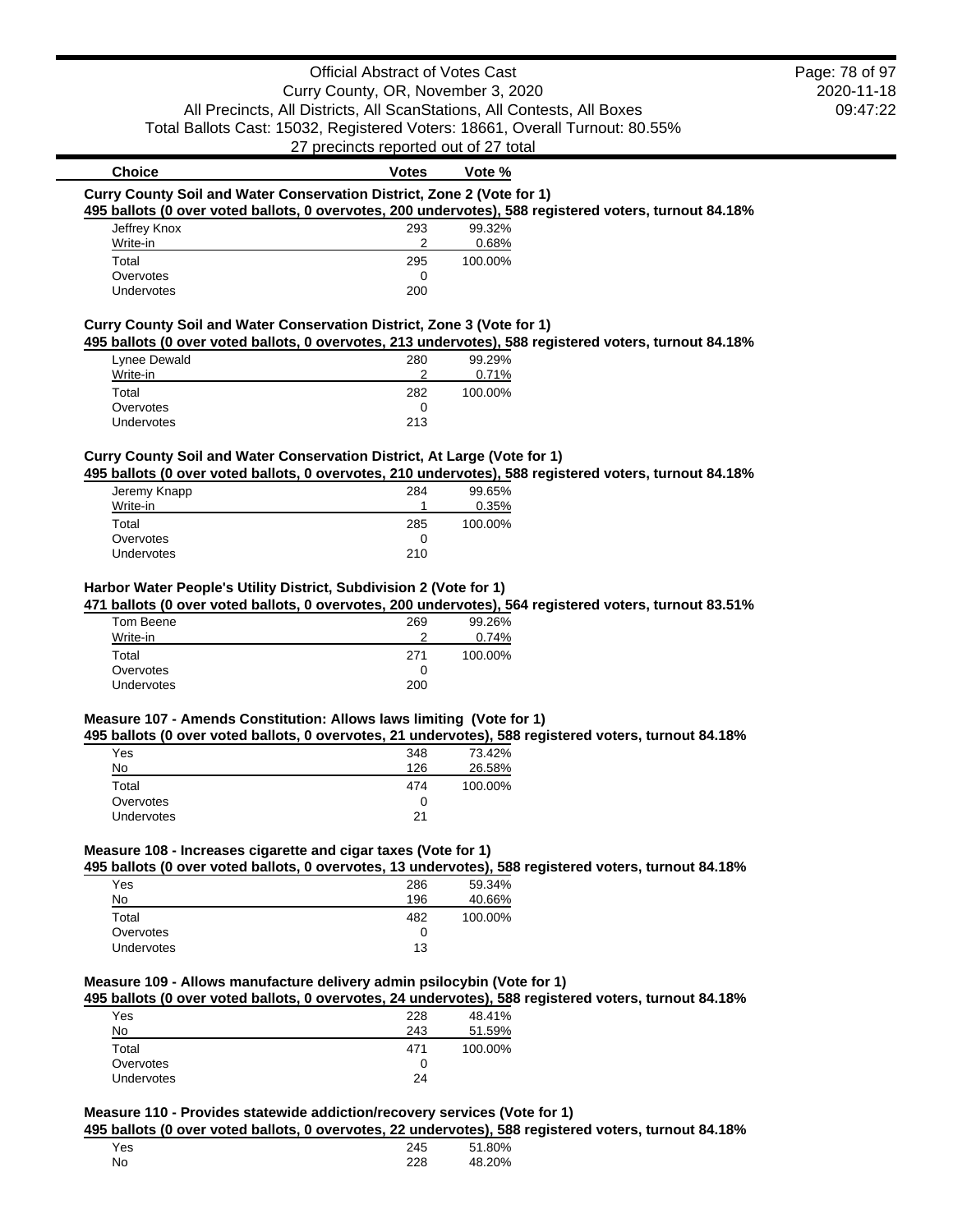| Choice | Votes | Vote % |
|---|---|---|

### Curry County Soil and Water Conservation District, Zone 2 (Vote for 1)

**495 ballots (0 over voted ballots, 0 overvotes, 200 undervotes), 588 registered voters, turnout 84.18%**

| Choice | Votes | Vote % |
|---|---|---|
| Jeffrey Knox | 293 | 99.32% |
| Write-in | 2 | 0.68% |
| Total | 295 | 100.00% |
| Overvotes | 0 | |
| Undervotes | 200 | |

### Curry County Soil and Water Conservation District, Zone 3 (Vote for 1)

**495 ballots (0 over voted ballots, 0 overvotes, 213 undervotes), 588 registered voters, turnout 84.18%**

| Choice | Votes | Vote % |
|---|---|---|
| Lynee Dewald | 280 | 99.29% |
| Write-in | 2 | 0.71% |
| Total | 282 | 100.00% |
| Overvotes | 0 | |
| Undervotes | 213 | |

### Curry County Soil and Water Conservation District, At Large (Vote for 1)

**495 ballots (0 over voted ballots, 0 overvotes, 210 undervotes), 588 registered voters, turnout 84.18%**

| Choice | Votes | Vote % |
|---|---|---|
| Jeremy Knapp | 284 | 99.65% |
| Write-in | 1 | 0.35% |
| Total | 285 | 100.00% |
| Overvotes | 0 | |
| Undervotes | 210 | |

### Harbor Water People's Utility District, Subdivision 2 (Vote for 1)

**471 ballots (0 over voted ballots, 0 overvotes, 200 undervotes), 564 registered voters, turnout 83.51%**

| Choice | Votes | Vote % |
|---|---|---|
| Tom Beene | 269 | 99.26% |
| Write-in | 2 | 0.74% |
| Total | 271 | 100.00% |
| Overvotes | 0 | |
| Undervotes | 200 | |

### Measure 107 - Amends Constitution: Allows laws limiting (Vote for 1)

**495 ballots (0 over voted ballots, 0 overvotes, 21 undervotes), 588 registered voters, turnout 84.18%**

| Choice | Votes | Vote % |
|---|---|---|
| Yes | 348 | 73.42% |
| No | 126 | 26.58% |
| Total | 474 | 100.00% |
| Overvotes | 0 | |
| Undervotes | 21 | |

### Measure 108 - Increases cigarette and cigar taxes (Vote for 1)

**495 ballots (0 over voted ballots, 0 overvotes, 13 undervotes), 588 registered voters, turnout 84.18%**

| Choice | Votes | Vote % |
|---|---|---|
| Yes | 286 | 59.34% |
| No | 196 | 40.66% |
| Total | 482 | 100.00% |
| Overvotes | 0 | |
| Undervotes | 13 | |

### Measure 109 - Allows manufacture delivery admin psilocybin (Vote for 1)

**495 ballots (0 over voted ballots, 0 overvotes, 24 undervotes), 588 registered voters, turnout 84.18%**

| Choice | Votes | Vote % |
|---|---|---|
| Yes | 228 | 48.41% |
| No | 243 | 51.59% |
| Total | 471 | 100.00% |
| Overvotes | 0 | |
| Undervotes | 24 | |

### Measure 110 - Provides statewide addiction/recovery services (Vote for 1)

**495 ballots (0 over voted ballots, 0 overvotes, 22 undervotes), 588 registered voters, turnout 84.18%**

| Choice | Votes | Vote % |
|---|---|---|
| Yes | 245 | 51.80% |
| No | 228 | 48.20% |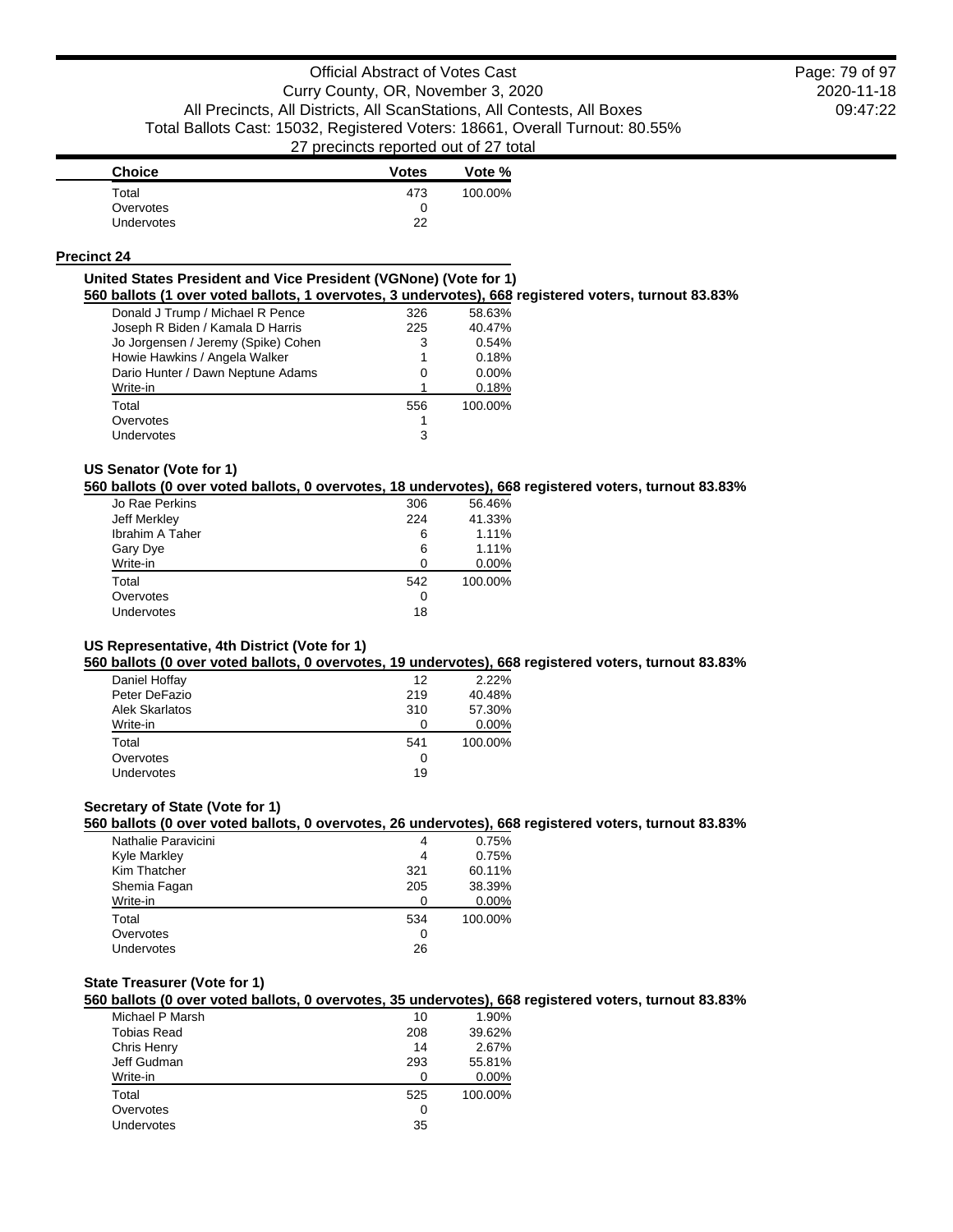| Choice | Votes | Vote % |
|---|---|---|
| Total | 473 | 100.00% |
| Overvotes | 0 | |
| Undervotes | 22 | |

## Precinct 24

### United States President and Vice President (VGNone) (Vote for 1)

**560 ballots (1 over voted ballots, 1 overvotes, 3 undervotes), 668 registered voters, turnout 83.83%**

| Choice | Votes | Vote % |
|---|---|---|
| Donald J Trump / Michael R Pence | 326 | 58.63% |
| Joseph R Biden / Kamala D Harris | 225 | 40.47% |
| Jo Jorgensen / Jeremy (Spike) Cohen | 3 | 0.54% |
| Howie Hawkins / Angela Walker | 1 | 0.18% |
| Dario Hunter / Dawn Neptune Adams | 0 | 0.00% |
| Write-in | 1 | 0.18% |
| Total | 556 | 100.00% |
| Overvotes | 1 | |
| Undervotes | 3 | |

### US Senator (Vote for 1)

**560 ballots (0 over voted ballots, 0 overvotes, 18 undervotes), 668 registered voters, turnout 83.83%**

| Choice | Votes | Vote % |
|---|---|---|
| Jo Rae Perkins | 306 | 56.46% |
| Jeff Merkley | 224 | 41.33% |
| Ibrahim A Taher | 6 | 1.11% |
| Gary Dye | 6 | 1.11% |
| Write-in | 0 | 0.00% |
| Total | 542 | 100.00% |
| Overvotes | 0 | |
| Undervotes | 18 | |

### US Representative, 4th District (Vote for 1)

**560 ballots (0 over voted ballots, 0 overvotes, 19 undervotes), 668 registered voters, turnout 83.83%**

| Choice | Votes | Vote % |
|---|---|---|
| Daniel Hoffay | 12 | 2.22% |
| Peter DeFazio | 219 | 40.48% |
| Alek Skarlatos | 310 | 57.30% |
| Write-in | 0 | 0.00% |
| Total | 541 | 100.00% |
| Overvotes | 0 | |
| Undervotes | 19 | |

### Secretary of State (Vote for 1)

**560 ballots (0 over voted ballots, 0 overvotes, 26 undervotes), 668 registered voters, turnout 83.83%**

| Choice | Votes | Vote % |
|---|---|---|
| Nathalie Paravicini | 4 | 0.75% |
| Kyle Markley | 4 | 0.75% |
| Kim Thatcher | 321 | 60.11% |
| Shemia Fagan | 205 | 38.39% |
| Write-in | 0 | 0.00% |
| Total | 534 | 100.00% |
| Overvotes | 0 | |
| Undervotes | 26 | |

### State Treasurer (Vote for 1)

**560 ballots (0 over voted ballots, 0 overvotes, 35 undervotes), 668 registered voters, turnout 83.83%**

| Choice | Votes | Vote % |
|---|---|---|
| Michael P Marsh | 10 | 1.90% |
| Tobias Read | 208 | 39.62% |
| Chris Henry | 14 | 2.67% |
| Jeff Gudman | 293 | 55.81% |
| Write-in | 0 | 0.00% |
| Total | 525 | 100.00% |
| Overvotes | 0 | |
| Undervotes | 35 | |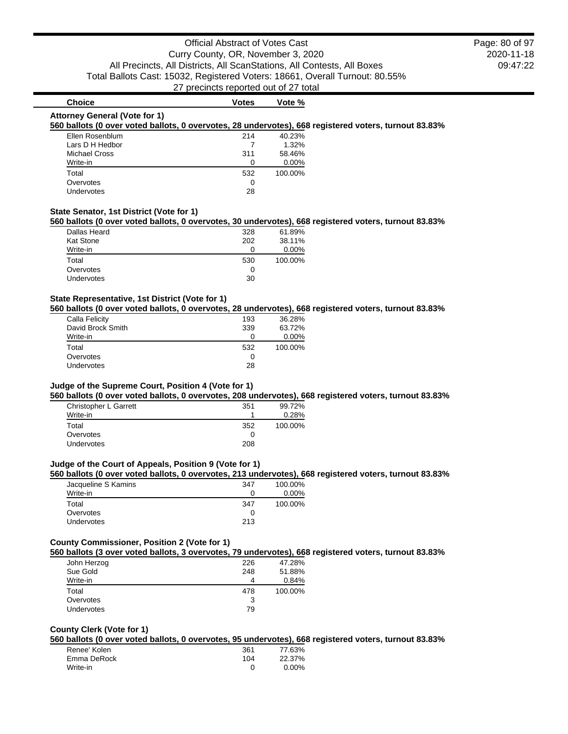| Choice | Votes | Vote % |
| --- | --- | --- |

**Attorney General (Vote for 1)**

**560 ballots (0 over voted ballots, 0 overvotes, 28 undervotes), 668 registered voters, turnout 83.83%**

| Choice | Votes | Vote % |
| --- | --- | --- |
| Ellen Rosenblum | 214 | 40.23% |
| Lars D H Hedbor | 7 | 1.32% |
| Michael Cross | 311 | 58.46% |
| Write-in | 0 | 0.00% |
| Total | 532 | 100.00% |
| Overvotes | 0 | |
| Undervotes | 28 | |

**State Senator, 1st District (Vote for 1)**

**560 ballots (0 over voted ballots, 0 overvotes, 30 undervotes), 668 registered voters, turnout 83.83%**

| Choice | Votes | Vote % |
| --- | --- | --- |
| Dallas Heard | 328 | 61.89% |
| Kat Stone | 202 | 38.11% |
| Write-in | 0 | 0.00% |
| Total | 530 | 100.00% |
| Overvotes | 0 | |
| Undervotes | 30 | |

**State Representative, 1st District (Vote for 1)**

**560 ballots (0 over voted ballots, 0 overvotes, 28 undervotes), 668 registered voters, turnout 83.83%**

| Choice | Votes | Vote % |
| --- | --- | --- |
| Calla Felicity | 193 | 36.28% |
| David Brock Smith | 339 | 63.72% |
| Write-in | 0 | 0.00% |
| Total | 532 | 100.00% |
| Overvotes | 0 | |
| Undervotes | 28 | |

**Judge of the Supreme Court, Position 4 (Vote for 1)**

**560 ballots (0 over voted ballots, 0 overvotes, 208 undervotes), 668 registered voters, turnout 83.83%**

| Choice | Votes | Vote % |
| --- | --- | --- |
| Christopher L Garrett | 351 | 99.72% |
| Write-in | 1 | 0.28% |
| Total | 352 | 100.00% |
| Overvotes | 0 | |
| Undervotes | 208 | |

**Judge of the Court of Appeals, Position 9 (Vote for 1)**

**560 ballots (0 over voted ballots, 0 overvotes, 213 undervotes), 668 registered voters, turnout 83.83%**

| Choice | Votes | Vote % |
| --- | --- | --- |
| Jacqueline S Kamins | 347 | 100.00% |
| Write-in | 0 | 0.00% |
| Total | 347 | 100.00% |
| Overvotes | 0 | |
| Undervotes | 213 | |

**County Commissioner, Position 2 (Vote for 1)**

**560 ballots (3 over voted ballots, 3 overvotes, 79 undervotes), 668 registered voters, turnout 83.83%**

| Choice | Votes | Vote % |
| --- | --- | --- |
| John Herzog | 226 | 47.28% |
| Sue Gold | 248 | 51.88% |
| Write-in | 4 | 0.84% |
| Total | 478 | 100.00% |
| Overvotes | 3 | |
| Undervotes | 79 | |

**County Clerk (Vote for 1)**

**560 ballots (0 over voted ballots, 0 overvotes, 95 undervotes), 668 registered voters, turnout 83.83%**

| Choice | Votes | Vote % |
| --- | --- | --- |
| Renee' Kolen | 361 | 77.63% |
| Emma DeRock | 104 | 22.37% |
| Write-in | 0 | 0.00% |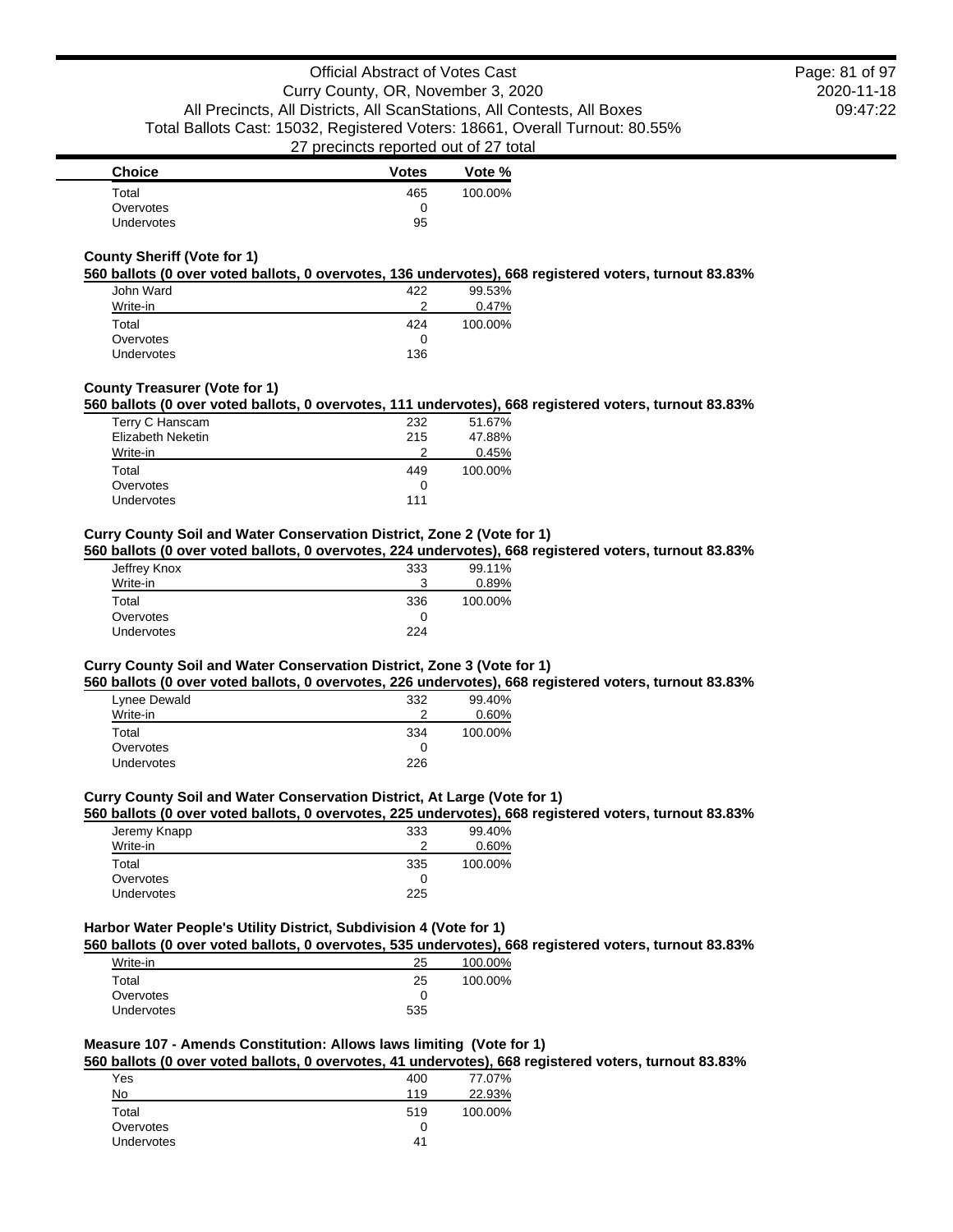| Choice | Votes | Vote % |
| --- | --- | --- |
| Total | 465 | 100.00% |
| Overvotes | 0 | |
| Undervotes | 95 | |

### County Sheriff (Vote for 1)

**560 ballots (0 over voted ballots, 0 overvotes, 136 undervotes), 668 registered voters, turnout 83.83%**

| Choice | Votes | Vote % |
| --- | --- | --- |
| John Ward | 422 | 99.53% |
| Write-in | 2 | 0.47% |
| Total | 424 | 100.00% |
| Overvotes | 0 | |
| Undervotes | 136 | |

### County Treasurer (Vote for 1)

**560 ballots (0 over voted ballots, 0 overvotes, 111 undervotes), 668 registered voters, turnout 83.83%**

| Choice | Votes | Vote % |
| --- | --- | --- |
| Terry C Hanscam | 232 | 51.67% |
| Elizabeth Neketin | 215 | 47.88% |
| Write-in | 2 | 0.45% |
| Total | 449 | 100.00% |
| Overvotes | 0 | |
| Undervotes | 111 | |

### Curry County Soil and Water Conservation District, Zone 2 (Vote for 1)

**560 ballots (0 over voted ballots, 0 overvotes, 224 undervotes), 668 registered voters, turnout 83.83%**

| Choice | Votes | Vote % |
| --- | --- | --- |
| Jeffrey Knox | 333 | 99.11% |
| Write-in | 3 | 0.89% |
| Total | 336 | 100.00% |
| Overvotes | 0 | |
| Undervotes | 224 | |

### Curry County Soil and Water Conservation District, Zone 3 (Vote for 1)

**560 ballots (0 over voted ballots, 0 overvotes, 226 undervotes), 668 registered voters, turnout 83.83%**

| Choice | Votes | Vote % |
| --- | --- | --- |
| Lynee Dewald | 332 | 99.40% |
| Write-in | 2 | 0.60% |
| Total | 334 | 100.00% |
| Overvotes | 0 | |
| Undervotes | 226 | |

### Curry County Soil and Water Conservation District, At Large (Vote for 1)

**560 ballots (0 over voted ballots, 0 overvotes, 225 undervotes), 668 registered voters, turnout 83.83%**

| Choice | Votes | Vote % |
| --- | --- | --- |
| Jeremy Knapp | 333 | 99.40% |
| Write-in | 2 | 0.60% |
| Total | 335 | 100.00% |
| Overvotes | 0 | |
| Undervotes | 225 | |

### Harbor Water People's Utility District, Subdivision 4 (Vote for 1)

**560 ballots (0 over voted ballots, 0 overvotes, 535 undervotes), 668 registered voters, turnout 83.83%**

| Choice | Votes | Vote % |
| --- | --- | --- |
| Write-in | 25 | 100.00% |
| Total | 25 | 100.00% |
| Overvotes | 0 | |
| Undervotes | 535 | |

### Measure 107 - Amends Constitution: Allows laws limiting (Vote for 1)

**560 ballots (0 over voted ballots, 0 overvotes, 41 undervotes), 668 registered voters, turnout 83.83%**

| Choice | Votes | Vote % |
| --- | --- | --- |
| Yes | 400 | 77.07% |
| No | 119 | 22.93% |
| Total | 519 | 100.00% |
| Overvotes | 0 | |
| Undervotes | 41 | |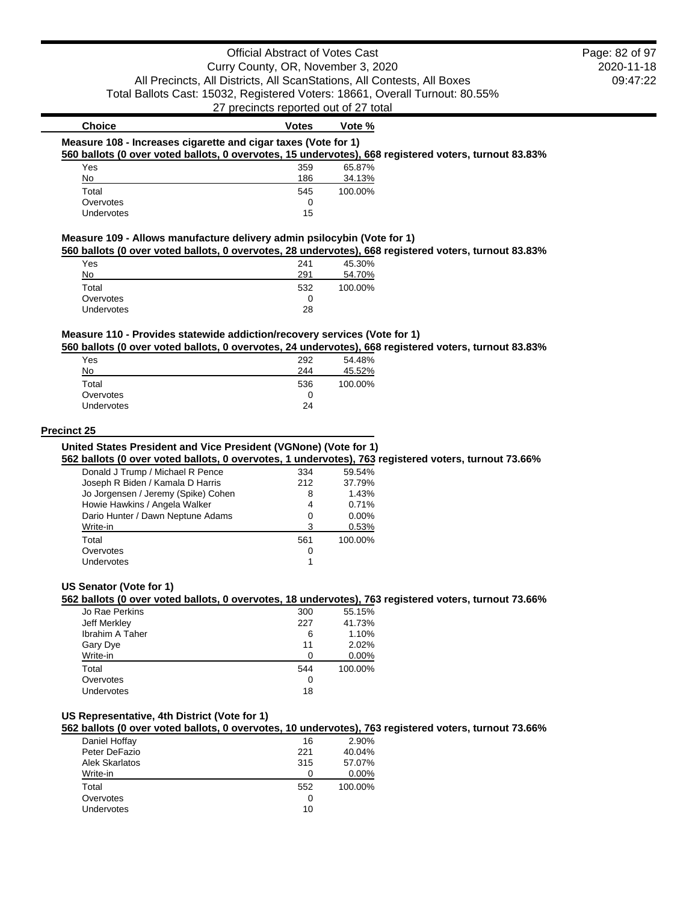| Choice | Votes | Vote % |
|---|---|---|

### Measure 108 - Increases cigarette and cigar taxes (Vote for 1)

**560 ballots (0 over voted ballots, 0 overvotes, 15 undervotes), 668 registered voters, turnout 83.83%**

| Choice | Votes | Vote % |
|---|---|---|
| Yes | 359 | 65.87% |
| No | 186 | 34.13% |
| Total | 545 | 100.00% |
| Overvotes | 0 | |
| Undervotes | 15 | |

### Measure 109 - Allows manufacture delivery admin psilocybin (Vote for 1)

**560 ballots (0 over voted ballots, 0 overvotes, 28 undervotes), 668 registered voters, turnout 83.83%**

| Choice | Votes | Vote % |
|---|---|---|
| Yes | 241 | 45.30% |
| No | 291 | 54.70% |
| Total | 532 | 100.00% |
| Overvotes | 0 | |
| Undervotes | 28 | |

### Measure 110 - Provides statewide addiction/recovery services (Vote for 1)

**560 ballots (0 over voted ballots, 0 overvotes, 24 undervotes), 668 registered voters, turnout 83.83%**

| Choice | Votes | Vote % |
|---|---|---|
| Yes | 292 | 54.48% |
| No | 244 | 45.52% |
| Total | 536 | 100.00% |
| Overvotes | 0 | |
| Undervotes | 24 | |

## Precinct 25

### United States President and Vice President (VGNone) (Vote for 1)

**562 ballots (0 over voted ballots, 0 overvotes, 1 undervotes), 763 registered voters, turnout 73.66%**

| Choice | Votes | Vote % |
|---|---|---|
| Donald J Trump / Michael R Pence | 334 | 59.54% |
| Joseph R Biden / Kamala D Harris | 212 | 37.79% |
| Jo Jorgensen / Jeremy (Spike) Cohen | 8 | 1.43% |
| Howie Hawkins / Angela Walker | 4 | 0.71% |
| Dario Hunter / Dawn Neptune Adams | 0 | 0.00% |
| Write-in | 3 | 0.53% |
| Total | 561 | 100.00% |
| Overvotes | 0 | |
| Undervotes | 1 | |

### US Senator (Vote for 1)

**562 ballots (0 over voted ballots, 0 overvotes, 18 undervotes), 763 registered voters, turnout 73.66%**

| Choice | Votes | Vote % |
|---|---|---|
| Jo Rae Perkins | 300 | 55.15% |
| Jeff Merkley | 227 | 41.73% |
| Ibrahim A Taher | 6 | 1.10% |
| Gary Dye | 11 | 2.02% |
| Write-in | 0 | 0.00% |
| Total | 544 | 100.00% |
| Overvotes | 0 | |
| Undervotes | 18 | |

### US Representative, 4th District (Vote for 1)

**562 ballots (0 over voted ballots, 0 overvotes, 10 undervotes), 763 registered voters, turnout 73.66%**

| Choice | Votes | Vote % |
|---|---|---|
| Daniel Hoffay | 16 | 2.90% |
| Peter DeFazio | 221 | 40.04% |
| Alek Skarlatos | 315 | 57.07% |
| Write-in | 0 | 0.00% |
| Total | 552 | 100.00% |
| Overvotes | 0 | |
| Undervotes | 10 | |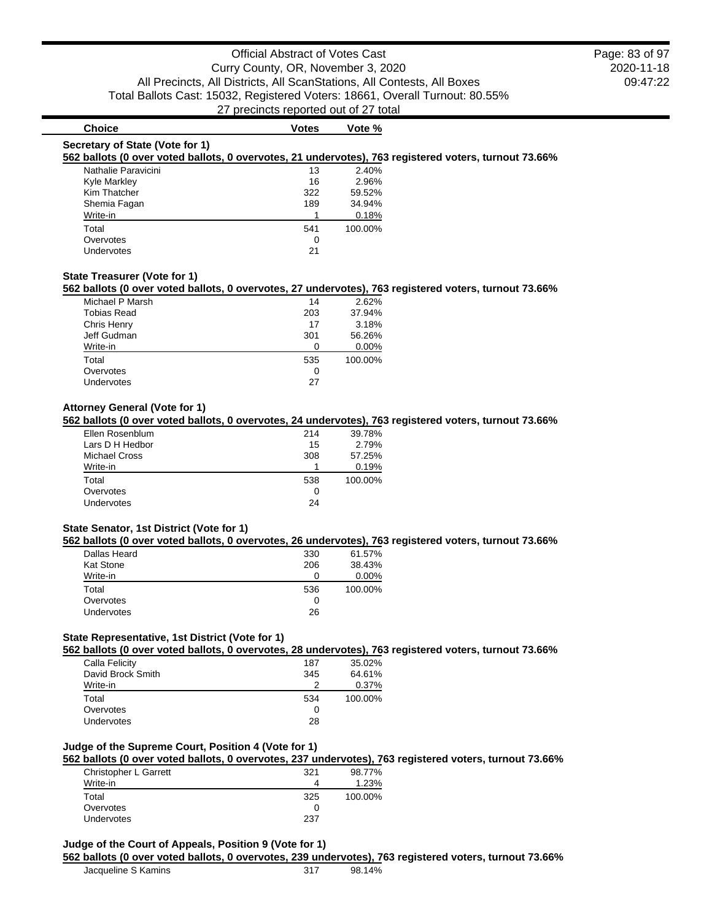Official Abstract of Votes Cast
Curry County, OR, November 3, 2020
All Precincts, All Districts, All ScanStations, All Contests, All Boxes
Total Ballots Cast: 15032, Registered Voters: 18661, Overall Turnout: 80.55%
27 precincts reported out of 27 total

2020-11-18
09:47:22

### Secretary of State (Vote for 1)

**562 ballots (0 over voted ballots, 0 overvotes, 21 undervotes), 763 registered voters, turnout 73.66%**

| Choice | Votes | Vote % |
|---|---|---|
| Nathalie Paravicini | 13 | 2.40% |
| Kyle Markley | 16 | 2.96% |
| Kim Thatcher | 322 | 59.52% |
| Shemia Fagan | 189 | 34.94% |
| Write-in | 1 | 0.18% |
| Total | 541 | 100.00% |
| Overvotes | 0 | |
| Undervotes | 21 | |

### State Treasurer (Vote for 1)

**562 ballots (0 over voted ballots, 0 overvotes, 27 undervotes), 763 registered voters, turnout 73.66%**

| Choice | Votes | Vote % |
|---|---|---|
| Michael P Marsh | 14 | 2.62% |
| Tobias Read | 203 | 37.94% |
| Chris Henry | 17 | 3.18% |
| Jeff Gudman | 301 | 56.26% |
| Write-in | 0 | 0.00% |
| Total | 535 | 100.00% |
| Overvotes | 0 | |
| Undervotes | 27 | |

### Attorney General (Vote for 1)

**562 ballots (0 over voted ballots, 0 overvotes, 24 undervotes), 763 registered voters, turnout 73.66%**

| Choice | Votes | Vote % |
|---|---|---|
| Ellen Rosenblum | 214 | 39.78% |
| Lars D H Hedbor | 15 | 2.79% |
| Michael Cross | 308 | 57.25% |
| Write-in | 1 | 0.19% |
| Total | 538 | 100.00% |
| Overvotes | 0 | |
| Undervotes | 24 | |

### State Senator, 1st District (Vote for 1)

**562 ballots (0 over voted ballots, 0 overvotes, 26 undervotes), 763 registered voters, turnout 73.66%**

| Choice | Votes | Vote % |
|---|---|---|
| Dallas Heard | 330 | 61.57% |
| Kat Stone | 206 | 38.43% |
| Write-in | 0 | 0.00% |
| Total | 536 | 100.00% |
| Overvotes | 0 | |
| Undervotes | 26 | |

### State Representative, 1st District (Vote for 1)

**562 ballots (0 over voted ballots, 0 overvotes, 28 undervotes), 763 registered voters, turnout 73.66%**

| Choice | Votes | Vote % |
|---|---|---|
| Calla Felicity | 187 | 35.02% |
| David Brock Smith | 345 | 64.61% |
| Write-in | 2 | 0.37% |
| Total | 534 | 100.00% |
| Overvotes | 0 | |
| Undervotes | 28 | |

### Judge of the Supreme Court, Position 4 (Vote for 1)

**562 ballots (0 over voted ballots, 0 overvotes, 237 undervotes), 763 registered voters, turnout 73.66%**

| Choice | Votes | Vote % |
|---|---|---|
| Christopher L Garrett | 321 | 98.77% |
| Write-in | 4 | 1.23% |
| Total | 325 | 100.00% |
| Overvotes | 0 | |
| Undervotes | 237 | |

### Judge of the Court of Appeals, Position 9 (Vote for 1)

**562 ballots (0 over voted ballots, 0 overvotes, 239 undervotes), 763 registered voters, turnout 73.66%**

| Choice | Votes | Vote % |
|---|---|---|
| Jacqueline S Kamins | 317 | 98.14% |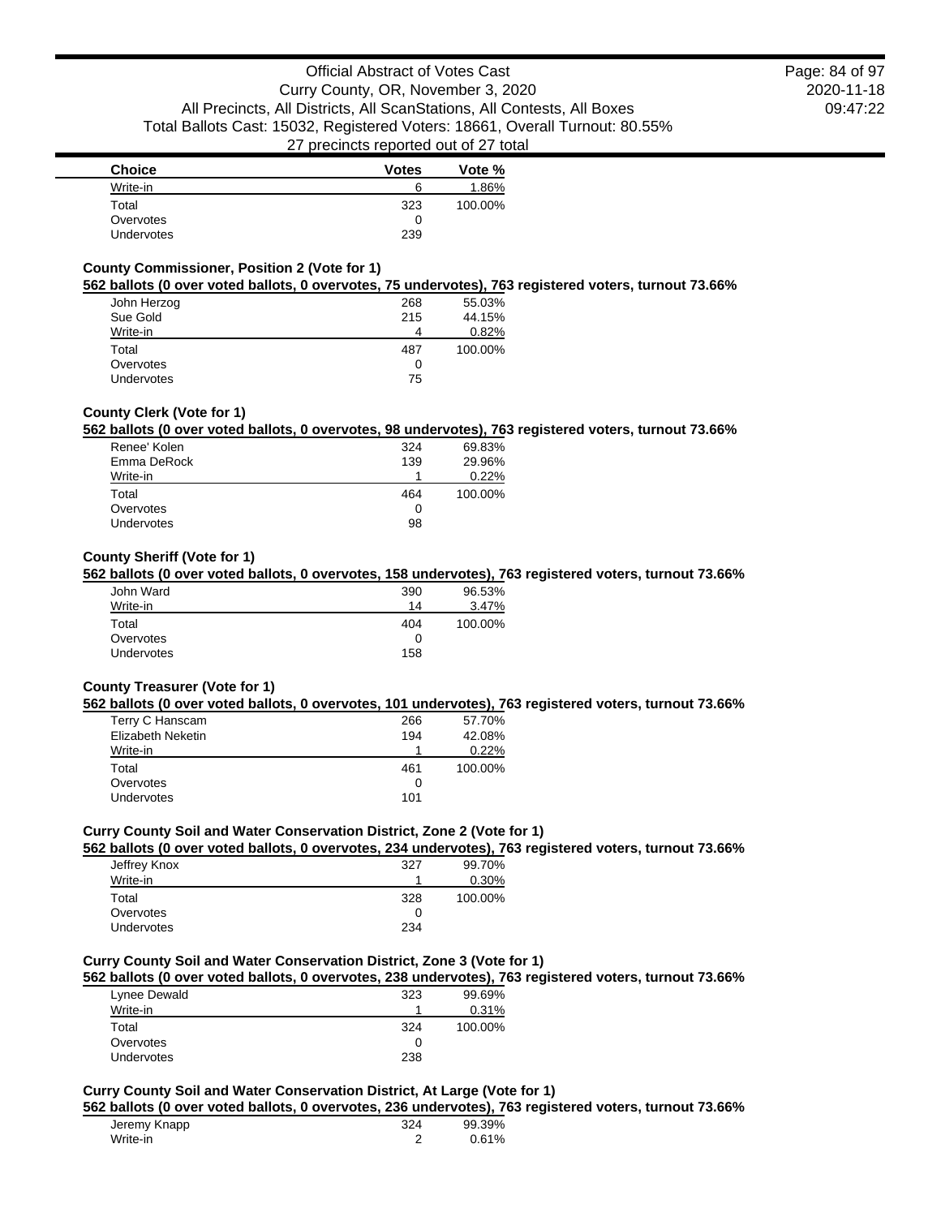| Choice | Votes | Vote % |
|---|---|---|
| Write-in | 6 | 1.86% |
| Total | 323 | 100.00% |
| Overvotes | 0 | |
| Undervotes | 239 | |

### County Commissioner, Position 2 (Vote for 1)

**562 ballots (0 over voted ballots, 0 overvotes, 75 undervotes), 763 registered voters, turnout 73.66%**

| Choice | Votes | Vote % |
|---|---|---|
| John Herzog | 268 | 55.03% |
| Sue Gold | 215 | 44.15% |
| Write-in | 4 | 0.82% |
| Total | 487 | 100.00% |
| Overvotes | 0 | |
| Undervotes | 75 | |

### County Clerk (Vote for 1)

**562 ballots (0 over voted ballots, 0 overvotes, 98 undervotes), 763 registered voters, turnout 73.66%**

| Choice | Votes | Vote % |
|---|---|---|
| Renee' Kolen | 324 | 69.83% |
| Emma DeRock | 139 | 29.96% |
| Write-in | 1 | 0.22% |
| Total | 464 | 100.00% |
| Overvotes | 0 | |
| Undervotes | 98 | |

### County Sheriff (Vote for 1)

**562 ballots (0 over voted ballots, 0 overvotes, 158 undervotes), 763 registered voters, turnout 73.66%**

| Choice | Votes | Vote % |
|---|---|---|
| John Ward | 390 | 96.53% |
| Write-in | 14 | 3.47% |
| Total | 404 | 100.00% |
| Overvotes | 0 | |
| Undervotes | 158 | |

### County Treasurer (Vote for 1)

**562 ballots (0 over voted ballots, 0 overvotes, 101 undervotes), 763 registered voters, turnout 73.66%**

| Choice | Votes | Vote % |
|---|---|---|
| Terry C Hanscam | 266 | 57.70% |
| Elizabeth Neketin | 194 | 42.08% |
| Write-in | 1 | 0.22% |
| Total | 461 | 100.00% |
| Overvotes | 0 | |
| Undervotes | 101 | |

### Curry County Soil and Water Conservation District, Zone 2 (Vote for 1)

**562 ballots (0 over voted ballots, 0 overvotes, 234 undervotes), 763 registered voters, turnout 73.66%**

| Choice | Votes | Vote % |
|---|---|---|
| Jeffrey Knox | 327 | 99.70% |
| Write-in | 1 | 0.30% |
| Total | 328 | 100.00% |
| Overvotes | 0 | |
| Undervotes | 234 | |

### Curry County Soil and Water Conservation District, Zone 3 (Vote for 1)

**562 ballots (0 over voted ballots, 0 overvotes, 238 undervotes), 763 registered voters, turnout 73.66%**

| Choice | Votes | Vote % |
|---|---|---|
| Lynee Dewald | 323 | 99.69% |
| Write-in | 1 | 0.31% |
| Total | 324 | 100.00% |
| Overvotes | 0 | |
| Undervotes | 238 | |

### Curry County Soil and Water Conservation District, At Large (Vote for 1)

**562 ballots (0 over voted ballots, 0 overvotes, 236 undervotes), 763 registered voters, turnout 73.66%**

| Choice | Votes | Vote % |
|---|---|---|
| Jeremy Knapp | 324 | 99.39% |
| Write-in | 2 | 0.61% |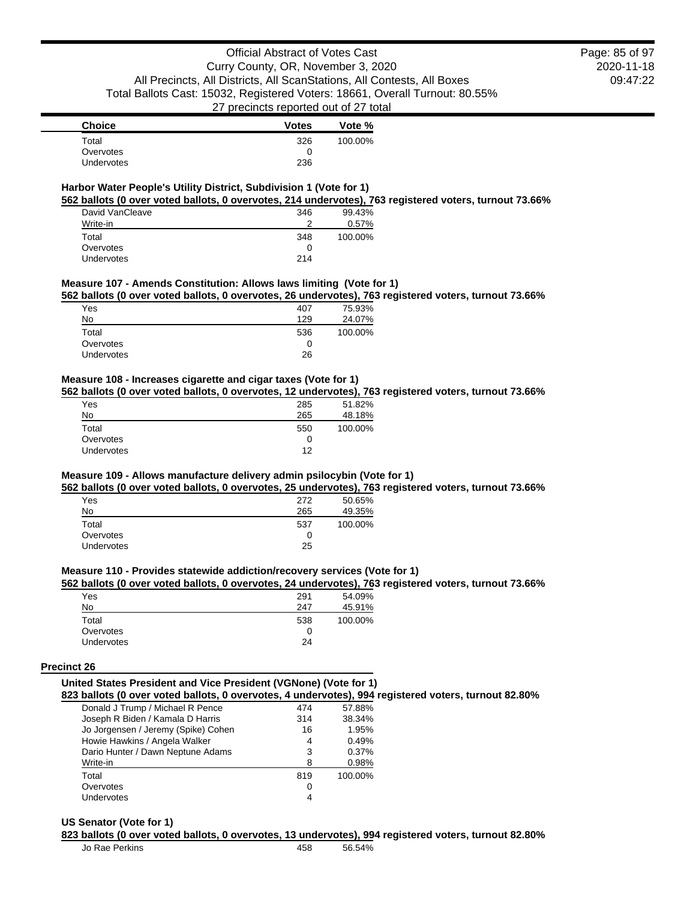| Choice | Votes | Vote % |
|---|---|---|
| Total | 326 | 100.00% |
| Overvotes | 0 | |
| Undervotes | 236 | |

### Harbor Water People's Utility District, Subdivision 1 (Vote for 1)

**562 ballots (0 over voted ballots, 0 overvotes, 214 undervotes), 763 registered voters, turnout 73.66%**

| Choice | Votes | Vote % |
|---|---|---|
| David VanCleave | 346 | 99.43% |
| Write-in | 2 | 0.57% |
| Total | 348 | 100.00% |
| Overvotes | 0 | |
| Undervotes | 214 | |

### Measure 107 - Amends Constitution: Allows laws limiting (Vote for 1)

**562 ballots (0 over voted ballots, 0 overvotes, 26 undervotes), 763 registered voters, turnout 73.66%**

| Choice | Votes | Vote % |
|---|---|---|
| Yes | 407 | 75.93% |
| No | 129 | 24.07% |
| Total | 536 | 100.00% |
| Overvotes | 0 | |
| Undervotes | 26 | |

### Measure 108 - Increases cigarette and cigar taxes (Vote for 1)

**562 ballots (0 over voted ballots, 0 overvotes, 12 undervotes), 763 registered voters, turnout 73.66%**

| Choice | Votes | Vote % |
|---|---|---|
| Yes | 285 | 51.82% |
| No | 265 | 48.18% |
| Total | 550 | 100.00% |
| Overvotes | 0 | |
| Undervotes | 12 | |

### Measure 109 - Allows manufacture delivery admin psilocybin (Vote for 1)

**562 ballots (0 over voted ballots, 0 overvotes, 25 undervotes), 763 registered voters, turnout 73.66%**

| Choice | Votes | Vote % |
|---|---|---|
| Yes | 272 | 50.65% |
| No | 265 | 49.35% |
| Total | 537 | 100.00% |
| Overvotes | 0 | |
| Undervotes | 25 | |

### Measure 110 - Provides statewide addiction/recovery services (Vote for 1)

**562 ballots (0 over voted ballots, 0 overvotes, 24 undervotes), 763 registered voters, turnout 73.66%**

| Choice | Votes | Vote % |
|---|---|---|
| Yes | 291 | 54.09% |
| No | 247 | 45.91% |
| Total | 538 | 100.00% |
| Overvotes | 0 | |
| Undervotes | 24 | |

## Precinct 26

### United States President and Vice President (VGNone) (Vote for 1)

**823 ballots (0 over voted ballots, 0 overvotes, 4 undervotes), 994 registered voters, turnout 82.80%**

| Choice | Votes | Vote % |
|---|---|---|
| Donald J Trump / Michael R Pence | 474 | 57.88% |
| Joseph R Biden / Kamala D Harris | 314 | 38.34% |
| Jo Jorgensen / Jeremy (Spike) Cohen | 16 | 1.95% |
| Howie Hawkins / Angela Walker | 4 | 0.49% |
| Dario Hunter / Dawn Neptune Adams | 3 | 0.37% |
| Write-in | 8 | 0.98% |
| Total | 819 | 100.00% |
| Overvotes | 0 | |
| Undervotes | 4 | |

### US Senator (Vote for 1)

**823 ballots (0 over voted ballots, 0 overvotes, 13 undervotes), 994 registered voters, turnout 82.80%**

| Choice | Votes | Vote % |
|---|---|---|
| Jo Rae Perkins | 458 | 56.54% |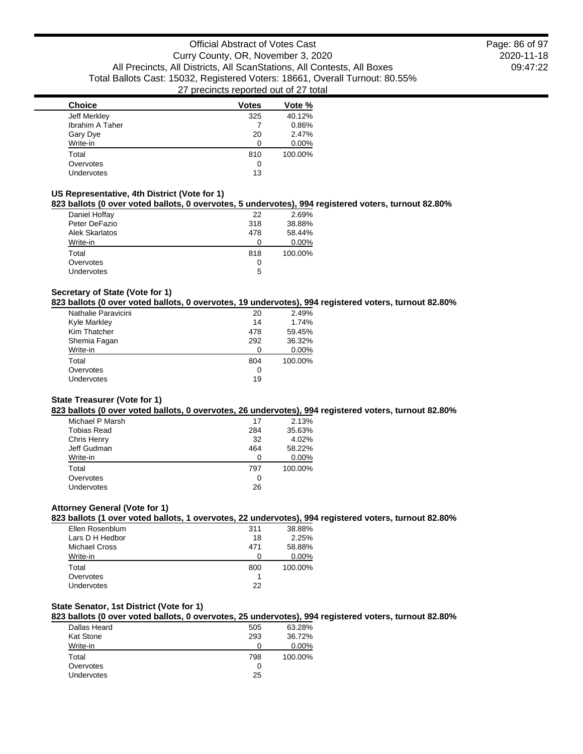| Choice | Votes | Vote % |
| --- | --- | --- |
| Jeff Merkley | 325 | 40.12% |
| Ibrahim A Taher | 7 | 0.86% |
| Gary Dye | 20 | 2.47% |
| Write-in | 0 | 0.00% |
| Total | 810 | 100.00% |
| Overvotes | 0 | |
| Undervotes | 13 | |

### US Representative, 4th District (Vote for 1)

**823 ballots (0 over voted ballots, 0 overvotes, 5 undervotes), 994 registered voters, turnout 82.80%**

| Choice | Votes | Vote % |
| --- | --- | --- |
| Daniel Hoffay | 22 | 2.69% |
| Peter DeFazio | 318 | 38.88% |
| Alek Skarlatos | 478 | 58.44% |
| Write-in | 0 | 0.00% |
| Total | 818 | 100.00% |
| Overvotes | 0 | |
| Undervotes | 5 | |

### Secretary of State (Vote for 1)

**823 ballots (0 over voted ballots, 0 overvotes, 19 undervotes), 994 registered voters, turnout 82.80%**

| Choice | Votes | Vote % |
| --- | --- | --- |
| Nathalie Paravicini | 20 | 2.49% |
| Kyle Markley | 14 | 1.74% |
| Kim Thatcher | 478 | 59.45% |
| Shemia Fagan | 292 | 36.32% |
| Write-in | 0 | 0.00% |
| Total | 804 | 100.00% |
| Overvotes | 0 | |
| Undervotes | 19 | |

### State Treasurer (Vote for 1)

**823 ballots (0 over voted ballots, 0 overvotes, 26 undervotes), 994 registered voters, turnout 82.80%**

| Choice | Votes | Vote % |
| --- | --- | --- |
| Michael P Marsh | 17 | 2.13% |
| Tobias Read | 284 | 35.63% |
| Chris Henry | 32 | 4.02% |
| Jeff Gudman | 464 | 58.22% |
| Write-in | 0 | 0.00% |
| Total | 797 | 100.00% |
| Overvotes | 0 | |
| Undervotes | 26 | |

### Attorney General (Vote for 1)

**823 ballots (1 over voted ballots, 1 overvotes, 22 undervotes), 994 registered voters, turnout 82.80%**

| Choice | Votes | Vote % |
| --- | --- | --- |
| Ellen Rosenblum | 311 | 38.88% |
| Lars D H Hedbor | 18 | 2.25% |
| Michael Cross | 471 | 58.88% |
| Write-in | 0 | 0.00% |
| Total | 800 | 100.00% |
| Overvotes | 1 | |
| Undervotes | 22 | |

### State Senator, 1st District (Vote for 1)

**823 ballots (0 over voted ballots, 0 overvotes, 25 undervotes), 994 registered voters, turnout 82.80%**

| Choice | Votes | Vote % |
| --- | --- | --- |
| Dallas Heard | 505 | 63.28% |
| Kat Stone | 293 | 36.72% |
| Write-in | 0 | 0.00% |
| Total | 798 | 100.00% |
| Overvotes | 0 | |
| Undervotes | 25 | |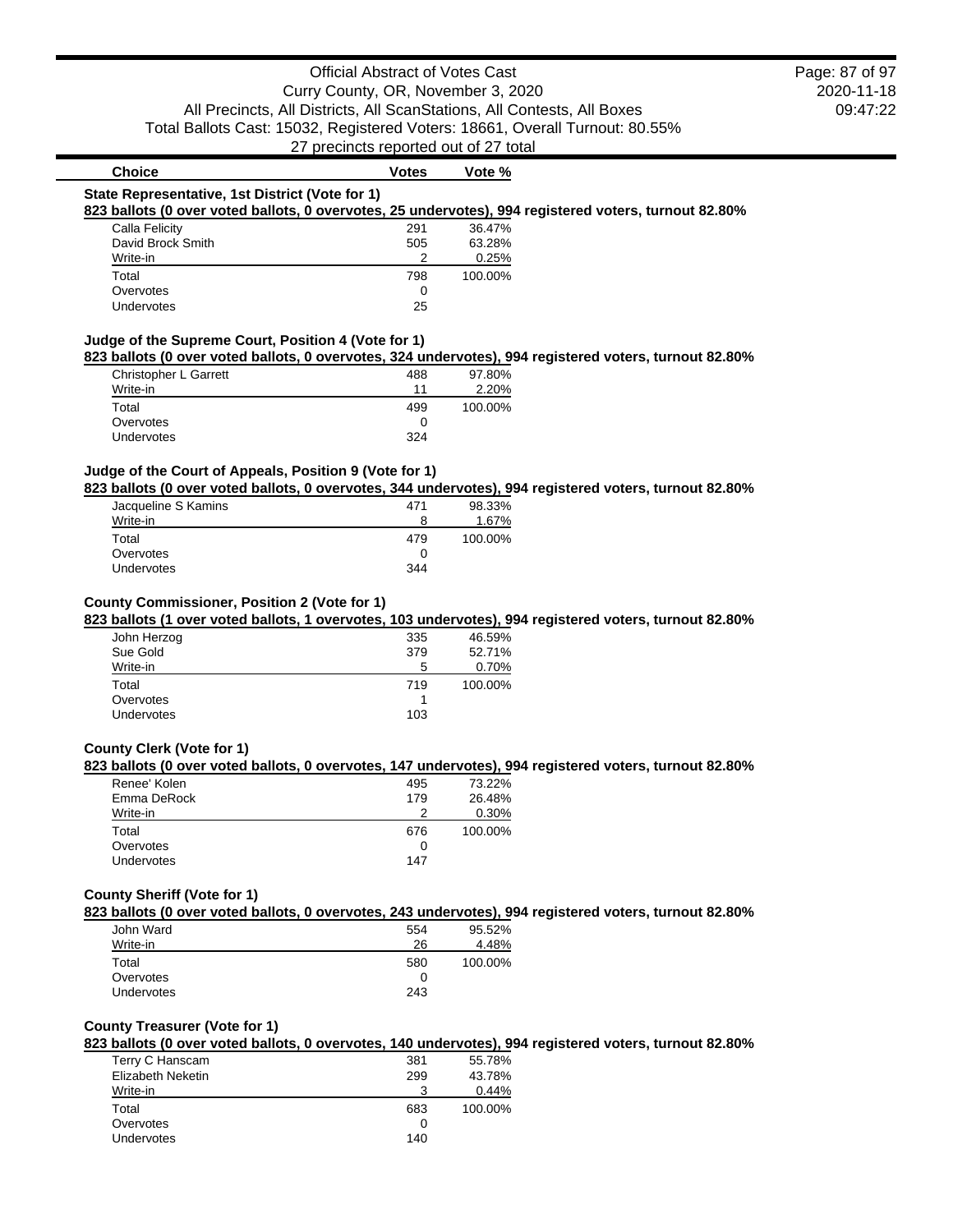## State Representative, 1st District (Vote for 1)

**823 ballots (0 over voted ballots, 0 overvotes, 25 undervotes), 994 registered voters, turnout 82.80%**

| Choice | Votes | Vote % |
|---|---|---|
| Calla Felicity | 291 | 36.47% |
| David Brock Smith | 505 | 63.28% |
| Write-in | 2 | 0.25% |
| Total | 798 | 100.00% |
| Overvotes | 0 | |
| Undervotes | 25 | |

## Judge of the Supreme Court, Position 4 (Vote for 1)

**823 ballots (0 over voted ballots, 0 overvotes, 324 undervotes), 994 registered voters, turnout 82.80%**

| Choice | Votes | Vote % |
|---|---|---|
| Christopher L Garrett | 488 | 97.80% |
| Write-in | 11 | 2.20% |
| Total | 499 | 100.00% |
| Overvotes | 0 | |
| Undervotes | 324 | |

## Judge of the Court of Appeals, Position 9 (Vote for 1)

**823 ballots (0 over voted ballots, 0 overvotes, 344 undervotes), 994 registered voters, turnout 82.80%**

| Choice | Votes | Vote % |
|---|---|---|
| Jacqueline S Kamins | 471 | 98.33% |
| Write-in | 8 | 1.67% |
| Total | 479 | 100.00% |
| Overvotes | 0 | |
| Undervotes | 344 | |

## County Commissioner, Position 2 (Vote for 1)

**823 ballots (1 over voted ballots, 1 overvotes, 103 undervotes), 994 registered voters, turnout 82.80%**

| Choice | Votes | Vote % |
|---|---|---|
| John Herzog | 335 | 46.59% |
| Sue Gold | 379 | 52.71% |
| Write-in | 5 | 0.70% |
| Total | 719 | 100.00% |
| Overvotes | 1 | |
| Undervotes | 103 | |

## County Clerk (Vote for 1)

**823 ballots (0 over voted ballots, 0 overvotes, 147 undervotes), 994 registered voters, turnout 82.80%**

| Choice | Votes | Vote % |
|---|---|---|
| Renee' Kolen | 495 | 73.22% |
| Emma DeRock | 179 | 26.48% |
| Write-in | 2 | 0.30% |
| Total | 676 | 100.00% |
| Overvotes | 0 | |
| Undervotes | 147 | |

## County Sheriff (Vote for 1)

**823 ballots (0 over voted ballots, 0 overvotes, 243 undervotes), 994 registered voters, turnout 82.80%**

| Choice | Votes | Vote % |
|---|---|---|
| John Ward | 554 | 95.52% |
| Write-in | 26 | 4.48% |
| Total | 580 | 100.00% |
| Overvotes | 0 | |
| Undervotes | 243 | |

## County Treasurer (Vote for 1)

**823 ballots (0 over voted ballots, 0 overvotes, 140 undervotes), 994 registered voters, turnout 82.80%**

| Choice | Votes | Vote % |
|---|---|---|
| Terry C Hanscam | 381 | 55.78% |
| Elizabeth Neketin | 299 | 43.78% |
| Write-in | 3 | 0.44% |
| Total | 683 | 100.00% |
| Overvotes | 0 | |
| Undervotes | 140 | |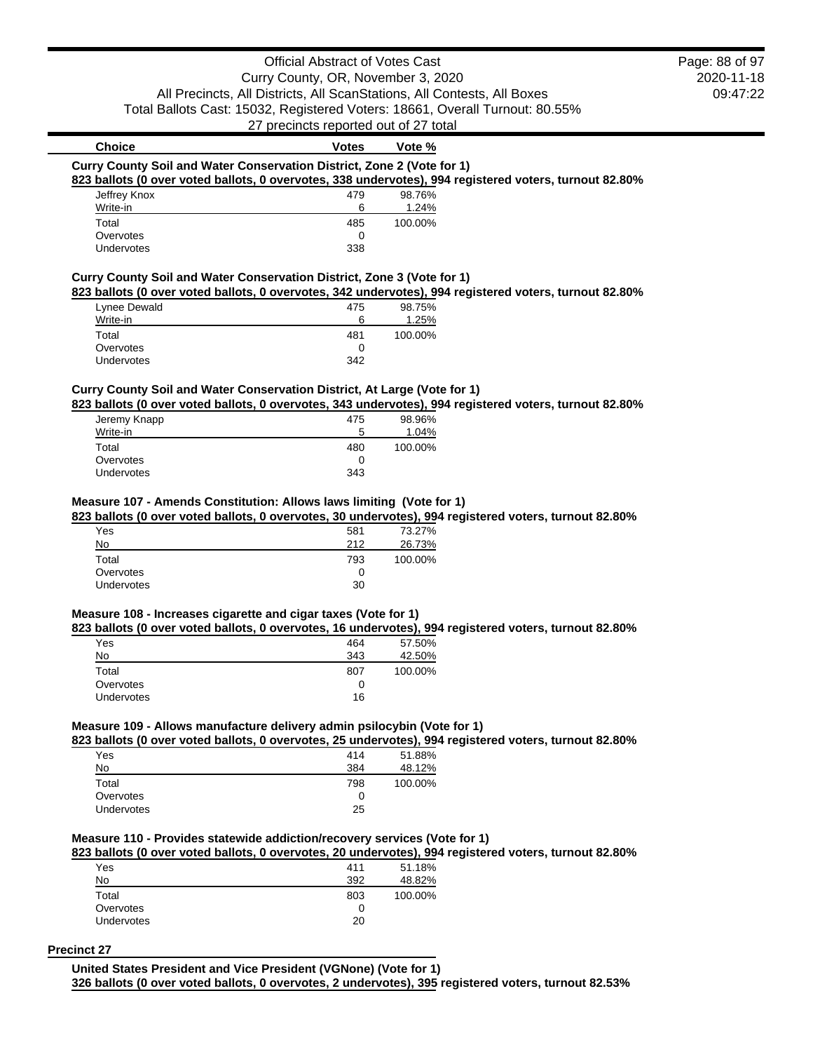| Choice | Votes | Vote % |
|---|---|---|

**Curry County Soil and Water Conservation District, Zone 2 (Vote for 1)**

**823 ballots (0 over voted ballots, 0 overvotes, 338 undervotes), 994 registered voters, turnout 82.80%**

| Choice | Votes | Vote % |
|---|---|---|
| Jeffrey Knox | 479 | 98.76% |
| Write-in | 6 | 1.24% |
| Total | 485 | 100.00% |
| Overvotes | 0 | |
| Undervotes | 338 | |

**Curry County Soil and Water Conservation District, Zone 3 (Vote for 1)**

**823 ballots (0 over voted ballots, 0 overvotes, 342 undervotes), 994 registered voters, turnout 82.80%**

| Choice | Votes | Vote % |
|---|---|---|
| Lynee Dewald | 475 | 98.75% |
| Write-in | 6 | 1.25% |
| Total | 481 | 100.00% |
| Overvotes | 0 | |
| Undervotes | 342 | |

**Curry County Soil and Water Conservation District, At Large (Vote for 1)**

**823 ballots (0 over voted ballots, 0 overvotes, 343 undervotes), 994 registered voters, turnout 82.80%**

| Choice | Votes | Vote % |
|---|---|---|
| Jeremy Knapp | 475 | 98.96% |
| Write-in | 5 | 1.04% |
| Total | 480 | 100.00% |
| Overvotes | 0 | |
| Undervotes | 343 | |

**Measure 107 - Amends Constitution: Allows laws limiting (Vote for 1)**

**823 ballots (0 over voted ballots, 0 overvotes, 30 undervotes), 994 registered voters, turnout 82.80%**

| Choice | Votes | Vote % |
|---|---|---|
| Yes | 581 | 73.27% |
| No | 212 | 26.73% |
| Total | 793 | 100.00% |
| Overvotes | 0 | |
| Undervotes | 30 | |

**Measure 108 - Increases cigarette and cigar taxes (Vote for 1)**

**823 ballots (0 over voted ballots, 0 overvotes, 16 undervotes), 994 registered voters, turnout 82.80%**

| Choice | Votes | Vote % |
|---|---|---|
| Yes | 464 | 57.50% |
| No | 343 | 42.50% |
| Total | 807 | 100.00% |
| Overvotes | 0 | |
| Undervotes | 16 | |

**Measure 109 - Allows manufacture delivery admin psilocybin (Vote for 1)**

**823 ballots (0 over voted ballots, 0 overvotes, 25 undervotes), 994 registered voters, turnout 82.80%**

| Choice | Votes | Vote % |
|---|---|---|
| Yes | 414 | 51.88% |
| No | 384 | 48.12% |
| Total | 798 | 100.00% |
| Overvotes | 0 | |
| Undervotes | 25 | |

**Measure 110 - Provides statewide addiction/recovery services (Vote for 1)**

**823 ballots (0 over voted ballots, 0 overvotes, 20 undervotes), 994 registered voters, turnout 82.80%**

| Choice | Votes | Vote % |
|---|---|---|
| Yes | 411 | 51.18% |
| No | 392 | 48.82% |
| Total | 803 | 100.00% |
| Overvotes | 0 | |
| Undervotes | 20 | |

## Precinct 27

**United States President and Vice President (VGNone) (Vote for 1)**

**326 ballots (0 over voted ballots, 0 overvotes, 2 undervotes), 395 registered voters, turnout 82.53%**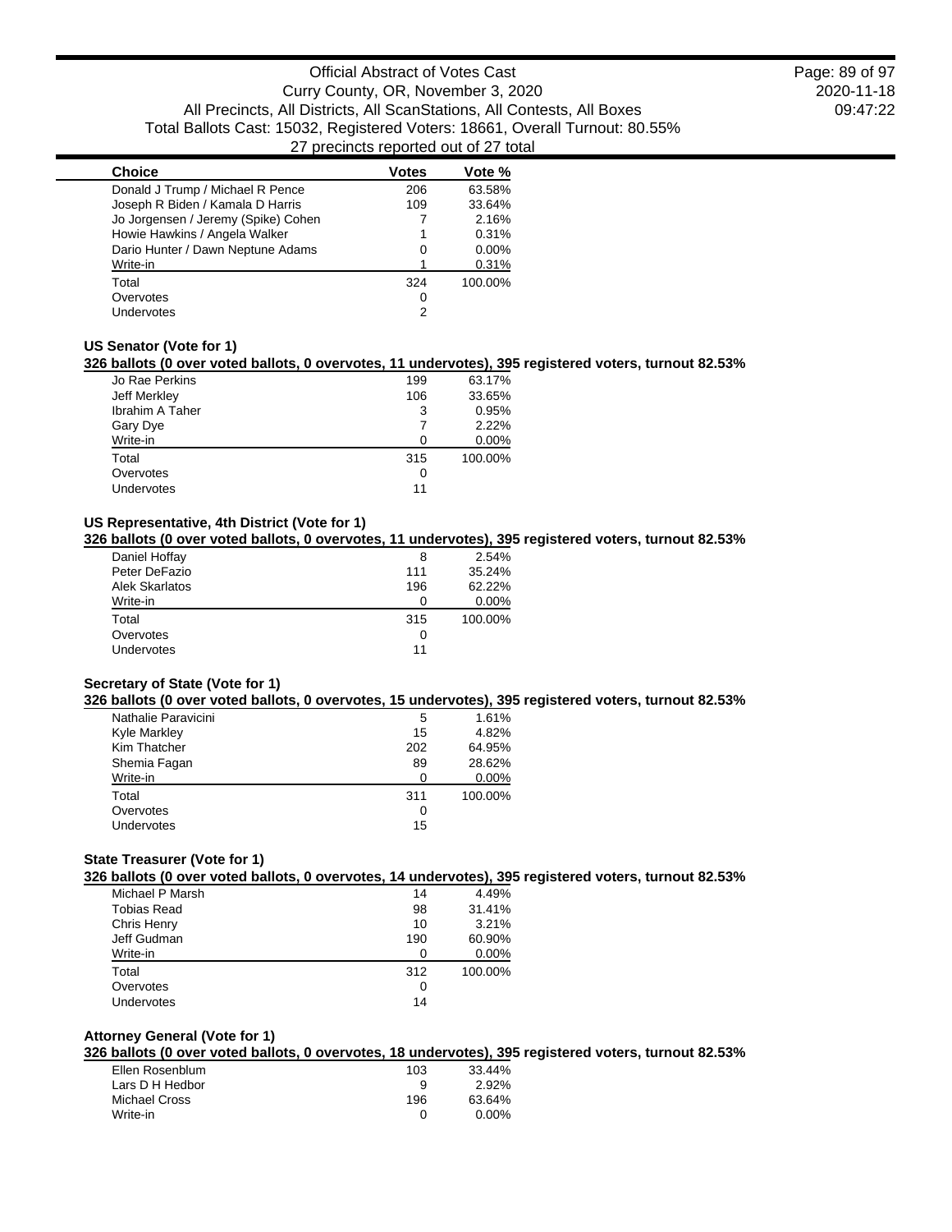| Choice | Votes | Vote % |
|---|---|---|
| Donald J Trump / Michael R Pence | 206 | 63.58% |
| Joseph R Biden / Kamala D Harris | 109 | 33.64% |
| Jo Jorgensen / Jeremy (Spike) Cohen | 7 | 2.16% |
| Howie Hawkins / Angela Walker | 1 | 0.31% |
| Dario Hunter / Dawn Neptune Adams | 0 | 0.00% |
| Write-in | 1 | 0.31% |
| Total | 324 | 100.00% |
| Overvotes | 0 | |
| Undervotes | 2 | |

### US Senator (Vote for 1)

**326 ballots (0 over voted ballots, 0 overvotes, 11 undervotes), 395 registered voters, turnout 82.53%**

| Choice | Votes | Vote % |
|---|---|---|
| Jo Rae Perkins | 199 | 63.17% |
| Jeff Merkley | 106 | 33.65% |
| Ibrahim A Taher | 3 | 0.95% |
| Gary Dye | 7 | 2.22% |
| Write-in | 0 | 0.00% |
| Total | 315 | 100.00% |
| Overvotes | 0 | |
| Undervotes | 11 | |

### US Representative, 4th District (Vote for 1)

**326 ballots (0 over voted ballots, 0 overvotes, 11 undervotes), 395 registered voters, turnout 82.53%**

| Choice | Votes | Vote % |
|---|---|---|
| Daniel Hoffay | 8 | 2.54% |
| Peter DeFazio | 111 | 35.24% |
| Alek Skarlatos | 196 | 62.22% |
| Write-in | 0 | 0.00% |
| Total | 315 | 100.00% |
| Overvotes | 0 | |
| Undervotes | 11 | |

### Secretary of State (Vote for 1)

**326 ballots (0 over voted ballots, 0 overvotes, 15 undervotes), 395 registered voters, turnout 82.53%**

| Choice | Votes | Vote % |
|---|---|---|
| Nathalie Paravicini | 5 | 1.61% |
| Kyle Markley | 15 | 4.82% |
| Kim Thatcher | 202 | 64.95% |
| Shemia Fagan | 89 | 28.62% |
| Write-in | 0 | 0.00% |
| Total | 311 | 100.00% |
| Overvotes | 0 | |
| Undervotes | 15 | |

### State Treasurer (Vote for 1)

**326 ballots (0 over voted ballots, 0 overvotes, 14 undervotes), 395 registered voters, turnout 82.53%**

| Choice | Votes | Vote % |
|---|---|---|
| Michael P Marsh | 14 | 4.49% |
| Tobias Read | 98 | 31.41% |
| Chris Henry | 10 | 3.21% |
| Jeff Gudman | 190 | 60.90% |
| Write-in | 0 | 0.00% |
| Total | 312 | 100.00% |
| Overvotes | 0 | |
| Undervotes | 14 | |

### Attorney General (Vote for 1)

**326 ballots (0 over voted ballots, 0 overvotes, 18 undervotes), 395 registered voters, turnout 82.53%**

| Choice | Votes | Vote % |
|---|---|---|
| Ellen Rosenblum | 103 | 33.44% |
| Lars D H Hedbor | 9 | 2.92% |
| Michael Cross | 196 | 63.64% |
| Write-in | 0 | 0.00% |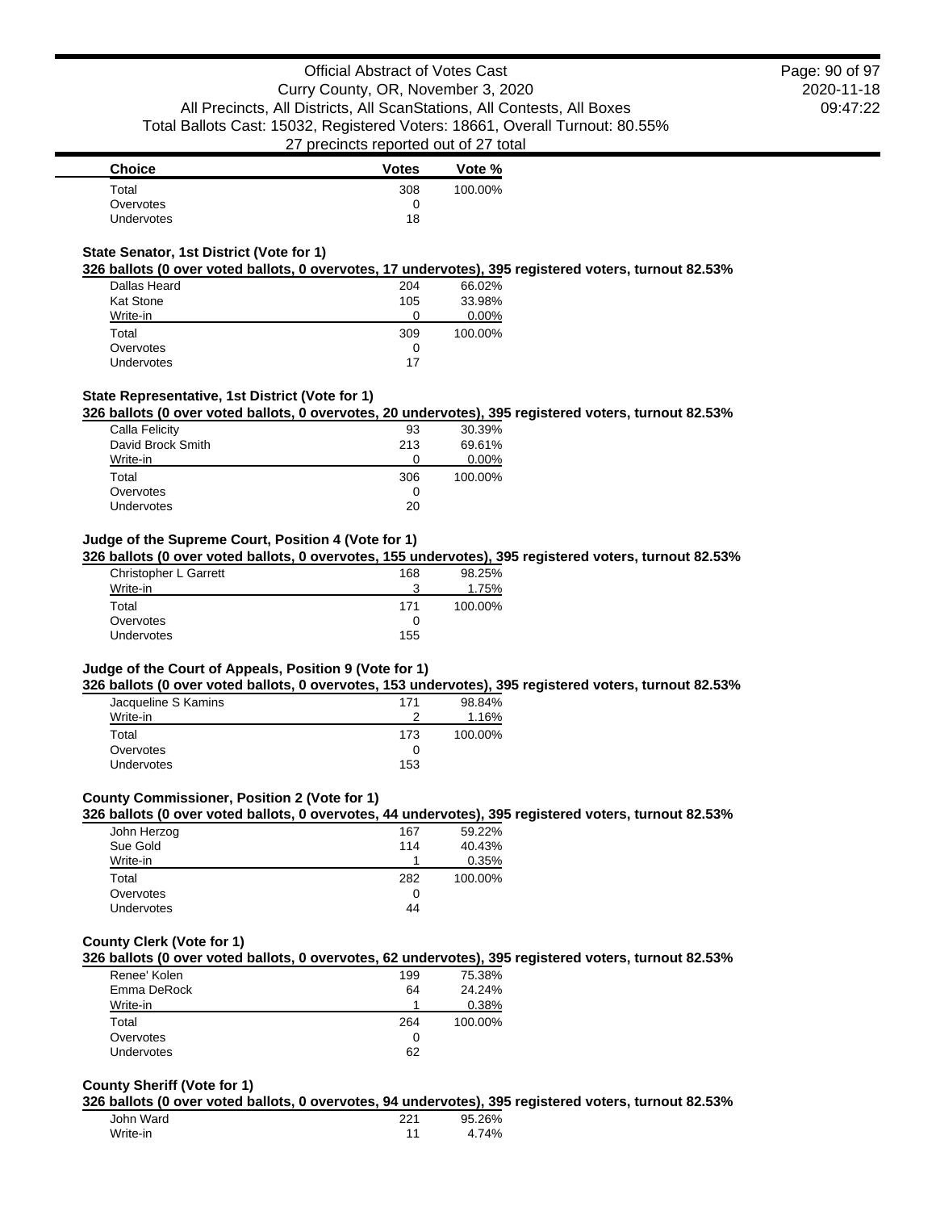| Choice | Votes | Vote % |
|---|---|---|
| Total | 308 | 100.00% |
| Overvotes | 0 | |
| Undervotes | 18 | |

### State Senator, 1st District (Vote for 1)

**326 ballots (0 over voted ballots, 0 overvotes, 17 undervotes), 395 registered voters, turnout 82.53%**

| Choice | Votes | Vote % |
|---|---|---|
| Dallas Heard | 204 | 66.02% |
| Kat Stone | 105 | 33.98% |
| Write-in | 0 | 0.00% |
| Total | 309 | 100.00% |
| Overvotes | 0 | |
| Undervotes | 17 | |

### State Representative, 1st District (Vote for 1)

**326 ballots (0 over voted ballots, 0 overvotes, 20 undervotes), 395 registered voters, turnout 82.53%**

| Choice | Votes | Vote % |
|---|---|---|
| Calla Felicity | 93 | 30.39% |
| David Brock Smith | 213 | 69.61% |
| Write-in | 0 | 0.00% |
| Total | 306 | 100.00% |
| Overvotes | 0 | |
| Undervotes | 20 | |

### Judge of the Supreme Court, Position 4 (Vote for 1)

**326 ballots (0 over voted ballots, 0 overvotes, 155 undervotes), 395 registered voters, turnout 82.53%**

| Choice | Votes | Vote % |
|---|---|---|
| Christopher L Garrett | 168 | 98.25% |
| Write-in | 3 | 1.75% |
| Total | 171 | 100.00% |
| Overvotes | 0 | |
| Undervotes | 155 | |

### Judge of the Court of Appeals, Position 9 (Vote for 1)

**326 ballots (0 over voted ballots, 0 overvotes, 153 undervotes), 395 registered voters, turnout 82.53%**

| Choice | Votes | Vote % |
|---|---|---|
| Jacqueline S Kamins | 171 | 98.84% |
| Write-in | 2 | 1.16% |
| Total | 173 | 100.00% |
| Overvotes | 0 | |
| Undervotes | 153 | |

### County Commissioner, Position 2 (Vote for 1)

**326 ballots (0 over voted ballots, 0 overvotes, 44 undervotes), 395 registered voters, turnout 82.53%**

| Choice | Votes | Vote % |
|---|---|---|
| John Herzog | 167 | 59.22% |
| Sue Gold | 114 | 40.43% |
| Write-in | 1 | 0.35% |
| Total | 282 | 100.00% |
| Overvotes | 0 | |
| Undervotes | 44 | |

### County Clerk (Vote for 1)

**326 ballots (0 over voted ballots, 0 overvotes, 62 undervotes), 395 registered voters, turnout 82.53%**

| Choice | Votes | Vote % |
|---|---|---|
| Renee' Kolen | 199 | 75.38% |
| Emma DeRock | 64 | 24.24% |
| Write-in | 1 | 0.38% |
| Total | 264 | 100.00% |
| Overvotes | 0 | |
| Undervotes | 62 | |

### County Sheriff (Vote for 1)

**326 ballots (0 over voted ballots, 0 overvotes, 94 undervotes), 395 registered voters, turnout 82.53%**

| Choice | Votes | Vote % |
|---|---|---|
| John Ward | 221 | 95.26% |
| Write-in | 11 | 4.74% |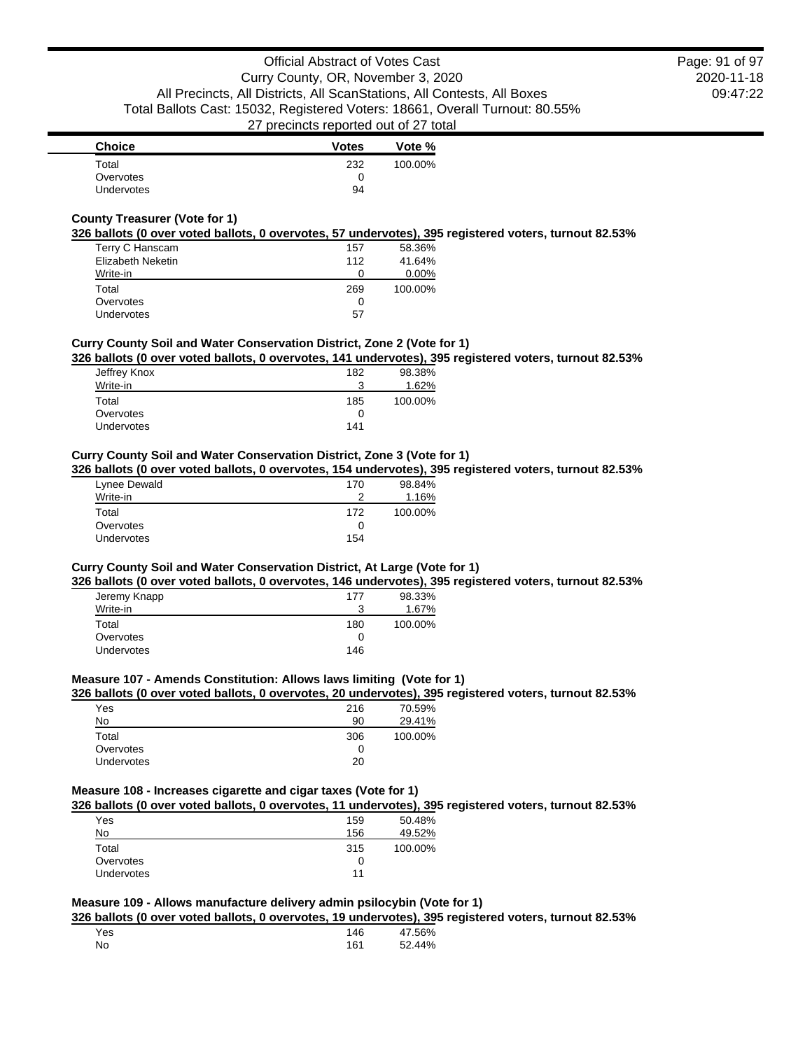| Choice | Votes | Vote % |
| --- | --- | --- |
| Total | 232 | 100.00% |
| Overvotes | 0 | |
| Undervotes | 94 | |

**County Treasurer (Vote for 1)**

**326 ballots (0 over voted ballots, 0 overvotes, 57 undervotes), 395 registered voters, turnout 82.53%**

| Choice | Votes | Vote % |
| --- | --- | --- |
| Terry C Hanscam | 157 | 58.36% |
| Elizabeth Neketin | 112 | 41.64% |
| Write-in | 0 | 0.00% |
| Total | 269 | 100.00% |
| Overvotes | 0 | |
| Undervotes | 57 | |

**Curry County Soil and Water Conservation District, Zone 2 (Vote for 1)**

**326 ballots (0 over voted ballots, 0 overvotes, 141 undervotes), 395 registered voters, turnout 82.53%**

| Choice | Votes | Vote % |
| --- | --- | --- |
| Jeffrey Knox | 182 | 98.38% |
| Write-in | 3 | 1.62% |
| Total | 185 | 100.00% |
| Overvotes | 0 | |
| Undervotes | 141 | |

**Curry County Soil and Water Conservation District, Zone 3 (Vote for 1)**

**326 ballots (0 over voted ballots, 0 overvotes, 154 undervotes), 395 registered voters, turnout 82.53%**

| Choice | Votes | Vote % |
| --- | --- | --- |
| Lynee Dewald | 170 | 98.84% |
| Write-in | 2 | 1.16% |
| Total | 172 | 100.00% |
| Overvotes | 0 | |
| Undervotes | 154 | |

**Curry County Soil and Water Conservation District, At Large (Vote for 1)**

**326 ballots (0 over voted ballots, 0 overvotes, 146 undervotes), 395 registered voters, turnout 82.53%**

| Choice | Votes | Vote % |
| --- | --- | --- |
| Jeremy Knapp | 177 | 98.33% |
| Write-in | 3 | 1.67% |
| Total | 180 | 100.00% |
| Overvotes | 0 | |
| Undervotes | 146 | |

**Measure 107 - Amends Constitution: Allows laws limiting (Vote for 1)**

**326 ballots (0 over voted ballots, 0 overvotes, 20 undervotes), 395 registered voters, turnout 82.53%**

| Choice | Votes | Vote % |
| --- | --- | --- |
| Yes | 216 | 70.59% |
| No | 90 | 29.41% |
| Total | 306 | 100.00% |
| Overvotes | 0 | |
| Undervotes | 20 | |

**Measure 108 - Increases cigarette and cigar taxes (Vote for 1)**

**326 ballots (0 over voted ballots, 0 overvotes, 11 undervotes), 395 registered voters, turnout 82.53%**

| Choice | Votes | Vote % |
| --- | --- | --- |
| Yes | 159 | 50.48% |
| No | 156 | 49.52% |
| Total | 315 | 100.00% |
| Overvotes | 0 | |
| Undervotes | 11 | |

**Measure 109 - Allows manufacture delivery admin psilocybin (Vote for 1)**

**326 ballots (0 over voted ballots, 0 overvotes, 19 undervotes), 395 registered voters, turnout 82.53%**

| Choice | Votes | Vote % |
| --- | --- | --- |
| Yes | 146 | 47.56% |
| No | 161 | 52.44% |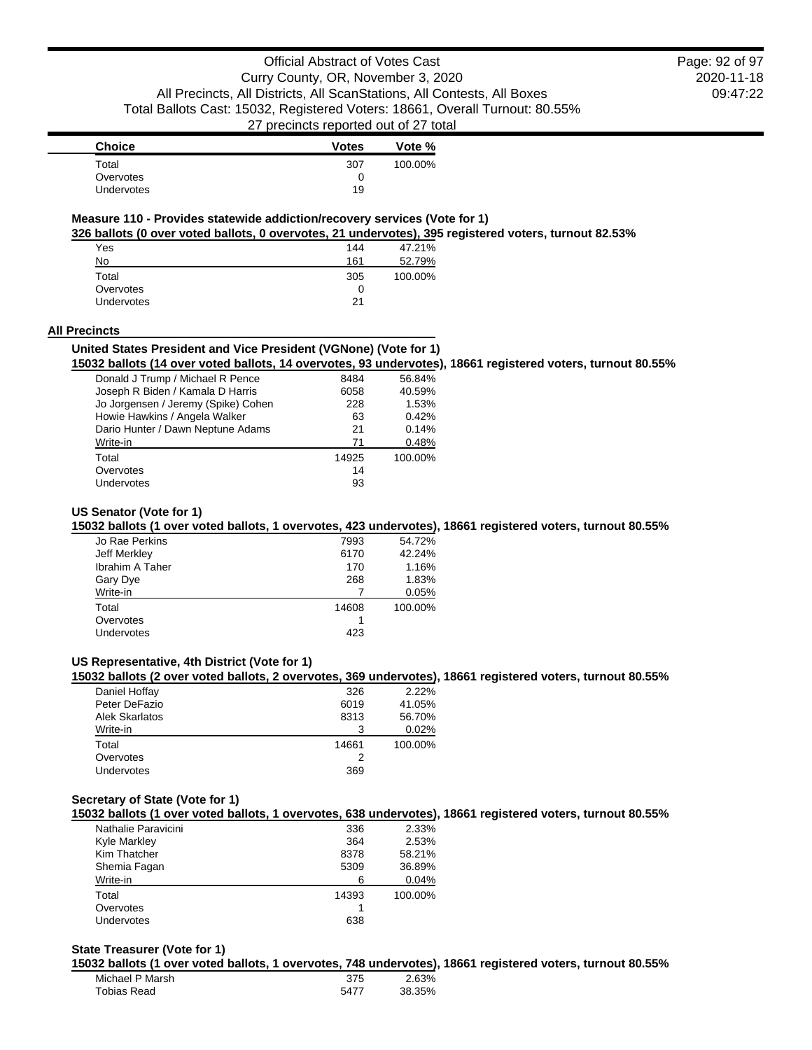| Choice | Votes | Vote % |
|---|---|---|
| Total | 307 | 100.00% |
| Overvotes | 0 | |
| Undervotes | 19 | |

### Measure 110 - Provides statewide addiction/recovery services (Vote for 1)

**326 ballots (0 over voted ballots, 0 overvotes, 21 undervotes), 395 registered voters, turnout 82.53%**

| Choice | Votes | Vote % |
|---|---|---|
| Yes | 144 | 47.21% |
| No | 161 | 52.79% |
| Total | 305 | 100.00% |
| Overvotes | 0 | |
| Undervotes | 21 | |

## All Precincts

### United States President and Vice President (VGNone) (Vote for 1)

**15032 ballots (14 over voted ballots, 14 overvotes, 93 undervotes), 18661 registered voters, turnout 80.55%**

| Choice | Votes | Vote % |
|---|---|---|
| Donald J Trump / Michael R Pence | 8484 | 56.84% |
| Joseph R Biden / Kamala D Harris | 6058 | 40.59% |
| Jo Jorgensen / Jeremy (Spike) Cohen | 228 | 1.53% |
| Howie Hawkins / Angela Walker | 63 | 0.42% |
| Dario Hunter / Dawn Neptune Adams | 21 | 0.14% |
| Write-in | 71 | 0.48% |
| Total | 14925 | 100.00% |
| Overvotes | 14 | |
| Undervotes | 93 | |

### US Senator (Vote for 1)

**15032 ballots (1 over voted ballots, 1 overvotes, 423 undervotes), 18661 registered voters, turnout 80.55%**

| Choice | Votes | Vote % |
|---|---|---|
| Jo Rae Perkins | 7993 | 54.72% |
| Jeff Merkley | 6170 | 42.24% |
| Ibrahim A Taher | 170 | 1.16% |
| Gary Dye | 268 | 1.83% |
| Write-in | 7 | 0.05% |
| Total | 14608 | 100.00% |
| Overvotes | 1 | |
| Undervotes | 423 | |

### US Representative, 4th District (Vote for 1)

**15032 ballots (2 over voted ballots, 2 overvotes, 369 undervotes), 18661 registered voters, turnout 80.55%**

| Choice | Votes | Vote % |
|---|---|---|
| Daniel Hoffay | 326 | 2.22% |
| Peter DeFazio | 6019 | 41.05% |
| Alek Skarlatos | 8313 | 56.70% |
| Write-in | 3 | 0.02% |
| Total | 14661 | 100.00% |
| Overvotes | 2 | |
| Undervotes | 369 | |

### Secretary of State (Vote for 1)

**15032 ballots (1 over voted ballots, 1 overvotes, 638 undervotes), 18661 registered voters, turnout 80.55%**

| Choice | Votes | Vote % |
|---|---|---|
| Nathalie Paravicini | 336 | 2.33% |
| Kyle Markley | 364 | 2.53% |
| Kim Thatcher | 8378 | 58.21% |
| Shemia Fagan | 5309 | 36.89% |
| Write-in | 6 | 0.04% |
| Total | 14393 | 100.00% |
| Overvotes | 1 | |
| Undervotes | 638 | |

### State Treasurer (Vote for 1)

**15032 ballots (1 over voted ballots, 1 overvotes, 748 undervotes), 18661 registered voters, turnout 80.55%**

| Choice | Votes | Vote % |
|---|---|---|
| Michael P Marsh | 375 | 2.63% |
| Tobias Read | 5477 | 38.35% |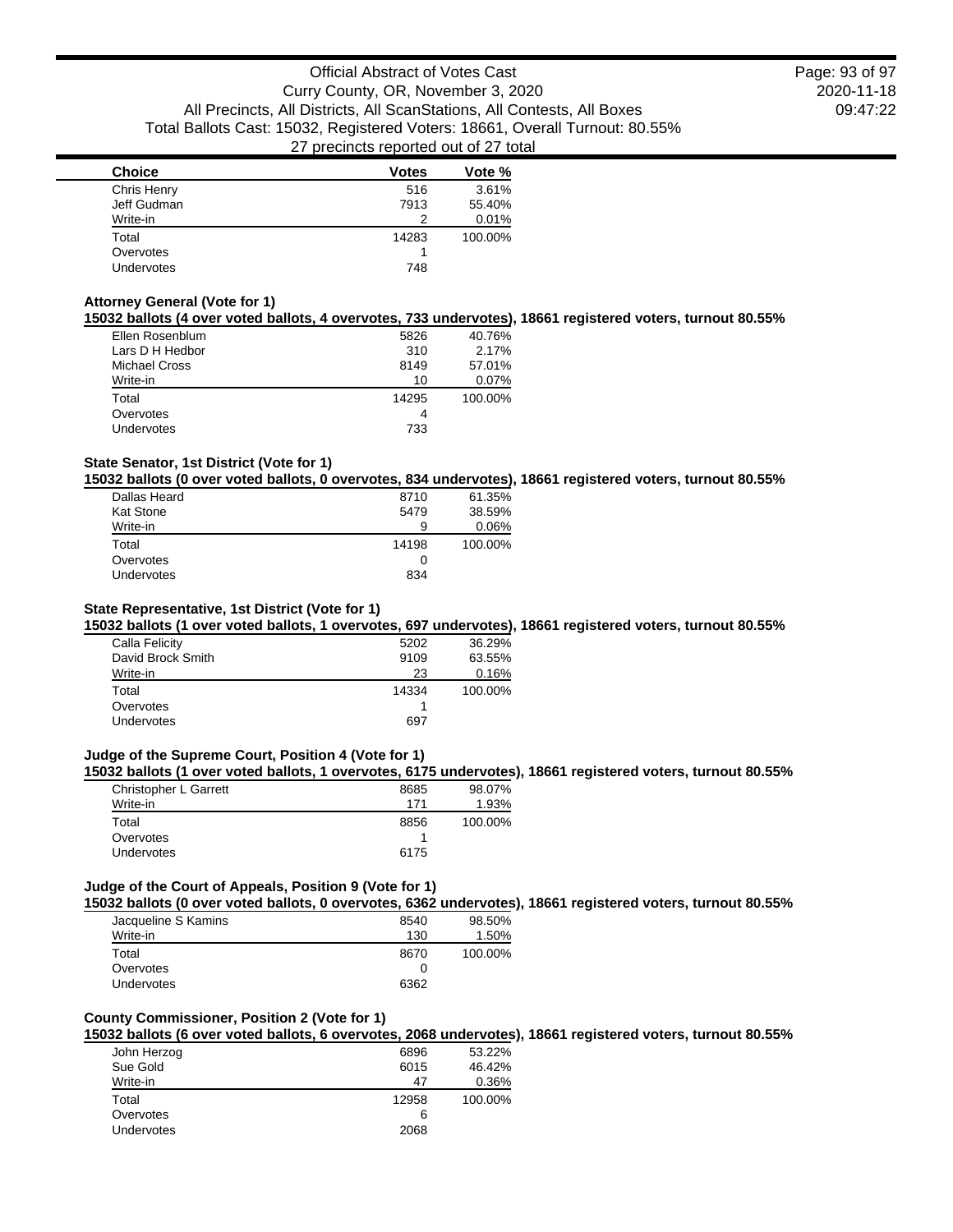| Choice | Votes | Vote % |
|---|---|---|
| Chris Henry | 516 | 3.61% |
| Jeff Gudman | 7913 | 55.40% |
| Write-in | 2 | 0.01% |
| Total | 14283 | 100.00% |
| Overvotes | 1 | |
| Undervotes | 748 | |

### Attorney General (Vote for 1)

**15032 ballots (4 over voted ballots, 4 overvotes, 733 undervotes), 18661 registered voters, turnout 80.55%**

| Choice | Votes | Vote % |
|---|---|---|
| Ellen Rosenblum | 5826 | 40.76% |
| Lars D H Hedbor | 310 | 2.17% |
| Michael Cross | 8149 | 57.01% |
| Write-in | 10 | 0.07% |
| Total | 14295 | 100.00% |
| Overvotes | 4 | |
| Undervotes | 733 | |

### State Senator, 1st District (Vote for 1)

**15032 ballots (0 over voted ballots, 0 overvotes, 834 undervotes), 18661 registered voters, turnout 80.55%**

| Choice | Votes | Vote % |
|---|---|---|
| Dallas Heard | 8710 | 61.35% |
| Kat Stone | 5479 | 38.59% |
| Write-in | 9 | 0.06% |
| Total | 14198 | 100.00% |
| Overvotes | 0 | |
| Undervotes | 834 | |

### State Representative, 1st District (Vote for 1)

**15032 ballots (1 over voted ballots, 1 overvotes, 697 undervotes), 18661 registered voters, turnout 80.55%**

| Choice | Votes | Vote % |
|---|---|---|
| Calla Felicity | 5202 | 36.29% |
| David Brock Smith | 9109 | 63.55% |
| Write-in | 23 | 0.16% |
| Total | 14334 | 100.00% |
| Overvotes | 1 | |
| Undervotes | 697 | |

### Judge of the Supreme Court, Position 4 (Vote for 1)

**15032 ballots (1 over voted ballots, 1 overvotes, 6175 undervotes), 18661 registered voters, turnout 80.55%**

| Choice | Votes | Vote % |
|---|---|---|
| Christopher L Garrett | 8685 | 98.07% |
| Write-in | 171 | 1.93% |
| Total | 8856 | 100.00% |
| Overvotes | 1 | |
| Undervotes | 6175 | |

### Judge of the Court of Appeals, Position 9 (Vote for 1)

**15032 ballots (0 over voted ballots, 0 overvotes, 6362 undervotes), 18661 registered voters, turnout 80.55%**

| Choice | Votes | Vote % |
|---|---|---|
| Jacqueline S Kamins | 8540 | 98.50% |
| Write-in | 130 | 1.50% |
| Total | 8670 | 100.00% |
| Overvotes | 0 | |
| Undervotes | 6362 | |

### County Commissioner, Position 2 (Vote for 1)

**15032 ballots (6 over voted ballots, 6 overvotes, 2068 undervotes), 18661 registered voters, turnout 80.55%**

| Choice | Votes | Vote % |
|---|---|---|
| John Herzog | 6896 | 53.22% |
| Sue Gold | 6015 | 46.42% |
| Write-in | 47 | 0.36% |
| Total | 12958 | 100.00% |
| Overvotes | 6 | |
| Undervotes | 2068 | |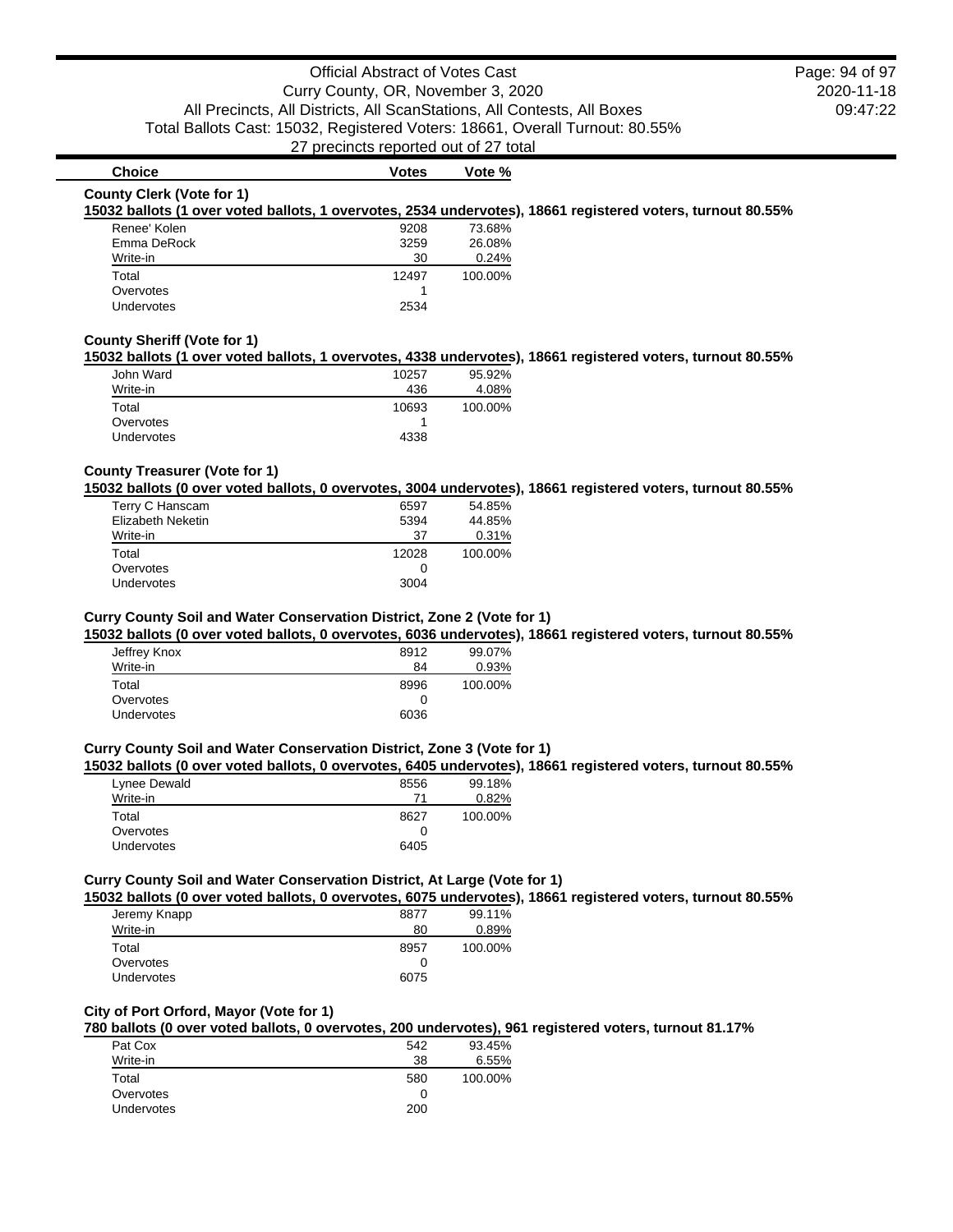| Choice | Votes | Vote % |
|---|---|---|

**County Clerk (Vote for 1)**

**15032 ballots (1 over voted ballots, 1 overvotes, 2534 undervotes), 18661 registered voters, turnout 80.55%**

| Choice | Votes | Vote % |
|---|---|---|
| Renee' Kolen | 9208 | 73.68% |
| Emma DeRock | 3259 | 26.08% |
| Write-in | 30 | 0.24% |
| Total | 12497 | 100.00% |
| Overvotes | 1 | |
| Undervotes | 2534 | |

**County Sheriff (Vote for 1)**

**15032 ballots (1 over voted ballots, 1 overvotes, 4338 undervotes), 18661 registered voters, turnout 80.55%**

| Choice | Votes | Vote % |
|---|---|---|
| John Ward | 10257 | 95.92% |
| Write-in | 436 | 4.08% |
| Total | 10693 | 100.00% |
| Overvotes | 1 | |
| Undervotes | 4338 | |

**County Treasurer (Vote for 1)**

**15032 ballots (0 over voted ballots, 0 overvotes, 3004 undervotes), 18661 registered voters, turnout 80.55%**

| Choice | Votes | Vote % |
|---|---|---|
| Terry C Hanscam | 6597 | 54.85% |
| Elizabeth Neketin | 5394 | 44.85% |
| Write-in | 37 | 0.31% |
| Total | 12028 | 100.00% |
| Overvotes | 0 | |
| Undervotes | 3004 | |

**Curry County Soil and Water Conservation District, Zone 2 (Vote for 1)**

**15032 ballots (0 over voted ballots, 0 overvotes, 6036 undervotes), 18661 registered voters, turnout 80.55%**

| Choice | Votes | Vote % |
|---|---|---|
| Jeffrey Knox | 8912 | 99.07% |
| Write-in | 84 | 0.93% |
| Total | 8996 | 100.00% |
| Overvotes | 0 | |
| Undervotes | 6036 | |

**Curry County Soil and Water Conservation District, Zone 3 (Vote for 1)**

**15032 ballots (0 over voted ballots, 0 overvotes, 6405 undervotes), 18661 registered voters, turnout 80.55%**

| Choice | Votes | Vote % |
|---|---|---|
| Lynee Dewald | 8556 | 99.18% |
| Write-in | 71 | 0.82% |
| Total | 8627 | 100.00% |
| Overvotes | 0 | |
| Undervotes | 6405 | |

**Curry County Soil and Water Conservation District, At Large (Vote for 1)**

**15032 ballots (0 over voted ballots, 0 overvotes, 6075 undervotes), 18661 registered voters, turnout 80.55%**

| Choice | Votes | Vote % |
|---|---|---|
| Jeremy Knapp | 8877 | 99.11% |
| Write-in | 80 | 0.89% |
| Total | 8957 | 100.00% |
| Overvotes | 0 | |
| Undervotes | 6075 | |

**City of Port Orford, Mayor (Vote for 1)**

**780 ballots (0 over voted ballots, 0 overvotes, 200 undervotes), 961 registered voters, turnout 81.17%**

| Choice | Votes | Vote % |
|---|---|---|
| Pat Cox | 542 | 93.45% |
| Write-in | 38 | 6.55% |
| Total | 580 | 100.00% |
| Overvotes | 0 | |
| Undervotes | 200 | |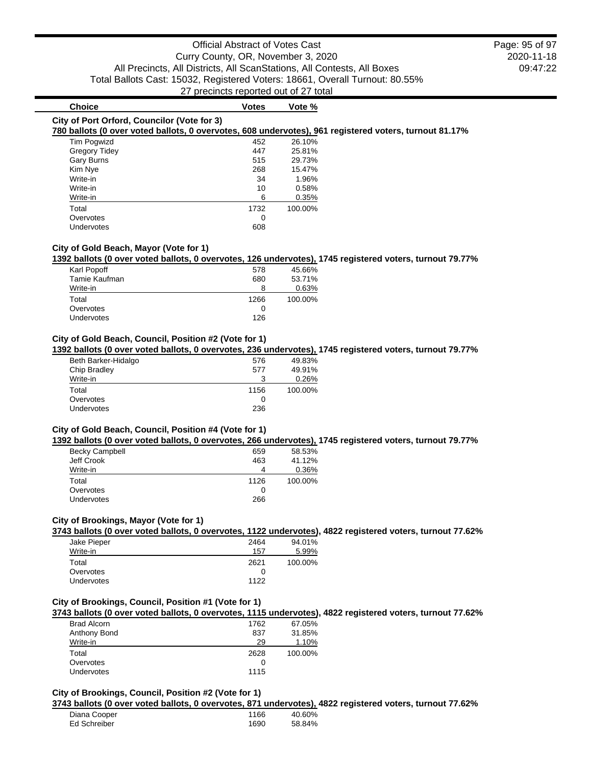| Choice | Votes | Vote % |
|---|---|---|

### City of Port Orford, Councilor (Vote for 3)

**780 ballots (0 over voted ballots, 0 overvotes, 608 undervotes), 961 registered voters, turnout 81.17%**

| Choice | Votes | Vote % |
|---|---|---|
| Tim Pogwizd | 452 | 26.10% |
| Gregory Tidey | 447 | 25.81% |
| Gary Burns | 515 | 29.73% |
| Kim Nye | 268 | 15.47% |
| Write-in | 34 | 1.96% |
| Write-in | 10 | 0.58% |
| Write-in | 6 | 0.35% |
| Total | 1732 | 100.00% |
| Overvotes | 0 | |
| Undervotes | 608 | |

### City of Gold Beach, Mayor (Vote for 1)

**1392 ballots (0 over voted ballots, 0 overvotes, 126 undervotes), 1745 registered voters, turnout 79.77%**

| Choice | Votes | Vote % |
|---|---|---|
| Karl Popoff | 578 | 45.66% |
| Tamie Kaufman | 680 | 53.71% |
| Write-in | 8 | 0.63% |
| Total | 1266 | 100.00% |
| Overvotes | 0 | |
| Undervotes | 126 | |

### City of Gold Beach, Council, Position #2 (Vote for 1)

**1392 ballots (0 over voted ballots, 0 overvotes, 236 undervotes), 1745 registered voters, turnout 79.77%**

| Choice | Votes | Vote % |
|---|---|---|
| Beth Barker-Hidalgo | 576 | 49.83% |
| Chip Bradley | 577 | 49.91% |
| Write-in | 3 | 0.26% |
| Total | 1156 | 100.00% |
| Overvotes | 0 | |
| Undervotes | 236 | |

### City of Gold Beach, Council, Position #4 (Vote for 1)

**1392 ballots (0 over voted ballots, 0 overvotes, 266 undervotes), 1745 registered voters, turnout 79.77%**

| Choice | Votes | Vote % |
|---|---|---|
| Becky Campbell | 659 | 58.53% |
| Jeff Crook | 463 | 41.12% |
| Write-in | 4 | 0.36% |
| Total | 1126 | 100.00% |
| Overvotes | 0 | |
| Undervotes | 266 | |

### City of Brookings, Mayor (Vote for 1)

**3743 ballots (0 over voted ballots, 0 overvotes, 1122 undervotes), 4822 registered voters, turnout 77.62%**

| Choice | Votes | Vote % |
|---|---|---|
| Jake Pieper | 2464 | 94.01% |
| Write-in | 157 | 5.99% |
| Total | 2621 | 100.00% |
| Overvotes | 0 | |
| Undervotes | 1122 | |

### City of Brookings, Council, Position #1 (Vote for 1)

**3743 ballots (0 over voted ballots, 0 overvotes, 1115 undervotes), 4822 registered voters, turnout 77.62%**

| Choice | Votes | Vote % |
|---|---|---|
| Brad Alcorn | 1762 | 67.05% |
| Anthony Bond | 837 | 31.85% |
| Write-in | 29 | 1.10% |
| Total | 2628 | 100.00% |
| Overvotes | 0 | |
| Undervotes | 1115 | |

### City of Brookings, Council, Position #2 (Vote for 1)

**3743 ballots (0 over voted ballots, 0 overvotes, 871 undervotes), 4822 registered voters, turnout 77.62%**

| Choice | Votes | Vote % |
|---|---|---|
| Diana Cooper | 1166 | 40.60% |
| Ed Schreiber | 1690 | 58.84% |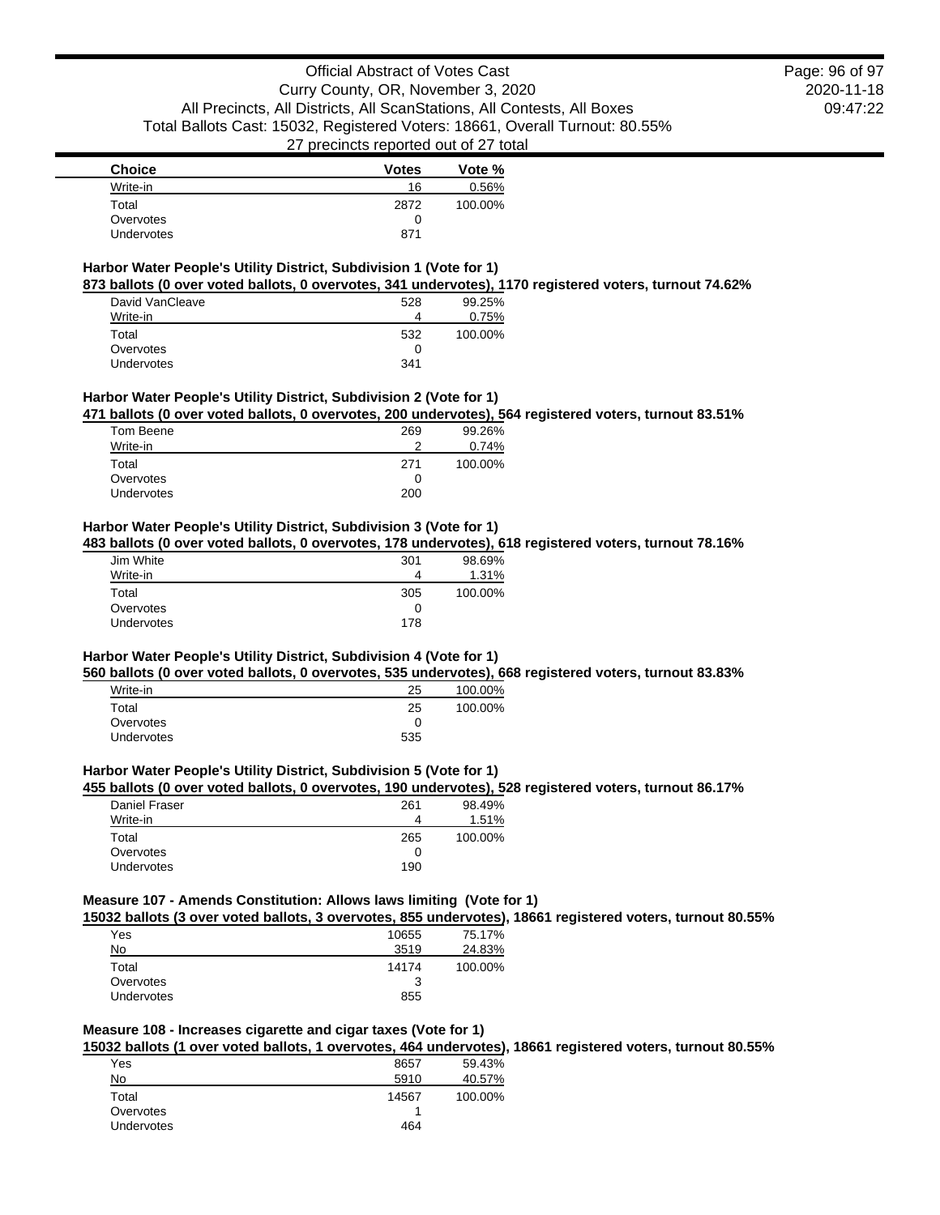| Choice | Votes | Vote % |
| --- | --- | --- |
| Write-in | 16 | 0.56% |
| Total | 2872 | 100.00% |
| Overvotes | 0 | |
| Undervotes | 871 | |

### Harbor Water People's Utility District, Subdivision 1 (Vote for 1)

**873 ballots (0 over voted ballots, 0 overvotes, 341 undervotes), 1170 registered voters, turnout 74.62%**

| Choice | Votes | Vote % |
| --- | --- | --- |
| David VanCleave | 528 | 99.25% |
| Write-in | 4 | 0.75% |
| Total | 532 | 100.00% |
| Overvotes | 0 | |
| Undervotes | 341 | |

### Harbor Water People's Utility District, Subdivision 2 (Vote for 1)

**471 ballots (0 over voted ballots, 0 overvotes, 200 undervotes), 564 registered voters, turnout 83.51%**

| Choice | Votes | Vote % |
| --- | --- | --- |
| Tom Beene | 269 | 99.26% |
| Write-in | 2 | 0.74% |
| Total | 271 | 100.00% |
| Overvotes | 0 | |
| Undervotes | 200 | |

### Harbor Water People's Utility District, Subdivision 3 (Vote for 1)

**483 ballots (0 over voted ballots, 0 overvotes, 178 undervotes), 618 registered voters, turnout 78.16%**

| Choice | Votes | Vote % |
| --- | --- | --- |
| Jim White | 301 | 98.69% |
| Write-in | 4 | 1.31% |
| Total | 305 | 100.00% |
| Overvotes | 0 | |
| Undervotes | 178 | |

### Harbor Water People's Utility District, Subdivision 4 (Vote for 1)

**560 ballots (0 over voted ballots, 0 overvotes, 535 undervotes), 668 registered voters, turnout 83.83%**

| Choice | Votes | Vote % |
| --- | --- | --- |
| Write-in | 25 | 100.00% |
| Total | 25 | 100.00% |
| Overvotes | 0 | |
| Undervotes | 535 | |

### Harbor Water People's Utility District, Subdivision 5 (Vote for 1)

**455 ballots (0 over voted ballots, 0 overvotes, 190 undervotes), 528 registered voters, turnout 86.17%**

| Choice | Votes | Vote % |
| --- | --- | --- |
| Daniel Fraser | 261 | 98.49% |
| Write-in | 4 | 1.51% |
| Total | 265 | 100.00% |
| Overvotes | 0 | |
| Undervotes | 190 | |

### Measure 107 - Amends Constitution: Allows laws limiting (Vote for 1)

**15032 ballots (3 over voted ballots, 3 overvotes, 855 undervotes), 18661 registered voters, turnout 80.55%**

| Choice | Votes | Vote % |
| --- | --- | --- |
| Yes | 10655 | 75.17% |
| No | 3519 | 24.83% |
| Total | 14174 | 100.00% |
| Overvotes | 3 | |
| Undervotes | 855 | |

### Measure 108 - Increases cigarette and cigar taxes (Vote for 1)

**15032 ballots (1 over voted ballots, 1 overvotes, 464 undervotes), 18661 registered voters, turnout 80.55%**

| Choice | Votes | Vote % |
| --- | --- | --- |
| Yes | 8657 | 59.43% |
| No | 5910 | 40.57% |
| Total | 14567 | 100.00% |
| Overvotes | 1 | |
| Undervotes | 464 | |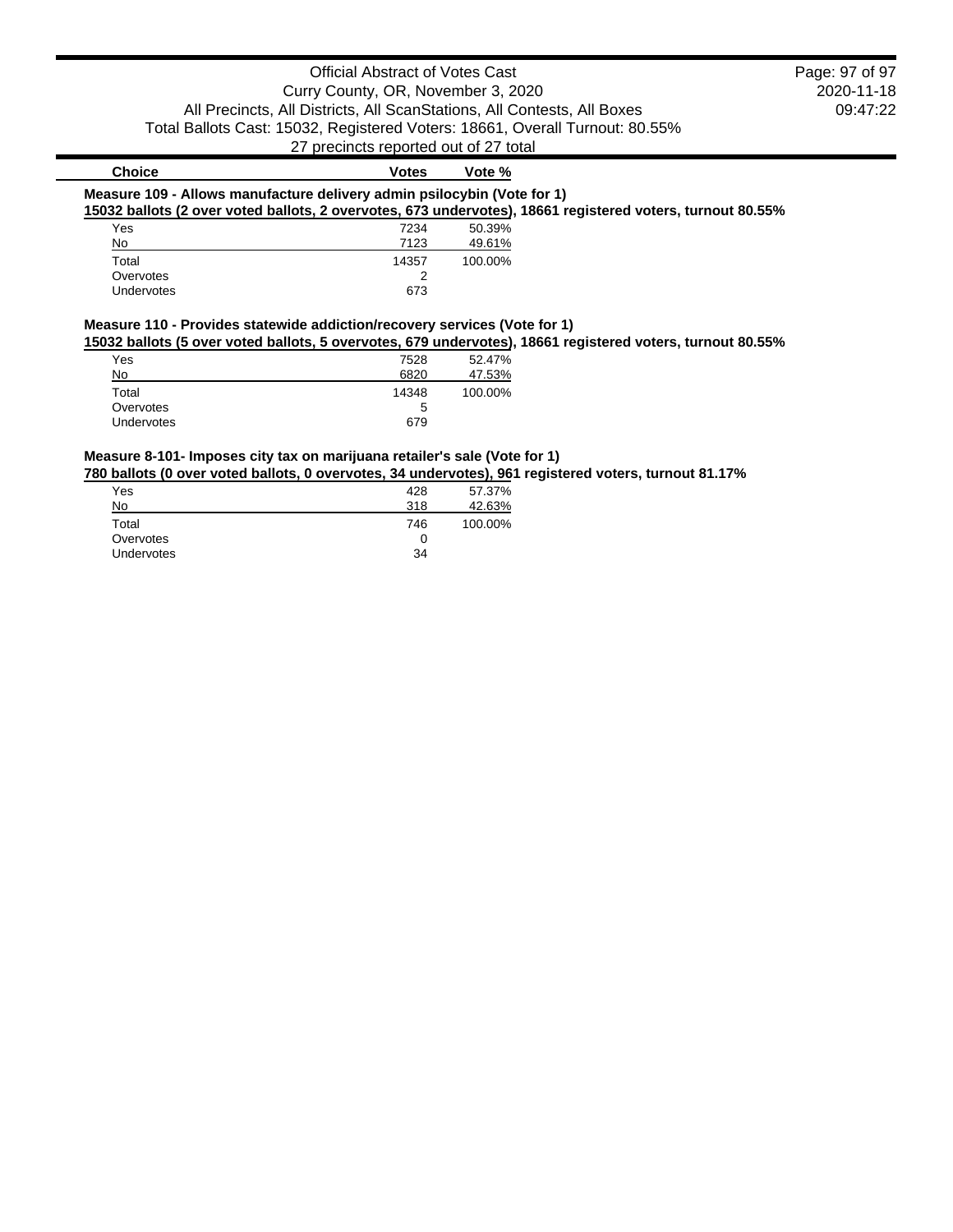Official Abstract of Votes Cast
Curry County, OR, November 3, 2020
All Precincts, All Districts, All ScanStations, All Contests, All Boxes
Total Ballots Cast: 15032, Registered Voters: 18661, Overall Turnout: 80.55%
27 precincts reported out of 27 total

2020-11-18
09:47:22

| Choice | Votes | Vote % |
|---|---|---|

**Measure 109 - Allows manufacture delivery admin psilocybin (Vote for 1)**

**15032 ballots (2 over voted ballots, 2 overvotes, 673 undervotes), 18661 registered voters, turnout 80.55%**

| Choice | Votes | Vote % |
|---|---|---|
| Yes | 7234 | 50.39% |
| No | 7123 | 49.61% |
| Total | 14357 | 100.00% |
| Overvotes | 2 | |
| Undervotes | 673 | |

**Measure 110 - Provides statewide addiction/recovery services (Vote for 1)**

**15032 ballots (5 over voted ballots, 5 overvotes, 679 undervotes), 18661 registered voters, turnout 80.55%**

| Choice | Votes | Vote % |
|---|---|---|
| Yes | 7528 | 52.47% |
| No | 6820 | 47.53% |
| Total | 14348 | 100.00% |
| Overvotes | 5 | |
| Undervotes | 679 | |

**Measure 8-101- Imposes city tax on marijuana retailer's sale (Vote for 1)**

**780 ballots (0 over voted ballots, 0 overvotes, 34 undervotes), 961 registered voters, turnout 81.17%**

| Choice | Votes | Vote % |
|---|---|---|
| Yes | 428 | 57.37% |
| No | 318 | 42.63% |
| Total | 746 | 100.00% |
| Overvotes | 0 | |
| Undervotes | 34 | |